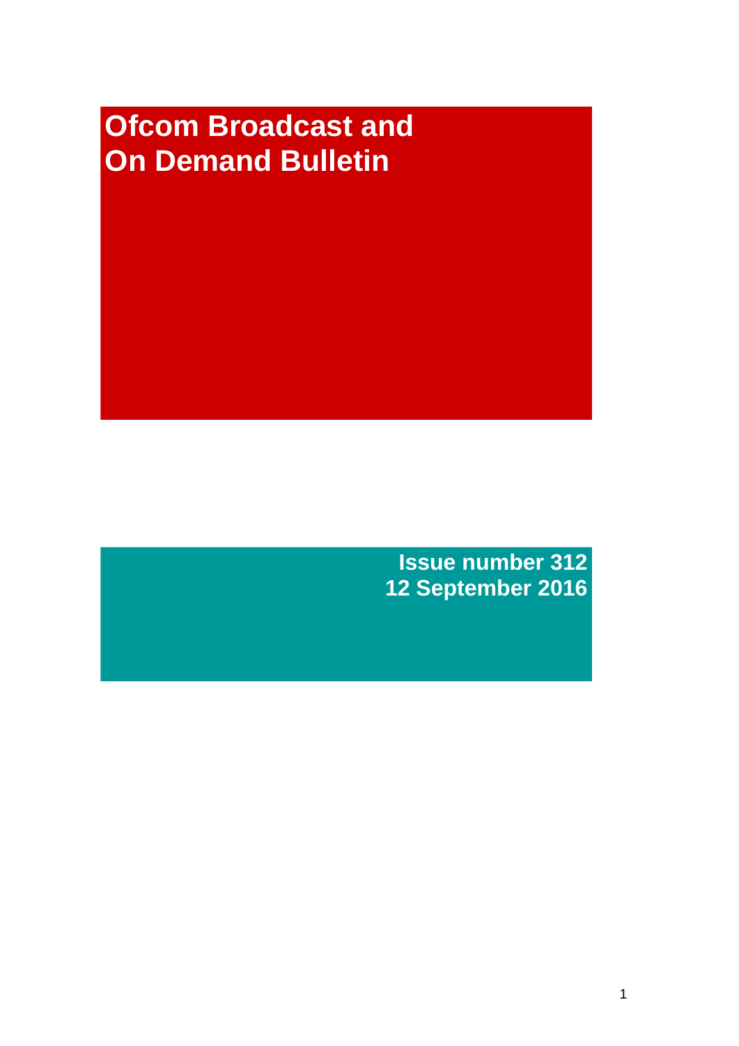# Ofcom Broadcast and On Demand Bulletin

**Issue number 312**
**12 September 2016**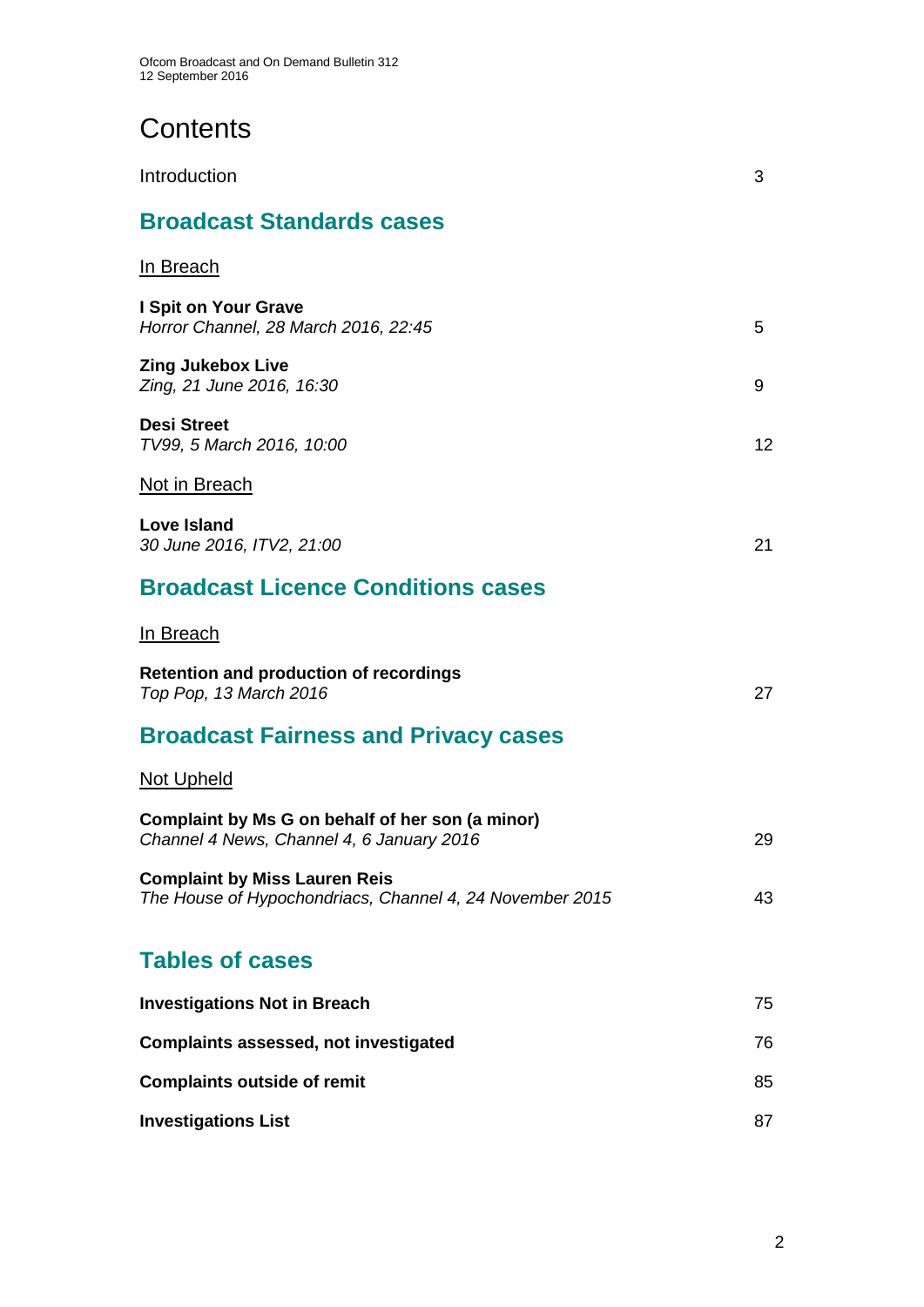# Contents

Introduction 3

## Broadcast Standards cases

In Breach

**I Spit on Your Grave**
*Horror Channel, 28 March 2016, 22:45* 5

**Zing Jukebox Live**
*Zing, 21 June 2016, 16:30* 9

**Desi Street**
*TV99, 5 March 2016, 10:00* 12

Not in Breach

**Love Island**
*30 June 2016, ITV2, 21:00* 21

## Broadcast Licence Conditions cases

In Breach

**Retention and production of recordings**
*Top Pop, 13 March 2016* 27

## Broadcast Fairness and Privacy cases

Not Upheld

**Complaint by Ms G on behalf of her son (a minor)**
*Channel 4 News, Channel 4, 6 January 2016* 29

**Complaint by Miss Lauren Reis**
*The House of Hypochondriacs, Channel 4, 24 November 2015* 43

## Tables of cases

**Investigations Not in Breach** 75

**Complaints assessed, not investigated** 76

**Complaints outside of remit** 85

**Investigations List** 87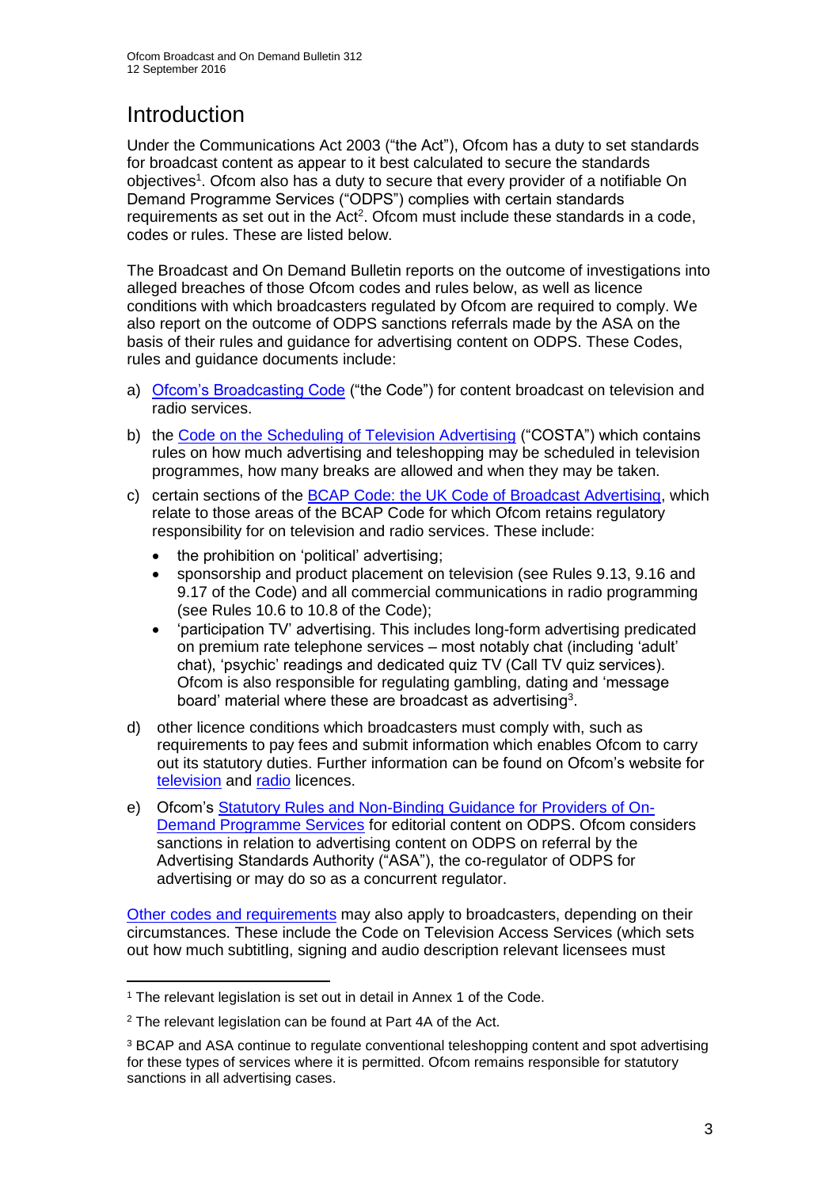# Introduction

Under the Communications Act 2003 ("the Act"), Ofcom has a duty to set standards for broadcast content as appear to it best calculated to secure the standards objectives[1]. Ofcom also has a duty to secure that every provider of a notifiable On Demand Programme Services ("ODPS") complies with certain standards requirements as set out in the Act[2]. Ofcom must include these standards in a code, codes or rules. These are listed below.

The Broadcast and On Demand Bulletin reports on the outcome of investigations into alleged breaches of those Ofcom codes and rules below, as well as licence conditions with which broadcasters regulated by Ofcom are required to comply. We also report on the outcome of ODPS sanctions referrals made by the ASA on the basis of their rules and guidance for advertising content on ODPS. These Codes, rules and guidance documents include:

a) Ofcom's Broadcasting Code ("the Code") for content broadcast on television and radio services.

b) the Code on the Scheduling of Television Advertising ("COSTA") which contains rules on how much advertising and teleshopping may be scheduled in television programmes, how many breaks are allowed and when they may be taken.

c) certain sections of the BCAP Code: the UK Code of Broadcast Advertising, which relate to those areas of the BCAP Code for which Ofcom retains regulatory responsibility for on television and radio services. These include:
   - the prohibition on 'political' advertising;
   - sponsorship and product placement on television (see Rules 9.13, 9.16 and 9.17 of the Code) and all commercial communications in radio programming (see Rules 10.6 to 10.8 of the Code);
   - 'participation TV' advertising. This includes long-form advertising predicated on premium rate telephone services – most notably chat (including 'adult' chat), 'psychic' readings and dedicated quiz TV (Call TV quiz services). Ofcom is also responsible for regulating gambling, dating and 'message board' material where these are broadcast as advertising[3].

d) other licence conditions which broadcasters must comply with, such as requirements to pay fees and submit information which enables Ofcom to carry out its statutory duties. Further information can be found on Ofcom's website for television and radio licences.

e) Ofcom's Statutory Rules and Non-Binding Guidance for Providers of On-Demand Programme Services for editorial content on ODPS. Ofcom considers sanctions in relation to advertising content on ODPS on referral by the Advertising Standards Authority ("ASA"), the co-regulator of ODPS for advertising or may do so as a concurrent regulator.

Other codes and requirements may also apply to broadcasters, depending on their circumstances. These include the Code on Television Access Services (which sets out how much subtitling, signing and audio description relevant licensees must

---

[1] The relevant legislation is set out in detail in Annex 1 of the Code.

[2] The relevant legislation can be found at Part 4A of the Act.

[3] BCAP and ASA continue to regulate conventional teleshopping content and spot advertising for these types of services where it is permitted. Ofcom remains responsible for statutory sanctions in all advertising cases.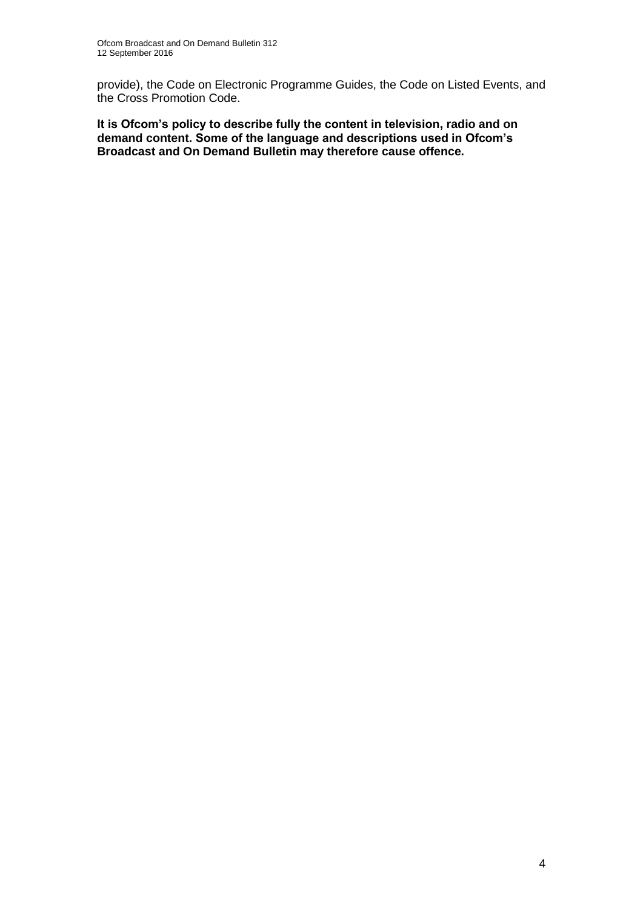provide), the Code on Electronic Programme Guides, the Code on Listed Events, and the Cross Promotion Code.

**It is Ofcom's policy to describe fully the content in television, radio and on demand content. Some of the language and descriptions used in Ofcom's Broadcast and On Demand Bulletin may therefore cause offence.**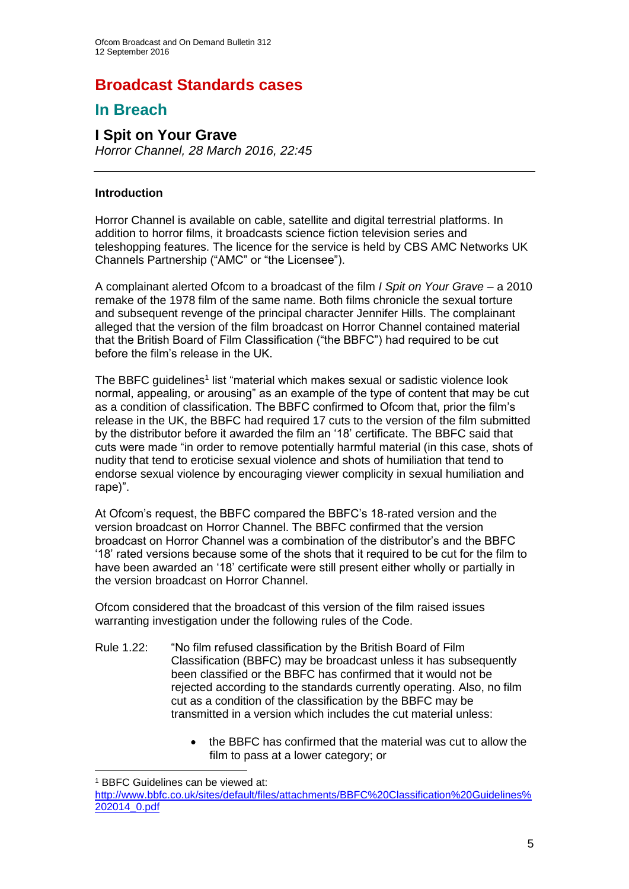# Broadcast Standards cases

## In Breach

### I Spit on Your Grave

*Horror Channel, 28 March 2016, 22:45*

---

**Introduction**

Horror Channel is available on cable, satellite and digital terrestrial platforms. In addition to horror films, it broadcasts science fiction television series and teleshopping features. The licence for the service is held by CBS AMC Networks UK Channels Partnership ("AMC" or "the Licensee").

A complainant alerted Ofcom to a broadcast of the film *I Spit on Your Grave* – a 2010 remake of the 1978 film of the same name. Both films chronicle the sexual torture and subsequent revenge of the principal character Jennifer Hills. The complainant alleged that the version of the film broadcast on Horror Channel contained material that the British Board of Film Classification ("the BBFC") had required to be cut before the film's release in the UK.

The BBFC guidelines[1] list "material which makes sexual or sadistic violence look normal, appealing, or arousing" as an example of the type of content that may be cut as a condition of classification. The BBFC confirmed to Ofcom that, prior the film's release in the UK, the BBFC had required 17 cuts to the version of the film submitted by the distributor before it awarded the film an '18' certificate. The BBFC said that cuts were made "in order to remove potentially harmful material (in this case, shots of nudity that tend to eroticise sexual violence and shots of humiliation that tend to endorse sexual violence by encouraging viewer complicity in sexual humiliation and rape)".

At Ofcom's request, the BBFC compared the BBFC's 18-rated version and the version broadcast on Horror Channel. The BBFC confirmed that the version broadcast on Horror Channel was a combination of the distributor's and the BBFC '18' rated versions because some of the shots that it required to be cut for the film to have been awarded an '18' certificate were still present either wholly or partially in the version broadcast on Horror Channel.

Ofcom considered that the broadcast of this version of the film raised issues warranting investigation under the following rules of the Code.

Rule 1.22: "No film refused classification by the British Board of Film Classification (BBFC) may be broadcast unless it has subsequently been classified or the BBFC has confirmed that it would not be rejected according to the standards currently operating. Also, no film cut as a condition of the classification by the BBFC may be transmitted in a version which includes the cut material unless:

- the BBFC has confirmed that the material was cut to allow the film to pass at a lower category; or

---

[1] BBFC Guidelines can be viewed at: http://www.bbfc.co.uk/sites/default/files/attachments/BBFC%20Classification%20Guidelines%202014_0.pdf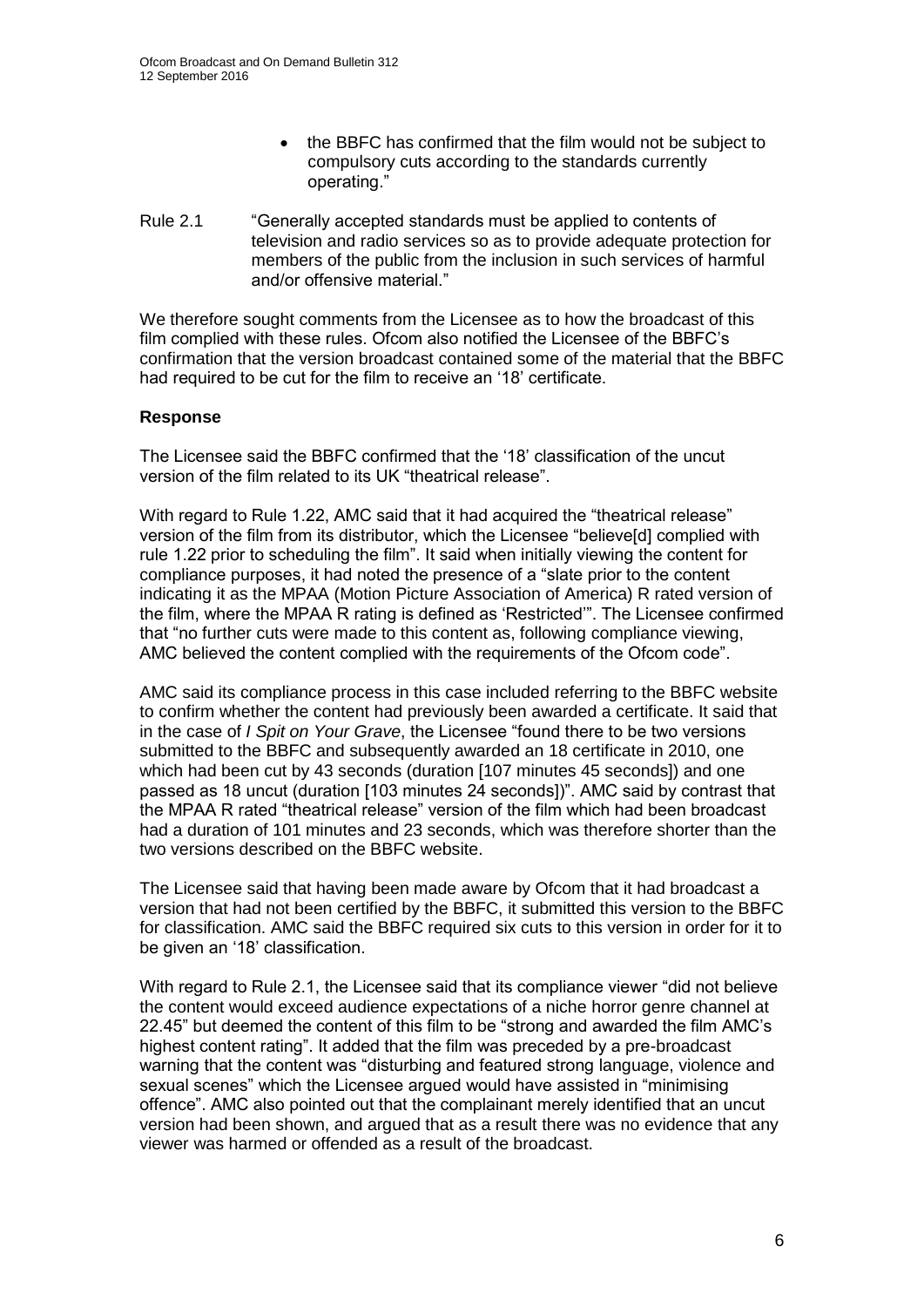- the BBFC has confirmed that the film would not be subject to compulsory cuts according to the standards currently operating."

Rule 2.1 "Generally accepted standards must be applied to contents of television and radio services so as to provide adequate protection for members of the public from the inclusion in such services of harmful and/or offensive material."

We therefore sought comments from the Licensee as to how the broadcast of this film complied with these rules. Ofcom also notified the Licensee of the BBFC's confirmation that the version broadcast contained some of the material that the BBFC had required to be cut for the film to receive an '18' certificate.

**Response**

The Licensee said the BBFC confirmed that the '18' classification of the uncut version of the film related to its UK "theatrical release".

With regard to Rule 1.22, AMC said that it had acquired the "theatrical release" version of the film from its distributor, which the Licensee "believe[d] complied with rule 1.22 prior to scheduling the film". It said when initially viewing the content for compliance purposes, it had noted the presence of a "slate prior to the content indicating it as the MPAA (Motion Picture Association of America) R rated version of the film, where the MPAA R rating is defined as 'Restricted'". The Licensee confirmed that "no further cuts were made to this content as, following compliance viewing, AMC believed the content complied with the requirements of the Ofcom code".

AMC said its compliance process in this case included referring to the BBFC website to confirm whether the content had previously been awarded a certificate. It said that in the case of *I Spit on Your Grave*, the Licensee "found there to be two versions submitted to the BBFC and subsequently awarded an 18 certificate in 2010, one which had been cut by 43 seconds (duration [107 minutes 45 seconds]) and one passed as 18 uncut (duration [103 minutes 24 seconds])". AMC said by contrast that the MPAA R rated "theatrical release" version of the film which had been broadcast had a duration of 101 minutes and 23 seconds, which was therefore shorter than the two versions described on the BBFC website.

The Licensee said that having been made aware by Ofcom that it had broadcast a version that had not been certified by the BBFC, it submitted this version to the BBFC for classification. AMC said the BBFC required six cuts to this version in order for it to be given an '18' classification.

With regard to Rule 2.1, the Licensee said that its compliance viewer "did not believe the content would exceed audience expectations of a niche horror genre channel at 22.45" but deemed the content of this film to be "strong and awarded the film AMC's highest content rating". It added that the film was preceded by a pre-broadcast warning that the content was "disturbing and featured strong language, violence and sexual scenes" which the Licensee argued would have assisted in "minimising offence". AMC also pointed out that the complainant merely identified that an uncut version had been shown, and argued that as a result there was no evidence that any viewer was harmed or offended as a result of the broadcast.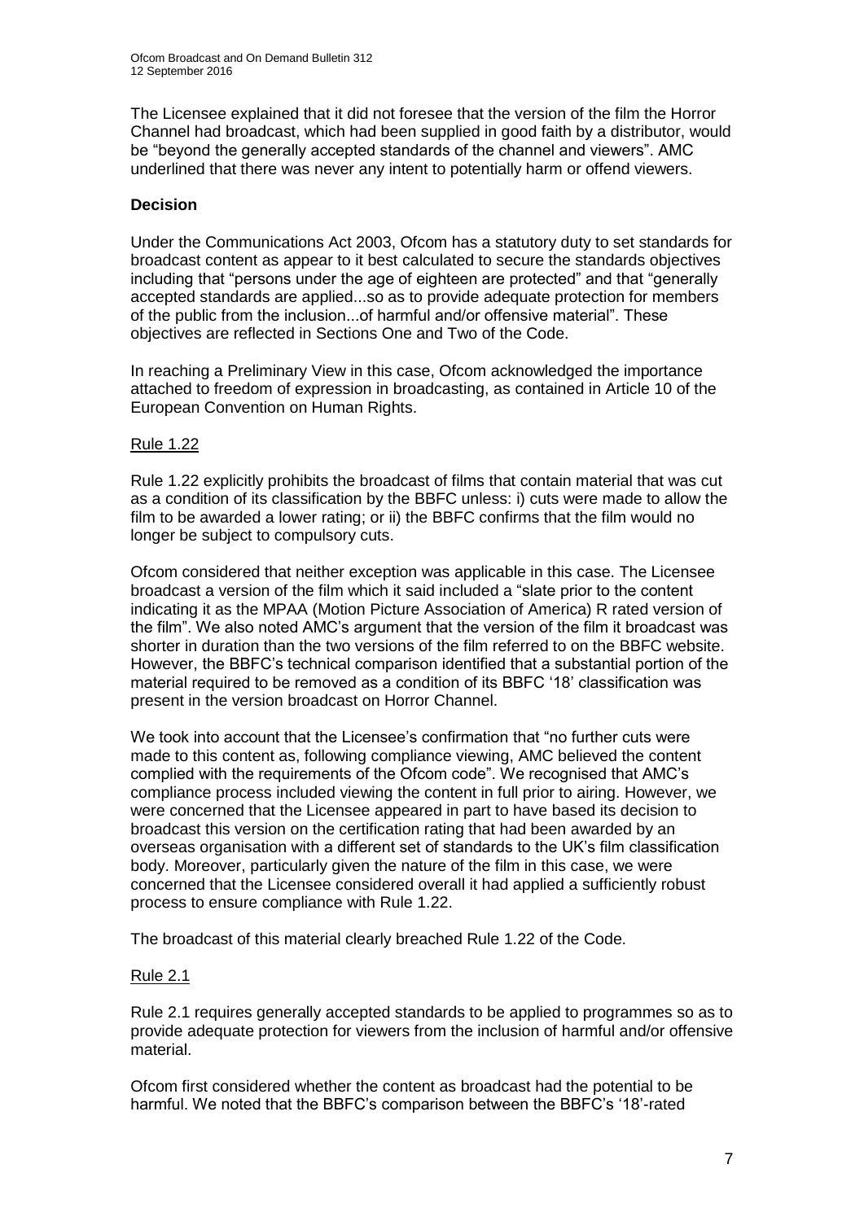The Licensee explained that it did not foresee that the version of the film the Horror Channel had broadcast, which had been supplied in good faith by a distributor, would be "beyond the generally accepted standards of the channel and viewers". AMC underlined that there was never any intent to potentially harm or offend viewers.

## Decision

Under the Communications Act 2003, Ofcom has a statutory duty to set standards for broadcast content as appear to it best calculated to secure the standards objectives including that "persons under the age of eighteen are protected" and that "generally accepted standards are applied...so as to provide adequate protection for members of the public from the inclusion...of harmful and/or offensive material". These objectives are reflected in Sections One and Two of the Code.

In reaching a Preliminary View in this case, Ofcom acknowledged the importance attached to freedom of expression in broadcasting, as contained in Article 10 of the European Convention on Human Rights.

### Rule 1.22

Rule 1.22 explicitly prohibits the broadcast of films that contain material that was cut as a condition of its classification by the BBFC unless: i) cuts were made to allow the film to be awarded a lower rating; or ii) the BBFC confirms that the film would no longer be subject to compulsory cuts.

Ofcom considered that neither exception was applicable in this case. The Licensee broadcast a version of the film which it said included a "slate prior to the content indicating it as the MPAA (Motion Picture Association of America) R rated version of the film". We also noted AMC's argument that the version of the film it broadcast was shorter in duration than the two versions of the film referred to on the BBFC website. However, the BBFC's technical comparison identified that a substantial portion of the material required to be removed as a condition of its BBFC '18' classification was present in the version broadcast on Horror Channel.

We took into account that the Licensee's confirmation that "no further cuts were made to this content as, following compliance viewing, AMC believed the content complied with the requirements of the Ofcom code". We recognised that AMC's compliance process included viewing the content in full prior to airing. However, we were concerned that the Licensee appeared in part to have based its decision to broadcast this version on the certification rating that had been awarded by an overseas organisation with a different set of standards to the UK's film classification body. Moreover, particularly given the nature of the film in this case, we were concerned that the Licensee considered overall it had applied a sufficiently robust process to ensure compliance with Rule 1.22.

The broadcast of this material clearly breached Rule 1.22 of the Code.

### Rule 2.1

Rule 2.1 requires generally accepted standards to be applied to programmes so as to provide adequate protection for viewers from the inclusion of harmful and/or offensive material.

Ofcom first considered whether the content as broadcast had the potential to be harmful. We noted that the BBFC's comparison between the BBFC's '18'-rated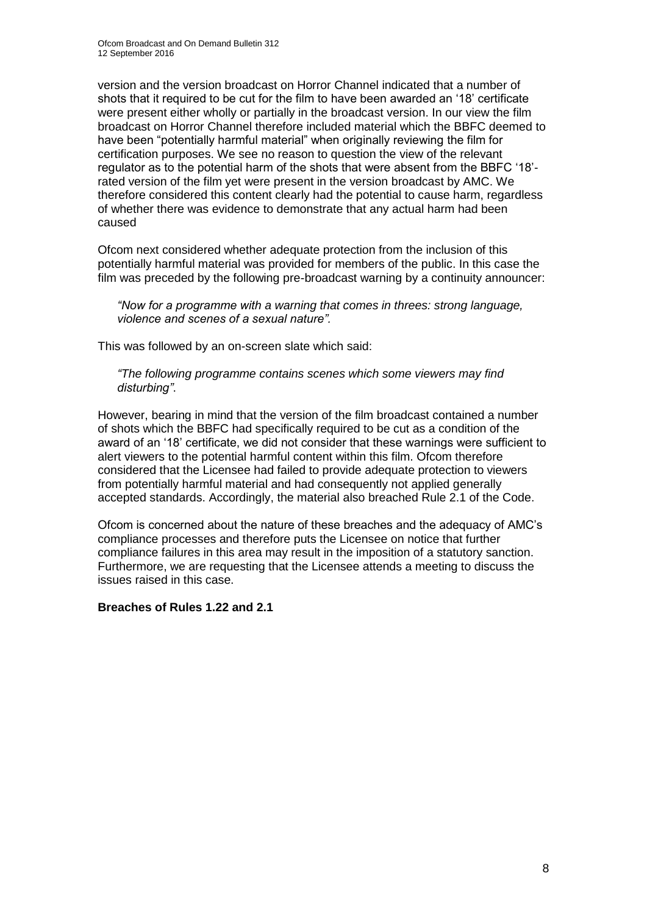version and the version broadcast on Horror Channel indicated that a number of shots that it required to be cut for the film to have been awarded an '18' certificate were present either wholly or partially in the broadcast version. In our view the film broadcast on Horror Channel therefore included material which the BBFC deemed to have been "potentially harmful material" when originally reviewing the film for certification purposes. We see no reason to question the view of the relevant regulator as to the potential harm of the shots that were absent from the BBFC '18'-rated version of the film yet were present in the version broadcast by AMC. We therefore considered this content clearly had the potential to cause harm, regardless of whether there was evidence to demonstrate that any actual harm had been caused

Ofcom next considered whether adequate protection from the inclusion of this potentially harmful material was provided for members of the public. In this case the film was preceded by the following pre-broadcast warning by a continuity announcer:

> *"Now for a programme with a warning that comes in threes: strong language, violence and scenes of a sexual nature".*

This was followed by an on-screen slate which said:

> *"The following programme contains scenes which some viewers may find disturbing".*

However, bearing in mind that the version of the film broadcast contained a number of shots which the BBFC had specifically required to be cut as a condition of the award of an '18' certificate, we did not consider that these warnings were sufficient to alert viewers to the potential harmful content within this film. Ofcom therefore considered that the Licensee had failed to provide adequate protection to viewers from potentially harmful material and had consequently not applied generally accepted standards. Accordingly, the material also breached Rule 2.1 of the Code.

Ofcom is concerned about the nature of these breaches and the adequacy of AMC's compliance processes and therefore puts the Licensee on notice that further compliance failures in this area may result in the imposition of a statutory sanction. Furthermore, we are requesting that the Licensee attends a meeting to discuss the issues raised in this case.

**Breaches of Rules 1.22 and 2.1**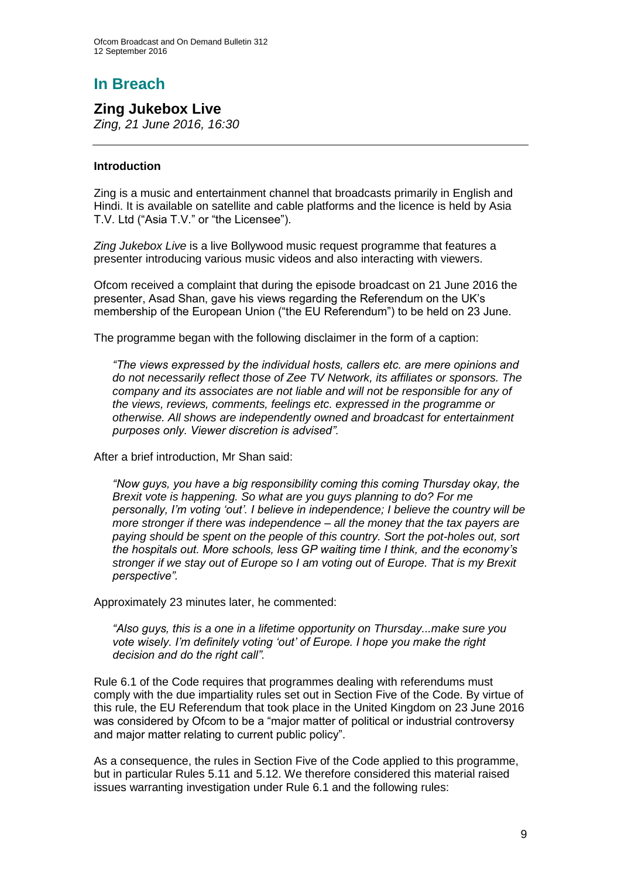# In Breach

## Zing Jukebox Live

*Zing, 21 June 2016, 16:30*

---

### Introduction

Zing is a music and entertainment channel that broadcasts primarily in English and Hindi. It is available on satellite and cable platforms and the licence is held by Asia T.V. Ltd ("Asia T.V." or "the Licensee").

*Zing Jukebox Live* is a live Bollywood music request programme that features a presenter introducing various music videos and also interacting with viewers.

Ofcom received a complaint that during the episode broadcast on 21 June 2016 the presenter, Asad Shan, gave his views regarding the Referendum on the UK's membership of the European Union ("the EU Referendum") to be held on 23 June.

The programme began with the following disclaimer in the form of a caption:

> *"The views expressed by the individual hosts, callers etc. are mere opinions and do not necessarily reflect those of Zee TV Network, its affiliates or sponsors. The company and its associates are not liable and will not be responsible for any of the views, reviews, comments, feelings etc. expressed in the programme or otherwise. All shows are independently owned and broadcast for entertainment purposes only. Viewer discretion is advised".*

After a brief introduction, Mr Shan said:

> *"Now guys, you have a big responsibility coming this coming Thursday okay, the Brexit vote is happening. So what are you guys planning to do? For me personally, I'm voting 'out'. I believe in independence; I believe the country will be more stronger if there was independence – all the money that the tax payers are paying should be spent on the people of this country. Sort the pot-holes out, sort the hospitals out. More schools, less GP waiting time I think, and the economy's stronger if we stay out of Europe so I am voting out of Europe. That is my Brexit perspective".*

Approximately 23 minutes later, he commented:

> *"Also guys, this is a one in a lifetime opportunity on Thursday...make sure you vote wisely. I'm definitely voting 'out' of Europe. I hope you make the right decision and do the right call".*

Rule 6.1 of the Code requires that programmes dealing with referendums must comply with the due impartiality rules set out in Section Five of the Code. By virtue of this rule, the EU Referendum that took place in the United Kingdom on 23 June 2016 was considered by Ofcom to be a "major matter of political or industrial controversy and major matter relating to current public policy".

As a consequence, the rules in Section Five of the Code applied to this programme, but in particular Rules 5.11 and 5.12. We therefore considered this material raised issues warranting investigation under Rule 6.1 and the following rules: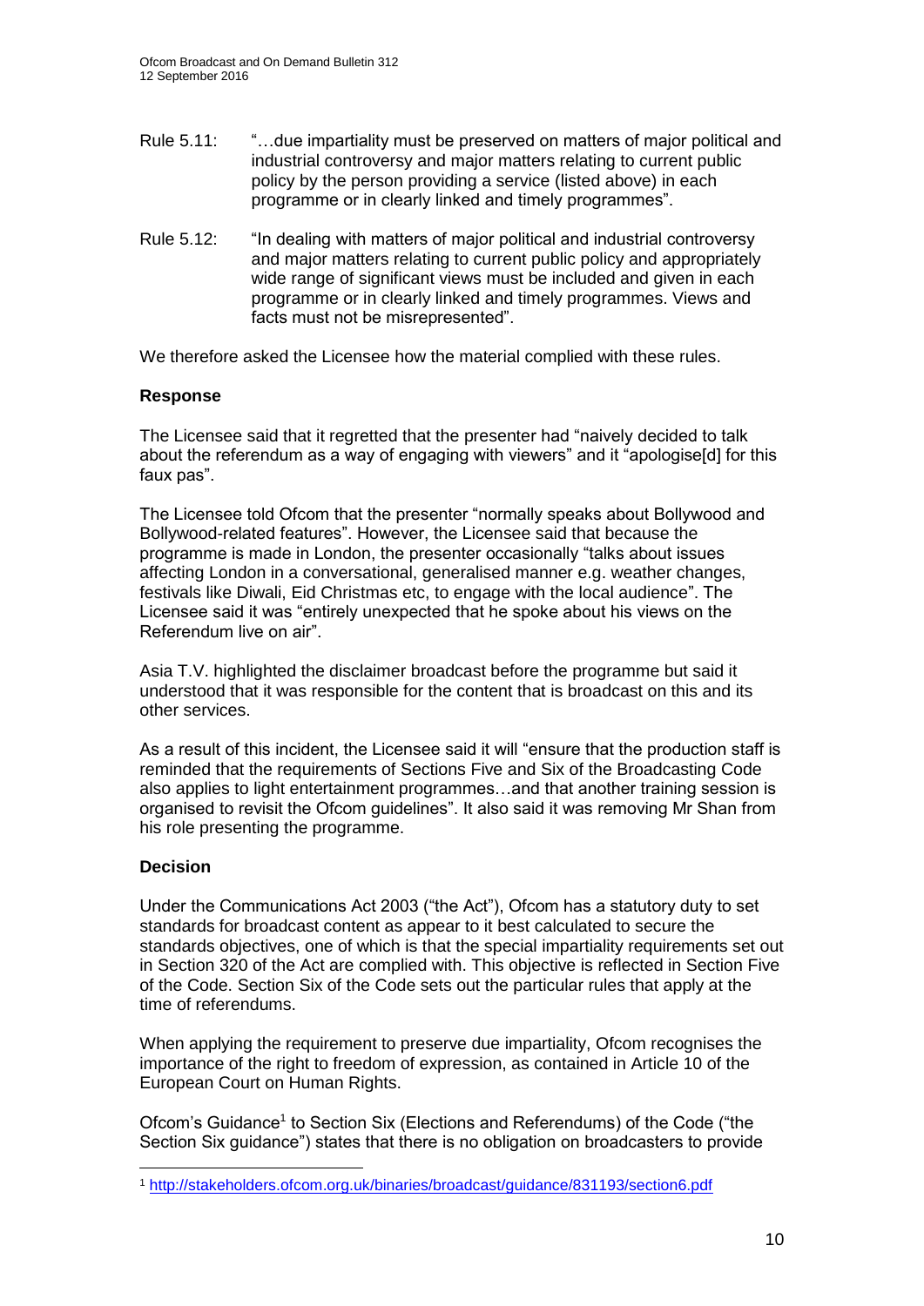Rule 5.11: "…due impartiality must be preserved on matters of major political and industrial controversy and major matters relating to current public policy by the person providing a service (listed above) in each programme or in clearly linked and timely programmes".

Rule 5.12: "In dealing with matters of major political and industrial controversy and major matters relating to current public policy and appropriately wide range of significant views must be included and given in each programme or in clearly linked and timely programmes. Views and facts must not be misrepresented".

We therefore asked the Licensee how the material complied with these rules.

### Response

The Licensee said that it regretted that the presenter had "naively decided to talk about the referendum as a way of engaging with viewers" and it "apologise[d] for this faux pas".

The Licensee told Ofcom that the presenter "normally speaks about Bollywood and Bollywood-related features". However, the Licensee said that because the programme is made in London, the presenter occasionally "talks about issues affecting London in a conversational, generalised manner e.g. weather changes, festivals like Diwali, Eid Christmas etc, to engage with the local audience". The Licensee said it was "entirely unexpected that he spoke about his views on the Referendum live on air".

Asia T.V. highlighted the disclaimer broadcast before the programme but said it understood that it was responsible for the content that is broadcast on this and its other services.

As a result of this incident, the Licensee said it will "ensure that the production staff is reminded that the requirements of Sections Five and Six of the Broadcasting Code also applies to light entertainment programmes…and that another training session is organised to revisit the Ofcom guidelines". It also said it was removing Mr Shan from his role presenting the programme.

### Decision

Under the Communications Act 2003 ("the Act"), Ofcom has a statutory duty to set standards for broadcast content as appear to it best calculated to secure the standards objectives, one of which is that the special impartiality requirements set out in Section 320 of the Act are complied with. This objective is reflected in Section Five of the Code. Section Six of the Code sets out the particular rules that apply at the time of referendums.

When applying the requirement to preserve due impartiality, Ofcom recognises the importance of the right to freedom of expression, as contained in Article 10 of the European Court on Human Rights.

Ofcom's Guidance[1] to Section Six (Elections and Referendums) of the Code ("the Section Six guidance") states that there is no obligation on broadcasters to provide

[1] http://stakeholders.ofcom.org.uk/binaries/broadcast/guidance/831193/section6.pdf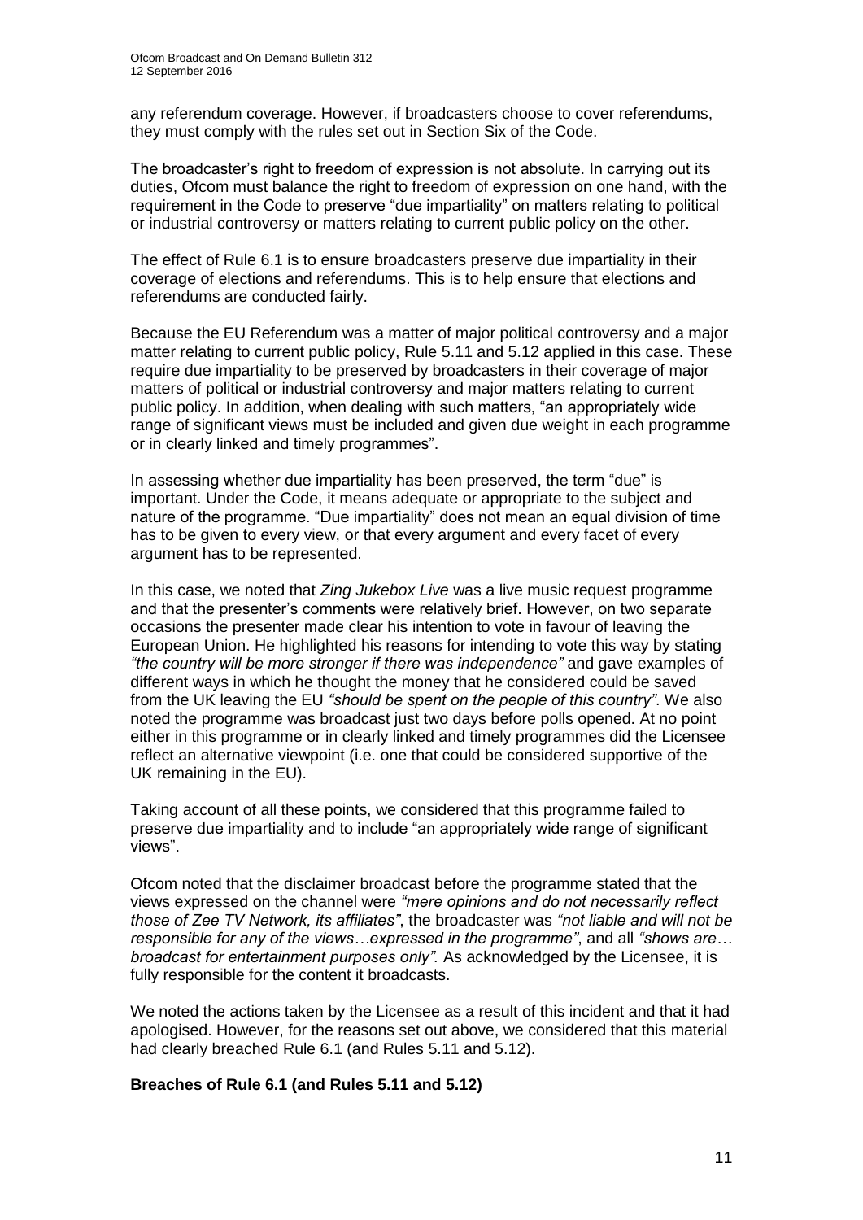any referendum coverage. However, if broadcasters choose to cover referendums, they must comply with the rules set out in Section Six of the Code.

The broadcaster's right to freedom of expression is not absolute. In carrying out its duties, Ofcom must balance the right to freedom of expression on one hand, with the requirement in the Code to preserve "due impartiality" on matters relating to political or industrial controversy or matters relating to current public policy on the other.

The effect of Rule 6.1 is to ensure broadcasters preserve due impartiality in their coverage of elections and referendums. This is to help ensure that elections and referendums are conducted fairly.

Because the EU Referendum was a matter of major political controversy and a major matter relating to current public policy, Rule 5.11 and 5.12 applied in this case. These require due impartiality to be preserved by broadcasters in their coverage of major matters of political or industrial controversy and major matters relating to current public policy. In addition, when dealing with such matters, "an appropriately wide range of significant views must be included and given due weight in each programme or in clearly linked and timely programmes".

In assessing whether due impartiality has been preserved, the term "due" is important. Under the Code, it means adequate or appropriate to the subject and nature of the programme. "Due impartiality" does not mean an equal division of time has to be given to every view, or that every argument and every facet of every argument has to be represented.

In this case, we noted that *Zing Jukebox Live* was a live music request programme and that the presenter's comments were relatively brief. However, on two separate occasions the presenter made clear his intention to vote in favour of leaving the European Union. He highlighted his reasons for intending to vote this way by stating *"the country will be more stronger if there was independence"* and gave examples of different ways in which he thought the money that he considered could be saved from the UK leaving the EU *"should be spent on the people of this country"*. We also noted the programme was broadcast just two days before polls opened. At no point either in this programme or in clearly linked and timely programmes did the Licensee reflect an alternative viewpoint (i.e. one that could be considered supportive of the UK remaining in the EU).

Taking account of all these points, we considered that this programme failed to preserve due impartiality and to include "an appropriately wide range of significant views".

Ofcom noted that the disclaimer broadcast before the programme stated that the views expressed on the channel were *"mere opinions and do not necessarily reflect those of Zee TV Network, its affiliates"*, the broadcaster was *"not liable and will not be responsible for any of the views…expressed in the programme"*, and all *"shows are… broadcast for entertainment purposes only"*. As acknowledged by the Licensee, it is fully responsible for the content it broadcasts.

We noted the actions taken by the Licensee as a result of this incident and that it had apologised. However, for the reasons set out above, we considered that this material had clearly breached Rule 6.1 (and Rules 5.11 and 5.12).

**Breaches of Rule 6.1 (and Rules 5.11 and 5.12)**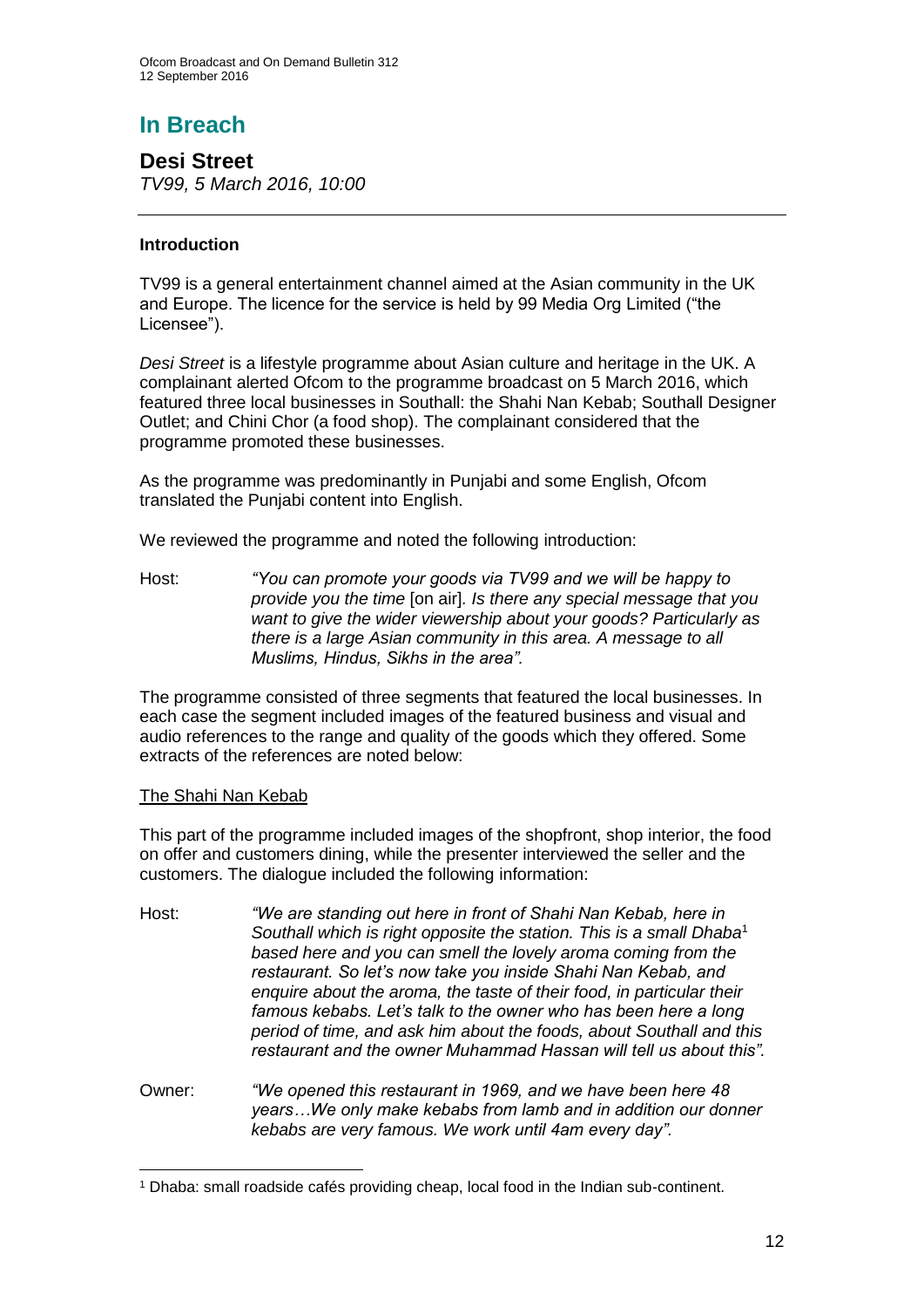# In Breach

## Desi Street

*TV99, 5 March 2016, 10:00*

### Introduction

TV99 is a general entertainment channel aimed at the Asian community in the UK and Europe. The licence for the service is held by 99 Media Org Limited ("the Licensee").

*Desi Street* is a lifestyle programme about Asian culture and heritage in the UK. A complainant alerted Ofcom to the programme broadcast on 5 March 2016, which featured three local businesses in Southall: the Shahi Nan Kebab; Southall Designer Outlet; and Chini Chor (a food shop). The complainant considered that the programme promoted these businesses.

As the programme was predominantly in Punjabi and some English, Ofcom translated the Punjabi content into English.

We reviewed the programme and noted the following introduction:

Host: *"You can promote your goods via TV99 and we will be happy to provide you the time* [on air]*. Is there any special message that you want to give the wider viewership about your goods? Particularly as there is a large Asian community in this area. A message to all Muslims, Hindus, Sikhs in the area".*

The programme consisted of three segments that featured the local businesses. In each case the segment included images of the featured business and visual and audio references to the range and quality of the goods which they offered. Some extracts of the references are noted below:

The Shahi Nan Kebab

This part of the programme included images of the shopfront, shop interior, the food on offer and customers dining, while the presenter interviewed the seller and the customers. The dialogue included the following information:

Host: *"We are standing out here in front of Shahi Nan Kebab, here in Southall which is right opposite the station. This is a small Dhaba*[1] *based here and you can smell the lovely aroma coming from the restaurant. So let's now take you inside Shahi Nan Kebab, and enquire about the aroma, the taste of their food, in particular their famous kebabs. Let's talk to the owner who has been here a long period of time, and ask him about the foods, about Southall and this restaurant and the owner Muhammad Hassan will tell us about this".*

Owner: *"We opened this restaurant in 1969, and we have been here 48 years…We only make kebabs from lamb and in addition our donner kebabs are very famous. We work until 4am every day".*

[1] Dhaba: small roadside cafés providing cheap, local food in the Indian sub-continent.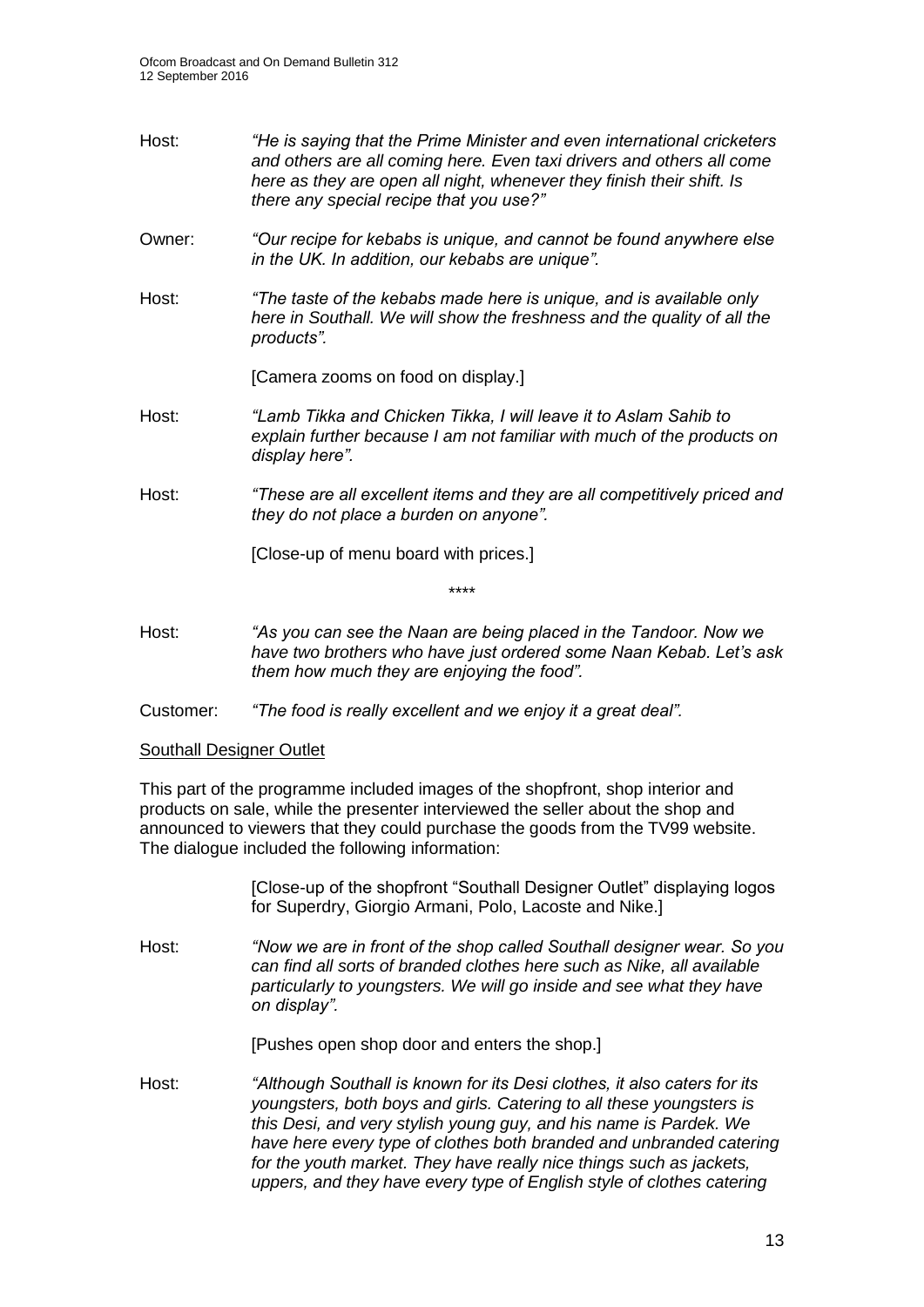Host: *"He is saying that the Prime Minister and even international cricketers and others are all coming here. Even taxi drivers and others all come here as they are open all night, whenever they finish their shift. Is there any special recipe that you use?"*

Owner: *"Our recipe for kebabs is unique, and cannot be found anywhere else in the UK. In addition, our kebabs are unique".*

Host: *"The taste of the kebabs made here is unique, and is available only here in Southall. We will show the freshness and the quality of all the products".*

[Camera zooms on food on display.]

Host: *"Lamb Tikka and Chicken Tikka, I will leave it to Aslam Sahib to explain further because I am not familiar with much of the products on display here".*

Host: *"These are all excellent items and they are all competitively priced and they do not place a burden on anyone".*

[Close-up of menu board with prices.]

\*\*\*\*

Host: *"As you can see the Naan are being placed in the Tandoor. Now we have two brothers who have just ordered some Naan Kebab. Let's ask them how much they are enjoying the food".*

Customer: *"The food is really excellent and we enjoy it a great deal".*

<u>Southall Designer Outlet</u>

This part of the programme included images of the shopfront, shop interior and products on sale, while the presenter interviewed the seller about the shop and announced to viewers that they could purchase the goods from the TV99 website. The dialogue included the following information:

[Close-up of the shopfront "Southall Designer Outlet" displaying logos for Superdry, Giorgio Armani, Polo, Lacoste and Nike.]

Host: *"Now we are in front of the shop called Southall designer wear. So you can find all sorts of branded clothes here such as Nike, all available particularly to youngsters. We will go inside and see what they have on display".*

[Pushes open shop door and enters the shop.]

Host: *"Although Southall is known for its Desi clothes, it also caters for its youngsters, both boys and girls. Catering to all these youngsters is this Desi, and very stylish young guy, and his name is Pardek. We have here every type of clothes both branded and unbranded catering for the youth market. They have really nice things such as jackets, uppers, and they have every type of English style of clothes catering*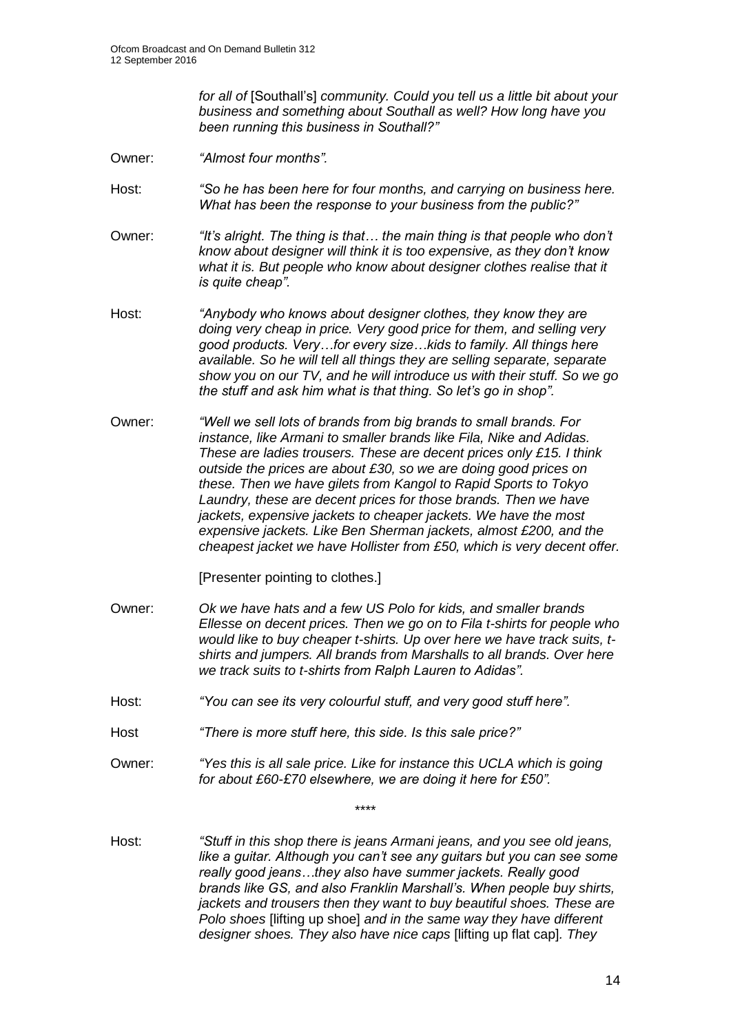*for all of* [Southall's] *community. Could you tell us a little bit about your business and something about Southall as well? How long have you been running this business in Southall?"*

Owner: *"Almost four months".*

Host: *"So he has been here for four months, and carrying on business here. What has been the response to your business from the public?"*

Owner: *"It's alright. The thing is that… the main thing is that people who don't know about designer will think it is too expensive, as they don't know what it is. But people who know about designer clothes realise that it is quite cheap".*

Host: *"Anybody who knows about designer clothes, they know they are doing very cheap in price. Very good price for them, and selling very good products. Very…for every size…kids to family. All things here available. So he will tell all things they are selling separate, separate show you on our TV, and he will introduce us with their stuff. So we go the stuff and ask him what is that thing. So let's go in shop".*

Owner: *"Well we sell lots of brands from big brands to small brands. For instance, like Armani to smaller brands like Fila, Nike and Adidas. These are ladies trousers. These are decent prices only £15. I think outside the prices are about £30, so we are doing good prices on these. Then we have gilets from Kangol to Rapid Sports to Tokyo Laundry, these are decent prices for those brands. Then we have jackets, expensive jackets to cheaper jackets. We have the most expensive jackets. Like Ben Sherman jackets, almost £200, and the cheapest jacket we have Hollister from £50, which is very decent offer.*

[Presenter pointing to clothes.]

Owner: *Ok we have hats and a few US Polo for kids, and smaller brands Ellesse on decent prices. Then we go on to Fila t-shirts for people who would like to buy cheaper t-shirts. Up over here we have track suits, t-shirts and jumpers. All brands from Marshalls to all brands. Over here we track suits to t-shirts from Ralph Lauren to Adidas".*

Host: *"You can see its very colourful stuff, and very good stuff here".*

Host *"There is more stuff here, this side. Is this sale price?"*

Owner: *"Yes this is all sale price. Like for instance this UCLA which is going for about £60-£70 elsewhere, we are doing it here for £50".*

\*\*\*\*

Host: *"Stuff in this shop there is jeans Armani jeans, and you see old jeans, like a guitar. Although you can't see any guitars but you can see some really good jeans…they also have summer jackets. Really good brands like GS, and also Franklin Marshall's. When people buy shirts, jackets and trousers then they want to buy beautiful shoes. These are Polo shoes* [lifting up shoe] *and in the same way they have different designer shoes. They also have nice caps* [lifting up flat cap]*. They*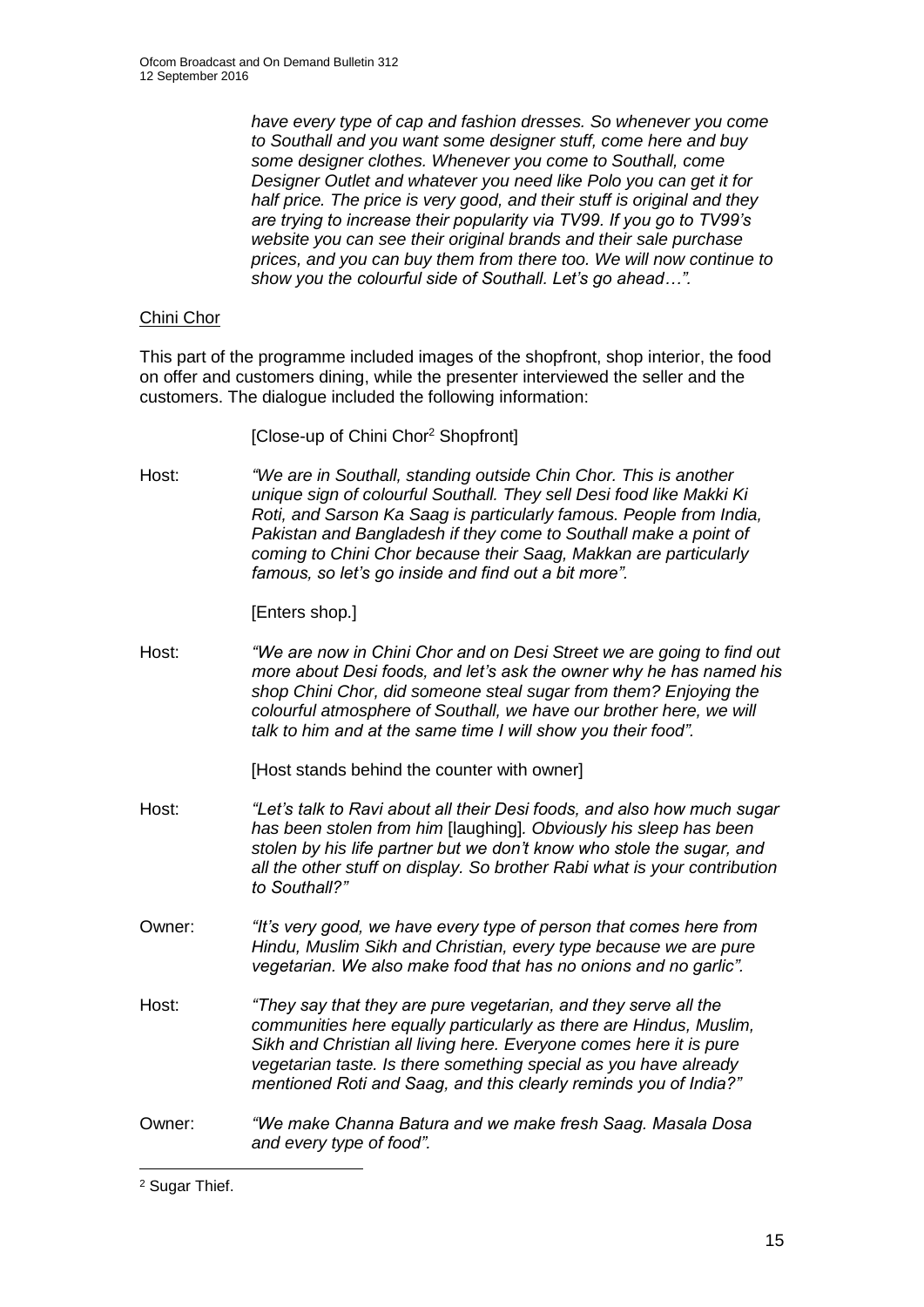*have every type of cap and fashion dresses. So whenever you come to Southall and you want some designer stuff, come here and buy some designer clothes. Whenever you come to Southall, come Designer Outlet and whatever you need like Polo you can get it for half price. The price is very good, and their stuff is original and they are trying to increase their popularity via TV99. If you go to TV99's website you can see their original brands and their sale purchase prices, and you can buy them from there too. We will now continue to show you the colourful side of Southall. Let's go ahead…".*

Chini Chor

This part of the programme included images of the shopfront, shop interior, the food on offer and customers dining, while the presenter interviewed the seller and the customers. The dialogue included the following information:

[Close-up of Chini Chor[2] Shopfront]

Host: *"We are in Southall, standing outside Chin Chor. This is another unique sign of colourful Southall. They sell Desi food like Makki Ki Roti, and Sarson Ka Saag is particularly famous. People from India, Pakistan and Bangladesh if they come to Southall make a point of coming to Chini Chor because their Saag, Makkan are particularly famous, so let's go inside and find out a bit more".*

[Enters shop.]

Host: *"We are now in Chini Chor and on Desi Street we are going to find out more about Desi foods, and let's ask the owner why he has named his shop Chini Chor, did someone steal sugar from them? Enjoying the colourful atmosphere of Southall, we have our brother here, we will talk to him and at the same time I will show you their food".*

[Host stands behind the counter with owner]

Host: *"Let's talk to Ravi about all their Desi foods, and also how much sugar has been stolen from him* [laughing]. *Obviously his sleep has been stolen by his life partner but we don't know who stole the sugar, and all the other stuff on display. So brother Rabi what is your contribution to Southall?"*

Owner: *"It's very good, we have every type of person that comes here from Hindu, Muslim Sikh and Christian, every type because we are pure vegetarian. We also make food that has no onions and no garlic".*

Host: *"They say that they are pure vegetarian, and they serve all the communities here equally particularly as there are Hindus, Muslim, Sikh and Christian all living here. Everyone comes here it is pure vegetarian taste. Is there something special as you have already mentioned Roti and Saag, and this clearly reminds you of India?"*

Owner: *"We make Channa Batura and we make fresh Saag. Masala Dosa and every type of food".*

---

[2] Sugar Thief.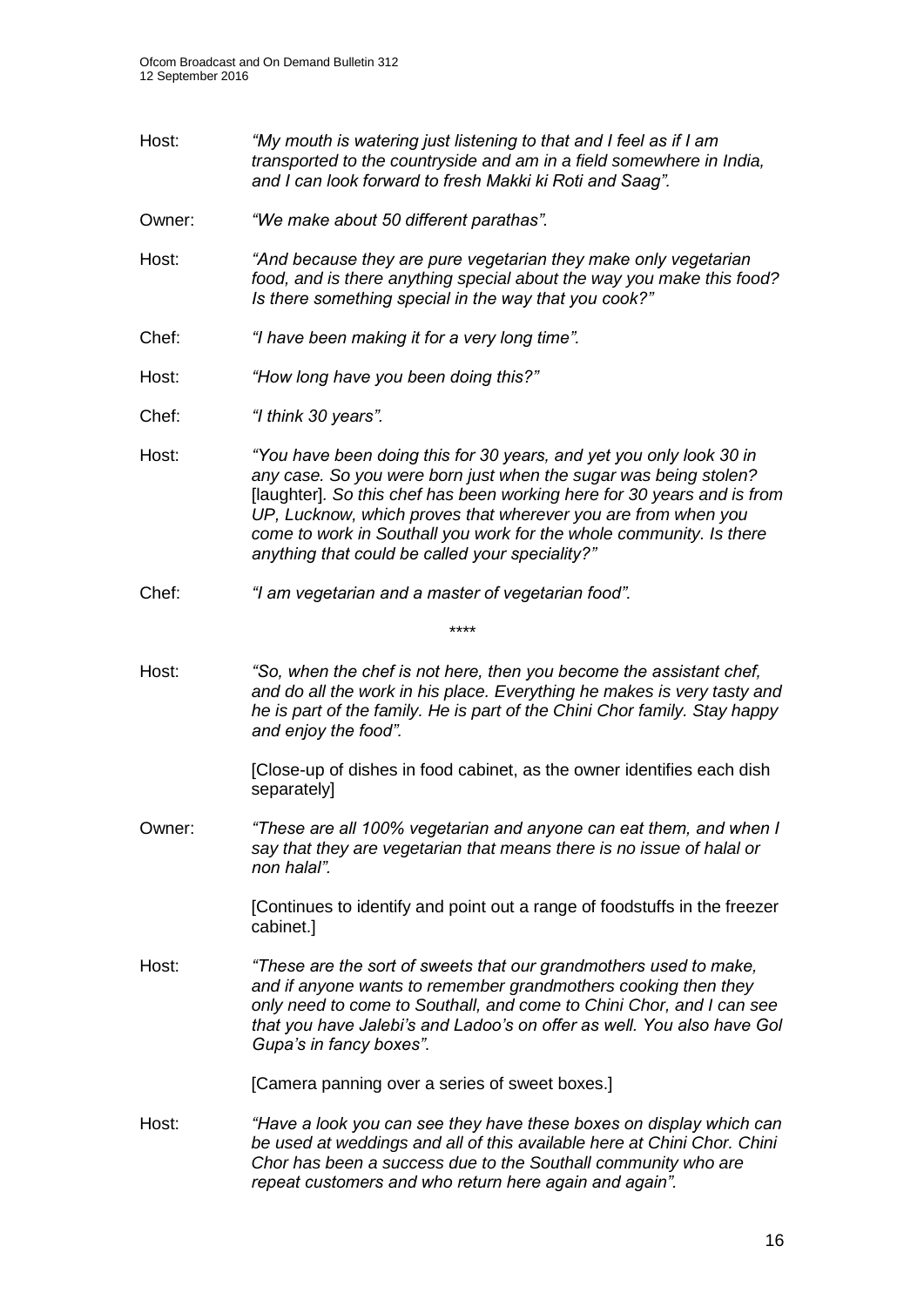Host: *"My mouth is watering just listening to that and I feel as if I am transported to the countryside and am in a field somewhere in India, and I can look forward to fresh Makki ki Roti and Saag".*

Owner: *"We make about 50 different parathas".*

Host: *"And because they are pure vegetarian they make only vegetarian food, and is there anything special about the way you make this food? Is there something special in the way that you cook?"*

Chef: *"I have been making it for a very long time".*

Host: *"How long have you been doing this?"*

Chef: *"I think 30 years".*

Host: *"You have been doing this for 30 years, and yet you only look 30 in any case. So you were born just when the sugar was being stolen?* [laughter]*. So this chef has been working here for 30 years and is from UP, Lucknow, which proves that wherever you are from when you come to work in Southall you work for the whole community. Is there anything that could be called your speciality?"*

Chef: *"I am vegetarian and a master of vegetarian food".*

\*\*\*\*

Host: *"So, when the chef is not here, then you become the assistant chef, and do all the work in his place. Everything he makes is very tasty and he is part of the family. He is part of the Chini Chor family. Stay happy and enjoy the food".*

[Close-up of dishes in food cabinet, as the owner identifies each dish separately]

Owner: *"These are all 100% vegetarian and anyone can eat them, and when I say that they are vegetarian that means there is no issue of halal or non halal".*

[Continues to identify and point out a range of foodstuffs in the freezer cabinet.]

Host: *"These are the sort of sweets that our grandmothers used to make, and if anyone wants to remember grandmothers cooking then they only need to come to Southall, and come to Chini Chor, and I can see that you have Jalebi's and Ladoo's on offer as well. You also have Gol Gupa's in fancy boxes".*

[Camera panning over a series of sweet boxes.]

Host: *"Have a look you can see they have these boxes on display which can be used at weddings and all of this available here at Chini Chor. Chini Chor has been a success due to the Southall community who are repeat customers and who return here again and again".*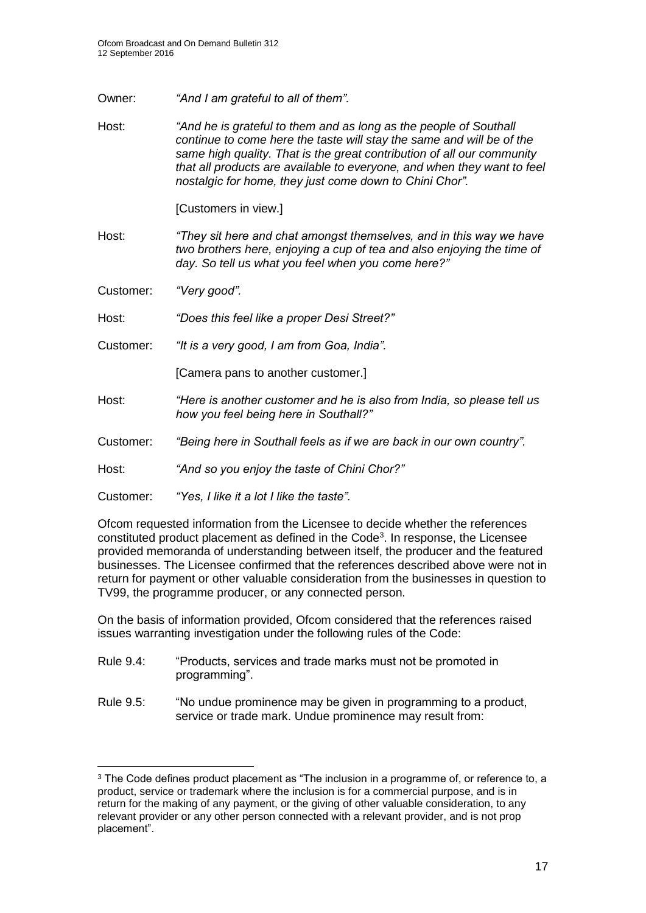Owner: *"And I am grateful to all of them".*

Host: *"And he is grateful to them and as long as the people of Southall continue to come here the taste will stay the same and will be of the same high quality. That is the great contribution of all our community that all products are available to everyone, and when they want to feel nostalgic for home, they just come down to Chini Chor".*

[Customers in view.]

Host: *"They sit here and chat amongst themselves, and in this way we have two brothers here, enjoying a cup of tea and also enjoying the time of day. So tell us what you feel when you come here?"*

Customer: *"Very good".*

Host: *"Does this feel like a proper Desi Street?"*

Customer: *"It is a very good, I am from Goa, India".*

[Camera pans to another customer.]

Host: *"Here is another customer and he is also from India, so please tell us how you feel being here in Southall?"*

Customer: *"Being here in Southall feels as if we are back in our own country".*

Host: *"And so you enjoy the taste of Chini Chor?"*

Customer: *"Yes, I like it a lot I like the taste".*

Ofcom requested information from the Licensee to decide whether the references constituted product placement as defined in the Code[3]. In response, the Licensee provided memoranda of understanding between itself, the producer and the featured businesses. The Licensee confirmed that the references described above were not in return for payment or other valuable consideration from the businesses in question to TV99, the programme producer, or any connected person.

On the basis of information provided, Ofcom considered that the references raised issues warranting investigation under the following rules of the Code:

Rule 9.4: "Products, services and trade marks must not be promoted in programming".

Rule 9.5: "No undue prominence may be given in programming to a product, service or trade mark. Undue prominence may result from:

---

[3] The Code defines product placement as "The inclusion in a programme of, or reference to, a product, service or trademark where the inclusion is for a commercial purpose, and is in return for the making of any payment, or the giving of other valuable consideration, to any relevant provider or any other person connected with a relevant provider, and is not prop placement".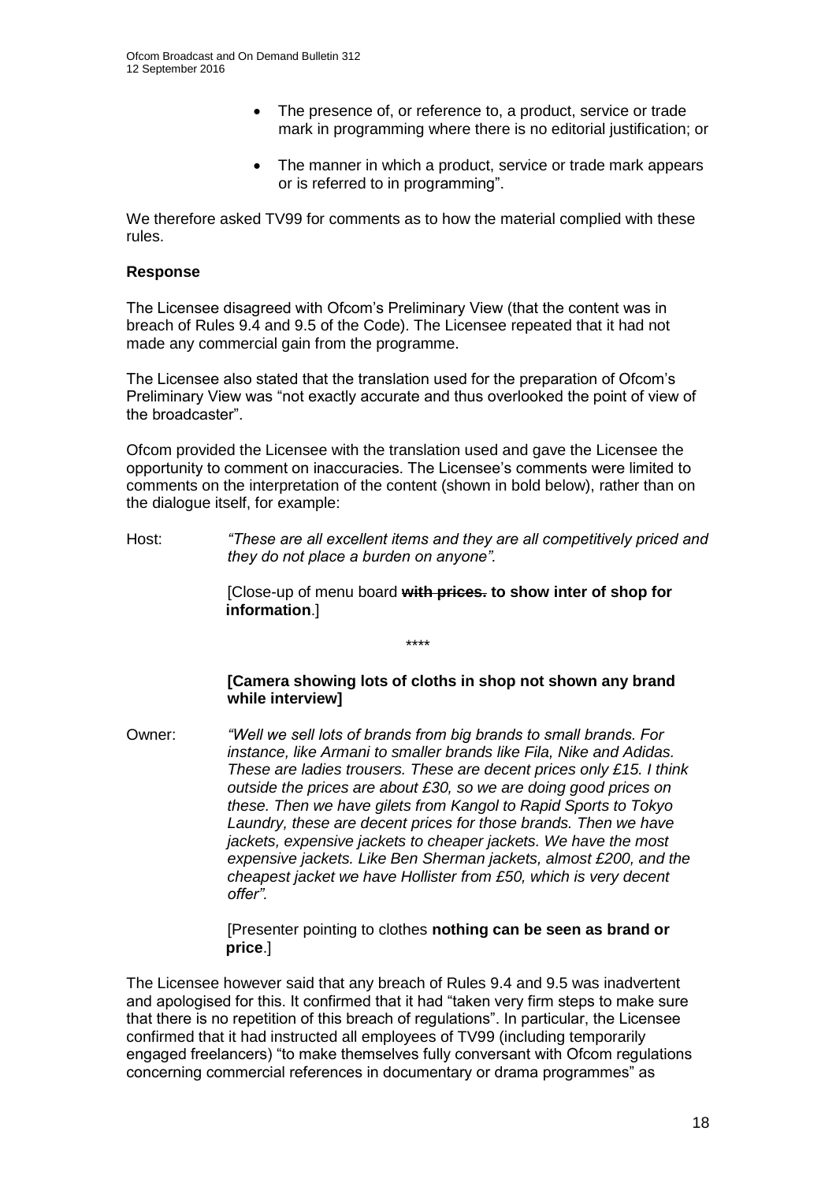- The presence of, or reference to, a product, service or trade mark in programming where there is no editorial justification; or
- The manner in which a product, service or trade mark appears or is referred to in programming".

We therefore asked TV99 for comments as to how the material complied with these rules.

**Response**

The Licensee disagreed with Ofcom's Preliminary View (that the content was in breach of Rules 9.4 and 9.5 of the Code). The Licensee repeated that it had not made any commercial gain from the programme.

The Licensee also stated that the translation used for the preparation of Ofcom's Preliminary View was "not exactly accurate and thus overlooked the point of view of the broadcaster".

Ofcom provided the Licensee with the translation used and gave the Licensee the opportunity to comment on inaccuracies. The Licensee's comments were limited to comments on the interpretation of the content (shown in bold below), rather than on the dialogue itself, for example:

Host: *"These are all excellent items and they are all competitively priced and they do not place a burden on anyone".*

[Close-up of menu board ~~**with prices.**~~ **to show inter of shop for information**.]

\*\*\*\*

**[Camera showing lots of cloths in shop not shown any brand while interview]**

Owner: *"Well we sell lots of brands from big brands to small brands. For instance, like Armani to smaller brands like Fila, Nike and Adidas. These are ladies trousers. These are decent prices only £15. I think outside the prices are about £30, so we are doing good prices on these. Then we have gilets from Kangol to Rapid Sports to Tokyo Laundry, these are decent prices for those brands. Then we have jackets, expensive jackets to cheaper jackets. We have the most expensive jackets. Like Ben Sherman jackets, almost £200, and the cheapest jacket we have Hollister from £50, which is very decent offer".*

[Presenter pointing to clothes **nothing can be seen as brand or price**.]

The Licensee however said that any breach of Rules 9.4 and 9.5 was inadvertent and apologised for this. It confirmed that it had "taken very firm steps to make sure that there is no repetition of this breach of regulations". In particular, the Licensee confirmed that it had instructed all employees of TV99 (including temporarily engaged freelancers) "to make themselves fully conversant with Ofcom regulations concerning commercial references in documentary or drama programmes" as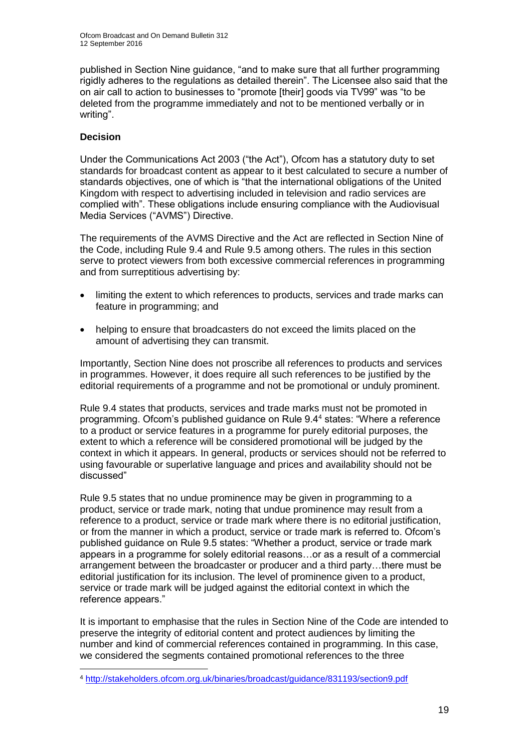published in Section Nine guidance, "and to make sure that all further programming rigidly adheres to the regulations as detailed therein". The Licensee also said that the on air call to action to businesses to "promote [their] goods via TV99" was "to be deleted from the programme immediately and not to be mentioned verbally or in writing".

**Decision**

Under the Communications Act 2003 ("the Act"), Ofcom has a statutory duty to set standards for broadcast content as appear to it best calculated to secure a number of standards objectives, one of which is "that the international obligations of the United Kingdom with respect to advertising included in television and radio services are complied with". These obligations include ensuring compliance with the Audiovisual Media Services ("AVMS") Directive.

The requirements of the AVMS Directive and the Act are reflected in Section Nine of the Code, including Rule 9.4 and Rule 9.5 among others. The rules in this section serve to protect viewers from both excessive commercial references in programming and from surreptitious advertising by:

- limiting the extent to which references to products, services and trade marks can feature in programming; and
- helping to ensure that broadcasters do not exceed the limits placed on the amount of advertising they can transmit.

Importantly, Section Nine does not proscribe all references to products and services in programmes. However, it does require all such references to be justified by the editorial requirements of a programme and not be promotional or unduly prominent.

Rule 9.4 states that products, services and trade marks must not be promoted in programming. Ofcom's published guidance on Rule 9.4[4] states: "Where a reference to a product or service features in a programme for purely editorial purposes, the extent to which a reference will be considered promotional will be judged by the context in which it appears. In general, products or services should not be referred to using favourable or superlative language and prices and availability should not be discussed"

Rule 9.5 states that no undue prominence may be given in programming to a product, service or trade mark, noting that undue prominence may result from a reference to a product, service or trade mark where there is no editorial justification, or from the manner in which a product, service or trade mark is referred to. Ofcom's published guidance on Rule 9.5 states: "Whether a product, service or trade mark appears in a programme for solely editorial reasons…or as a result of a commercial arrangement between the broadcaster or producer and a third party…there must be editorial justification for its inclusion. The level of prominence given to a product, service or trade mark will be judged against the editorial context in which the reference appears."

It is important to emphasise that the rules in Section Nine of the Code are intended to preserve the integrity of editorial content and protect audiences by limiting the number and kind of commercial references contained in programming. In this case, we considered the segments contained promotional references to the three

[4] http://stakeholders.ofcom.org.uk/binaries/broadcast/guidance/831193/section9.pdf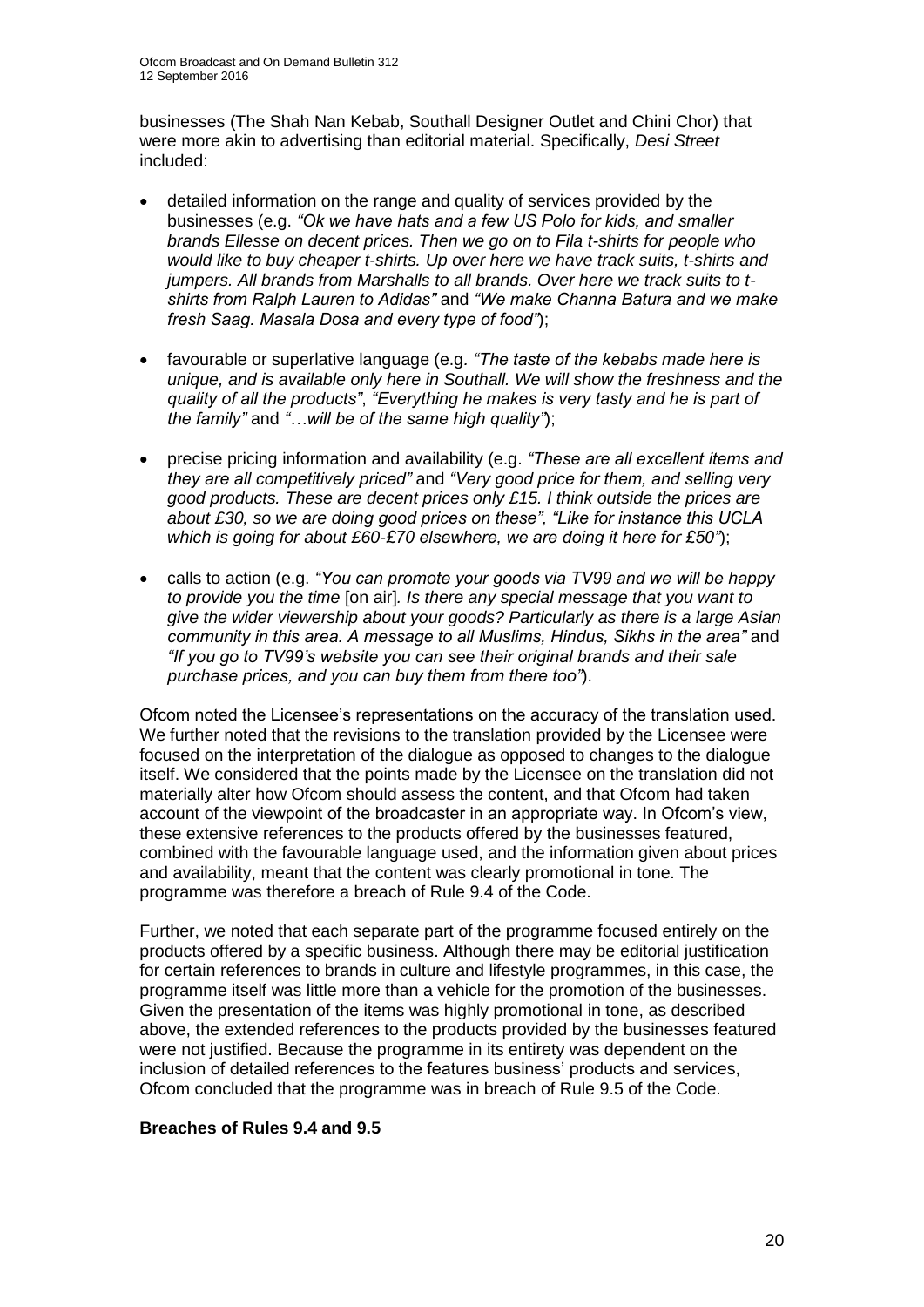businesses (The Shah Nan Kebab, Southall Designer Outlet and Chini Chor) that were more akin to advertising than editorial material. Specifically, *Desi Street* included:

- detailed information on the range and quality of services provided by the businesses (e.g. *"Ok we have hats and a few US Polo for kids, and smaller brands Ellesse on decent prices. Then we go on to Fila t-shirts for people who would like to buy cheaper t-shirts. Up over here we have track suits, t-shirts and jumpers. All brands from Marshalls to all brands. Over here we track suits to t-shirts from Ralph Lauren to Adidas"* and *"We make Channa Batura and we make fresh Saag. Masala Dosa and every type of food"*);

- favourable or superlative language (e.g. *"The taste of the kebabs made here is unique, and is available only here in Southall. We will show the freshness and the quality of all the products"*, *"Everything he makes is very tasty and he is part of the family"* and *"…will be of the same high quality"*);

- precise pricing information and availability (e.g. *"These are all excellent items and they are all competitively priced"* and *"Very good price for them, and selling very good products. These are decent prices only £15. I think outside the prices are about £30, so we are doing good prices on these"*, *"Like for instance this UCLA which is going for about £60-£70 elsewhere, we are doing it here for £50"*);

- calls to action (e.g. *"You can promote your goods via TV99 and we will be happy to provide you the time* [on air]*. Is there any special message that you want to give the wider viewership about your goods? Particularly as there is a large Asian community in this area. A message to all Muslims, Hindus, Sikhs in the area"* and *"If you go to TV99's website you can see their original brands and their sale purchase prices, and you can buy them from there too"*).

Ofcom noted the Licensee's representations on the accuracy of the translation used. We further noted that the revisions to the translation provided by the Licensee were focused on the interpretation of the dialogue as opposed to changes to the dialogue itself. We considered that the points made by the Licensee on the translation did not materially alter how Ofcom should assess the content, and that Ofcom had taken account of the viewpoint of the broadcaster in an appropriate way. In Ofcom's view, these extensive references to the products offered by the businesses featured, combined with the favourable language used, and the information given about prices and availability, meant that the content was clearly promotional in tone. The programme was therefore a breach of Rule 9.4 of the Code.

Further, we noted that each separate part of the programme focused entirely on the products offered by a specific business. Although there may be editorial justification for certain references to brands in culture and lifestyle programmes, in this case, the programme itself was little more than a vehicle for the promotion of the businesses. Given the presentation of the items was highly promotional in tone, as described above, the extended references to the products provided by the businesses featured were not justified. Because the programme in its entirety was dependent on the inclusion of detailed references to the features business' products and services, Ofcom concluded that the programme was in breach of Rule 9.5 of the Code.

**Breaches of Rules 9.4 and 9.5**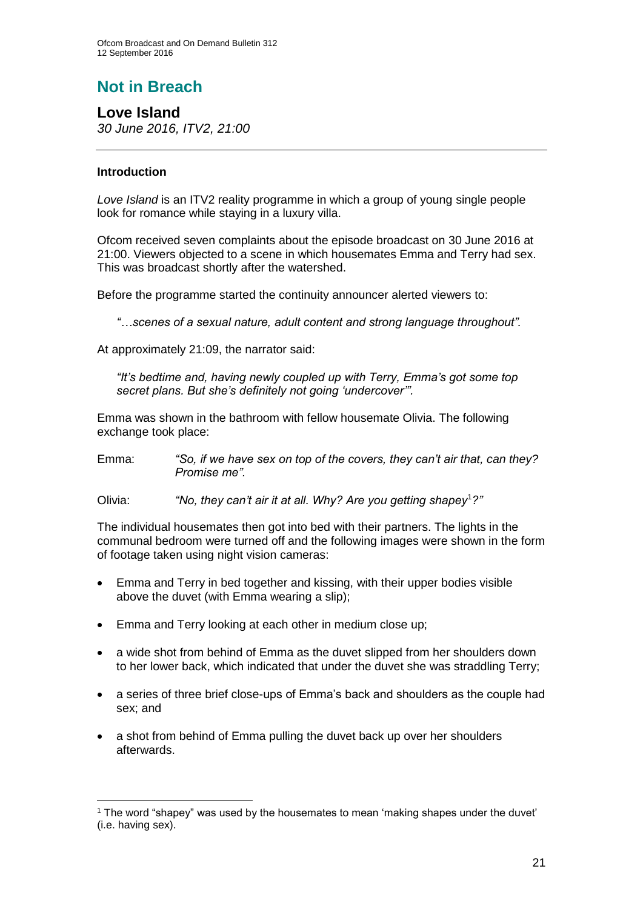## Not in Breach

### Love Island

*30 June 2016, ITV2, 21:00*

---

**Introduction**

*Love Island* is an ITV2 reality programme in which a group of young single people look for romance while staying in a luxury villa.

Ofcom received seven complaints about the episode broadcast on 30 June 2016 at 21:00. Viewers objected to a scene in which housemates Emma and Terry had sex. This was broadcast shortly after the watershed.

Before the programme started the continuity announcer alerted viewers to:

> *"…scenes of a sexual nature, adult content and strong language throughout".*

At approximately 21:09, the narrator said:

> *"It's bedtime and, having newly coupled up with Terry, Emma's got some top secret plans. But she's definitely not going 'undercover'".*

Emma was shown in the bathroom with fellow housemate Olivia. The following exchange took place:

Emma: *"So, if we have sex on top of the covers, they can't air that, can they? Promise me".*

Olivia: *"No, they can't air it at all. Why? Are you getting shapey[1]?"*

The individual housemates then got into bed with their partners. The lights in the communal bedroom were turned off and the following images were shown in the form of footage taken using night vision cameras:

- Emma and Terry in bed together and kissing, with their upper bodies visible above the duvet (with Emma wearing a slip);
- Emma and Terry looking at each other in medium close up;
- a wide shot from behind of Emma as the duvet slipped from her shoulders down to her lower back, which indicated that under the duvet she was straddling Terry;
- a series of three brief close-ups of Emma's back and shoulders as the couple had sex; and
- a shot from behind of Emma pulling the duvet back up over her shoulders afterwards.

---

[1] The word "shapey" was used by the housemates to mean 'making shapes under the duvet' (i.e. having sex).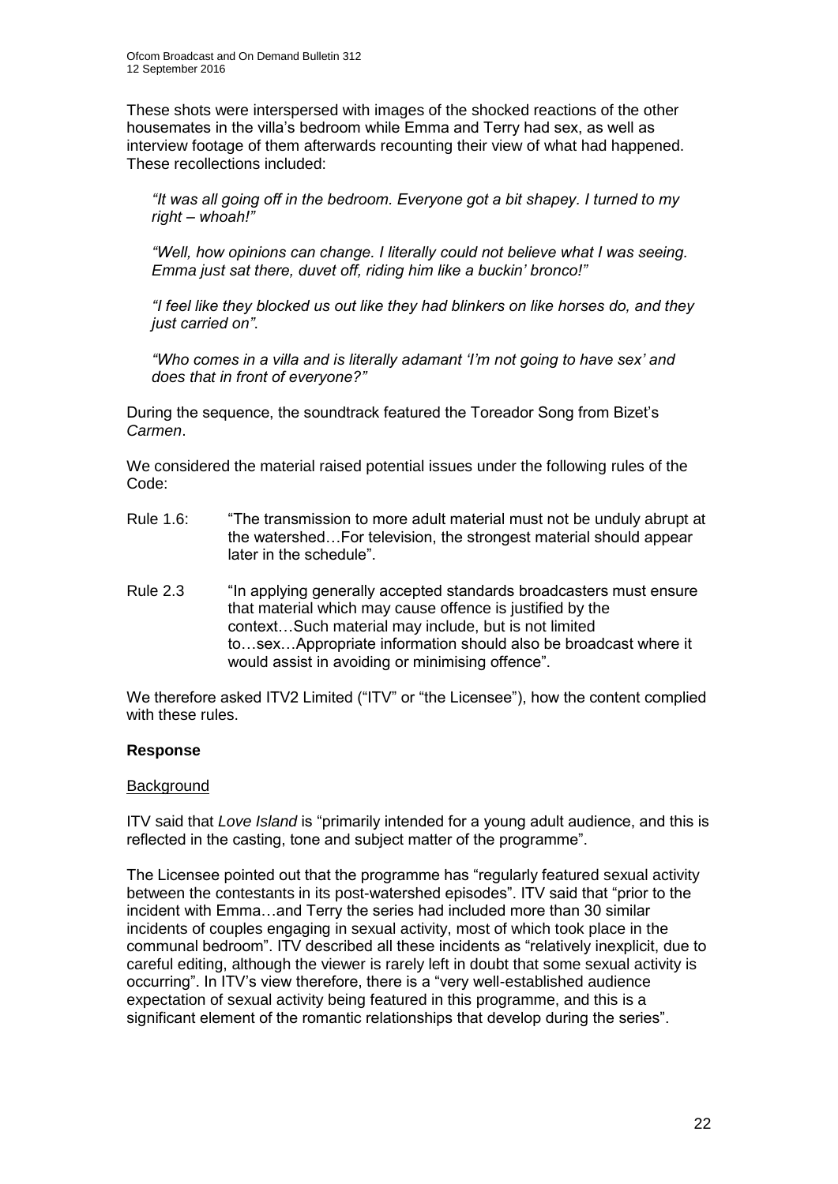These shots were interspersed with images of the shocked reactions of the other housemates in the villa's bedroom while Emma and Terry had sex, as well as interview footage of them afterwards recounting their view of what had happened. These recollections included:

> *"It was all going off in the bedroom. Everyone got a bit shapey. I turned to my right – whoah!"*
>
> *"Well, how opinions can change. I literally could not believe what I was seeing. Emma just sat there, duvet off, riding him like a buckin' bronco!"*
>
> *"I feel like they blocked us out like they had blinkers on like horses do, and they just carried on"*.
>
> *"Who comes in a villa and is literally adamant 'I'm not going to have sex' and does that in front of everyone?"*

During the sequence, the soundtrack featured the Toreador Song from Bizet's *Carmen*.

We considered the material raised potential issues under the following rules of the Code:

- Rule 1.6: "The transmission to more adult material must not be unduly abrupt at the watershed…For television, the strongest material should appear later in the schedule".

- Rule 2.3 "In applying generally accepted standards broadcasters must ensure that material which may cause offence is justified by the context…Such material may include, but is not limited to…sex…Appropriate information should also be broadcast where it would assist in avoiding or minimising offence".

We therefore asked ITV2 Limited ("ITV" or "the Licensee"), how the content complied with these rules.

## Response

### Background

ITV said that *Love Island* is "primarily intended for a young adult audience, and this is reflected in the casting, tone and subject matter of the programme".

The Licensee pointed out that the programme has "regularly featured sexual activity between the contestants in its post-watershed episodes". ITV said that "prior to the incident with Emma…and Terry the series had included more than 30 similar incidents of couples engaging in sexual activity, most of which took place in the communal bedroom". ITV described all these incidents as "relatively inexplicit, due to careful editing, although the viewer is rarely left in doubt that some sexual activity is occurring". In ITV's view therefore, there is a "very well-established audience expectation of sexual activity being featured in this programme, and this is a significant element of the romantic relationships that develop during the series".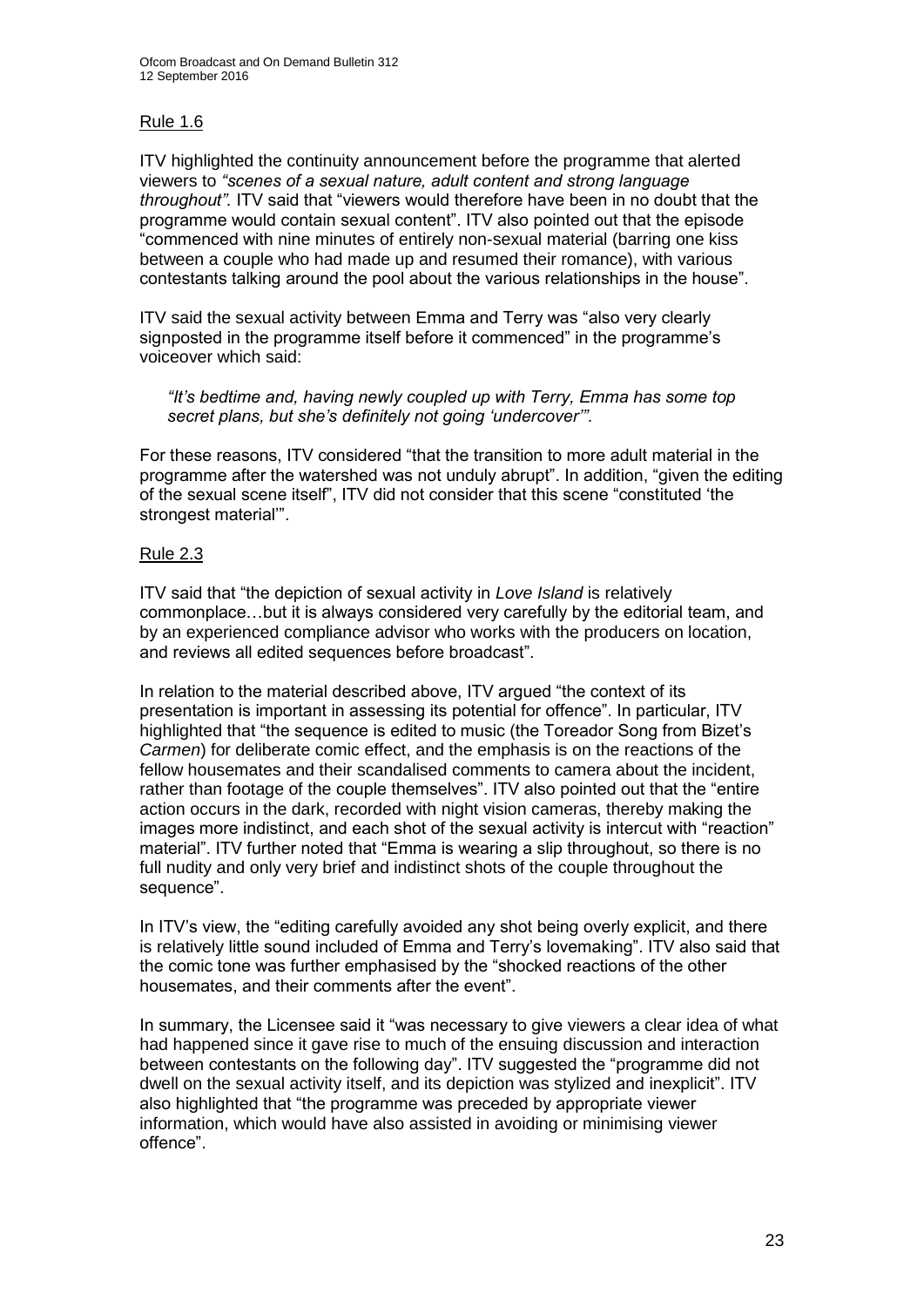Rule 1.6

ITV highlighted the continuity announcement before the programme that alerted viewers to *"scenes of a sexual nature, adult content and strong language throughout".* ITV said that "viewers would therefore have been in no doubt that the programme would contain sexual content". ITV also pointed out that the episode "commenced with nine minutes of entirely non-sexual material (barring one kiss between a couple who had made up and resumed their romance), with various contestants talking around the pool about the various relationships in the house".

ITV said the sexual activity between Emma and Terry was "also very clearly signposted in the programme itself before it commenced" in the programme's voiceover which said:

> *"It's bedtime and, having newly coupled up with Terry, Emma has some top secret plans, but she's definitely not going 'undercover'".*

For these reasons, ITV considered "that the transition to more adult material in the programme after the watershed was not unduly abrupt". In addition, "given the editing of the sexual scene itself", ITV did not consider that this scene "constituted 'the strongest material'".

Rule 2.3

ITV said that "the depiction of sexual activity in *Love Island* is relatively commonplace…but it is always considered very carefully by the editorial team, and by an experienced compliance advisor who works with the producers on location, and reviews all edited sequences before broadcast".

In relation to the material described above, ITV argued "the context of its presentation is important in assessing its potential for offence". In particular, ITV highlighted that "the sequence is edited to music (the Toreador Song from Bizet's *Carmen*) for deliberate comic effect, and the emphasis is on the reactions of the fellow housemates and their scandalised comments to camera about the incident, rather than footage of the couple themselves". ITV also pointed out that the "entire action occurs in the dark, recorded with night vision cameras, thereby making the images more indistinct, and each shot of the sexual activity is intercut with "reaction" material". ITV further noted that "Emma is wearing a slip throughout, so there is no full nudity and only very brief and indistinct shots of the couple throughout the sequence".

In ITV's view, the "editing carefully avoided any shot being overly explicit, and there is relatively little sound included of Emma and Terry's lovemaking". ITV also said that the comic tone was further emphasised by the "shocked reactions of the other housemates, and their comments after the event".

In summary, the Licensee said it "was necessary to give viewers a clear idea of what had happened since it gave rise to much of the ensuing discussion and interaction between contestants on the following day". ITV suggested the "programme did not dwell on the sexual activity itself, and its depiction was stylized and inexplicit". ITV also highlighted that "the programme was preceded by appropriate viewer information, which would have also assisted in avoiding or minimising viewer offence".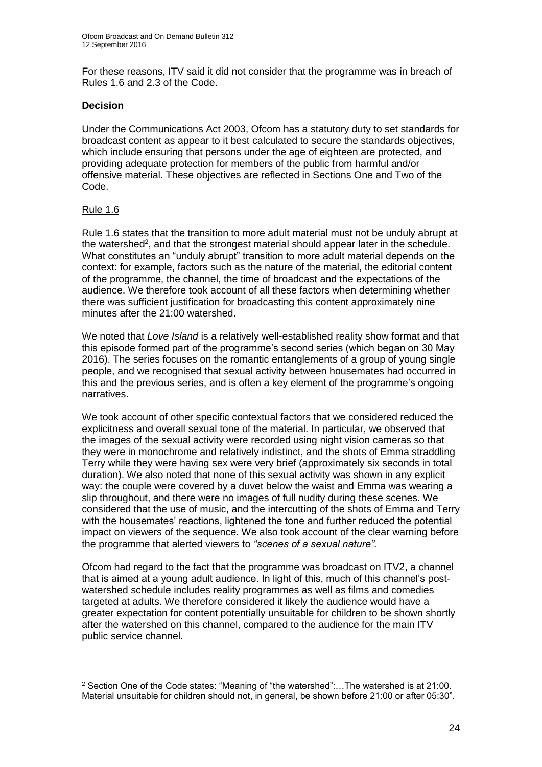For these reasons, ITV said it did not consider that the programme was in breach of Rules 1.6 and 2.3 of the Code.

**Decision**

Under the Communications Act 2003, Ofcom has a statutory duty to set standards for broadcast content as appear to it best calculated to secure the standards objectives, which include ensuring that persons under the age of eighteen are protected, and providing adequate protection for members of the public from harmful and/or offensive material. These objectives are reflected in Sections One and Two of the Code.

Rule 1.6

Rule 1.6 states that the transition to more adult material must not be unduly abrupt at the watershed[2], and that the strongest material should appear later in the schedule. What constitutes an "unduly abrupt" transition to more adult material depends on the context: for example, factors such as the nature of the material, the editorial content of the programme, the channel, the time of broadcast and the expectations of the audience. We therefore took account of all these factors when determining whether there was sufficient justification for broadcasting this content approximately nine minutes after the 21:00 watershed.

We noted that *Love Island* is a relatively well-established reality show format and that this episode formed part of the programme's second series (which began on 30 May 2016). The series focuses on the romantic entanglements of a group of young single people, and we recognised that sexual activity between housemates had occurred in this and the previous series, and is often a key element of the programme's ongoing narratives.

We took account of other specific contextual factors that we considered reduced the explicitness and overall sexual tone of the material. In particular, we observed that the images of the sexual activity were recorded using night vision cameras so that they were in monochrome and relatively indistinct, and the shots of Emma straddling Terry while they were having sex were very brief (approximately six seconds in total duration). We also noted that none of this sexual activity was shown in any explicit way: the couple were covered by a duvet below the waist and Emma was wearing a slip throughout, and there were no images of full nudity during these scenes. We considered that the use of music, and the intercutting of the shots of Emma and Terry with the housemates' reactions, lightened the tone and further reduced the potential impact on viewers of the sequence. We also took account of the clear warning before the programme that alerted viewers to *"scenes of a sexual nature"*.

Ofcom had regard to the fact that the programme was broadcast on ITV2, a channel that is aimed at a young adult audience. In light of this, much of this channel's post-watershed schedule includes reality programmes as well as films and comedies targeted at adults. We therefore considered it likely the audience would have a greater expectation for content potentially unsuitable for children to be shown shortly after the watershed on this channel, compared to the audience for the main ITV public service channel.

[2] Section One of the Code states: "Meaning of "the watershed":…The watershed is at 21:00. Material unsuitable for children should not, in general, be shown before 21:00 or after 05:30".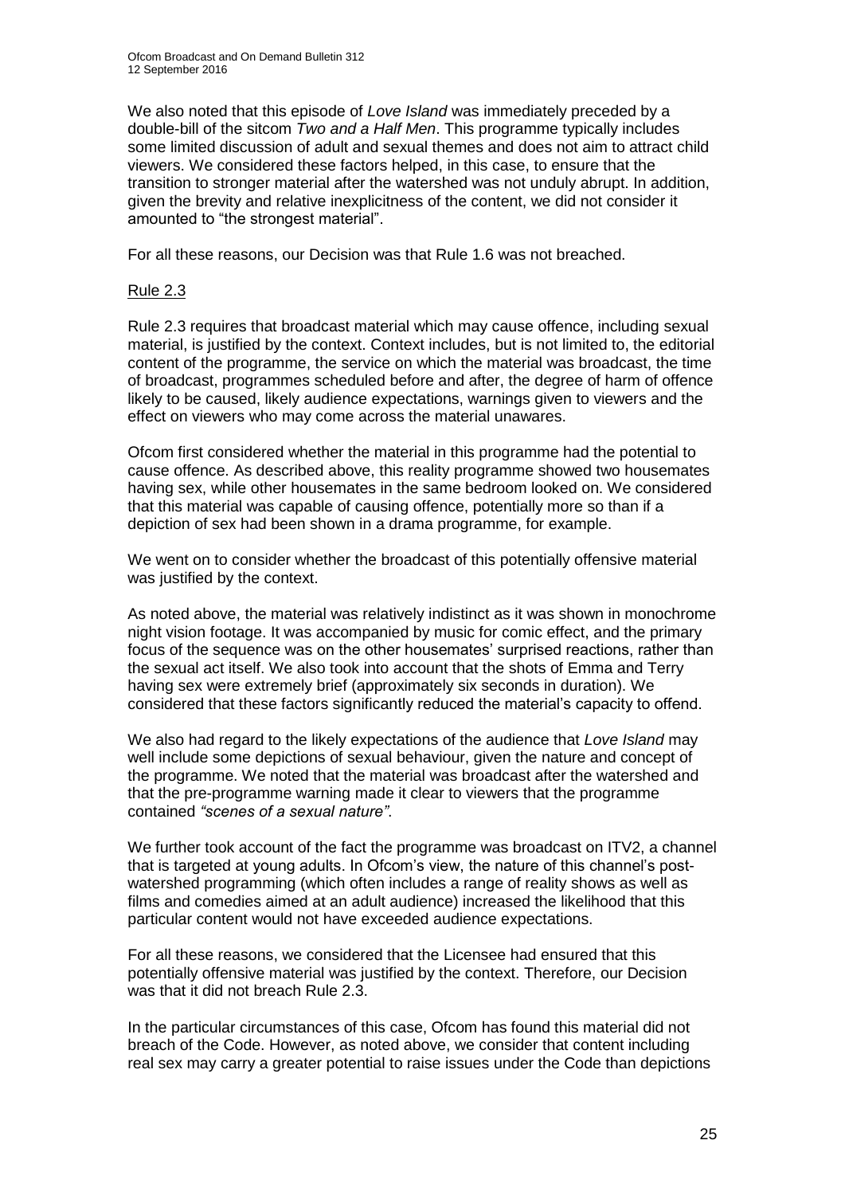We also noted that this episode of *Love Island* was immediately preceded by a double-bill of the sitcom *Two and a Half Men*. This programme typically includes some limited discussion of adult and sexual themes and does not aim to attract child viewers. We considered these factors helped, in this case, to ensure that the transition to stronger material after the watershed was not unduly abrupt. In addition, given the brevity and relative inexplicitness of the content, we did not consider it amounted to "the strongest material".

For all these reasons, our Decision was that Rule 1.6 was not breached.

Rule 2.3

Rule 2.3 requires that broadcast material which may cause offence, including sexual material, is justified by the context. Context includes, but is not limited to, the editorial content of the programme, the service on which the material was broadcast, the time of broadcast, programmes scheduled before and after, the degree of harm of offence likely to be caused, likely audience expectations, warnings given to viewers and the effect on viewers who may come across the material unawares.

Ofcom first considered whether the material in this programme had the potential to cause offence. As described above, this reality programme showed two housemates having sex, while other housemates in the same bedroom looked on. We considered that this material was capable of causing offence, potentially more so than if a depiction of sex had been shown in a drama programme, for example.

We went on to consider whether the broadcast of this potentially offensive material was justified by the context.

As noted above, the material was relatively indistinct as it was shown in monochrome night vision footage. It was accompanied by music for comic effect, and the primary focus of the sequence was on the other housemates' surprised reactions, rather than the sexual act itself. We also took into account that the shots of Emma and Terry having sex were extremely brief (approximately six seconds in duration). We considered that these factors significantly reduced the material's capacity to offend.

We also had regard to the likely expectations of the audience that *Love Island* may well include some depictions of sexual behaviour, given the nature and concept of the programme. We noted that the material was broadcast after the watershed and that the pre-programme warning made it clear to viewers that the programme contained *"scenes of a sexual nature"*.

We further took account of the fact the programme was broadcast on ITV2, a channel that is targeted at young adults. In Ofcom's view, the nature of this channel's post-watershed programming (which often includes a range of reality shows as well as films and comedies aimed at an adult audience) increased the likelihood that this particular content would not have exceeded audience expectations.

For all these reasons, we considered that the Licensee had ensured that this potentially offensive material was justified by the context. Therefore, our Decision was that it did not breach Rule 2.3.

In the particular circumstances of this case, Ofcom has found this material did not breach of the Code. However, as noted above, we consider that content including real sex may carry a greater potential to raise issues under the Code than depictions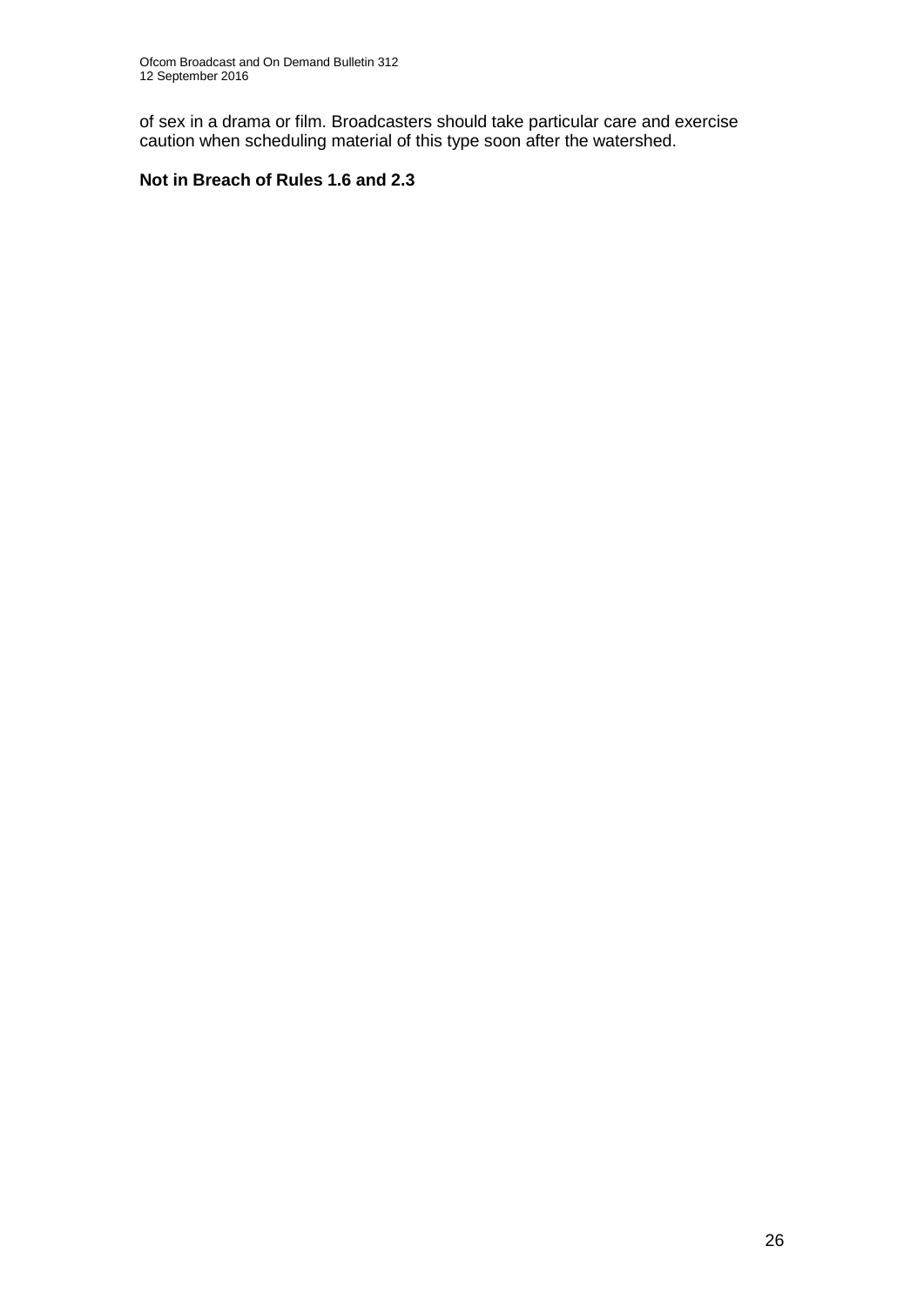of sex in a drama or film. Broadcasters should take particular care and exercise caution when scheduling material of this type soon after the watershed.

**Not in Breach of Rules 1.6 and 2.3**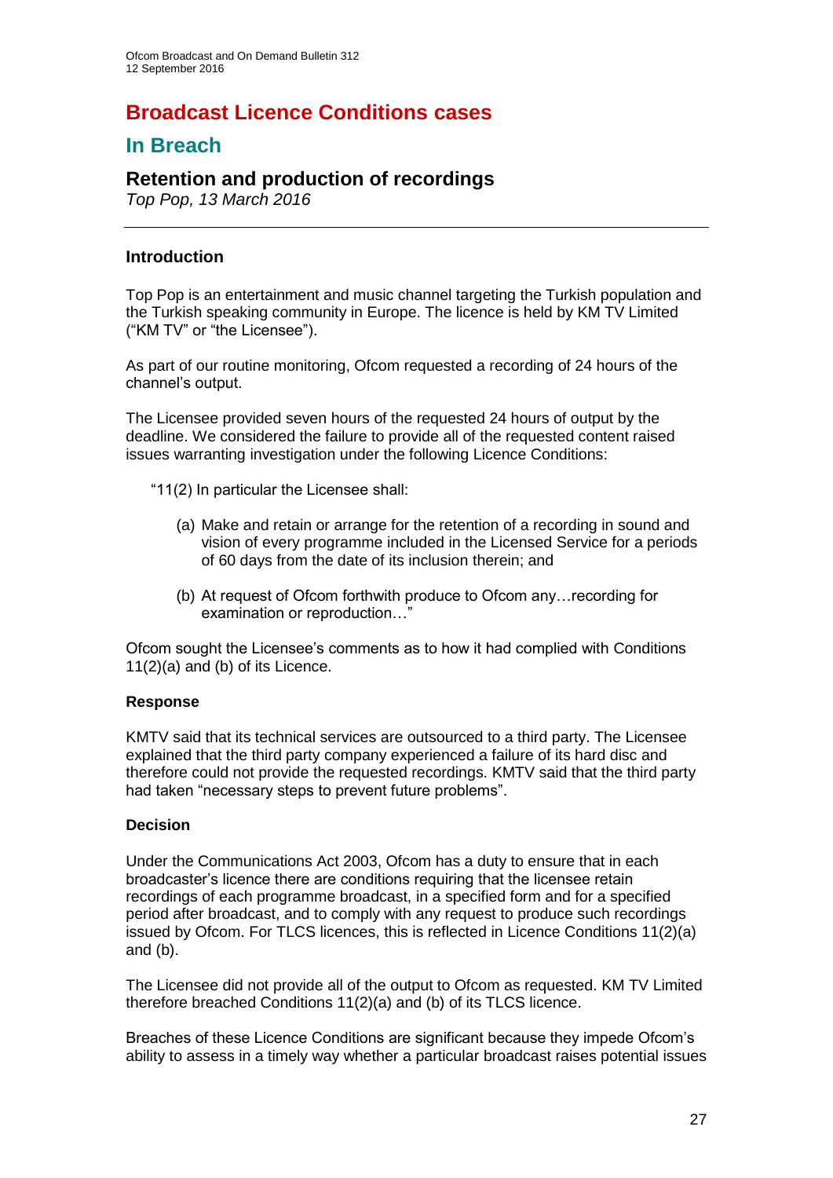# Broadcast Licence Conditions cases

## In Breach

### Retention and production of recordings

*Top Pop, 13 March 2016*

---

#### Introduction

Top Pop is an entertainment and music channel targeting the Turkish population and the Turkish speaking community in Europe. The licence is held by KM TV Limited ("KM TV" or "the Licensee").

As part of our routine monitoring, Ofcom requested a recording of 24 hours of the channel's output.

The Licensee provided seven hours of the requested 24 hours of output by the deadline. We considered the failure to provide all of the requested content raised issues warranting investigation under the following Licence Conditions:

"11(2) In particular the Licensee shall:

(a) Make and retain or arrange for the retention of a recording in sound and vision of every programme included in the Licensed Service for a periods of 60 days from the date of its inclusion therein; and

(b) At request of Ofcom forthwith produce to Ofcom any…recording for examination or reproduction…"

Ofcom sought the Licensee's comments as to how it had complied with Conditions 11(2)(a) and (b) of its Licence.

#### Response

KMTV said that its technical services are outsourced to a third party. The Licensee explained that the third party company experienced a failure of its hard disc and therefore could not provide the requested recordings. KMTV said that the third party had taken "necessary steps to prevent future problems".

#### Decision

Under the Communications Act 2003, Ofcom has a duty to ensure that in each broadcaster's licence there are conditions requiring that the licensee retain recordings of each programme broadcast, in a specified form and for a specified period after broadcast, and to comply with any request to produce such recordings issued by Ofcom. For TLCS licences, this is reflected in Licence Conditions 11(2)(a) and (b).

The Licensee did not provide all of the output to Ofcom as requested. KM TV Limited therefore breached Conditions 11(2)(a) and (b) of its TLCS licence.

Breaches of these Licence Conditions are significant because they impede Ofcom's ability to assess in a timely way whether a particular broadcast raises potential issues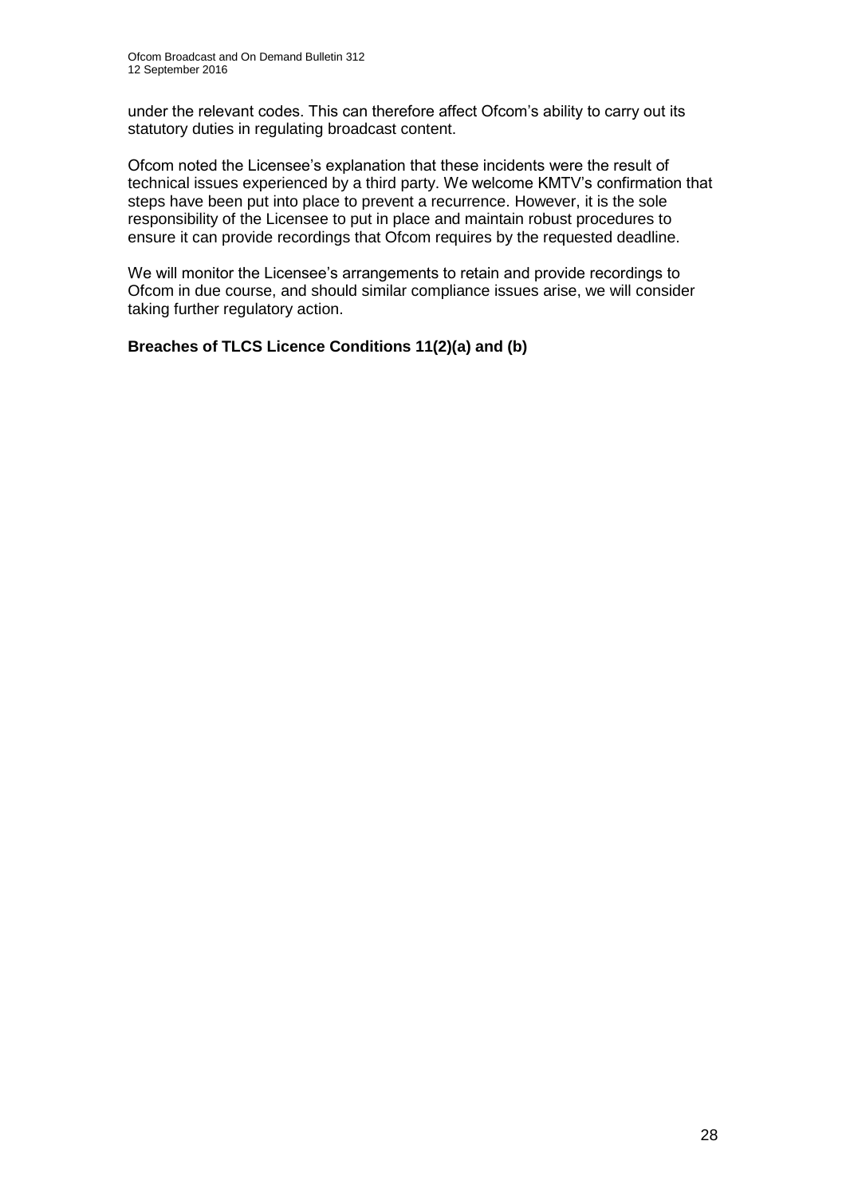under the relevant codes. This can therefore affect Ofcom's ability to carry out its statutory duties in regulating broadcast content.

Ofcom noted the Licensee's explanation that these incidents were the result of technical issues experienced by a third party. We welcome KMTV's confirmation that steps have been put into place to prevent a recurrence. However, it is the sole responsibility of the Licensee to put in place and maintain robust procedures to ensure it can provide recordings that Ofcom requires by the requested deadline.

We will monitor the Licensee's arrangements to retain and provide recordings to Ofcom in due course, and should similar compliance issues arise, we will consider taking further regulatory action.

**Breaches of TLCS Licence Conditions 11(2)(a) and (b)**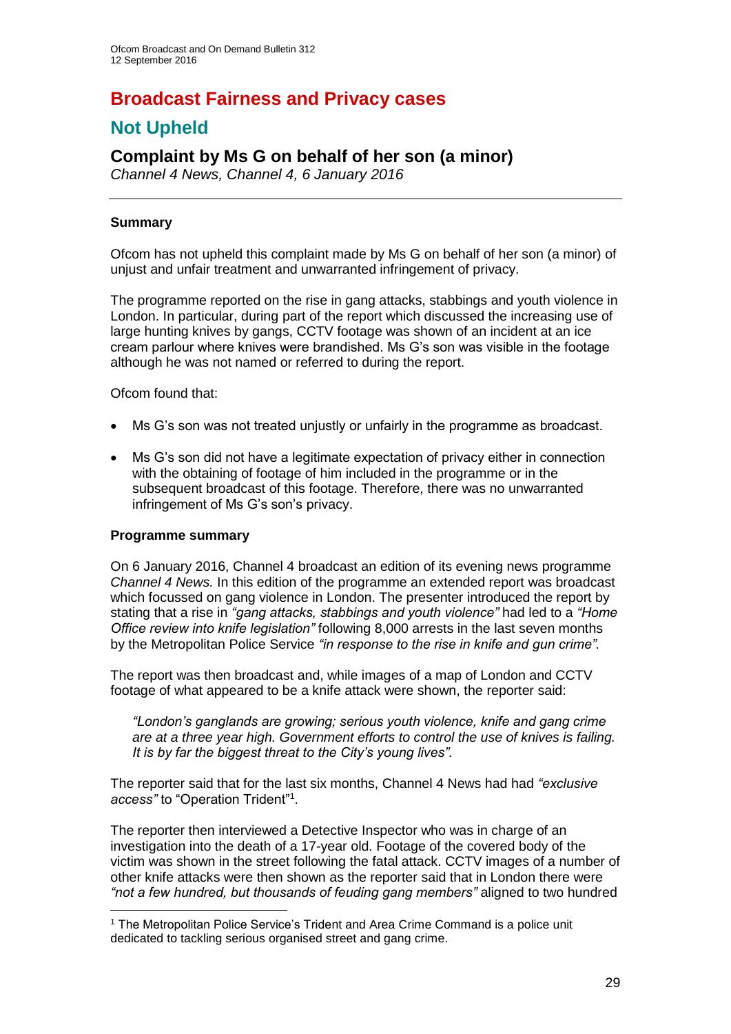# Broadcast Fairness and Privacy cases

## Not Upheld

### Complaint by Ms G on behalf of her son (a minor)

*Channel 4 News, Channel 4, 6 January 2016*

**Summary**

Ofcom has not upheld this complaint made by Ms G on behalf of her son (a minor) of unjust and unfair treatment and unwarranted infringement of privacy.

The programme reported on the rise in gang attacks, stabbings and youth violence in London. In particular, during part of the report which discussed the increasing use of large hunting knives by gangs, CCTV footage was shown of an incident at an ice cream parlour where knives were brandished. Ms G's son was visible in the footage although he was not named or referred to during the report.

Ofcom found that:

- Ms G's son was not treated unjustly or unfairly in the programme as broadcast.
- Ms G's son did not have a legitimate expectation of privacy either in connection with the obtaining of footage of him included in the programme or in the subsequent broadcast of this footage. Therefore, there was no unwarranted infringement of Ms G's son's privacy.

**Programme summary**

On 6 January 2016, Channel 4 broadcast an edition of its evening news programme *Channel 4 News.* In this edition of the programme an extended report was broadcast which focussed on gang violence in London. The presenter introduced the report by stating that a rise in *"gang attacks, stabbings and youth violence"* had led to a *"Home Office review into knife legislation"* following 8,000 arrests in the last seven months by the Metropolitan Police Service *"in response to the rise in knife and gun crime".*

The report was then broadcast and, while images of a map of London and CCTV footage of what appeared to be a knife attack were shown, the reporter said:

> *"London's ganglands are growing; serious youth violence, knife and gang crime are at a three year high. Government efforts to control the use of knives is failing. It is by far the biggest threat to the City's young lives".*

The reporter said that for the last six months, Channel 4 News had had *"exclusive access"* to "Operation Trident"[1].

The reporter then interviewed a Detective Inspector who was in charge of an investigation into the death of a 17-year old. Footage of the covered body of the victim was shown in the street following the fatal attack. CCTV images of a number of other knife attacks were then shown as the reporter said that in London there were *"not a few hundred, but thousands of feuding gang members"* aligned to two hundred

[1] The Metropolitan Police Service's Trident and Area Crime Command is a police unit dedicated to tackling serious organised street and gang crime.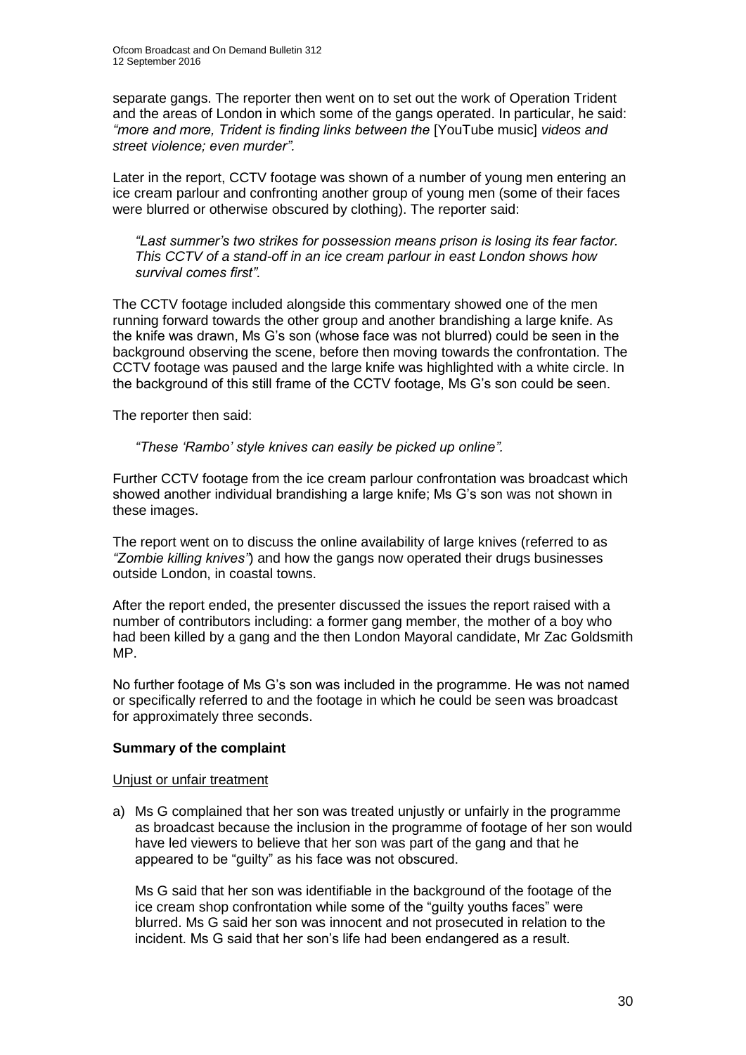separate gangs. The reporter then went on to set out the work of Operation Trident and the areas of London in which some of the gangs operated. In particular, he said: *"more and more, Trident is finding links between the* [YouTube music] *videos and street violence; even murder".*

Later in the report, CCTV footage was shown of a number of young men entering an ice cream parlour and confronting another group of young men (some of their faces were blurred or otherwise obscured by clothing). The reporter said:

> *"Last summer's two strikes for possession means prison is losing its fear factor. This CCTV of a stand-off in an ice cream parlour in east London shows how survival comes first".*

The CCTV footage included alongside this commentary showed one of the men running forward towards the other group and another brandishing a large knife. As the knife was drawn, Ms G's son (whose face was not blurred) could be seen in the background observing the scene, before then moving towards the confrontation. The CCTV footage was paused and the large knife was highlighted with a white circle. In the background of this still frame of the CCTV footage, Ms G's son could be seen.

The reporter then said:

> *"These 'Rambo' style knives can easily be picked up online".*

Further CCTV footage from the ice cream parlour confrontation was broadcast which showed another individual brandishing a large knife; Ms G's son was not shown in these images.

The report went on to discuss the online availability of large knives (referred to as *"Zombie killing knives"*) and how the gangs now operated their drugs businesses outside London, in coastal towns.

After the report ended, the presenter discussed the issues the report raised with a number of contributors including: a former gang member, the mother of a boy who had been killed by a gang and the then London Mayoral candidate, Mr Zac Goldsmith MP.

No further footage of Ms G's son was included in the programme. He was not named or specifically referred to and the footage in which he could be seen was broadcast for approximately three seconds.

**Summary of the complaint**

Unjust or unfair treatment

a) Ms G complained that her son was treated unjustly or unfairly in the programme as broadcast because the inclusion in the programme of footage of her son would have led viewers to believe that her son was part of the gang and that he appeared to be "guilty" as his face was not obscured.

   Ms G said that her son was identifiable in the background of the footage of the ice cream shop confrontation while some of the "guilty youths faces" were blurred. Ms G said her son was innocent and not prosecuted in relation to the incident. Ms G said that her son's life had been endangered as a result.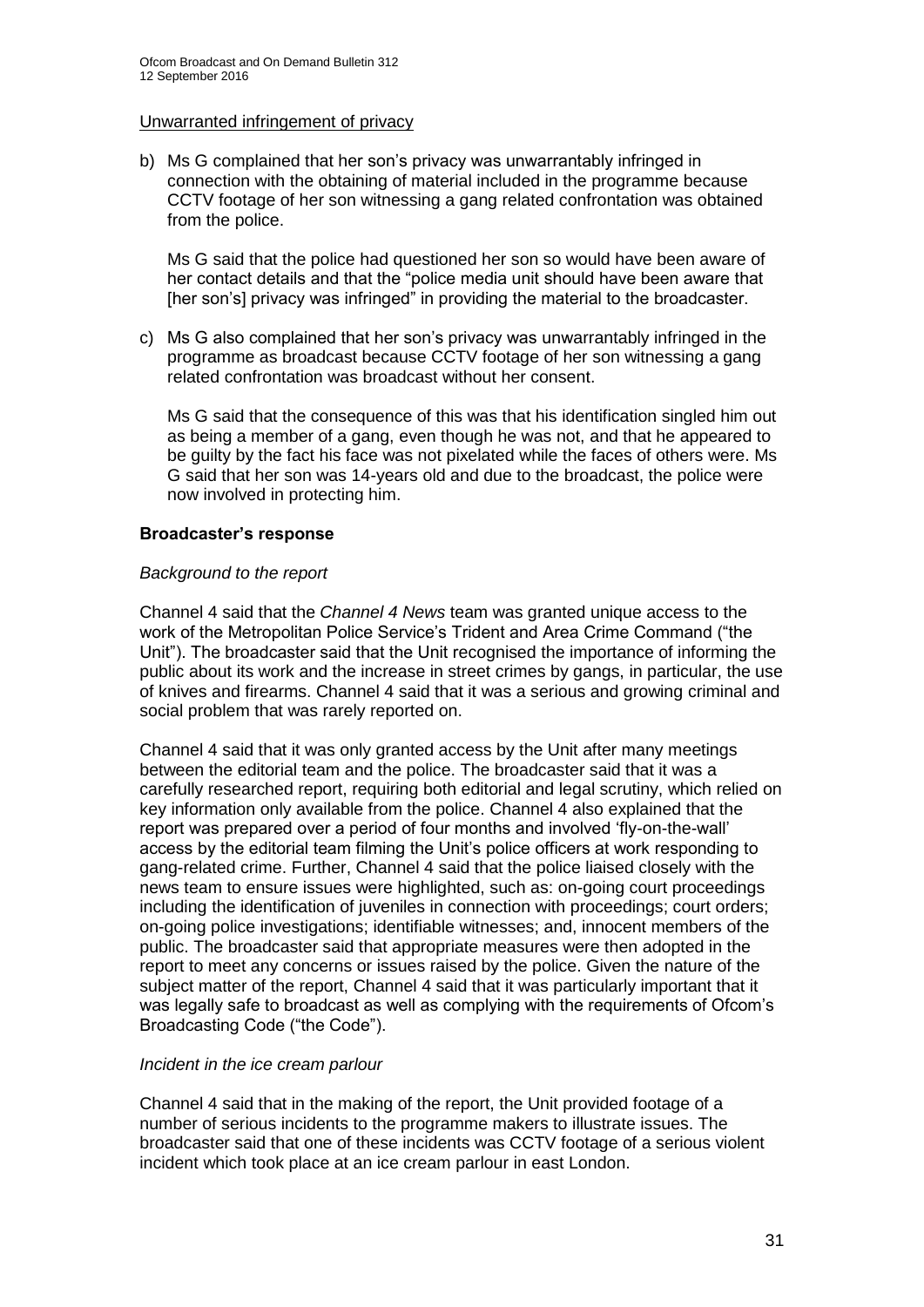Unwarranted infringement of privacy

b) Ms G complained that her son's privacy was unwarrantably infringed in connection with the obtaining of material included in the programme because CCTV footage of her son witnessing a gang related confrontation was obtained from the police.

   Ms G said that the police had questioned her son so would have been aware of her contact details and that the "police media unit should have been aware that [her son's] privacy was infringed" in providing the material to the broadcaster.

c) Ms G also complained that her son's privacy was unwarrantably infringed in the programme as broadcast because CCTV footage of her son witnessing a gang related confrontation was broadcast without her consent.

   Ms G said that the consequence of this was that his identification singled him out as being a member of a gang, even though he was not, and that he appeared to be guilty by the fact his face was not pixelated while the faces of others were. Ms G said that her son was 14-years old and due to the broadcast, the police were now involved in protecting him.

**Broadcaster's response**

*Background to the report*

Channel 4 said that the *Channel 4 News* team was granted unique access to the work of the Metropolitan Police Service's Trident and Area Crime Command ("the Unit"). The broadcaster said that the Unit recognised the importance of informing the public about its work and the increase in street crimes by gangs, in particular, the use of knives and firearms. Channel 4 said that it was a serious and growing criminal and social problem that was rarely reported on.

Channel 4 said that it was only granted access by the Unit after many meetings between the editorial team and the police. The broadcaster said that it was a carefully researched report, requiring both editorial and legal scrutiny, which relied on key information only available from the police. Channel 4 also explained that the report was prepared over a period of four months and involved 'fly-on-the-wall' access by the editorial team filming the Unit's police officers at work responding to gang-related crime. Further, Channel 4 said that the police liaised closely with the news team to ensure issues were highlighted, such as: on-going court proceedings including the identification of juveniles in connection with proceedings; court orders; on-going police investigations; identifiable witnesses; and, innocent members of the public. The broadcaster said that appropriate measures were then adopted in the report to meet any concerns or issues raised by the police. Given the nature of the subject matter of the report, Channel 4 said that it was particularly important that it was legally safe to broadcast as well as complying with the requirements of Ofcom's Broadcasting Code ("the Code").

*Incident in the ice cream parlour*

Channel 4 said that in the making of the report, the Unit provided footage of a number of serious incidents to the programme makers to illustrate issues. The broadcaster said that one of these incidents was CCTV footage of a serious violent incident which took place at an ice cream parlour in east London.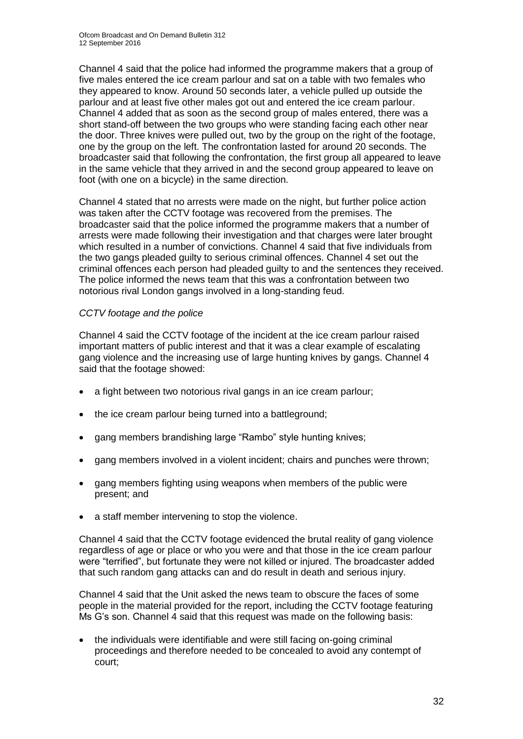Channel 4 said that the police had informed the programme makers that a group of five males entered the ice cream parlour and sat on a table with two females who they appeared to know. Around 50 seconds later, a vehicle pulled up outside the parlour and at least five other males got out and entered the ice cream parlour. Channel 4 added that as soon as the second group of males entered, there was a short stand-off between the two groups who were standing facing each other near the door. Three knives were pulled out, two by the group on the right of the footage, one by the group on the left. The confrontation lasted for around 20 seconds. The broadcaster said that following the confrontation, the first group all appeared to leave in the same vehicle that they arrived in and the second group appeared to leave on foot (with one on a bicycle) in the same direction.

Channel 4 stated that no arrests were made on the night, but further police action was taken after the CCTV footage was recovered from the premises. The broadcaster said that the police informed the programme makers that a number of arrests were made following their investigation and that charges were later brought which resulted in a number of convictions. Channel 4 said that five individuals from the two gangs pleaded guilty to serious criminal offences. Channel 4 set out the criminal offences each person had pleaded guilty to and the sentences they received. The police informed the news team that this was a confrontation between two notorious rival London gangs involved in a long-standing feud.

*CCTV footage and the police*

Channel 4 said the CCTV footage of the incident at the ice cream parlour raised important matters of public interest and that it was a clear example of escalating gang violence and the increasing use of large hunting knives by gangs. Channel 4 said that the footage showed:

- a fight between two notorious rival gangs in an ice cream parlour;
- the ice cream parlour being turned into a battleground;
- gang members brandishing large "Rambo" style hunting knives;
- gang members involved in a violent incident; chairs and punches were thrown;
- gang members fighting using weapons when members of the public were present; and
- a staff member intervening to stop the violence.

Channel 4 said that the CCTV footage evidenced the brutal reality of gang violence regardless of age or place or who you were and that those in the ice cream parlour were "terrified", but fortunate they were not killed or injured. The broadcaster added that such random gang attacks can and do result in death and serious injury.

Channel 4 said that the Unit asked the news team to obscure the faces of some people in the material provided for the report, including the CCTV footage featuring Ms G's son. Channel 4 said that this request was made on the following basis:

- the individuals were identifiable and were still facing on-going criminal proceedings and therefore needed to be concealed to avoid any contempt of court;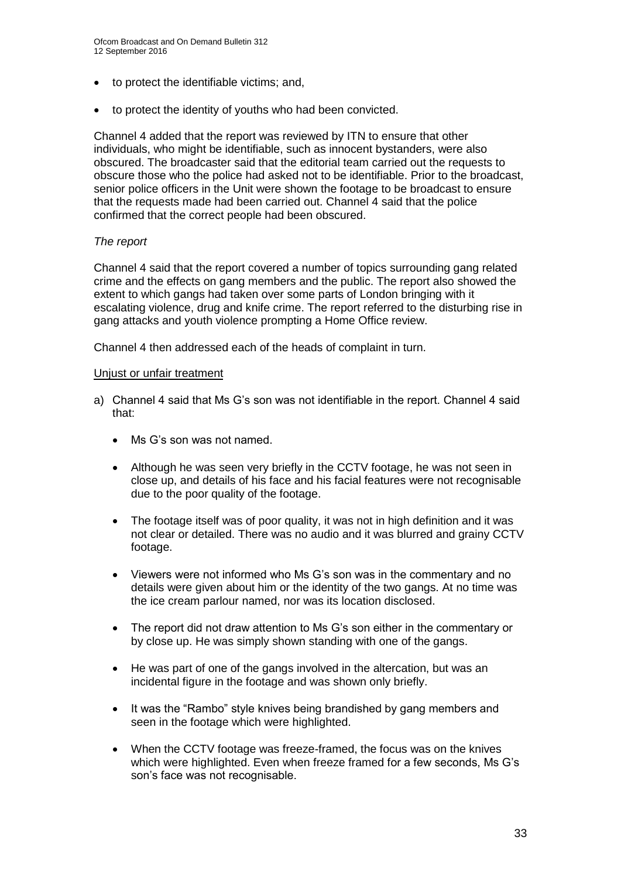- to protect the identifiable victims; and,
- to protect the identity of youths who had been convicted.

Channel 4 added that the report was reviewed by ITN to ensure that other individuals, who might be identifiable, such as innocent bystanders, were also obscured. The broadcaster said that the editorial team carried out the requests to obscure those who the police had asked not to be identifiable. Prior to the broadcast, senior police officers in the Unit were shown the footage to be broadcast to ensure that the requests made had been carried out. Channel 4 said that the police confirmed that the correct people had been obscured.

*The report*

Channel 4 said that the report covered a number of topics surrounding gang related crime and the effects on gang members and the public. The report also showed the extent to which gangs had taken over some parts of London bringing with it escalating violence, drug and knife crime. The report referred to the disturbing rise in gang attacks and youth violence prompting a Home Office review.

Channel 4 then addressed each of the heads of complaint in turn.

<u>Unjust or unfair treatment</u>

a) Channel 4 said that Ms G's son was not identifiable in the report. Channel 4 said that:

   - Ms G's son was not named.
   - Although he was seen very briefly in the CCTV footage, he was not seen in close up, and details of his face and his facial features were not recognisable due to the poor quality of the footage.
   - The footage itself was of poor quality, it was not in high definition and it was not clear or detailed. There was no audio and it was blurred and grainy CCTV footage.
   - Viewers were not informed who Ms G's son was in the commentary and no details were given about him or the identity of the two gangs. At no time was the ice cream parlour named, nor was its location disclosed.
   - The report did not draw attention to Ms G's son either in the commentary or by close up. He was simply shown standing with one of the gangs.
   - He was part of one of the gangs involved in the altercation, but was an incidental figure in the footage and was shown only briefly.
   - It was the "Rambo" style knives being brandished by gang members and seen in the footage which were highlighted.
   - When the CCTV footage was freeze-framed, the focus was on the knives which were highlighted. Even when freeze framed for a few seconds, Ms G's son's face was not recognisable.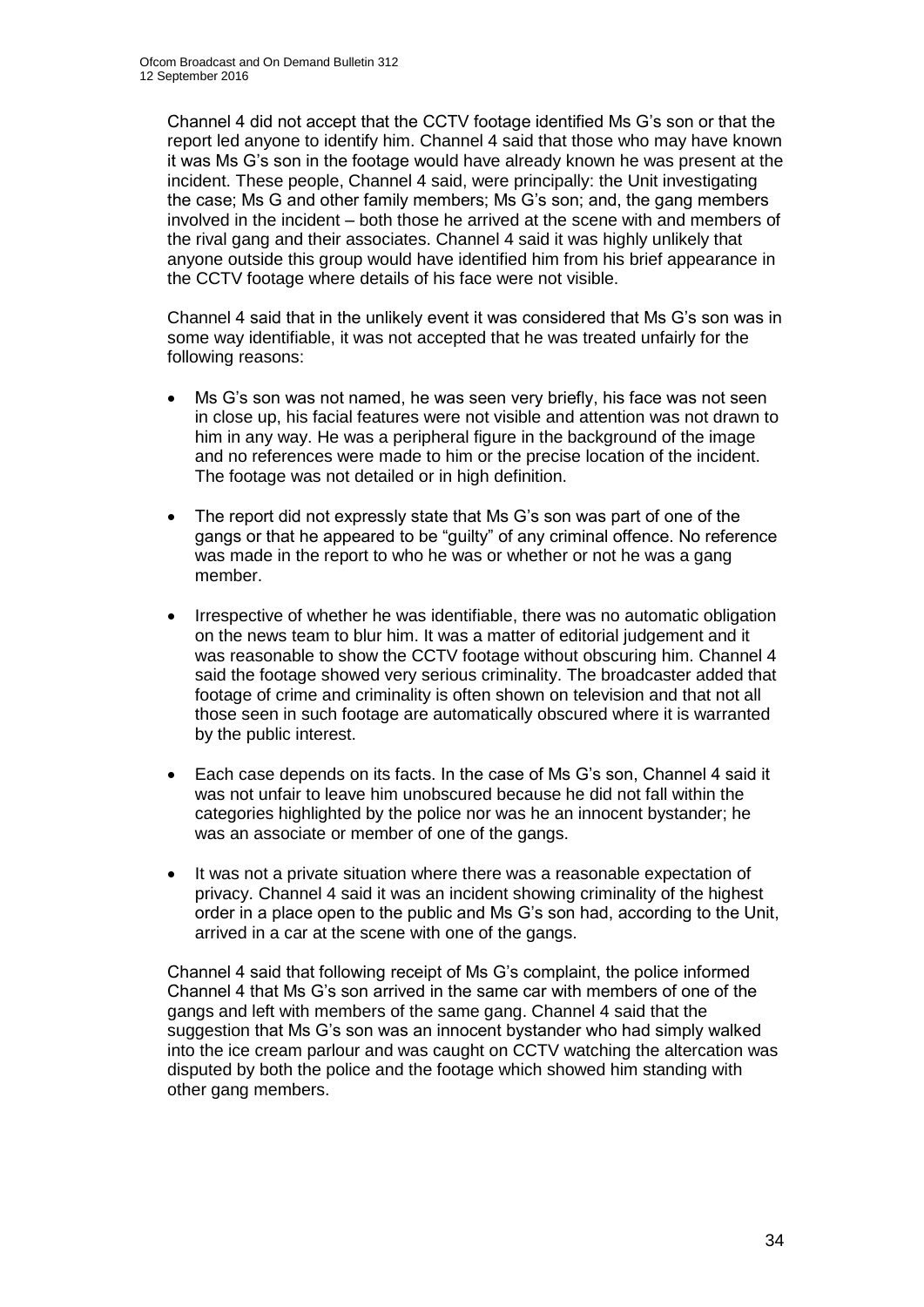Channel 4 did not accept that the CCTV footage identified Ms G's son or that the report led anyone to identify him. Channel 4 said that those who may have known it was Ms G's son in the footage would have already known he was present at the incident. These people, Channel 4 said, were principally: the Unit investigating the case; Ms G and other family members; Ms G's son; and, the gang members involved in the incident – both those he arrived at the scene with and members of the rival gang and their associates. Channel 4 said it was highly unlikely that anyone outside this group would have identified him from his brief appearance in the CCTV footage where details of his face were not visible.

Channel 4 said that in the unlikely event it was considered that Ms G's son was in some way identifiable, it was not accepted that he was treated unfairly for the following reasons:

- Ms G's son was not named, he was seen very briefly, his face was not seen in close up, his facial features were not visible and attention was not drawn to him in any way. He was a peripheral figure in the background of the image and no references were made to him or the precise location of the incident. The footage was not detailed or in high definition.

- The report did not expressly state that Ms G's son was part of one of the gangs or that he appeared to be "guilty" of any criminal offence. No reference was made in the report to who he was or whether or not he was a gang member.

- Irrespective of whether he was identifiable, there was no automatic obligation on the news team to blur him. It was a matter of editorial judgement and it was reasonable to show the CCTV footage without obscuring him. Channel 4 said the footage showed very serious criminality. The broadcaster added that footage of crime and criminality is often shown on television and that not all those seen in such footage are automatically obscured where it is warranted by the public interest.

- Each case depends on its facts. In the case of Ms G's son, Channel 4 said it was not unfair to leave him unobscured because he did not fall within the categories highlighted by the police nor was he an innocent bystander; he was an associate or member of one of the gangs.

- It was not a private situation where there was a reasonable expectation of privacy. Channel 4 said it was an incident showing criminality of the highest order in a place open to the public and Ms G's son had, according to the Unit, arrived in a car at the scene with one of the gangs.

Channel 4 said that following receipt of Ms G's complaint, the police informed Channel 4 that Ms G's son arrived in the same car with members of one of the gangs and left with members of the same gang. Channel 4 said that the suggestion that Ms G's son was an innocent bystander who had simply walked into the ice cream parlour and was caught on CCTV watching the altercation was disputed by both the police and the footage which showed him standing with other gang members.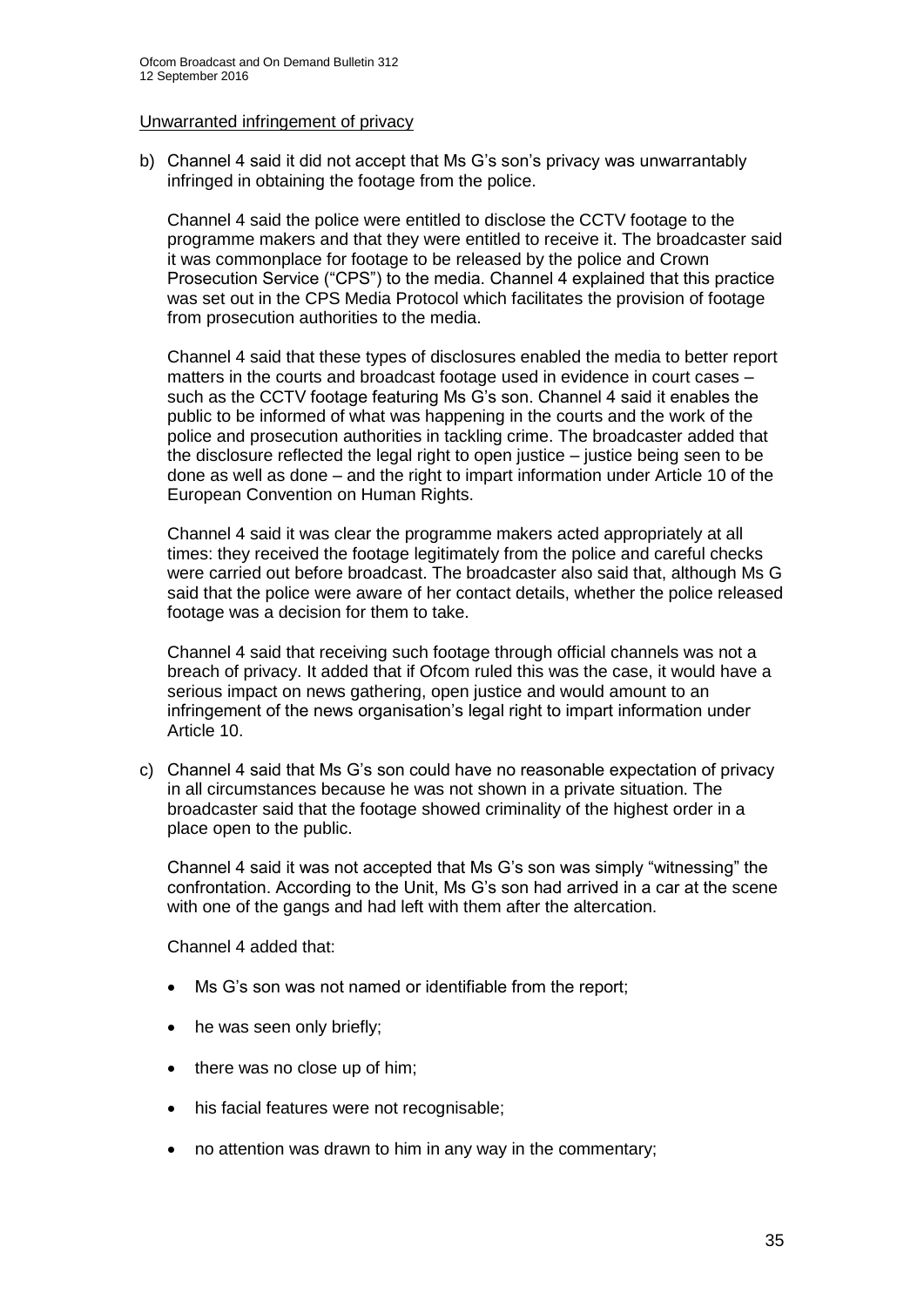Unwarranted infringement of privacy

b) Channel 4 said it did not accept that Ms G's son's privacy was unwarrantably infringed in obtaining the footage from the police.

   Channel 4 said the police were entitled to disclose the CCTV footage to the programme makers and that they were entitled to receive it. The broadcaster said it was commonplace for footage to be released by the police and Crown Prosecution Service ("CPS") to the media. Channel 4 explained that this practice was set out in the CPS Media Protocol which facilitates the provision of footage from prosecution authorities to the media.

   Channel 4 said that these types of disclosures enabled the media to better report matters in the courts and broadcast footage used in evidence in court cases – such as the CCTV footage featuring Ms G's son. Channel 4 said it enables the public to be informed of what was happening in the courts and the work of the police and prosecution authorities in tackling crime. The broadcaster added that the disclosure reflected the legal right to open justice – justice being seen to be done as well as done – and the right to impart information under Article 10 of the European Convention on Human Rights.

   Channel 4 said it was clear the programme makers acted appropriately at all times: they received the footage legitimately from the police and careful checks were carried out before broadcast. The broadcaster also said that, although Ms G said that the police were aware of her contact details, whether the police released footage was a decision for them to take.

   Channel 4 said that receiving such footage through official channels was not a breach of privacy. It added that if Ofcom ruled this was the case, it would have a serious impact on news gathering, open justice and would amount to an infringement of the news organisation's legal right to impart information under Article 10.

c) Channel 4 said that Ms G's son could have no reasonable expectation of privacy in all circumstances because he was not shown in a private situation. The broadcaster said that the footage showed criminality of the highest order in a place open to the public.

   Channel 4 said it was not accepted that Ms G's son was simply "witnessing" the confrontation. According to the Unit, Ms G's son had arrived in a car at the scene with one of the gangs and had left with them after the altercation.

   Channel 4 added that:

   - Ms G's son was not named or identifiable from the report;
   - he was seen only briefly;
   - there was no close up of him;
   - his facial features were not recognisable;
   - no attention was drawn to him in any way in the commentary;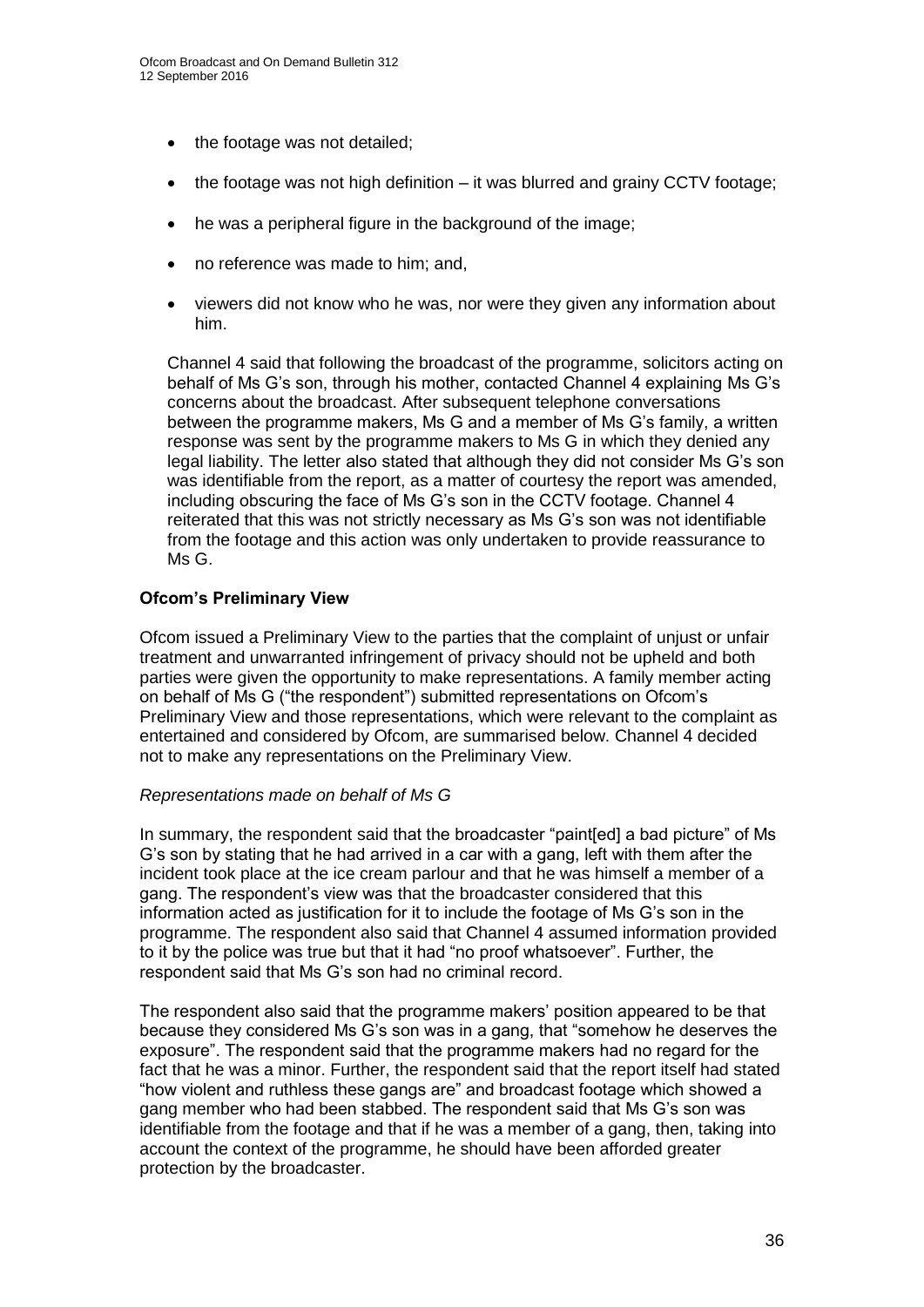- the footage was not detailed;
- the footage was not high definition – it was blurred and grainy CCTV footage;
- he was a peripheral figure in the background of the image;
- no reference was made to him; and,
- viewers did not know who he was, nor were they given any information about him.

Channel 4 said that following the broadcast of the programme, solicitors acting on behalf of Ms G's son, through his mother, contacted Channel 4 explaining Ms G's concerns about the broadcast. After subsequent telephone conversations between the programme makers, Ms G and a member of Ms G's family, a written response was sent by the programme makers to Ms G in which they denied any legal liability. The letter also stated that although they did not consider Ms G's son was identifiable from the report, as a matter of courtesy the report was amended, including obscuring the face of Ms G's son in the CCTV footage. Channel 4 reiterated that this was not strictly necessary as Ms G's son was not identifiable from the footage and this action was only undertaken to provide reassurance to Ms G.

**Ofcom's Preliminary View**

Ofcom issued a Preliminary View to the parties that the complaint of unjust or unfair treatment and unwarranted infringement of privacy should not be upheld and both parties were given the opportunity to make representations. A family member acting on behalf of Ms G ("the respondent") submitted representations on Ofcom's Preliminary View and those representations, which were relevant to the complaint as entertained and considered by Ofcom, are summarised below. Channel 4 decided not to make any representations on the Preliminary View.

*Representations made on behalf of Ms G*

In summary, the respondent said that the broadcaster "paint[ed] a bad picture" of Ms G's son by stating that he had arrived in a car with a gang, left with them after the incident took place at the ice cream parlour and that he was himself a member of a gang. The respondent's view was that the broadcaster considered that this information acted as justification for it to include the footage of Ms G's son in the programme. The respondent also said that Channel 4 assumed information provided to it by the police was true but that it had "no proof whatsoever". Further, the respondent said that Ms G's son had no criminal record.

The respondent also said that the programme makers' position appeared to be that because they considered Ms G's son was in a gang, that "somehow he deserves the exposure". The respondent said that the programme makers had no regard for the fact that he was a minor. Further, the respondent said that the report itself had stated "how violent and ruthless these gangs are" and broadcast footage which showed a gang member who had been stabbed. The respondent said that Ms G's son was identifiable from the footage and that if he was a member of a gang, then, taking into account the context of the programme, he should have been afforded greater protection by the broadcaster.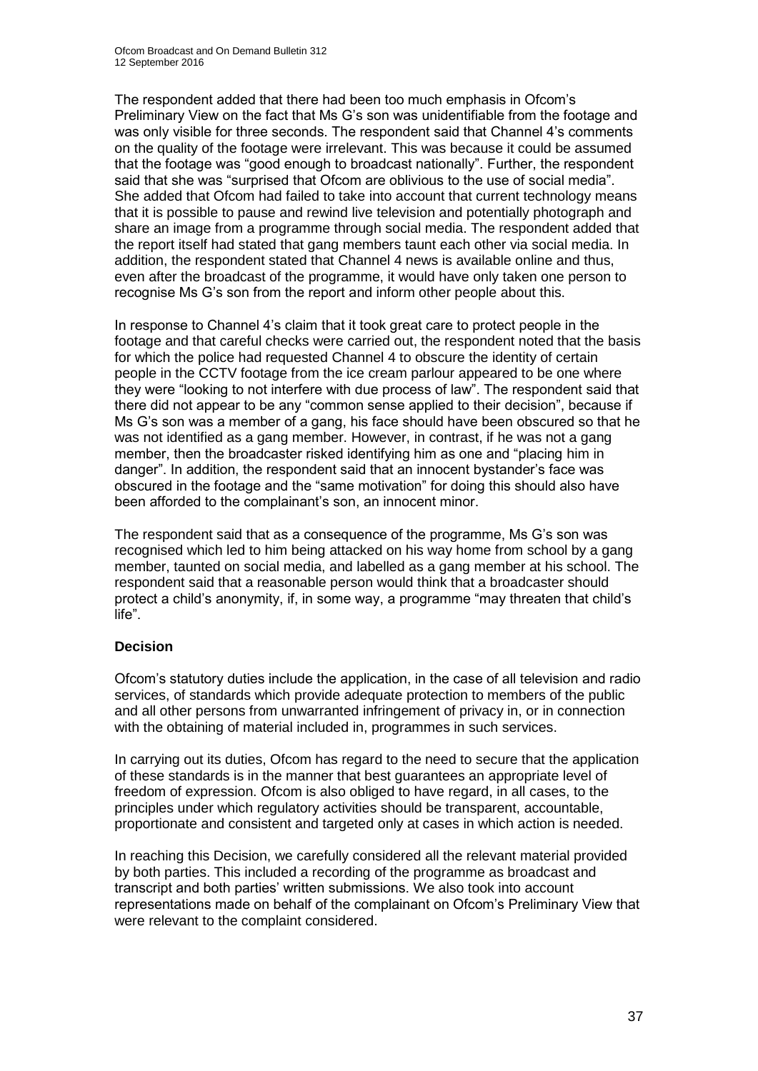The respondent added that there had been too much emphasis in Ofcom's Preliminary View on the fact that Ms G's son was unidentifiable from the footage and was only visible for three seconds. The respondent said that Channel 4's comments on the quality of the footage were irrelevant. This was because it could be assumed that the footage was "good enough to broadcast nationally". Further, the respondent said that she was "surprised that Ofcom are oblivious to the use of social media". She added that Ofcom had failed to take into account that current technology means that it is possible to pause and rewind live television and potentially photograph and share an image from a programme through social media. The respondent added that the report itself had stated that gang members taunt each other via social media. In addition, the respondent stated that Channel 4 news is available online and thus, even after the broadcast of the programme, it would have only taken one person to recognise Ms G's son from the report and inform other people about this.

In response to Channel 4's claim that it took great care to protect people in the footage and that careful checks were carried out, the respondent noted that the basis for which the police had requested Channel 4 to obscure the identity of certain people in the CCTV footage from the ice cream parlour appeared to be one where they were "looking to not interfere with due process of law". The respondent said that there did not appear to be any "common sense applied to their decision", because if Ms G's son was a member of a gang, his face should have been obscured so that he was not identified as a gang member. However, in contrast, if he was not a gang member, then the broadcaster risked identifying him as one and "placing him in danger". In addition, the respondent said that an innocent bystander's face was obscured in the footage and the "same motivation" for doing this should also have been afforded to the complainant's son, an innocent minor.

The respondent said that as a consequence of the programme, Ms G's son was recognised which led to him being attacked on his way home from school by a gang member, taunted on social media, and labelled as a gang member at his school. The respondent said that a reasonable person would think that a broadcaster should protect a child's anonymity, if, in some way, a programme "may threaten that child's life".

**Decision**

Ofcom's statutory duties include the application, in the case of all television and radio services, of standards which provide adequate protection to members of the public and all other persons from unwarranted infringement of privacy in, or in connection with the obtaining of material included in, programmes in such services.

In carrying out its duties, Ofcom has regard to the need to secure that the application of these standards is in the manner that best guarantees an appropriate level of freedom of expression. Ofcom is also obliged to have regard, in all cases, to the principles under which regulatory activities should be transparent, accountable, proportionate and consistent and targeted only at cases in which action is needed.

In reaching this Decision, we carefully considered all the relevant material provided by both parties. This included a recording of the programme as broadcast and transcript and both parties' written submissions. We also took into account representations made on behalf of the complainant on Ofcom's Preliminary View that were relevant to the complaint considered.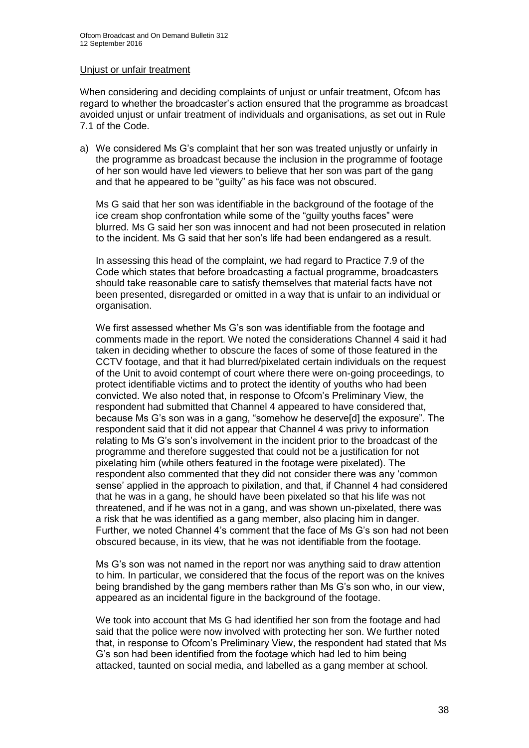Unjust or unfair treatment

When considering and deciding complaints of unjust or unfair treatment, Ofcom has regard to whether the broadcaster's action ensured that the programme as broadcast avoided unjust or unfair treatment of individuals and organisations, as set out in Rule 7.1 of the Code.

a) We considered Ms G's complaint that her son was treated unjustly or unfairly in the programme as broadcast because the inclusion in the programme of footage of her son would have led viewers to believe that her son was part of the gang and that he appeared to be "guilty" as his face was not obscured.

   Ms G said that her son was identifiable in the background of the footage of the ice cream shop confrontation while some of the "guilty youths faces" were blurred. Ms G said her son was innocent and had not been prosecuted in relation to the incident. Ms G said that her son's life had been endangered as a result.

   In assessing this head of the complaint, we had regard to Practice 7.9 of the Code which states that before broadcasting a factual programme, broadcasters should take reasonable care to satisfy themselves that material facts have not been presented, disregarded or omitted in a way that is unfair to an individual or organisation.

   We first assessed whether Ms G's son was identifiable from the footage and comments made in the report. We noted the considerations Channel 4 said it had taken in deciding whether to obscure the faces of some of those featured in the CCTV footage, and that it had blurred/pixelated certain individuals on the request of the Unit to avoid contempt of court where there were on-going proceedings, to protect identifiable victims and to protect the identity of youths who had been convicted. We also noted that, in response to Ofcom's Preliminary View, the respondent had submitted that Channel 4 appeared to have considered that, because Ms G's son was in a gang, "somehow he deserve[d] the exposure". The respondent said that it did not appear that Channel 4 was privy to information relating to Ms G's son's involvement in the incident prior to the broadcast of the programme and therefore suggested that could not be a justification for not pixelating him (while others featured in the footage were pixelated). The respondent also commented that they did not consider there was any 'common sense' applied in the approach to pixilation, and that, if Channel 4 had considered that he was in a gang, he should have been pixelated so that his life was not threatened, and if he was not in a gang, and was shown un-pixelated, there was a risk that he was identified as a gang member, also placing him in danger. Further, we noted Channel 4's comment that the face of Ms G's son had not been obscured because, in its view, that he was not identifiable from the footage.

   Ms G's son was not named in the report nor was anything said to draw attention to him. In particular, we considered that the focus of the report was on the knives being brandished by the gang members rather than Ms G's son who, in our view, appeared as an incidental figure in the background of the footage.

   We took into account that Ms G had identified her son from the footage and had said that the police were now involved with protecting her son. We further noted that, in response to Ofcom's Preliminary View, the respondent had stated that Ms G's son had been identified from the footage which had led to him being attacked, taunted on social media, and labelled as a gang member at school.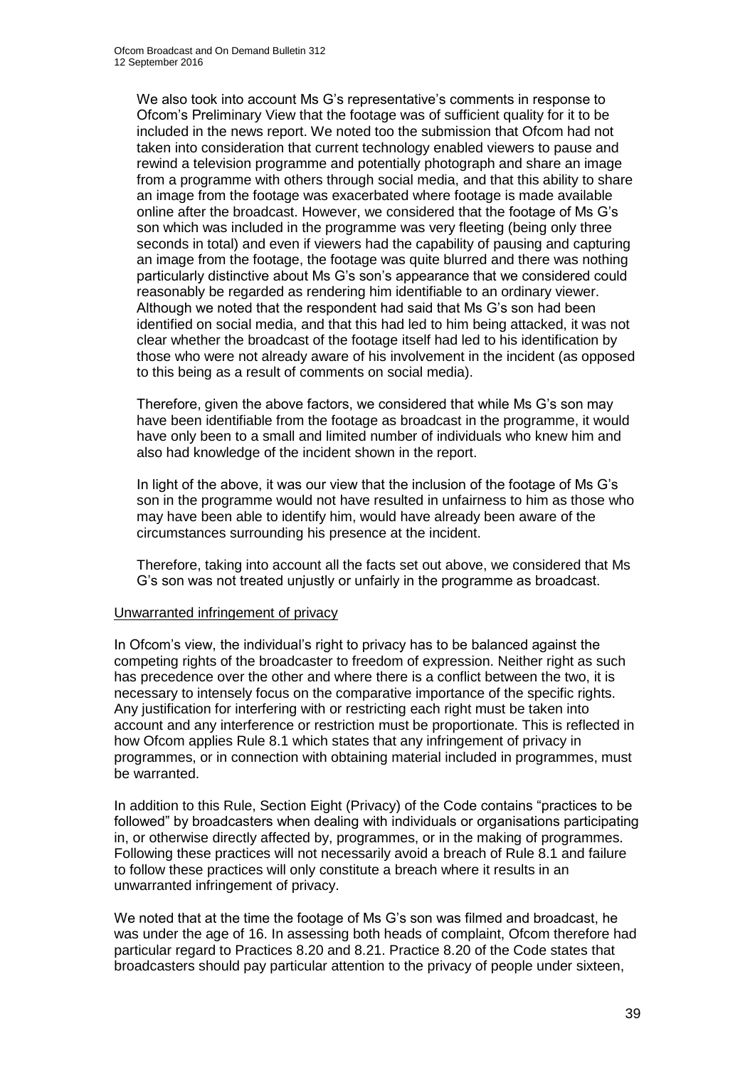We also took into account Ms G's representative's comments in response to Ofcom's Preliminary View that the footage was of sufficient quality for it to be included in the news report. We noted too the submission that Ofcom had not taken into consideration that current technology enabled viewers to pause and rewind a television programme and potentially photograph and share an image from a programme with others through social media, and that this ability to share an image from the footage was exacerbated where footage is made available online after the broadcast. However, we considered that the footage of Ms G's son which was included in the programme was very fleeting (being only three seconds in total) and even if viewers had the capability of pausing and capturing an image from the footage, the footage was quite blurred and there was nothing particularly distinctive about Ms G's son's appearance that we considered could reasonably be regarded as rendering him identifiable to an ordinary viewer. Although we noted that the respondent had said that Ms G's son had been identified on social media, and that this had led to him being attacked, it was not clear whether the broadcast of the footage itself had led to his identification by those who were not already aware of his involvement in the incident (as opposed to this being as a result of comments on social media).

Therefore, given the above factors, we considered that while Ms G's son may have been identifiable from the footage as broadcast in the programme, it would have only been to a small and limited number of individuals who knew him and also had knowledge of the incident shown in the report.

In light of the above, it was our view that the inclusion of the footage of Ms G's son in the programme would not have resulted in unfairness to him as those who may have been able to identify him, would have already been aware of the circumstances surrounding his presence at the incident.

Therefore, taking into account all the facts set out above, we considered that Ms G's son was not treated unjustly or unfairly in the programme as broadcast.

Unwarranted infringement of privacy

In Ofcom's view, the individual's right to privacy has to be balanced against the competing rights of the broadcaster to freedom of expression. Neither right as such has precedence over the other and where there is a conflict between the two, it is necessary to intensely focus on the comparative importance of the specific rights. Any justification for interfering with or restricting each right must be taken into account and any interference or restriction must be proportionate. This is reflected in how Ofcom applies Rule 8.1 which states that any infringement of privacy in programmes, or in connection with obtaining material included in programmes, must be warranted.

In addition to this Rule, Section Eight (Privacy) of the Code contains "practices to be followed" by broadcasters when dealing with individuals or organisations participating in, or otherwise directly affected by, programmes, or in the making of programmes. Following these practices will not necessarily avoid a breach of Rule 8.1 and failure to follow these practices will only constitute a breach where it results in an unwarranted infringement of privacy.

We noted that at the time the footage of Ms G's son was filmed and broadcast, he was under the age of 16. In assessing both heads of complaint, Ofcom therefore had particular regard to Practices 8.20 and 8.21. Practice 8.20 of the Code states that broadcasters should pay particular attention to the privacy of people under sixteen,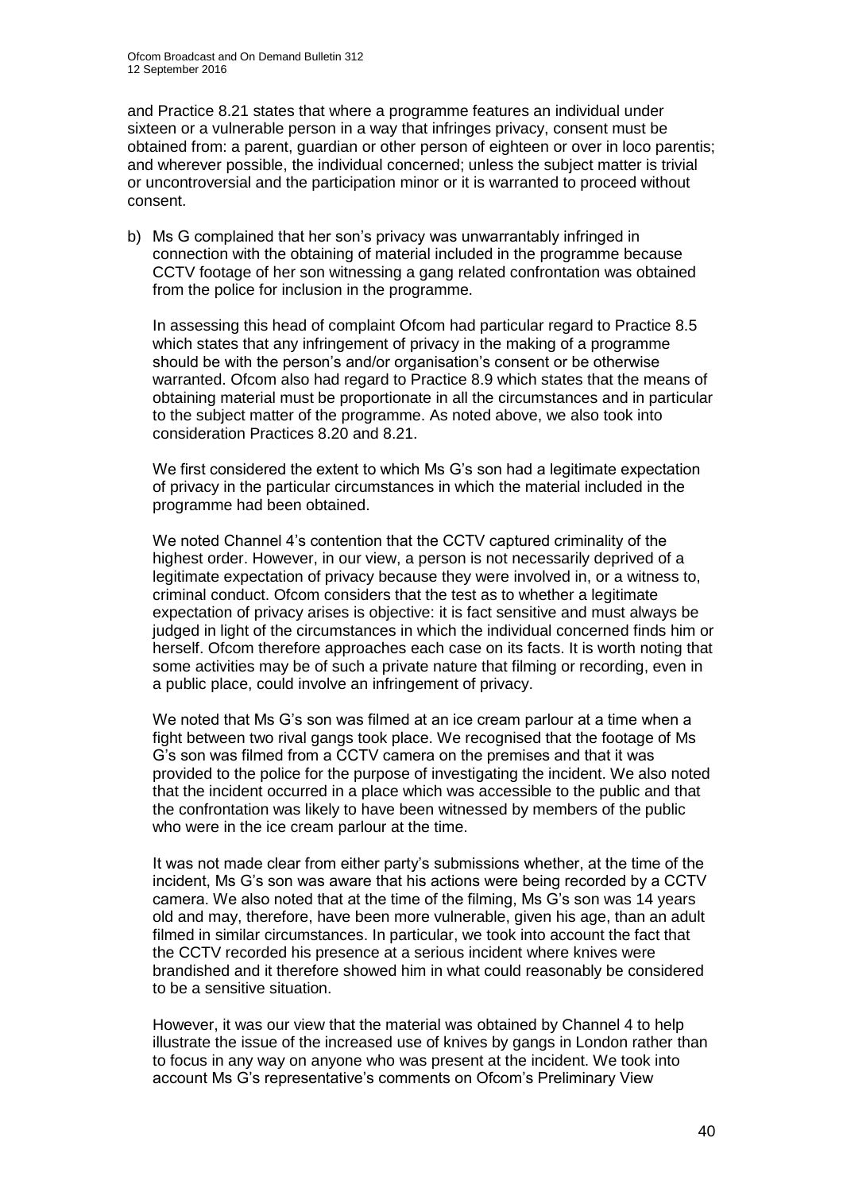and Practice 8.21 states that where a programme features an individual under sixteen or a vulnerable person in a way that infringes privacy, consent must be obtained from: a parent, guardian or other person of eighteen or over in loco parentis; and wherever possible, the individual concerned; unless the subject matter is trivial or uncontroversial and the participation minor or it is warranted to proceed without consent.

b) Ms G complained that her son's privacy was unwarrantably infringed in connection with the obtaining of material included in the programme because CCTV footage of her son witnessing a gang related confrontation was obtained from the police for inclusion in the programme.

   In assessing this head of complaint Ofcom had particular regard to Practice 8.5 which states that any infringement of privacy in the making of a programme should be with the person's and/or organisation's consent or be otherwise warranted. Ofcom also had regard to Practice 8.9 which states that the means of obtaining material must be proportionate in all the circumstances and in particular to the subject matter of the programme. As noted above, we also took into consideration Practices 8.20 and 8.21.

   We first considered the extent to which Ms G's son had a legitimate expectation of privacy in the particular circumstances in which the material included in the programme had been obtained.

   We noted Channel 4's contention that the CCTV captured criminality of the highest order. However, in our view, a person is not necessarily deprived of a legitimate expectation of privacy because they were involved in, or a witness to, criminal conduct. Ofcom considers that the test as to whether a legitimate expectation of privacy arises is objective: it is fact sensitive and must always be judged in light of the circumstances in which the individual concerned finds him or herself. Ofcom therefore approaches each case on its facts. It is worth noting that some activities may be of such a private nature that filming or recording, even in a public place, could involve an infringement of privacy.

   We noted that Ms G's son was filmed at an ice cream parlour at a time when a fight between two rival gangs took place. We recognised that the footage of Ms G's son was filmed from a CCTV camera on the premises and that it was provided to the police for the purpose of investigating the incident. We also noted that the incident occurred in a place which was accessible to the public and that the confrontation was likely to have been witnessed by members of the public who were in the ice cream parlour at the time.

   It was not made clear from either party's submissions whether, at the time of the incident, Ms G's son was aware that his actions were being recorded by a CCTV camera. We also noted that at the time of the filming, Ms G's son was 14 years old and may, therefore, have been more vulnerable, given his age, than an adult filmed in similar circumstances. In particular, we took into account the fact that the CCTV recorded his presence at a serious incident where knives were brandished and it therefore showed him in what could reasonably be considered to be a sensitive situation.

   However, it was our view that the material was obtained by Channel 4 to help illustrate the issue of the increased use of knives by gangs in London rather than to focus in any way on anyone who was present at the incident. We took into account Ms G's representative's comments on Ofcom's Preliminary View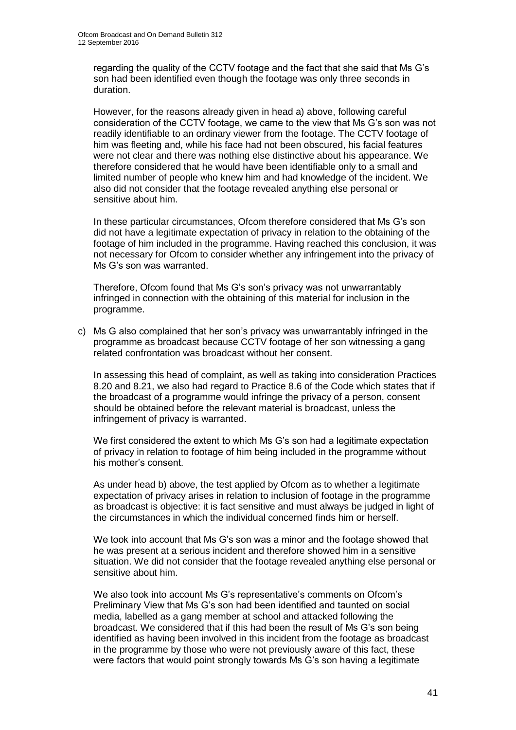regarding the quality of the CCTV footage and the fact that she said that Ms G's son had been identified even though the footage was only three seconds in duration.

However, for the reasons already given in head a) above, following careful consideration of the CCTV footage, we came to the view that Ms G's son was not readily identifiable to an ordinary viewer from the footage. The CCTV footage of him was fleeting and, while his face had not been obscured, his facial features were not clear and there was nothing else distinctive about his appearance. We therefore considered that he would have been identifiable only to a small and limited number of people who knew him and had knowledge of the incident. We also did not consider that the footage revealed anything else personal or sensitive about him.

In these particular circumstances, Ofcom therefore considered that Ms G's son did not have a legitimate expectation of privacy in relation to the obtaining of the footage of him included in the programme. Having reached this conclusion, it was not necessary for Ofcom to consider whether any infringement into the privacy of Ms G's son was warranted.

Therefore, Ofcom found that Ms G's son's privacy was not unwarrantably infringed in connection with the obtaining of this material for inclusion in the programme.

c) Ms G also complained that her son's privacy was unwarrantably infringed in the programme as broadcast because CCTV footage of her son witnessing a gang related confrontation was broadcast without her consent.

In assessing this head of complaint, as well as taking into consideration Practices 8.20 and 8.21, we also had regard to Practice 8.6 of the Code which states that if the broadcast of a programme would infringe the privacy of a person, consent should be obtained before the relevant material is broadcast, unless the infringement of privacy is warranted.

We first considered the extent to which Ms G's son had a legitimate expectation of privacy in relation to footage of him being included in the programme without his mother's consent.

As under head b) above, the test applied by Ofcom as to whether a legitimate expectation of privacy arises in relation to inclusion of footage in the programme as broadcast is objective: it is fact sensitive and must always be judged in light of the circumstances in which the individual concerned finds him or herself.

We took into account that Ms G's son was a minor and the footage showed that he was present at a serious incident and therefore showed him in a sensitive situation. We did not consider that the footage revealed anything else personal or sensitive about him.

We also took into account Ms G's representative's comments on Ofcom's Preliminary View that Ms G's son had been identified and taunted on social media, labelled as a gang member at school and attacked following the broadcast. We considered that if this had been the result of Ms G's son being identified as having been involved in this incident from the footage as broadcast in the programme by those who were not previously aware of this fact, these were factors that would point strongly towards Ms G's son having a legitimate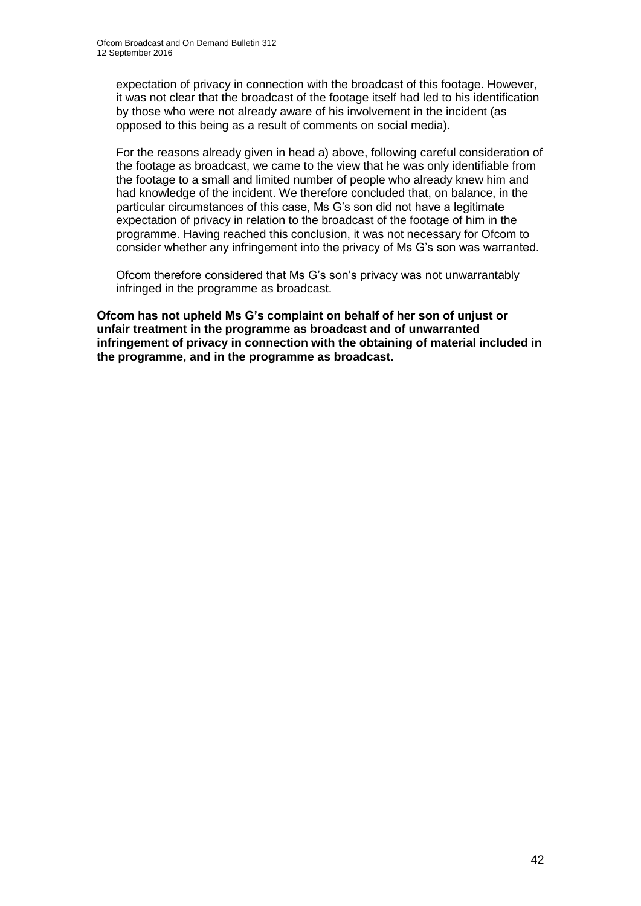expectation of privacy in connection with the broadcast of this footage. However, it was not clear that the broadcast of the footage itself had led to his identification by those who were not already aware of his involvement in the incident (as opposed to this being as a result of comments on social media).

For the reasons already given in head a) above, following careful consideration of the footage as broadcast, we came to the view that he was only identifiable from the footage to a small and limited number of people who already knew him and had knowledge of the incident. We therefore concluded that, on balance, in the particular circumstances of this case, Ms G's son did not have a legitimate expectation of privacy in relation to the broadcast of the footage of him in the programme. Having reached this conclusion, it was not necessary for Ofcom to consider whether any infringement into the privacy of Ms G's son was warranted.

Ofcom therefore considered that Ms G's son's privacy was not unwarrantably infringed in the programme as broadcast.

**Ofcom has not upheld Ms G's complaint on behalf of her son of unjust or unfair treatment in the programme as broadcast and of unwarranted infringement of privacy in connection with the obtaining of material included in the programme, and in the programme as broadcast.**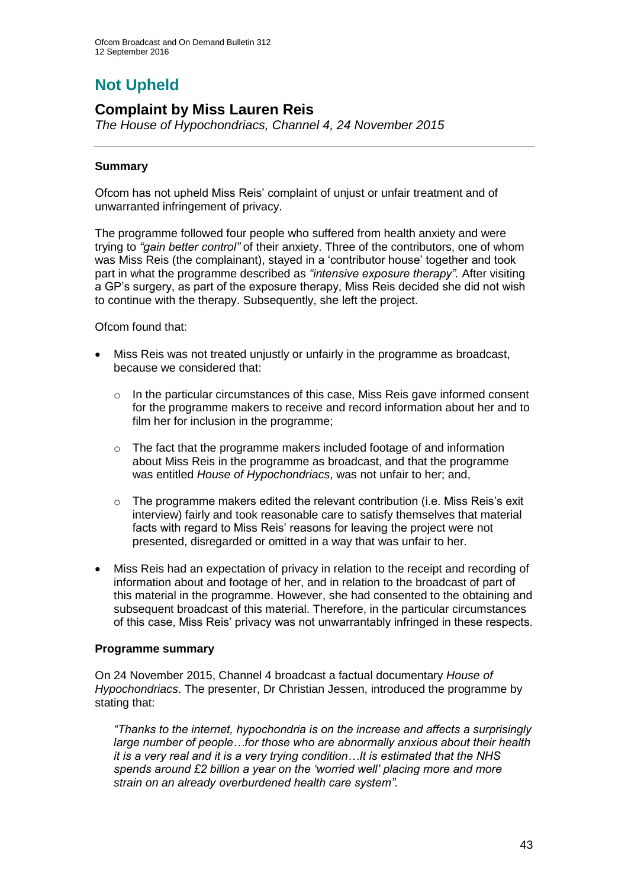# Not Upheld

## Complaint by Miss Lauren Reis

*The House of Hypochondriacs, Channel 4, 24 November 2015*

---

### Summary

Ofcom has not upheld Miss Reis' complaint of unjust or unfair treatment and of unwarranted infringement of privacy.

The programme followed four people who suffered from health anxiety and were trying to *"gain better control"* of their anxiety. Three of the contributors, one of whom was Miss Reis (the complainant), stayed in a 'contributor house' together and took part in what the programme described as *"intensive exposure therapy".* After visiting a GP's surgery, as part of the exposure therapy, Miss Reis decided she did not wish to continue with the therapy. Subsequently, she left the project.

Ofcom found that:

- Miss Reis was not treated unjustly or unfairly in the programme as broadcast, because we considered that:
  - In the particular circumstances of this case, Miss Reis gave informed consent for the programme makers to receive and record information about her and to film her for inclusion in the programme;
  - The fact that the programme makers included footage of and information about Miss Reis in the programme as broadcast, and that the programme was entitled *House of Hypochondriacs*, was not unfair to her; and,
  - The programme makers edited the relevant contribution (i.e. Miss Reis's exit interview) fairly and took reasonable care to satisfy themselves that material facts with regard to Miss Reis' reasons for leaving the project were not presented, disregarded or omitted in a way that was unfair to her.
- Miss Reis had an expectation of privacy in relation to the receipt and recording of information about and footage of her, and in relation to the broadcast of part of this material in the programme. However, she had consented to the obtaining and subsequent broadcast of this material. Therefore, in the particular circumstances of this case, Miss Reis' privacy was not unwarrantably infringed in these respects.

### Programme summary

On 24 November 2015, Channel 4 broadcast a factual documentary *House of Hypochondriacs*. The presenter, Dr Christian Jessen, introduced the programme by stating that:

> *"Thanks to the internet, hypochondria is on the increase and affects a surprisingly large number of people…for those who are abnormally anxious about their health it is a very real and it is a very trying condition…It is estimated that the NHS spends around £2 billion a year on the 'worried well' placing more and more strain on an already overburdened health care system".*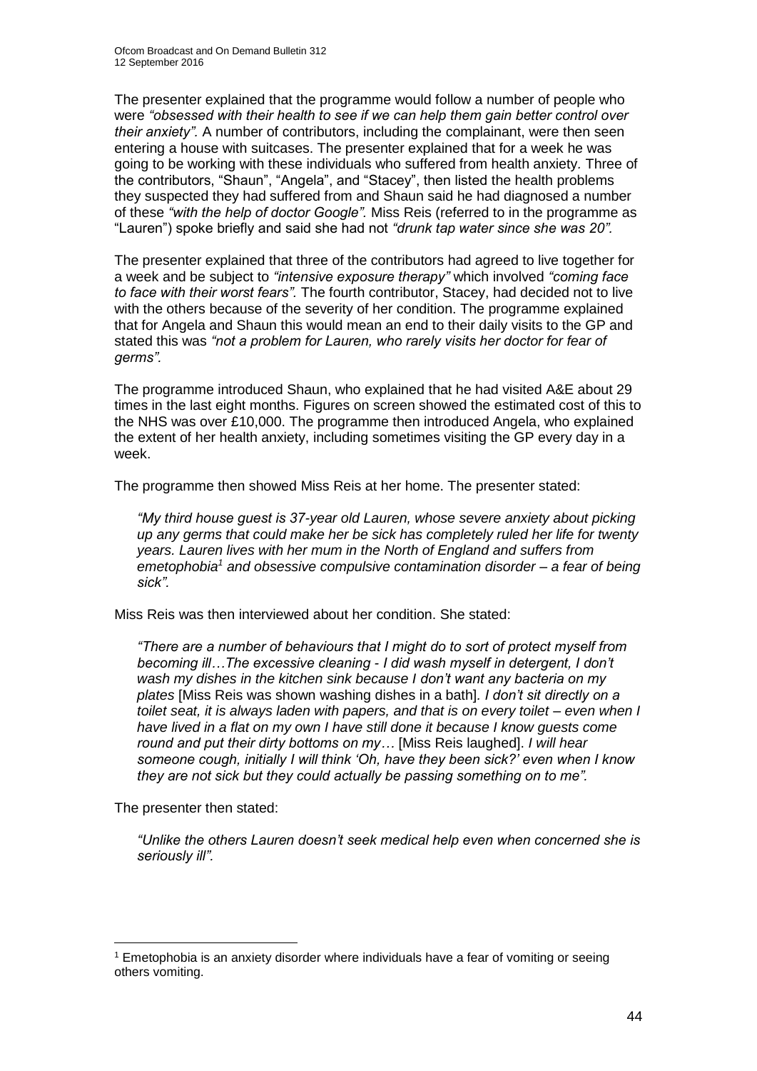The presenter explained that the programme would follow a number of people who were *"obsessed with their health to see if we can help them gain better control over their anxiety".* A number of contributors, including the complainant, were then seen entering a house with suitcases. The presenter explained that for a week he was going to be working with these individuals who suffered from health anxiety. Three of the contributors, "Shaun", "Angela", and "Stacey", then listed the health problems they suspected they had suffered from and Shaun said he had diagnosed a number of these *"with the help of doctor Google".* Miss Reis (referred to in the programme as "Lauren") spoke briefly and said she had not *"drunk tap water since she was 20".*

The presenter explained that three of the contributors had agreed to live together for a week and be subject to *"intensive exposure therapy"* which involved *"coming face to face with their worst fears".* The fourth contributor, Stacey, had decided not to live with the others because of the severity of her condition. The programme explained that for Angela and Shaun this would mean an end to their daily visits to the GP and stated this was *"not a problem for Lauren, who rarely visits her doctor for fear of germs".*

The programme introduced Shaun, who explained that he had visited A&E about 29 times in the last eight months. Figures on screen showed the estimated cost of this to the NHS was over £10,000. The programme then introduced Angela, who explained the extent of her health anxiety, including sometimes visiting the GP every day in a week.

The programme then showed Miss Reis at her home. The presenter stated:

> *"My third house guest is 37-year old Lauren, whose severe anxiety about picking up any germs that could make her be sick has completely ruled her life for twenty years. Lauren lives with her mum in the North of England and suffers from emetophobia*[1] *and obsessive compulsive contamination disorder – a fear of being sick".*

Miss Reis was then interviewed about her condition. She stated:

> *"There are a number of behaviours that I might do to sort of protect myself from becoming ill…The excessive cleaning - I did wash myself in detergent, I don't wash my dishes in the kitchen sink because I don't want any bacteria on my plates* [Miss Reis was shown washing dishes in a bath]*. I don't sit directly on a toilet seat, it is always laden with papers, and that is on every toilet – even when I have lived in a flat on my own I have still done it because I know guests come round and put their dirty bottoms on my…* [Miss Reis laughed]. *I will hear someone cough, initially I will think 'Oh, have they been sick?' even when I know they are not sick but they could actually be passing something on to me".*

The presenter then stated:

> *"Unlike the others Lauren doesn't seek medical help even when concerned she is seriously ill".*

---

[1] Emetophobia is an anxiety disorder where individuals have a fear of vomiting or seeing others vomiting.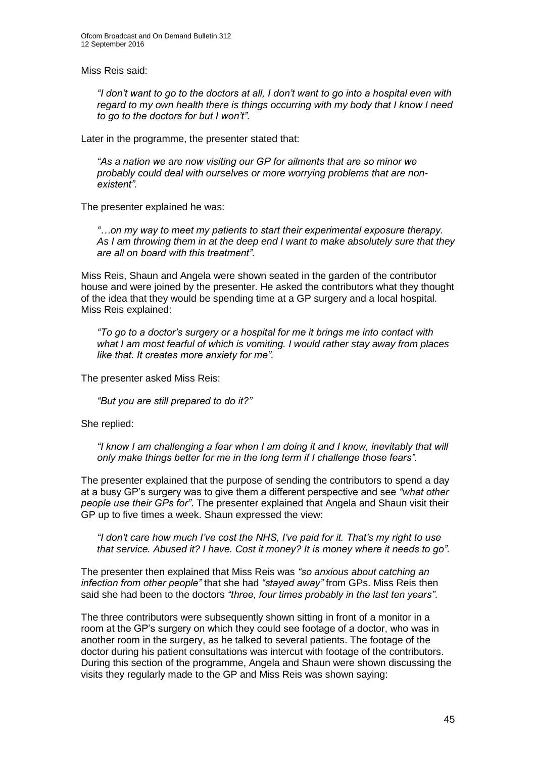Miss Reis said:

> *"I don't want to go to the doctors at all, I don't want to go into a hospital even with regard to my own health there is things occurring with my body that I know I need to go to the doctors for but I won't".*

Later in the programme, the presenter stated that:

> *"As a nation we are now visiting our GP for ailments that are so minor we probably could deal with ourselves or more worrying problems that are non-existent".*

The presenter explained he was:

> *"…on my way to meet my patients to start their experimental exposure therapy. As I am throwing them in at the deep end I want to make absolutely sure that they are all on board with this treatment".*

Miss Reis, Shaun and Angela were shown seated in the garden of the contributor house and were joined by the presenter. He asked the contributors what they thought of the idea that they would be spending time at a GP surgery and a local hospital. Miss Reis explained:

> *"To go to a doctor's surgery or a hospital for me it brings me into contact with what I am most fearful of which is vomiting. I would rather stay away from places like that. It creates more anxiety for me".*

The presenter asked Miss Reis:

> *"But you are still prepared to do it?"*

She replied:

> *"I know I am challenging a fear when I am doing it and I know, inevitably that will only make things better for me in the long term if I challenge those fears".*

The presenter explained that the purpose of sending the contributors to spend a day at a busy GP's surgery was to give them a different perspective and see *"what other people use their GPs for"*. The presenter explained that Angela and Shaun visit their GP up to five times a week. Shaun expressed the view:

> *"I don't care how much I've cost the NHS, I've paid for it. That's my right to use that service. Abused it? I have. Cost it money? It is money where it needs to go".*

The presenter then explained that Miss Reis was *"so anxious about catching an infection from other people"* that she had *"stayed away"* from GPs. Miss Reis then said she had been to the doctors *"three, four times probably in the last ten years"*.

The three contributors were subsequently shown sitting in front of a monitor in a room at the GP's surgery on which they could see footage of a doctor, who was in another room in the surgery, as he talked to several patients. The footage of the doctor during his patient consultations was intercut with footage of the contributors. During this section of the programme, Angela and Shaun were shown discussing the visits they regularly made to the GP and Miss Reis was shown saying: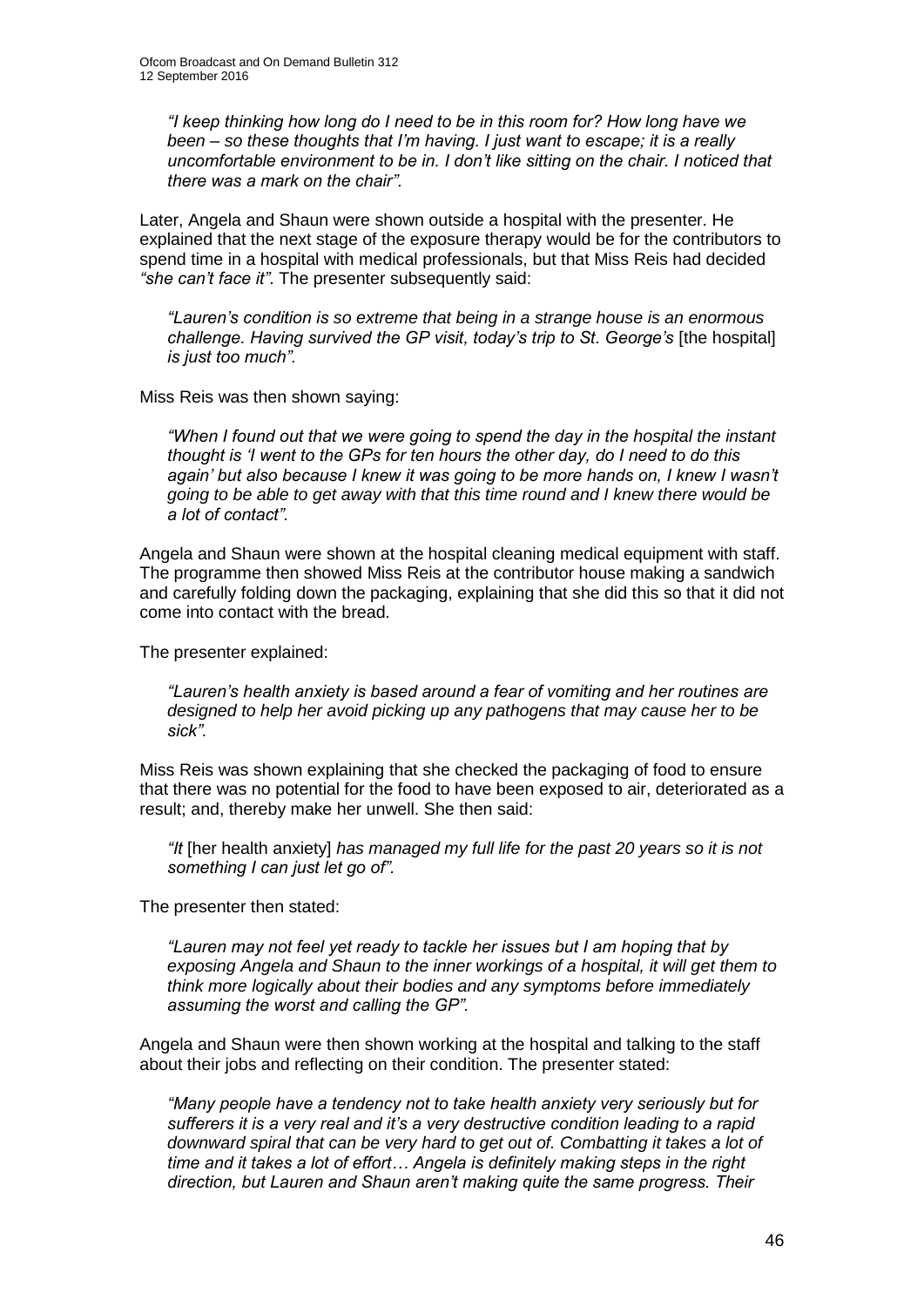*"I keep thinking how long do I need to be in this room for? How long have we been – so these thoughts that I'm having. I just want to escape; it is a really uncomfortable environment to be in. I don't like sitting on the chair. I noticed that there was a mark on the chair".*

Later, Angela and Shaun were shown outside a hospital with the presenter. He explained that the next stage of the exposure therapy would be for the contributors to spend time in a hospital with medical professionals, but that Miss Reis had decided *"she can't face it"*. The presenter subsequently said:

*"Lauren's condition is so extreme that being in a strange house is an enormous challenge. Having survived the GP visit, today's trip to St. George's* [the hospital] *is just too much".*

Miss Reis was then shown saying:

*"When I found out that we were going to spend the day in the hospital the instant thought is 'I went to the GPs for ten hours the other day, do I need to do this again' but also because I knew it was going to be more hands on, I knew I wasn't going to be able to get away with that this time round and I knew there would be a lot of contact".*

Angela and Shaun were shown at the hospital cleaning medical equipment with staff. The programme then showed Miss Reis at the contributor house making a sandwich and carefully folding down the packaging, explaining that she did this so that it did not come into contact with the bread.

The presenter explained:

*"Lauren's health anxiety is based around a fear of vomiting and her routines are designed to help her avoid picking up any pathogens that may cause her to be sick".*

Miss Reis was shown explaining that she checked the packaging of food to ensure that there was no potential for the food to have been exposed to air, deteriorated as a result; and, thereby make her unwell. She then said:

*"It* [her health anxiety] *has managed my full life for the past 20 years so it is not something I can just let go of".*

The presenter then stated:

*"Lauren may not feel yet ready to tackle her issues but I am hoping that by exposing Angela and Shaun to the inner workings of a hospital, it will get them to think more logically about their bodies and any symptoms before immediately assuming the worst and calling the GP".*

Angela and Shaun were then shown working at the hospital and talking to the staff about their jobs and reflecting on their condition. The presenter stated:

*"Many people have a tendency not to take health anxiety very seriously but for sufferers it is a very real and it's a very destructive condition leading to a rapid downward spiral that can be very hard to get out of. Combatting it takes a lot of time and it takes a lot of effort… Angela is definitely making steps in the right direction, but Lauren and Shaun aren't making quite the same progress. Their*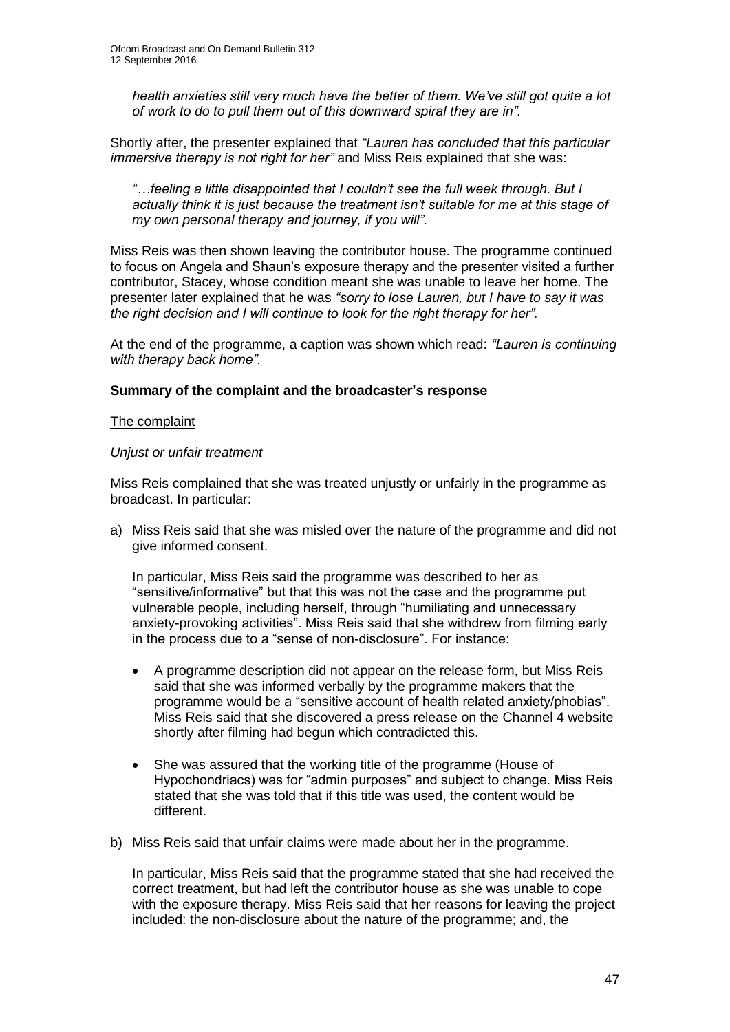*health anxieties still very much have the better of them. We've still got quite a lot of work to do to pull them out of this downward spiral they are in".*

Shortly after, the presenter explained that *"Lauren has concluded that this particular immersive therapy is not right for her"* and Miss Reis explained that she was:

> *"…feeling a little disappointed that I couldn't see the full week through. But I actually think it is just because the treatment isn't suitable for me at this stage of my own personal therapy and journey, if you will".*

Miss Reis was then shown leaving the contributor house. The programme continued to focus on Angela and Shaun's exposure therapy and the presenter visited a further contributor, Stacey, whose condition meant she was unable to leave her home. The presenter later explained that he was *"sorry to lose Lauren, but I have to say it was the right decision and I will continue to look for the right therapy for her".*

At the end of the programme, a caption was shown which read: *"Lauren is continuing with therapy back home".*

**Summary of the complaint and the broadcaster's response**

The complaint

*Unjust or unfair treatment*

Miss Reis complained that she was treated unjustly or unfairly in the programme as broadcast. In particular:

a) Miss Reis said that she was misled over the nature of the programme and did not give informed consent.

   In particular, Miss Reis said the programme was described to her as "sensitive/informative" but that this was not the case and the programme put vulnerable people, including herself, through "humiliating and unnecessary anxiety-provoking activities". Miss Reis said that she withdrew from filming early in the process due to a "sense of non-disclosure". For instance:

   - A programme description did not appear on the release form, but Miss Reis said that she was informed verbally by the programme makers that the programme would be a "sensitive account of health related anxiety/phobias". Miss Reis said that she discovered a press release on the Channel 4 website shortly after filming had begun which contradicted this.

   - She was assured that the working title of the programme (House of Hypochondriacs) was for "admin purposes" and subject to change. Miss Reis stated that she was told that if this title was used, the content would be different.

b) Miss Reis said that unfair claims were made about her in the programme.

   In particular, Miss Reis said that the programme stated that she had received the correct treatment, but had left the contributor house as she was unable to cope with the exposure therapy. Miss Reis said that her reasons for leaving the project included: the non-disclosure about the nature of the programme; and, the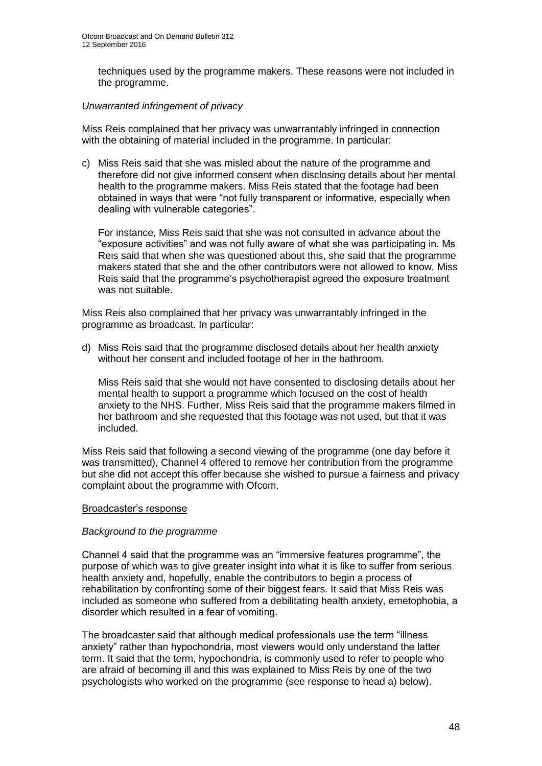techniques used by the programme makers. These reasons were not included in the programme.

*Unwarranted infringement of privacy*

Miss Reis complained that her privacy was unwarrantably infringed in connection with the obtaining of material included in the programme. In particular:

c) Miss Reis said that she was misled about the nature of the programme and therefore did not give informed consent when disclosing details about her mental health to the programme makers. Miss Reis stated that the footage had been obtained in ways that were "not fully transparent or informative, especially when dealing with vulnerable categories".

   For instance, Miss Reis said that she was not consulted in advance about the "exposure activities" and was not fully aware of what she was participating in. Ms Reis said that when she was questioned about this, she said that the programme makers stated that she and the other contributors were not allowed to know. Miss Reis said that the programme's psychotherapist agreed the exposure treatment was not suitable.

Miss Reis also complained that her privacy was unwarrantably infringed in the programme as broadcast. In particular:

d) Miss Reis said that the programme disclosed details about her health anxiety without her consent and included footage of her in the bathroom.

   Miss Reis said that she would not have consented to disclosing details about her mental health to support a programme which focused on the cost of health anxiety to the NHS. Further, Miss Reis said that the programme makers filmed in her bathroom and she requested that this footage was not used, but that it was included.

Miss Reis said that following a second viewing of the programme (one day before it was transmitted), Channel 4 offered to remove her contribution from the programme but she did not accept this offer because she wished to pursue a fairness and privacy complaint about the programme with Ofcom.

<u>Broadcaster's response</u>

*Background to the programme*

Channel 4 said that the programme was an "immersive features programme", the purpose of which was to give greater insight into what it is like to suffer from serious health anxiety and, hopefully, enable the contributors to begin a process of rehabilitation by confronting some of their biggest fears. It said that Miss Reis was included as someone who suffered from a debilitating health anxiety, emetophobia, a disorder which resulted in a fear of vomiting.

The broadcaster said that although medical professionals use the term "illness anxiety" rather than hypochondria, most viewers would only understand the latter term. It said that the term, hypochondria, is commonly used to refer to people who are afraid of becoming ill and this was explained to Miss Reis by one of the two psychologists who worked on the programme (see response to head a) below).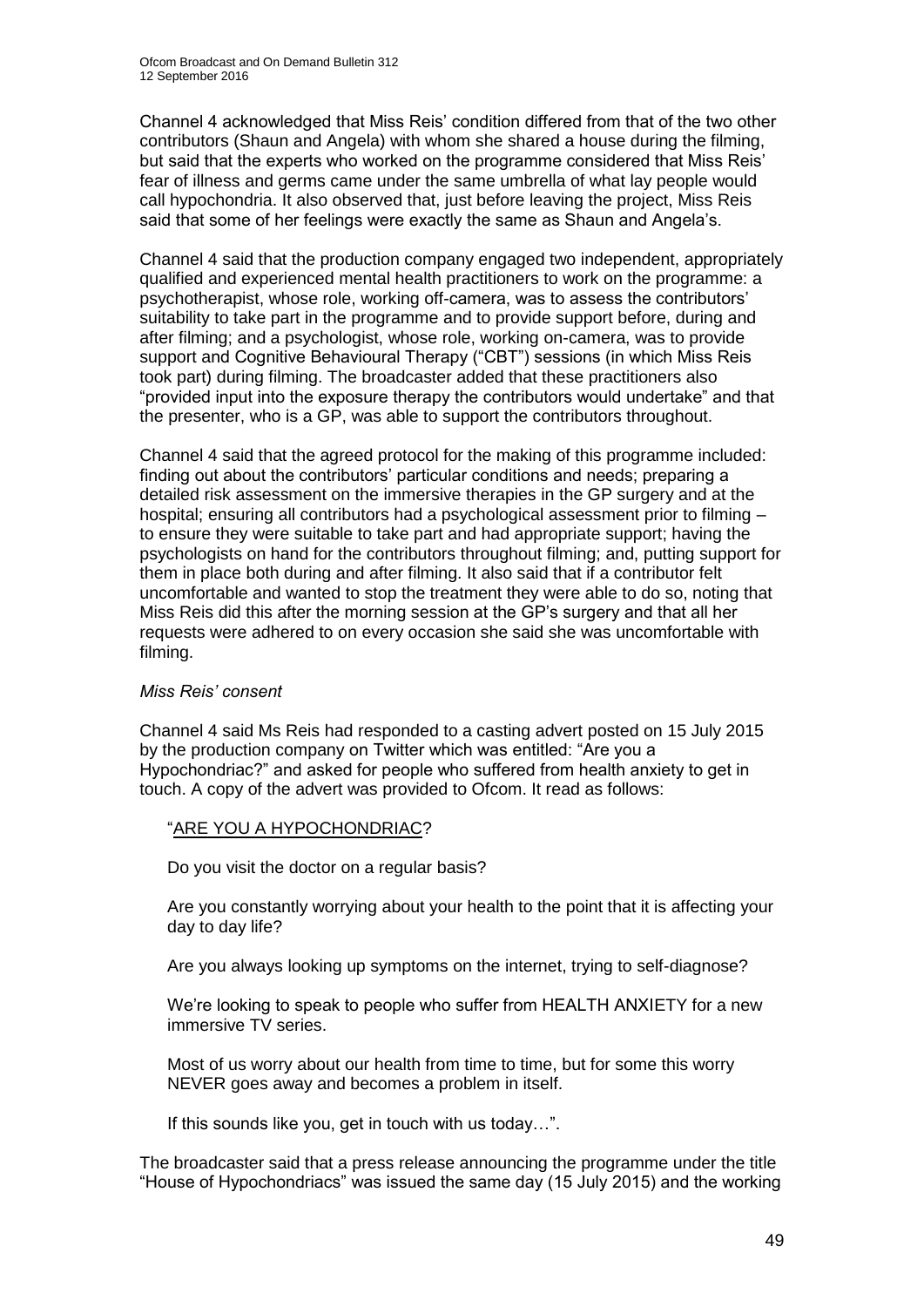Channel 4 acknowledged that Miss Reis' condition differed from that of the two other contributors (Shaun and Angela) with whom she shared a house during the filming, but said that the experts who worked on the programme considered that Miss Reis' fear of illness and germs came under the same umbrella of what lay people would call hypochondria. It also observed that, just before leaving the project, Miss Reis said that some of her feelings were exactly the same as Shaun and Angela's.

Channel 4 said that the production company engaged two independent, appropriately qualified and experienced mental health practitioners to work on the programme: a psychotherapist, whose role, working off-camera, was to assess the contributors' suitability to take part in the programme and to provide support before, during and after filming; and a psychologist, whose role, working on-camera, was to provide support and Cognitive Behavioural Therapy ("CBT") sessions (in which Miss Reis took part) during filming. The broadcaster added that these practitioners also "provided input into the exposure therapy the contributors would undertake" and that the presenter, who is a GP, was able to support the contributors throughout.

Channel 4 said that the agreed protocol for the making of this programme included: finding out about the contributors' particular conditions and needs; preparing a detailed risk assessment on the immersive therapies in the GP surgery and at the hospital; ensuring all contributors had a psychological assessment prior to filming – to ensure they were suitable to take part and had appropriate support; having the psychologists on hand for the contributors throughout filming; and, putting support for them in place both during and after filming. It also said that if a contributor felt uncomfortable and wanted to stop the treatment they were able to do so, noting that Miss Reis did this after the morning session at the GP's surgery and that all her requests were adhered to on every occasion she said she was uncomfortable with filming.

*Miss Reis' consent*

Channel 4 said Ms Reis had responded to a casting advert posted on 15 July 2015 by the production company on Twitter which was entitled: "Are you a Hypochondriac?" and asked for people who suffered from health anxiety to get in touch. A copy of the advert was provided to Ofcom. It read as follows:

> "ARE YOU A HYPOCHONDRIAC?
>
> Do you visit the doctor on a regular basis?
>
> Are you constantly worrying about your health to the point that it is affecting your day to day life?
>
> Are you always looking up symptoms on the internet, trying to self-diagnose?
>
> We're looking to speak to people who suffer from HEALTH ANXIETY for a new immersive TV series.
>
> Most of us worry about our health from time to time, but for some this worry NEVER goes away and becomes a problem in itself.
>
> If this sounds like you, get in touch with us today…".

The broadcaster said that a press release announcing the programme under the title "House of Hypochondriacs" was issued the same day (15 July 2015) and the working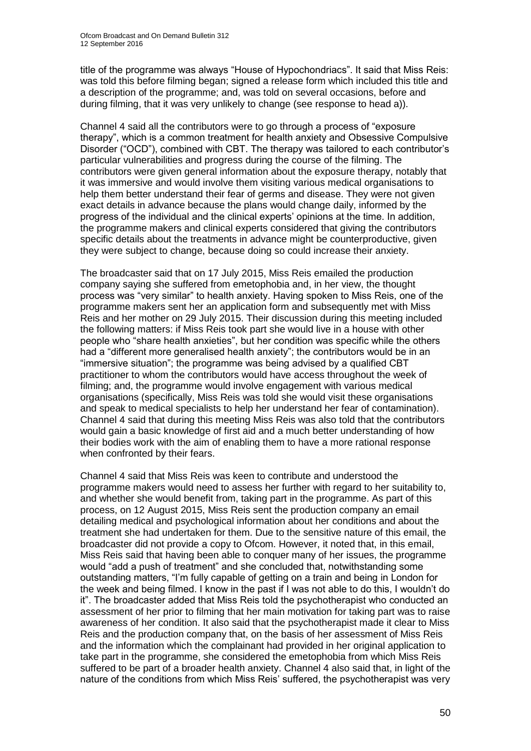title of the programme was always "House of Hypochondriacs". It said that Miss Reis: was told this before filming began; signed a release form which included this title and a description of the programme; and, was told on several occasions, before and during filming, that it was very unlikely to change (see response to head a)).

Channel 4 said all the contributors were to go through a process of "exposure therapy", which is a common treatment for health anxiety and Obsessive Compulsive Disorder ("OCD"), combined with CBT. The therapy was tailored to each contributor's particular vulnerabilities and progress during the course of the filming. The contributors were given general information about the exposure therapy, notably that it was immersive and would involve them visiting various medical organisations to help them better understand their fear of germs and disease. They were not given exact details in advance because the plans would change daily, informed by the progress of the individual and the clinical experts' opinions at the time. In addition, the programme makers and clinical experts considered that giving the contributors specific details about the treatments in advance might be counterproductive, given they were subject to change, because doing so could increase their anxiety.

The broadcaster said that on 17 July 2015, Miss Reis emailed the production company saying she suffered from emetophobia and, in her view, the thought process was "very similar" to health anxiety. Having spoken to Miss Reis, one of the programme makers sent her an application form and subsequently met with Miss Reis and her mother on 29 July 2015. Their discussion during this meeting included the following matters: if Miss Reis took part she would live in a house with other people who "share health anxieties", but her condition was specific while the others had a "different more generalised health anxiety"; the contributors would be in an "immersive situation"; the programme was being advised by a qualified CBT practitioner to whom the contributors would have access throughout the week of filming; and, the programme would involve engagement with various medical organisations (specifically, Miss Reis was told she would visit these organisations and speak to medical specialists to help her understand her fear of contamination). Channel 4 said that during this meeting Miss Reis was also told that the contributors would gain a basic knowledge of first aid and a much better understanding of how their bodies work with the aim of enabling them to have a more rational response when confronted by their fears.

Channel 4 said that Miss Reis was keen to contribute and understood the programme makers would need to assess her further with regard to her suitability to, and whether she would benefit from, taking part in the programme. As part of this process, on 12 August 2015, Miss Reis sent the production company an email detailing medical and psychological information about her conditions and about the treatment she had undertaken for them. Due to the sensitive nature of this email, the broadcaster did not provide a copy to Ofcom. However, it noted that, in this email, Miss Reis said that having been able to conquer many of her issues, the programme would "add a push of treatment" and she concluded that, notwithstanding some outstanding matters, "I'm fully capable of getting on a train and being in London for the week and being filmed. I know in the past if I was not able to do this, I wouldn't do it". The broadcaster added that Miss Reis told the psychotherapist who conducted an assessment of her prior to filming that her main motivation for taking part was to raise awareness of her condition. It also said that the psychotherapist made it clear to Miss Reis and the production company that, on the basis of her assessment of Miss Reis and the information which the complainant had provided in her original application to take part in the programme, she considered the emetophobia from which Miss Reis suffered to be part of a broader health anxiety. Channel 4 also said that, in light of the nature of the conditions from which Miss Reis' suffered, the psychotherapist was very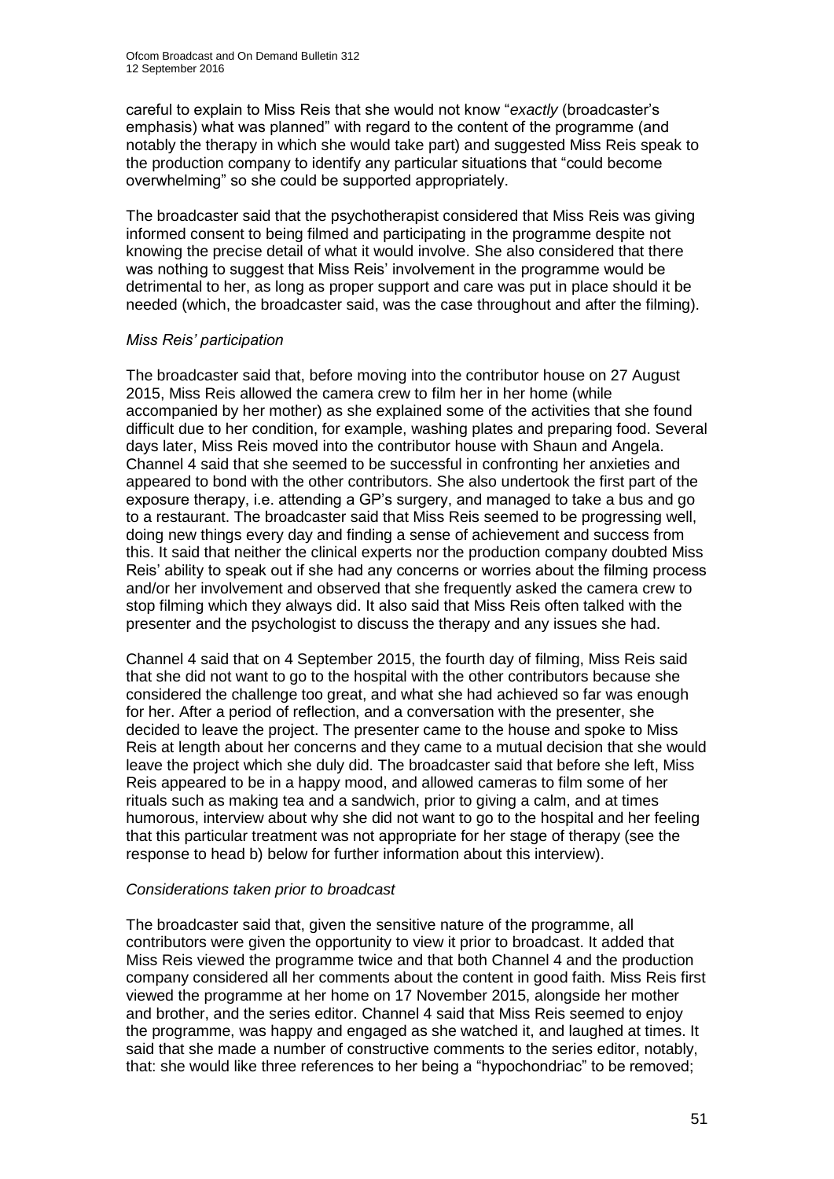careful to explain to Miss Reis that she would not know "*exactly* (broadcaster's emphasis) what was planned" with regard to the content of the programme (and notably the therapy in which she would take part) and suggested Miss Reis speak to the production company to identify any particular situations that "could become overwhelming" so she could be supported appropriately.

The broadcaster said that the psychotherapist considered that Miss Reis was giving informed consent to being filmed and participating in the programme despite not knowing the precise detail of what it would involve. She also considered that there was nothing to suggest that Miss Reis' involvement in the programme would be detrimental to her, as long as proper support and care was put in place should it be needed (which, the broadcaster said, was the case throughout and after the filming).

*Miss Reis' participation*

The broadcaster said that, before moving into the contributor house on 27 August 2015, Miss Reis allowed the camera crew to film her in her home (while accompanied by her mother) as she explained some of the activities that she found difficult due to her condition, for example, washing plates and preparing food. Several days later, Miss Reis moved into the contributor house with Shaun and Angela. Channel 4 said that she seemed to be successful in confronting her anxieties and appeared to bond with the other contributors. She also undertook the first part of the exposure therapy, i.e. attending a GP's surgery, and managed to take a bus and go to a restaurant. The broadcaster said that Miss Reis seemed to be progressing well, doing new things every day and finding a sense of achievement and success from this. It said that neither the clinical experts nor the production company doubted Miss Reis' ability to speak out if she had any concerns or worries about the filming process and/or her involvement and observed that she frequently asked the camera crew to stop filming which they always did. It also said that Miss Reis often talked with the presenter and the psychologist to discuss the therapy and any issues she had.

Channel 4 said that on 4 September 2015, the fourth day of filming, Miss Reis said that she did not want to go to the hospital with the other contributors because she considered the challenge too great, and what she had achieved so far was enough for her. After a period of reflection, and a conversation with the presenter, she decided to leave the project. The presenter came to the house and spoke to Miss Reis at length about her concerns and they came to a mutual decision that she would leave the project which she duly did. The broadcaster said that before she left, Miss Reis appeared to be in a happy mood, and allowed cameras to film some of her rituals such as making tea and a sandwich, prior to giving a calm, and at times humorous, interview about why she did not want to go to the hospital and her feeling that this particular treatment was not appropriate for her stage of therapy (see the response to head b) below for further information about this interview).

*Considerations taken prior to broadcast*

The broadcaster said that, given the sensitive nature of the programme, all contributors were given the opportunity to view it prior to broadcast. It added that Miss Reis viewed the programme twice and that both Channel 4 and the production company considered all her comments about the content in good faith. Miss Reis first viewed the programme at her home on 17 November 2015, alongside her mother and brother, and the series editor. Channel 4 said that Miss Reis seemed to enjoy the programme, was happy and engaged as she watched it, and laughed at times. It said that she made a number of constructive comments to the series editor, notably, that: she would like three references to her being a "hypochondriac" to be removed;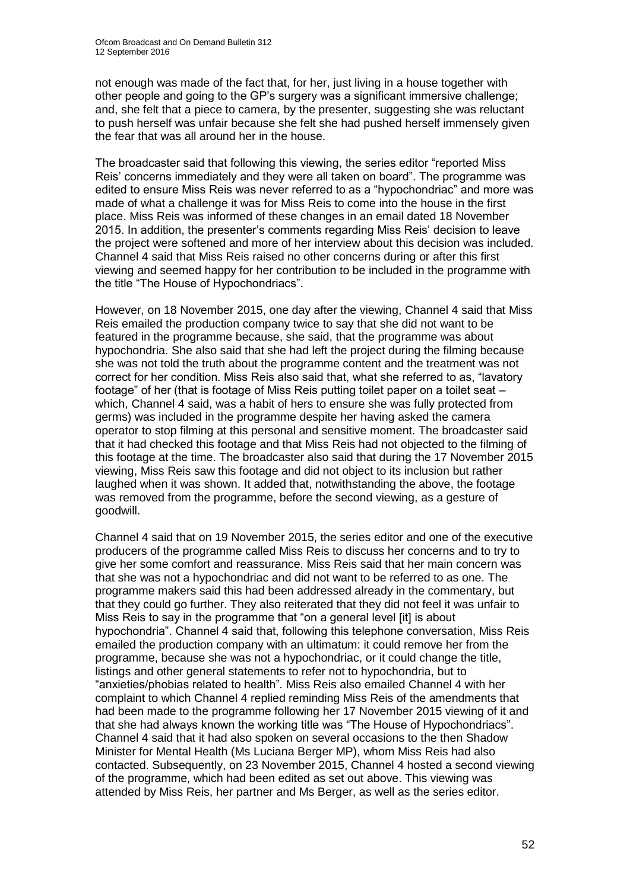not enough was made of the fact that, for her, just living in a house together with other people and going to the GP's surgery was a significant immersive challenge; and, she felt that a piece to camera, by the presenter, suggesting she was reluctant to push herself was unfair because she felt she had pushed herself immensely given the fear that was all around her in the house.

The broadcaster said that following this viewing, the series editor "reported Miss Reis' concerns immediately and they were all taken on board". The programme was edited to ensure Miss Reis was never referred to as a "hypochondriac" and more was made of what a challenge it was for Miss Reis to come into the house in the first place. Miss Reis was informed of these changes in an email dated 18 November 2015. In addition, the presenter's comments regarding Miss Reis' decision to leave the project were softened and more of her interview about this decision was included. Channel 4 said that Miss Reis raised no other concerns during or after this first viewing and seemed happy for her contribution to be included in the programme with the title "The House of Hypochondriacs".

However, on 18 November 2015, one day after the viewing, Channel 4 said that Miss Reis emailed the production company twice to say that she did not want to be featured in the programme because, she said, that the programme was about hypochondria. She also said that she had left the project during the filming because she was not told the truth about the programme content and the treatment was not correct for her condition. Miss Reis also said that, what she referred to as, "lavatory footage" of her (that is footage of Miss Reis putting toilet paper on a toilet seat – which, Channel 4 said, was a habit of hers to ensure she was fully protected from germs) was included in the programme despite her having asked the camera operator to stop filming at this personal and sensitive moment. The broadcaster said that it had checked this footage and that Miss Reis had not objected to the filming of this footage at the time. The broadcaster also said that during the 17 November 2015 viewing, Miss Reis saw this footage and did not object to its inclusion but rather laughed when it was shown. It added that, notwithstanding the above, the footage was removed from the programme, before the second viewing, as a gesture of goodwill.

Channel 4 said that on 19 November 2015, the series editor and one of the executive producers of the programme called Miss Reis to discuss her concerns and to try to give her some comfort and reassurance. Miss Reis said that her main concern was that she was not a hypochondriac and did not want to be referred to as one. The programme makers said this had been addressed already in the commentary, but that they could go further. They also reiterated that they did not feel it was unfair to Miss Reis to say in the programme that "on a general level [it] is about hypochondria". Channel 4 said that, following this telephone conversation, Miss Reis emailed the production company with an ultimatum: it could remove her from the programme, because she was not a hypochondriac, or it could change the title, listings and other general statements to refer not to hypochondria, but to "anxieties/phobias related to health". Miss Reis also emailed Channel 4 with her complaint to which Channel 4 replied reminding Miss Reis of the amendments that had been made to the programme following her 17 November 2015 viewing of it and that she had always known the working title was "The House of Hypochondriacs". Channel 4 said that it had also spoken on several occasions to the then Shadow Minister for Mental Health (Ms Luciana Berger MP), whom Miss Reis had also contacted. Subsequently, on 23 November 2015, Channel 4 hosted a second viewing of the programme, which had been edited as set out above. This viewing was attended by Miss Reis, her partner and Ms Berger, as well as the series editor.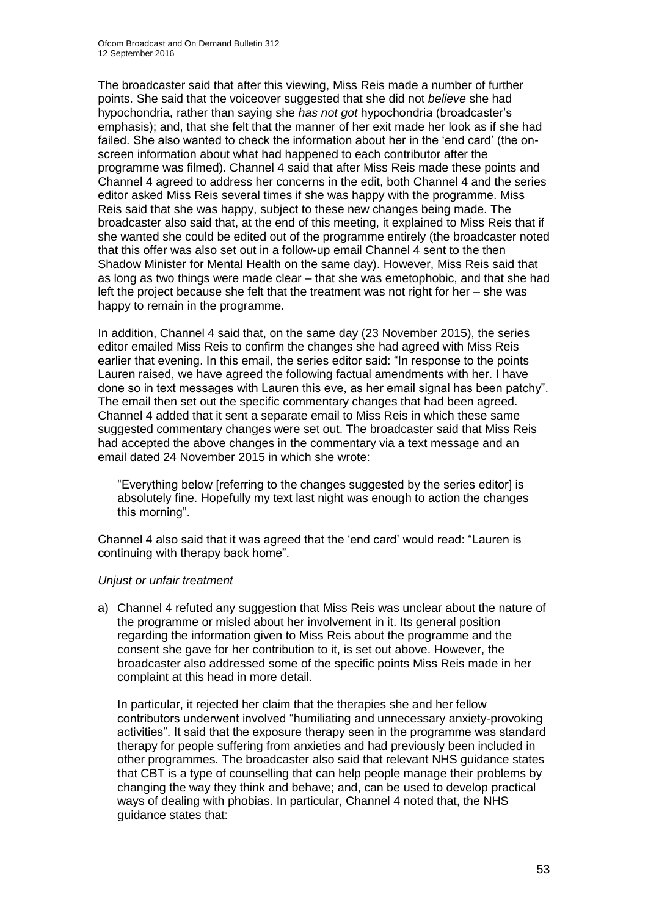The broadcaster said that after this viewing, Miss Reis made a number of further points. She said that the voiceover suggested that she did not *believe* she had hypochondria, rather than saying she *has not got* hypochondria (broadcaster's emphasis); and, that she felt that the manner of her exit made her look as if she had failed. She also wanted to check the information about her in the 'end card' (the on-screen information about what had happened to each contributor after the programme was filmed). Channel 4 said that after Miss Reis made these points and Channel 4 agreed to address her concerns in the edit, both Channel 4 and the series editor asked Miss Reis several times if she was happy with the programme. Miss Reis said that she was happy, subject to these new changes being made. The broadcaster also said that, at the end of this meeting, it explained to Miss Reis that if she wanted she could be edited out of the programme entirely (the broadcaster noted that this offer was also set out in a follow-up email Channel 4 sent to the then Shadow Minister for Mental Health on the same day). However, Miss Reis said that as long as two things were made clear – that she was emetophobic, and that she had left the project because she felt that the treatment was not right for her – she was happy to remain in the programme.

In addition, Channel 4 said that, on the same day (23 November 2015), the series editor emailed Miss Reis to confirm the changes she had agreed with Miss Reis earlier that evening. In this email, the series editor said: "In response to the points Lauren raised, we have agreed the following factual amendments with her. I have done so in text messages with Lauren this eve, as her email signal has been patchy". The email then set out the specific commentary changes that had been agreed. Channel 4 added that it sent a separate email to Miss Reis in which these same suggested commentary changes were set out. The broadcaster said that Miss Reis had accepted the above changes in the commentary via a text message and an email dated 24 November 2015 in which she wrote:

> "Everything below [referring to the changes suggested by the series editor] is absolutely fine. Hopefully my text last night was enough to action the changes this morning".

Channel 4 also said that it was agreed that the 'end card' would read: "Lauren is continuing with therapy back home".

*Unjust or unfair treatment*

a) Channel 4 refuted any suggestion that Miss Reis was unclear about the nature of the programme or misled about her involvement in it. Its general position regarding the information given to Miss Reis about the programme and the consent she gave for her contribution to it, is set out above. However, the broadcaster also addressed some of the specific points Miss Reis made in her complaint at this head in more detail.

   In particular, it rejected her claim that the therapies she and her fellow contributors underwent involved "humiliating and unnecessary anxiety-provoking activities". It said that the exposure therapy seen in the programme was standard therapy for people suffering from anxieties and had previously been included in other programmes. The broadcaster also said that relevant NHS guidance states that CBT is a type of counselling that can help people manage their problems by changing the way they think and behave; and, can be used to develop practical ways of dealing with phobias. In particular, Channel 4 noted that, the NHS guidance states that: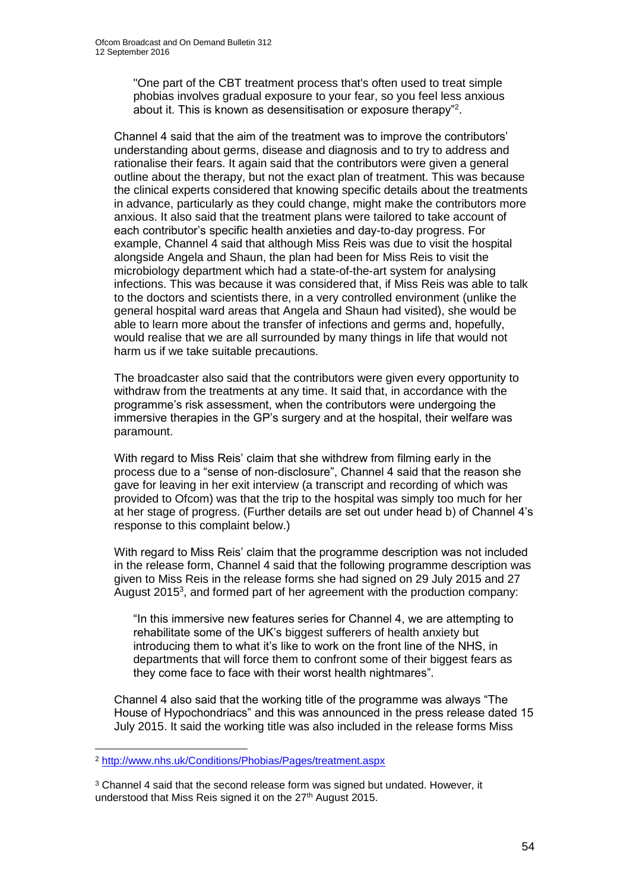"One part of the CBT treatment process that's often used to treat simple phobias involves gradual exposure to your fear, so you feel less anxious about it. This is known as desensitisation or exposure therapy"[2].

Channel 4 said that the aim of the treatment was to improve the contributors' understanding about germs, disease and diagnosis and to try to address and rationalise their fears. It again said that the contributors were given a general outline about the therapy, but not the exact plan of treatment. This was because the clinical experts considered that knowing specific details about the treatments in advance, particularly as they could change, might make the contributors more anxious. It also said that the treatment plans were tailored to take account of each contributor's specific health anxieties and day-to-day progress. For example, Channel 4 said that although Miss Reis was due to visit the hospital alongside Angela and Shaun, the plan had been for Miss Reis to visit the microbiology department which had a state-of-the-art system for analysing infections. This was because it was considered that, if Miss Reis was able to talk to the doctors and scientists there, in a very controlled environment (unlike the general hospital ward areas that Angela and Shaun had visited), she would be able to learn more about the transfer of infections and germs and, hopefully, would realise that we are all surrounded by many things in life that would not harm us if we take suitable precautions.

The broadcaster also said that the contributors were given every opportunity to withdraw from the treatments at any time. It said that, in accordance with the programme's risk assessment, when the contributors were undergoing the immersive therapies in the GP's surgery and at the hospital, their welfare was paramount.

With regard to Miss Reis' claim that she withdrew from filming early in the process due to a "sense of non-disclosure", Channel 4 said that the reason she gave for leaving in her exit interview (a transcript and recording of which was provided to Ofcom) was that the trip to the hospital was simply too much for her at her stage of progress. (Further details are set out under head b) of Channel 4's response to this complaint below.)

With regard to Miss Reis' claim that the programme description was not included in the release form, Channel 4 said that the following programme description was given to Miss Reis in the release forms she had signed on 29 July 2015 and 27 August 2015[3], and formed part of her agreement with the production company:

"In this immersive new features series for Channel 4, we are attempting to rehabilitate some of the UK's biggest sufferers of health anxiety but introducing them to what it's like to work on the front line of the NHS, in departments that will force them to confront some of their biggest fears as they come face to face with their worst health nightmares".

Channel 4 also said that the working title of the programme was always "The House of Hypochondriacs" and this was announced in the press release dated 15 July 2015. It said the working title was also included in the release forms Miss

---

[2] http://www.nhs.uk/Conditions/Phobias/Pages/treatment.aspx

[3] Channel 4 said that the second release form was signed but undated. However, it understood that Miss Reis signed it on the 27th August 2015.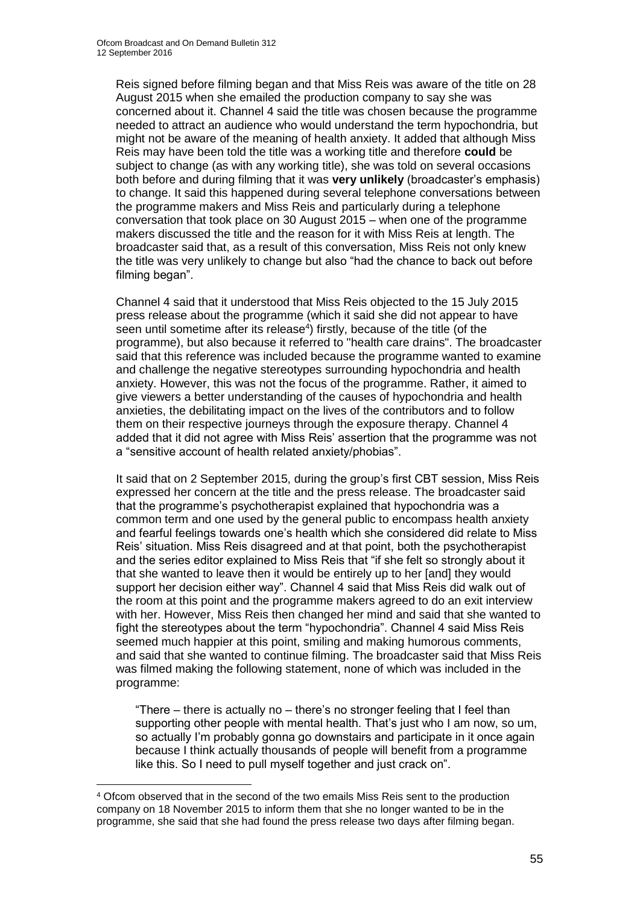Reis signed before filming began and that Miss Reis was aware of the title on 28 August 2015 when she emailed the production company to say she was concerned about it. Channel 4 said the title was chosen because the programme needed to attract an audience who would understand the term hypochondria, but might not be aware of the meaning of health anxiety. It added that although Miss Reis may have been told the title was a working title and therefore **could** be subject to change (as with any working title), she was told on several occasions both before and during filming that it was **very unlikely** (broadcaster's emphasis) to change. It said this happened during several telephone conversations between the programme makers and Miss Reis and particularly during a telephone conversation that took place on 30 August 2015 – when one of the programme makers discussed the title and the reason for it with Miss Reis at length. The broadcaster said that, as a result of this conversation, Miss Reis not only knew the title was very unlikely to change but also "had the chance to back out before filming began".

Channel 4 said that it understood that Miss Reis objected to the 15 July 2015 press release about the programme (which it said she did not appear to have seen until sometime after its release[4]) firstly, because of the title (of the programme), but also because it referred to "health care drains". The broadcaster said that this reference was included because the programme wanted to examine and challenge the negative stereotypes surrounding hypochondria and health anxiety. However, this was not the focus of the programme. Rather, it aimed to give viewers a better understanding of the causes of hypochondria and health anxieties, the debilitating impact on the lives of the contributors and to follow them on their respective journeys through the exposure therapy. Channel 4 added that it did not agree with Miss Reis' assertion that the programme was not a "sensitive account of health related anxiety/phobias".

It said that on 2 September 2015, during the group's first CBT session, Miss Reis expressed her concern at the title and the press release. The broadcaster said that the programme's psychotherapist explained that hypochondria was a common term and one used by the general public to encompass health anxiety and fearful feelings towards one's health which she considered did relate to Miss Reis' situation. Miss Reis disagreed and at that point, both the psychotherapist and the series editor explained to Miss Reis that "if she felt so strongly about it that she wanted to leave then it would be entirely up to her [and] they would support her decision either way". Channel 4 said that Miss Reis did walk out of the room at this point and the programme makers agreed to do an exit interview with her. However, Miss Reis then changed her mind and said that she wanted to fight the stereotypes about the term "hypochondria". Channel 4 said Miss Reis seemed much happier at this point, smiling and making humorous comments, and said that she wanted to continue filming. The broadcaster said that Miss Reis was filmed making the following statement, none of which was included in the programme:

> "There – there is actually no – there's no stronger feeling that I feel than supporting other people with mental health. That's just who I am now, so um, so actually I'm probably gonna go downstairs and participate in it once again because I think actually thousands of people will benefit from a programme like this. So I need to pull myself together and just crack on".

---

[4] Ofcom observed that in the second of the two emails Miss Reis sent to the production company on 18 November 2015 to inform them that she no longer wanted to be in the programme, she said that she had found the press release two days after filming began.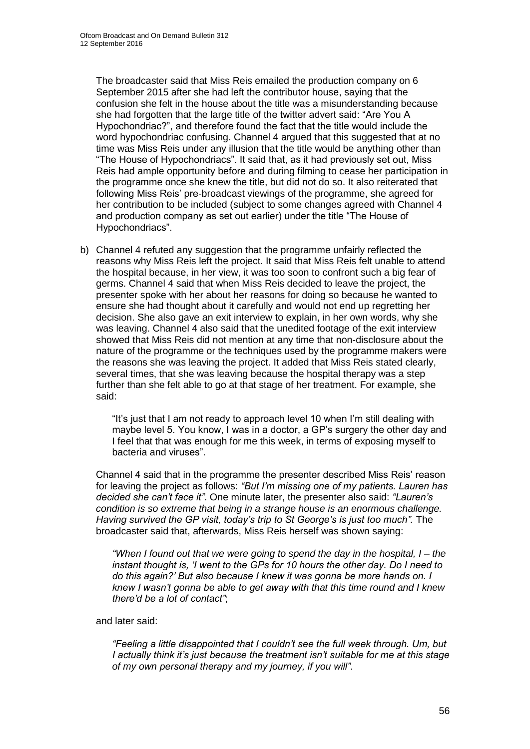The broadcaster said that Miss Reis emailed the production company on 6 September 2015 after she had left the contributor house, saying that the confusion she felt in the house about the title was a misunderstanding because she had forgotten that the large title of the twitter advert said: "Are You A Hypochondriac?", and therefore found the fact that the title would include the word hypochondriac confusing. Channel 4 argued that this suggested that at no time was Miss Reis under any illusion that the title would be anything other than "The House of Hypochondriacs". It said that, as it had previously set out, Miss Reis had ample opportunity before and during filming to cease her participation in the programme once she knew the title, but did not do so. It also reiterated that following Miss Reis' pre-broadcast viewings of the programme, she agreed for her contribution to be included (subject to some changes agreed with Channel 4 and production company as set out earlier) under the title "The House of Hypochondriacs".

b) Channel 4 refuted any suggestion that the programme unfairly reflected the reasons why Miss Reis left the project. It said that Miss Reis felt unable to attend the hospital because, in her view, it was too soon to confront such a big fear of germs. Channel 4 said that when Miss Reis decided to leave the project, the presenter spoke with her about her reasons for doing so because he wanted to ensure she had thought about it carefully and would not end up regretting her decision. She also gave an exit interview to explain, in her own words, why she was leaving. Channel 4 also said that the unedited footage of the exit interview showed that Miss Reis did not mention at any time that non-disclosure about the nature of the programme or the techniques used by the programme makers were the reasons she was leaving the project. It added that Miss Reis stated clearly, several times, that she was leaving because the hospital therapy was a step further than she felt able to go at that stage of her treatment. For example, she said:

> "It's just that I am not ready to approach level 10 when I'm still dealing with maybe level 5. You know, I was in a doctor, a GP's surgery the other day and I feel that that was enough for me this week, in terms of exposing myself to bacteria and viruses".

Channel 4 said that in the programme the presenter described Miss Reis' reason for leaving the project as follows: *"But I'm missing one of my patients. Lauren has decided she can't face it"*. One minute later, the presenter also said: *"Lauren's condition is so extreme that being in a strange house is an enormous challenge. Having survived the GP visit, today's trip to St George's is just too much".* The broadcaster said that, afterwards, Miss Reis herself was shown saying:

> *"When I found out that we were going to spend the day in the hospital, I – the instant thought is, 'I went to the GPs for 10 hours the other day. Do I need to do this again?' But also because I knew it was gonna be more hands on. I knew I wasn't gonna be able to get away with that this time round and I knew there'd be a lot of contact"*;

and later said:

> *"Feeling a little disappointed that I couldn't see the full week through. Um, but I actually think it's just because the treatment isn't suitable for me at this stage of my own personal therapy and my journey, if you will".*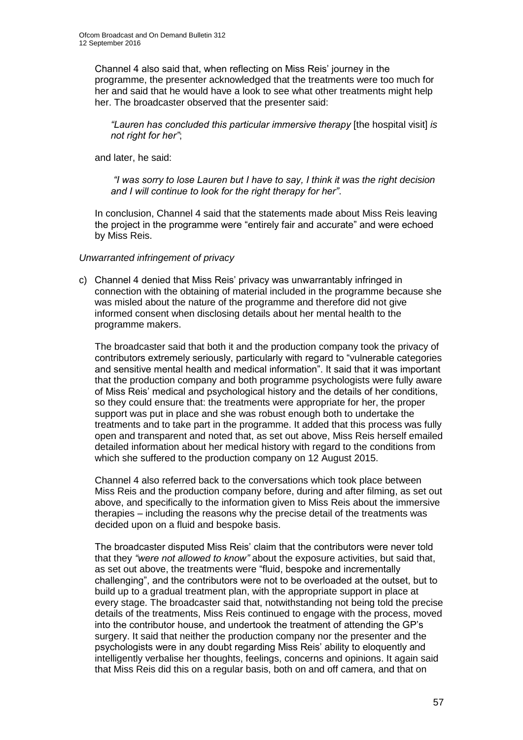Channel 4 also said that, when reflecting on Miss Reis' journey in the programme, the presenter acknowledged that the treatments were too much for her and said that he would have a look to see what other treatments might help her. The broadcaster observed that the presenter said:

> *"Lauren has concluded this particular immersive therapy* [the hospital visit] *is not right for her"*;

and later, he said:

> *"I was sorry to lose Lauren but I have to say, I think it was the right decision and I will continue to look for the right therapy for her"*.

In conclusion, Channel 4 said that the statements made about Miss Reis leaving the project in the programme were "entirely fair and accurate" and were echoed by Miss Reis.

*Unwarranted infringement of privacy*

c) Channel 4 denied that Miss Reis' privacy was unwarrantably infringed in connection with the obtaining of material included in the programme because she was misled about the nature of the programme and therefore did not give informed consent when disclosing details about her mental health to the programme makers.

The broadcaster said that both it and the production company took the privacy of contributors extremely seriously, particularly with regard to "vulnerable categories and sensitive mental health and medical information". It said that it was important that the production company and both programme psychologists were fully aware of Miss Reis' medical and psychological history and the details of her conditions, so they could ensure that: the treatments were appropriate for her, the proper support was put in place and she was robust enough both to undertake the treatments and to take part in the programme. It added that this process was fully open and transparent and noted that, as set out above, Miss Reis herself emailed detailed information about her medical history with regard to the conditions from which she suffered to the production company on 12 August 2015.

Channel 4 also referred back to the conversations which took place between Miss Reis and the production company before, during and after filming, as set out above, and specifically to the information given to Miss Reis about the immersive therapies – including the reasons why the precise detail of the treatments was decided upon on a fluid and bespoke basis.

The broadcaster disputed Miss Reis' claim that the contributors were never told that they *"were not allowed to know"* about the exposure activities, but said that, as set out above, the treatments were "fluid, bespoke and incrementally challenging", and the contributors were not to be overloaded at the outset, but to build up to a gradual treatment plan, with the appropriate support in place at every stage. The broadcaster said that, notwithstanding not being told the precise details of the treatments, Miss Reis continued to engage with the process, moved into the contributor house, and undertook the treatment of attending the GP's surgery. It said that neither the production company nor the presenter and the psychologists were in any doubt regarding Miss Reis' ability to eloquently and intelligently verbalise her thoughts, feelings, concerns and opinions. It again said that Miss Reis did this on a regular basis, both on and off camera, and that on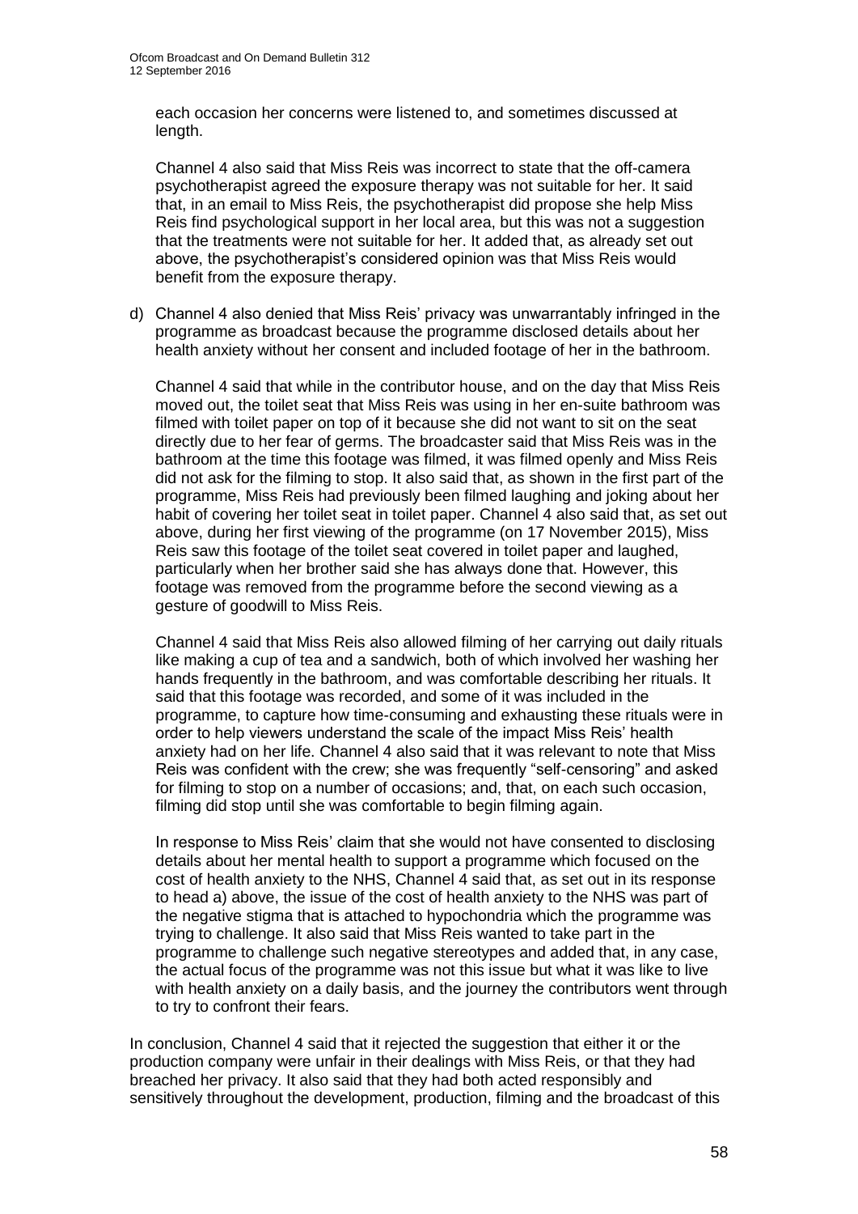each occasion her concerns were listened to, and sometimes discussed at length.

Channel 4 also said that Miss Reis was incorrect to state that the off-camera psychotherapist agreed the exposure therapy was not suitable for her. It said that, in an email to Miss Reis, the psychotherapist did propose she help Miss Reis find psychological support in her local area, but this was not a suggestion that the treatments were not suitable for her. It added that, as already set out above, the psychotherapist's considered opinion was that Miss Reis would benefit from the exposure therapy.

d) Channel 4 also denied that Miss Reis' privacy was unwarrantably infringed in the programme as broadcast because the programme disclosed details about her health anxiety without her consent and included footage of her in the bathroom.

   Channel 4 said that while in the contributor house, and on the day that Miss Reis moved out, the toilet seat that Miss Reis was using in her en-suite bathroom was filmed with toilet paper on top of it because she did not want to sit on the seat directly due to her fear of germs. The broadcaster said that Miss Reis was in the bathroom at the time this footage was filmed, it was filmed openly and Miss Reis did not ask for the filming to stop. It also said that, as shown in the first part of the programme, Miss Reis had previously been filmed laughing and joking about her habit of covering her toilet seat in toilet paper. Channel 4 also said that, as set out above, during her first viewing of the programme (on 17 November 2015), Miss Reis saw this footage of the toilet seat covered in toilet paper and laughed, particularly when her brother said she has always done that. However, this footage was removed from the programme before the second viewing as a gesture of goodwill to Miss Reis.

   Channel 4 said that Miss Reis also allowed filming of her carrying out daily rituals like making a cup of tea and a sandwich, both of which involved her washing her hands frequently in the bathroom, and was comfortable describing her rituals. It said that this footage was recorded, and some of it was included in the programme, to capture how time-consuming and exhausting these rituals were in order to help viewers understand the scale of the impact Miss Reis' health anxiety had on her life. Channel 4 also said that it was relevant to note that Miss Reis was confident with the crew; she was frequently "self-censoring" and asked for filming to stop on a number of occasions; and, that, on each such occasion, filming did stop until she was comfortable to begin filming again.

   In response to Miss Reis' claim that she would not have consented to disclosing details about her mental health to support a programme which focused on the cost of health anxiety to the NHS, Channel 4 said that, as set out in its response to head a) above, the issue of the cost of health anxiety to the NHS was part of the negative stigma that is attached to hypochondria which the programme was trying to challenge. It also said that Miss Reis wanted to take part in the programme to challenge such negative stereotypes and added that, in any case, the actual focus of the programme was not this issue but what it was like to live with health anxiety on a daily basis, and the journey the contributors went through to try to confront their fears.

In conclusion, Channel 4 said that it rejected the suggestion that either it or the production company were unfair in their dealings with Miss Reis, or that they had breached her privacy. It also said that they had both acted responsibly and sensitively throughout the development, production, filming and the broadcast of this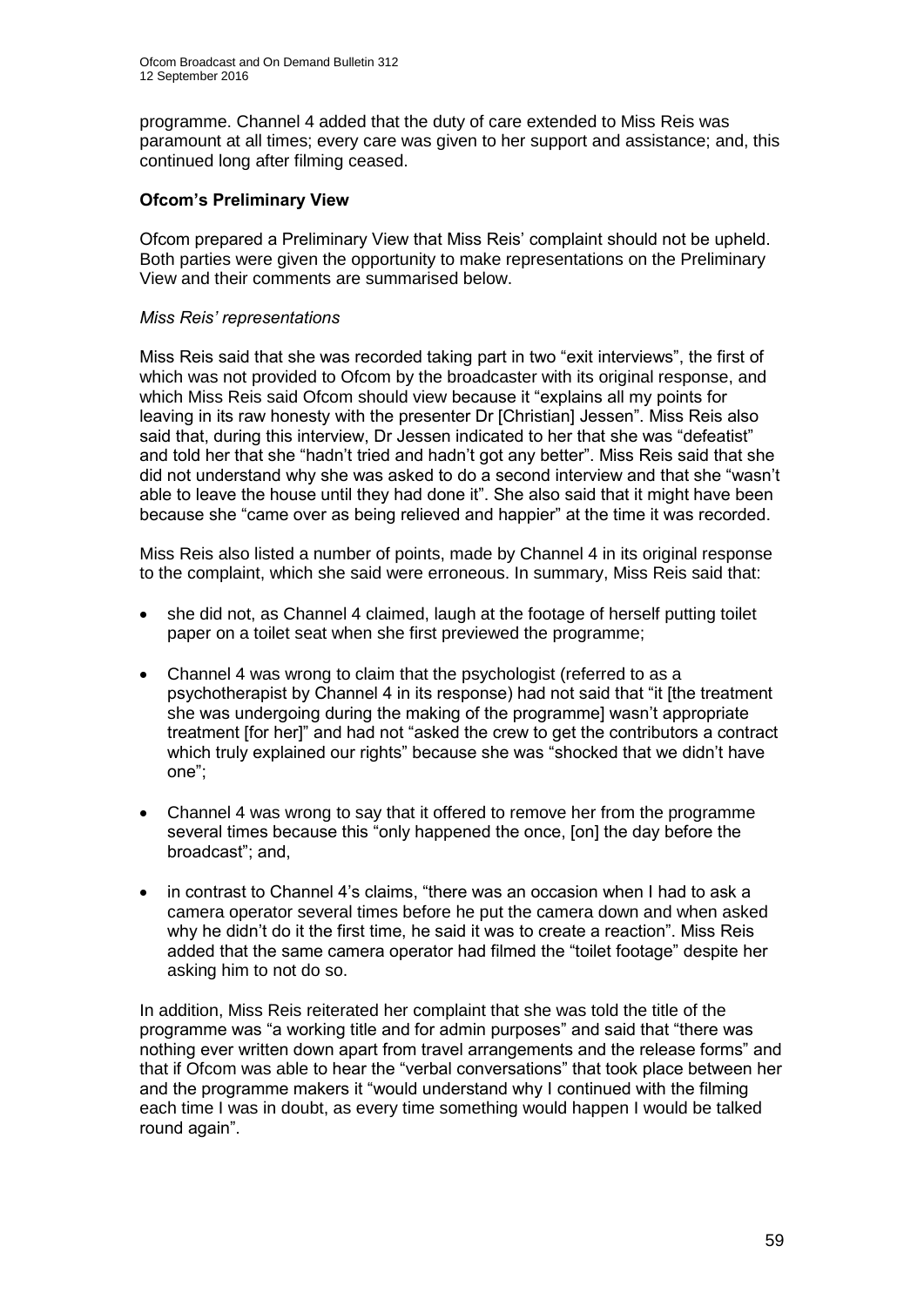programme. Channel 4 added that the duty of care extended to Miss Reis was paramount at all times; every care was given to her support and assistance; and, this continued long after filming ceased.

**Ofcom's Preliminary View**

Ofcom prepared a Preliminary View that Miss Reis' complaint should not be upheld. Both parties were given the opportunity to make representations on the Preliminary View and their comments are summarised below.

*Miss Reis' representations*

Miss Reis said that she was recorded taking part in two "exit interviews", the first of which was not provided to Ofcom by the broadcaster with its original response, and which Miss Reis said Ofcom should view because it "explains all my points for leaving in its raw honesty with the presenter Dr [Christian] Jessen". Miss Reis also said that, during this interview, Dr Jessen indicated to her that she was "defeatist" and told her that she "hadn't tried and hadn't got any better". Miss Reis said that she did not understand why she was asked to do a second interview and that she "wasn't able to leave the house until they had done it". She also said that it might have been because she "came over as being relieved and happier" at the time it was recorded.

Miss Reis also listed a number of points, made by Channel 4 in its original response to the complaint, which she said were erroneous. In summary, Miss Reis said that:

- she did not, as Channel 4 claimed, laugh at the footage of herself putting toilet paper on a toilet seat when she first previewed the programme;
- Channel 4 was wrong to claim that the psychologist (referred to as a psychotherapist by Channel 4 in its response) had not said that "it [the treatment she was undergoing during the making of the programme] wasn't appropriate treatment [for her]" and had not "asked the crew to get the contributors a contract which truly explained our rights" because she was "shocked that we didn't have one";
- Channel 4 was wrong to say that it offered to remove her from the programme several times because this "only happened the once, [on] the day before the broadcast"; and,
- in contrast to Channel 4's claims, "there was an occasion when I had to ask a camera operator several times before he put the camera down and when asked why he didn't do it the first time, he said it was to create a reaction". Miss Reis added that the same camera operator had filmed the "toilet footage" despite her asking him to not do so.

In addition, Miss Reis reiterated her complaint that she was told the title of the programme was "a working title and for admin purposes" and said that "there was nothing ever written down apart from travel arrangements and the release forms" and that if Ofcom was able to hear the "verbal conversations" that took place between her and the programme makers it "would understand why I continued with the filming each time I was in doubt, as every time something would happen I would be talked round again".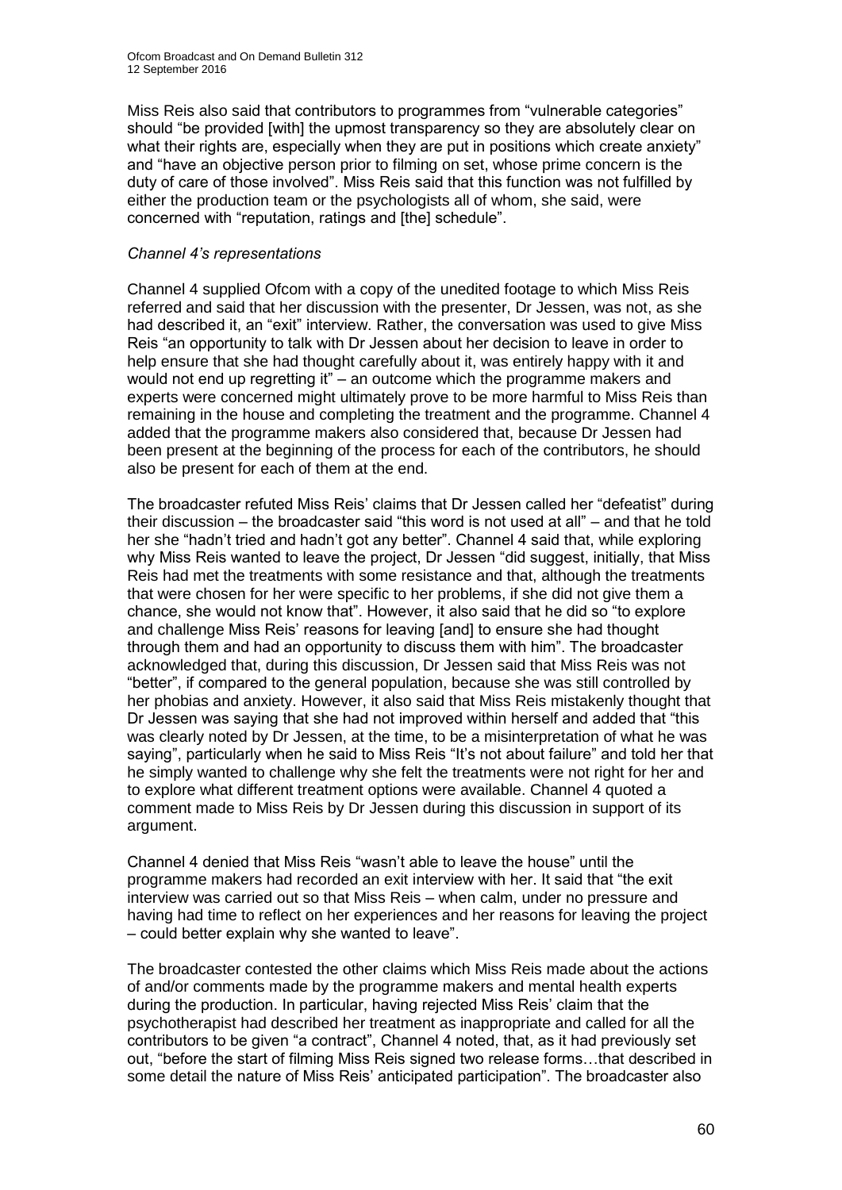Miss Reis also said that contributors to programmes from "vulnerable categories" should "be provided [with] the upmost transparency so they are absolutely clear on what their rights are, especially when they are put in positions which create anxiety" and "have an objective person prior to filming on set, whose prime concern is the duty of care of those involved". Miss Reis said that this function was not fulfilled by either the production team or the psychologists all of whom, she said, were concerned with "reputation, ratings and [the] schedule".

*Channel 4's representations*

Channel 4 supplied Ofcom with a copy of the unedited footage to which Miss Reis referred and said that her discussion with the presenter, Dr Jessen, was not, as she had described it, an "exit" interview. Rather, the conversation was used to give Miss Reis "an opportunity to talk with Dr Jessen about her decision to leave in order to help ensure that she had thought carefully about it, was entirely happy with it and would not end up regretting it" – an outcome which the programme makers and experts were concerned might ultimately prove to be more harmful to Miss Reis than remaining in the house and completing the treatment and the programme. Channel 4 added that the programme makers also considered that, because Dr Jessen had been present at the beginning of the process for each of the contributors, he should also be present for each of them at the end.

The broadcaster refuted Miss Reis' claims that Dr Jessen called her "defeatist" during their discussion – the broadcaster said "this word is not used at all" – and that he told her she "hadn't tried and hadn't got any better". Channel 4 said that, while exploring why Miss Reis wanted to leave the project, Dr Jessen "did suggest, initially, that Miss Reis had met the treatments with some resistance and that, although the treatments that were chosen for her were specific to her problems, if she did not give them a chance, she would not know that". However, it also said that he did so "to explore and challenge Miss Reis' reasons for leaving [and] to ensure she had thought through them and had an opportunity to discuss them with him". The broadcaster acknowledged that, during this discussion, Dr Jessen said that Miss Reis was not "better", if compared to the general population, because she was still controlled by her phobias and anxiety. However, it also said that Miss Reis mistakenly thought that Dr Jessen was saying that she had not improved within herself and added that "this was clearly noted by Dr Jessen, at the time, to be a misinterpretation of what he was saying", particularly when he said to Miss Reis "It's not about failure" and told her that he simply wanted to challenge why she felt the treatments were not right for her and to explore what different treatment options were available. Channel 4 quoted a comment made to Miss Reis by Dr Jessen during this discussion in support of its argument.

Channel 4 denied that Miss Reis "wasn't able to leave the house" until the programme makers had recorded an exit interview with her. It said that "the exit interview was carried out so that Miss Reis – when calm, under no pressure and having had time to reflect on her experiences and her reasons for leaving the project – could better explain why she wanted to leave".

The broadcaster contested the other claims which Miss Reis made about the actions of and/or comments made by the programme makers and mental health experts during the production. In particular, having rejected Miss Reis' claim that the psychotherapist had described her treatment as inappropriate and called for all the contributors to be given "a contract", Channel 4 noted, that, as it had previously set out, "before the start of filming Miss Reis signed two release forms…that described in some detail the nature of Miss Reis' anticipated participation". The broadcaster also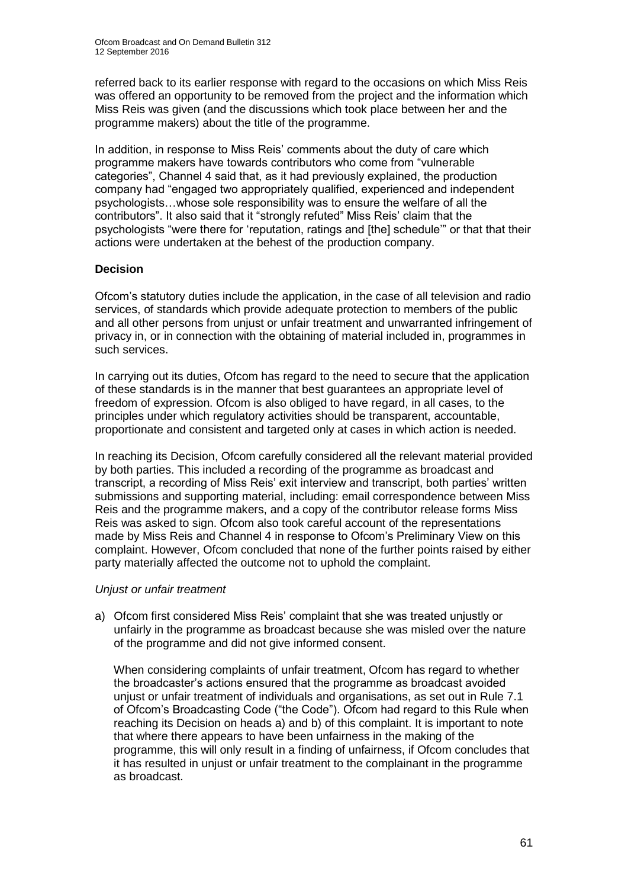referred back to its earlier response with regard to the occasions on which Miss Reis was offered an opportunity to be removed from the project and the information which Miss Reis was given (and the discussions which took place between her and the programme makers) about the title of the programme.

In addition, in response to Miss Reis' comments about the duty of care which programme makers have towards contributors who come from "vulnerable categories", Channel 4 said that, as it had previously explained, the production company had "engaged two appropriately qualified, experienced and independent psychologists…whose sole responsibility was to ensure the welfare of all the contributors". It also said that it "strongly refuted" Miss Reis' claim that the psychologists "were there for 'reputation, ratings and [the] schedule'" or that that their actions were undertaken at the behest of the production company.

**Decision**

Ofcom's statutory duties include the application, in the case of all television and radio services, of standards which provide adequate protection to members of the public and all other persons from unjust or unfair treatment and unwarranted infringement of privacy in, or in connection with the obtaining of material included in, programmes in such services.

In carrying out its duties, Ofcom has regard to the need to secure that the application of these standards is in the manner that best guarantees an appropriate level of freedom of expression. Ofcom is also obliged to have regard, in all cases, to the principles under which regulatory activities should be transparent, accountable, proportionate and consistent and targeted only at cases in which action is needed.

In reaching its Decision, Ofcom carefully considered all the relevant material provided by both parties. This included a recording of the programme as broadcast and transcript, a recording of Miss Reis' exit interview and transcript, both parties' written submissions and supporting material, including: email correspondence between Miss Reis and the programme makers, and a copy of the contributor release forms Miss Reis was asked to sign. Ofcom also took careful account of the representations made by Miss Reis and Channel 4 in response to Ofcom's Preliminary View on this complaint. However, Ofcom concluded that none of the further points raised by either party materially affected the outcome not to uphold the complaint.

*Unjust or unfair treatment*

a) Ofcom first considered Miss Reis' complaint that she was treated unjustly or unfairly in the programme as broadcast because she was misled over the nature of the programme and did not give informed consent.

   When considering complaints of unfair treatment, Ofcom has regard to whether the broadcaster's actions ensured that the programme as broadcast avoided unjust or unfair treatment of individuals and organisations, as set out in Rule 7.1 of Ofcom's Broadcasting Code ("the Code"). Ofcom had regard to this Rule when reaching its Decision on heads a) and b) of this complaint. It is important to note that where there appears to have been unfairness in the making of the programme, this will only result in a finding of unfairness, if Ofcom concludes that it has resulted in unjust or unfair treatment to the complainant in the programme as broadcast.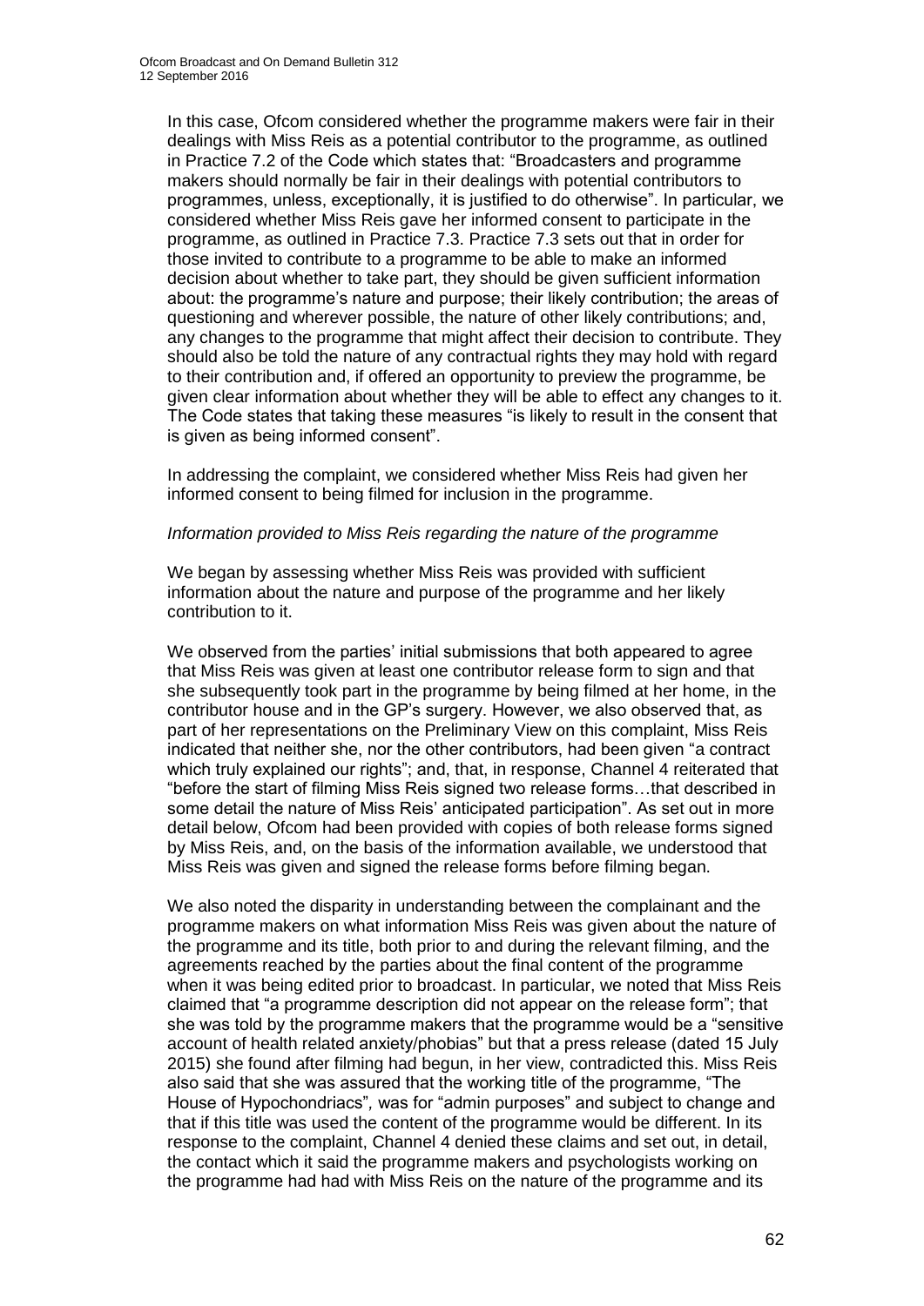In this case, Ofcom considered whether the programme makers were fair in their dealings with Miss Reis as a potential contributor to the programme, as outlined in Practice 7.2 of the Code which states that: "Broadcasters and programme makers should normally be fair in their dealings with potential contributors to programmes, unless, exceptionally, it is justified to do otherwise". In particular, we considered whether Miss Reis gave her informed consent to participate in the programme, as outlined in Practice 7.3. Practice 7.3 sets out that in order for those invited to contribute to a programme to be able to make an informed decision about whether to take part, they should be given sufficient information about: the programme's nature and purpose; their likely contribution; the areas of questioning and wherever possible, the nature of other likely contributions; and, any changes to the programme that might affect their decision to contribute. They should also be told the nature of any contractual rights they may hold with regard to their contribution and, if offered an opportunity to preview the programme, be given clear information about whether they will be able to effect any changes to it. The Code states that taking these measures "is likely to result in the consent that is given as being informed consent".

In addressing the complaint, we considered whether Miss Reis had given her informed consent to being filmed for inclusion in the programme.

*Information provided to Miss Reis regarding the nature of the programme*

We began by assessing whether Miss Reis was provided with sufficient information about the nature and purpose of the programme and her likely contribution to it.

We observed from the parties' initial submissions that both appeared to agree that Miss Reis was given at least one contributor release form to sign and that she subsequently took part in the programme by being filmed at her home, in the contributor house and in the GP's surgery. However, we also observed that, as part of her representations on the Preliminary View on this complaint, Miss Reis indicated that neither she, nor the other contributors, had been given "a contract which truly explained our rights"; and, that, in response, Channel 4 reiterated that "before the start of filming Miss Reis signed two release forms…that described in some detail the nature of Miss Reis' anticipated participation". As set out in more detail below, Ofcom had been provided with copies of both release forms signed by Miss Reis, and, on the basis of the information available, we understood that Miss Reis was given and signed the release forms before filming began.

We also noted the disparity in understanding between the complainant and the programme makers on what information Miss Reis was given about the nature of the programme and its title, both prior to and during the relevant filming, and the agreements reached by the parties about the final content of the programme when it was being edited prior to broadcast. In particular, we noted that Miss Reis claimed that "a programme description did not appear on the release form"; that she was told by the programme makers that the programme would be a "sensitive account of health related anxiety/phobias" but that a press release (dated 15 July 2015) she found after filming had begun, in her view, contradicted this. Miss Reis also said that she was assured that the working title of the programme, "The House of Hypochondriacs"*,* was for "admin purposes" and subject to change and that if this title was used the content of the programme would be different. In its response to the complaint, Channel 4 denied these claims and set out, in detail, the contact which it said the programme makers and psychologists working on the programme had had with Miss Reis on the nature of the programme and its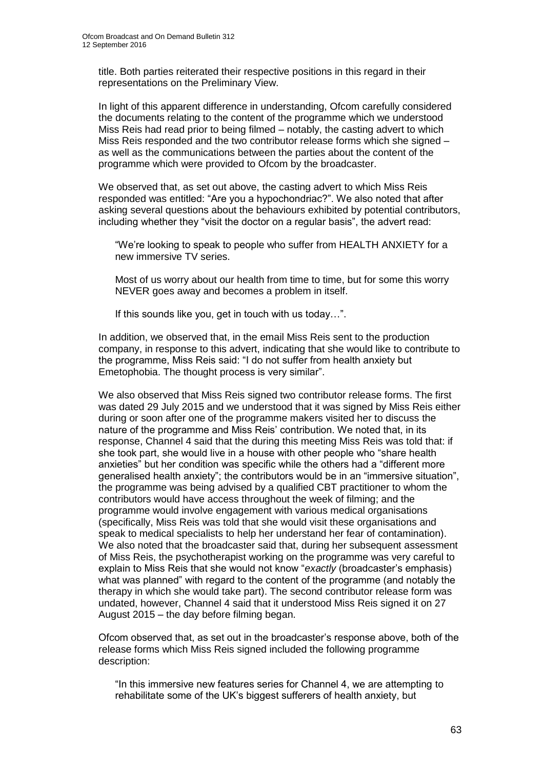title. Both parties reiterated their respective positions in this regard in their representations on the Preliminary View.

In light of this apparent difference in understanding, Ofcom carefully considered the documents relating to the content of the programme which we understood Miss Reis had read prior to being filmed – notably, the casting advert to which Miss Reis responded and the two contributor release forms which she signed – as well as the communications between the parties about the content of the programme which were provided to Ofcom by the broadcaster.

We observed that, as set out above, the casting advert to which Miss Reis responded was entitled: "Are you a hypochondriac?". We also noted that after asking several questions about the behaviours exhibited by potential contributors, including whether they "visit the doctor on a regular basis", the advert read:

> "We're looking to speak to people who suffer from HEALTH ANXIETY for a new immersive TV series.
>
> Most of us worry about our health from time to time, but for some this worry NEVER goes away and becomes a problem in itself.
>
> If this sounds like you, get in touch with us today…".

In addition, we observed that, in the email Miss Reis sent to the production company, in response to this advert, indicating that she would like to contribute to the programme, Miss Reis said: "I do not suffer from health anxiety but Emetophobia. The thought process is very similar".

We also observed that Miss Reis signed two contributor release forms. The first was dated 29 July 2015 and we understood that it was signed by Miss Reis either during or soon after one of the programme makers visited her to discuss the nature of the programme and Miss Reis' contribution. We noted that, in its response, Channel 4 said that the during this meeting Miss Reis was told that: if she took part, she would live in a house with other people who "share health anxieties" but her condition was specific while the others had a "different more generalised health anxiety"; the contributors would be in an "immersive situation", the programme was being advised by a qualified CBT practitioner to whom the contributors would have access throughout the week of filming; and the programme would involve engagement with various medical organisations (specifically, Miss Reis was told that she would visit these organisations and speak to medical specialists to help her understand her fear of contamination). We also noted that the broadcaster said that, during her subsequent assessment of Miss Reis, the psychotherapist working on the programme was very careful to explain to Miss Reis that she would not know "*exactly* (broadcaster's emphasis) what was planned" with regard to the content of the programme (and notably the therapy in which she would take part). The second contributor release form was undated, however, Channel 4 said that it understood Miss Reis signed it on 27 August 2015 – the day before filming began.

Ofcom observed that, as set out in the broadcaster's response above, both of the release forms which Miss Reis signed included the following programme description:

> "In this immersive new features series for Channel 4, we are attempting to rehabilitate some of the UK's biggest sufferers of health anxiety, but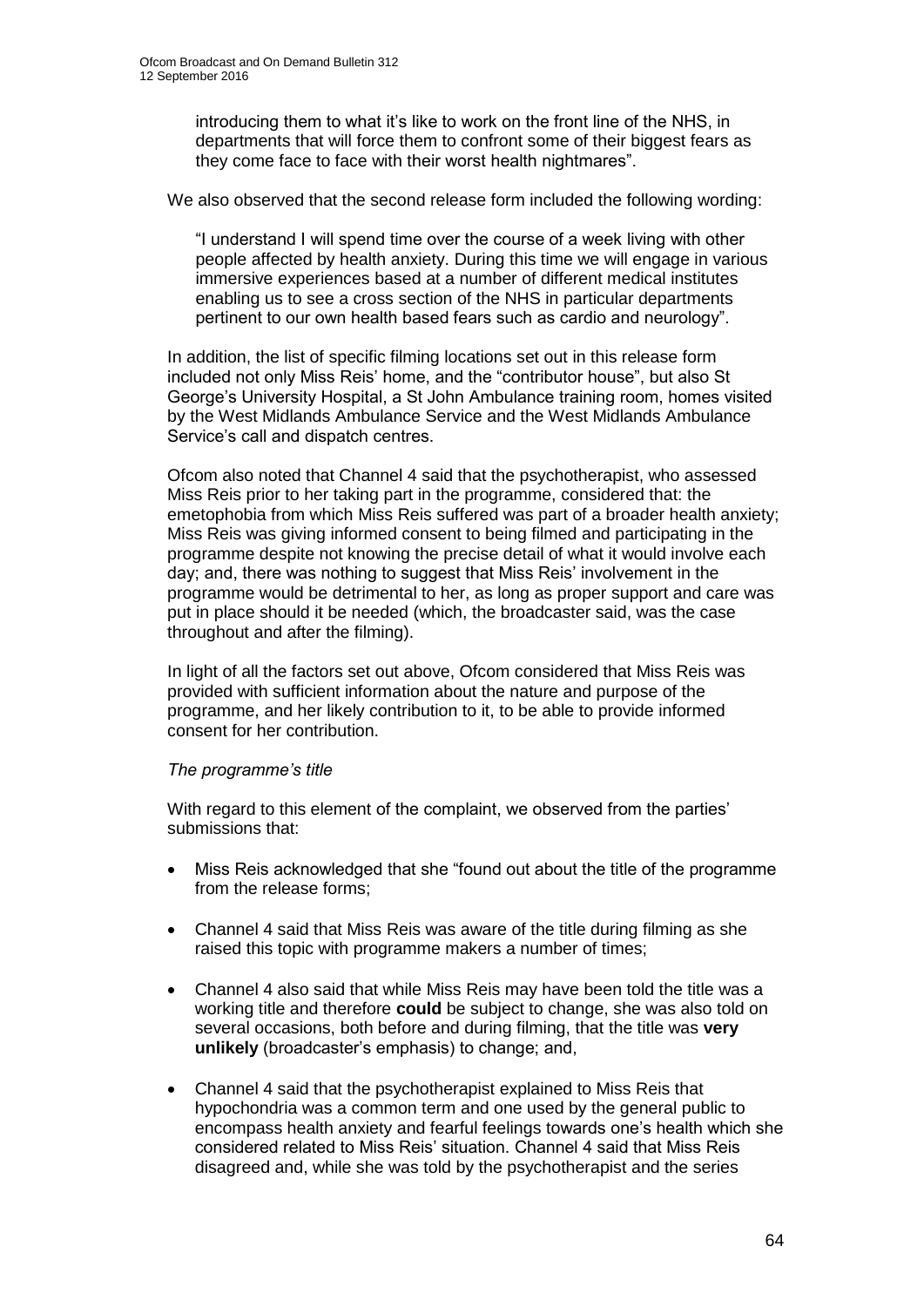introducing them to what it's like to work on the front line of the NHS, in departments that will force them to confront some of their biggest fears as they come face to face with their worst health nightmares".

We also observed that the second release form included the following wording:

"I understand I will spend time over the course of a week living with other people affected by health anxiety. During this time we will engage in various immersive experiences based at a number of different medical institutes enabling us to see a cross section of the NHS in particular departments pertinent to our own health based fears such as cardio and neurology".

In addition, the list of specific filming locations set out in this release form included not only Miss Reis' home, and the "contributor house", but also St George's University Hospital, a St John Ambulance training room, homes visited by the West Midlands Ambulance Service and the West Midlands Ambulance Service's call and dispatch centres.

Ofcom also noted that Channel 4 said that the psychotherapist, who assessed Miss Reis prior to her taking part in the programme, considered that: the emetophobia from which Miss Reis suffered was part of a broader health anxiety; Miss Reis was giving informed consent to being filmed and participating in the programme despite not knowing the precise detail of what it would involve each day; and, there was nothing to suggest that Miss Reis' involvement in the programme would be detrimental to her, as long as proper support and care was put in place should it be needed (which, the broadcaster said, was the case throughout and after the filming).

In light of all the factors set out above, Ofcom considered that Miss Reis was provided with sufficient information about the nature and purpose of the programme, and her likely contribution to it, to be able to provide informed consent for her contribution.

*The programme's title*

With regard to this element of the complaint, we observed from the parties' submissions that:

- Miss Reis acknowledged that she "found out about the title of the programme from the release forms;
- Channel 4 said that Miss Reis was aware of the title during filming as she raised this topic with programme makers a number of times;
- Channel 4 also said that while Miss Reis may have been told the title was a working title and therefore **could** be subject to change, she was also told on several occasions, both before and during filming, that the title was **very unlikely** (broadcaster's emphasis) to change; and,
- Channel 4 said that the psychotherapist explained to Miss Reis that hypochondria was a common term and one used by the general public to encompass health anxiety and fearful feelings towards one's health which she considered related to Miss Reis' situation. Channel 4 said that Miss Reis disagreed and, while she was told by the psychotherapist and the series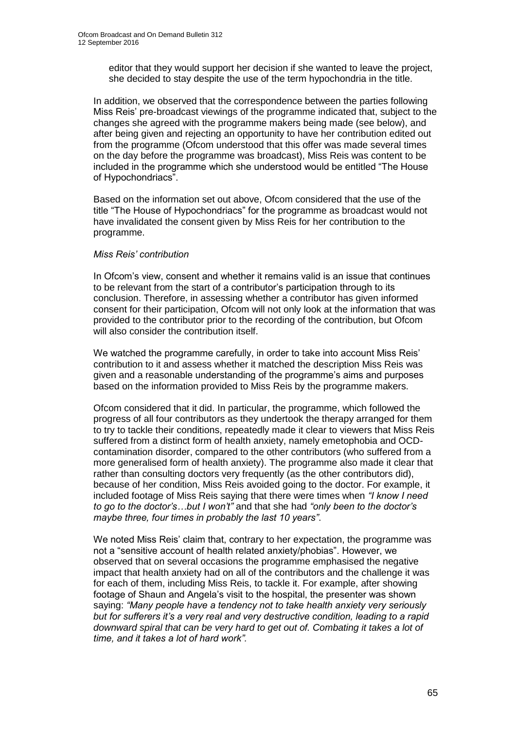editor that they would support her decision if she wanted to leave the project, she decided to stay despite the use of the term hypochondria in the title.

In addition, we observed that the correspondence between the parties following Miss Reis' pre-broadcast viewings of the programme indicated that, subject to the changes she agreed with the programme makers being made (see below), and after being given and rejecting an opportunity to have her contribution edited out from the programme (Ofcom understood that this offer was made several times on the day before the programme was broadcast), Miss Reis was content to be included in the programme which she understood would be entitled "The House of Hypochondriacs".

Based on the information set out above, Ofcom considered that the use of the title "The House of Hypochondriacs" for the programme as broadcast would not have invalidated the consent given by Miss Reis for her contribution to the programme.

*Miss Reis' contribution*

In Ofcom's view, consent and whether it remains valid is an issue that continues to be relevant from the start of a contributor's participation through to its conclusion. Therefore, in assessing whether a contributor has given informed consent for their participation, Ofcom will not only look at the information that was provided to the contributor prior to the recording of the contribution, but Ofcom will also consider the contribution itself.

We watched the programme carefully, in order to take into account Miss Reis' contribution to it and assess whether it matched the description Miss Reis was given and a reasonable understanding of the programme's aims and purposes based on the information provided to Miss Reis by the programme makers.

Ofcom considered that it did. In particular, the programme, which followed the progress of all four contributors as they undertook the therapy arranged for them to try to tackle their conditions, repeatedly made it clear to viewers that Miss Reis suffered from a distinct form of health anxiety, namely emetophobia and OCD-contamination disorder, compared to the other contributors (who suffered from a more generalised form of health anxiety). The programme also made it clear that rather than consulting doctors very frequently (as the other contributors did), because of her condition, Miss Reis avoided going to the doctor. For example, it included footage of Miss Reis saying that there were times when *"I know I need to go to the doctor's…but I won't"* and that she had *"only been to the doctor's maybe three, four times in probably the last 10 years"*.

We noted Miss Reis' claim that, contrary to her expectation, the programme was not a "sensitive account of health related anxiety/phobias". However, we observed that on several occasions the programme emphasised the negative impact that health anxiety had on all of the contributors and the challenge it was for each of them, including Miss Reis, to tackle it. For example, after showing footage of Shaun and Angela's visit to the hospital, the presenter was shown saying: *"Many people have a tendency not to take health anxiety very seriously but for sufferers it's a very real and very destructive condition, leading to a rapid downward spiral that can be very hard to get out of. Combating it takes a lot of time, and it takes a lot of hard work".*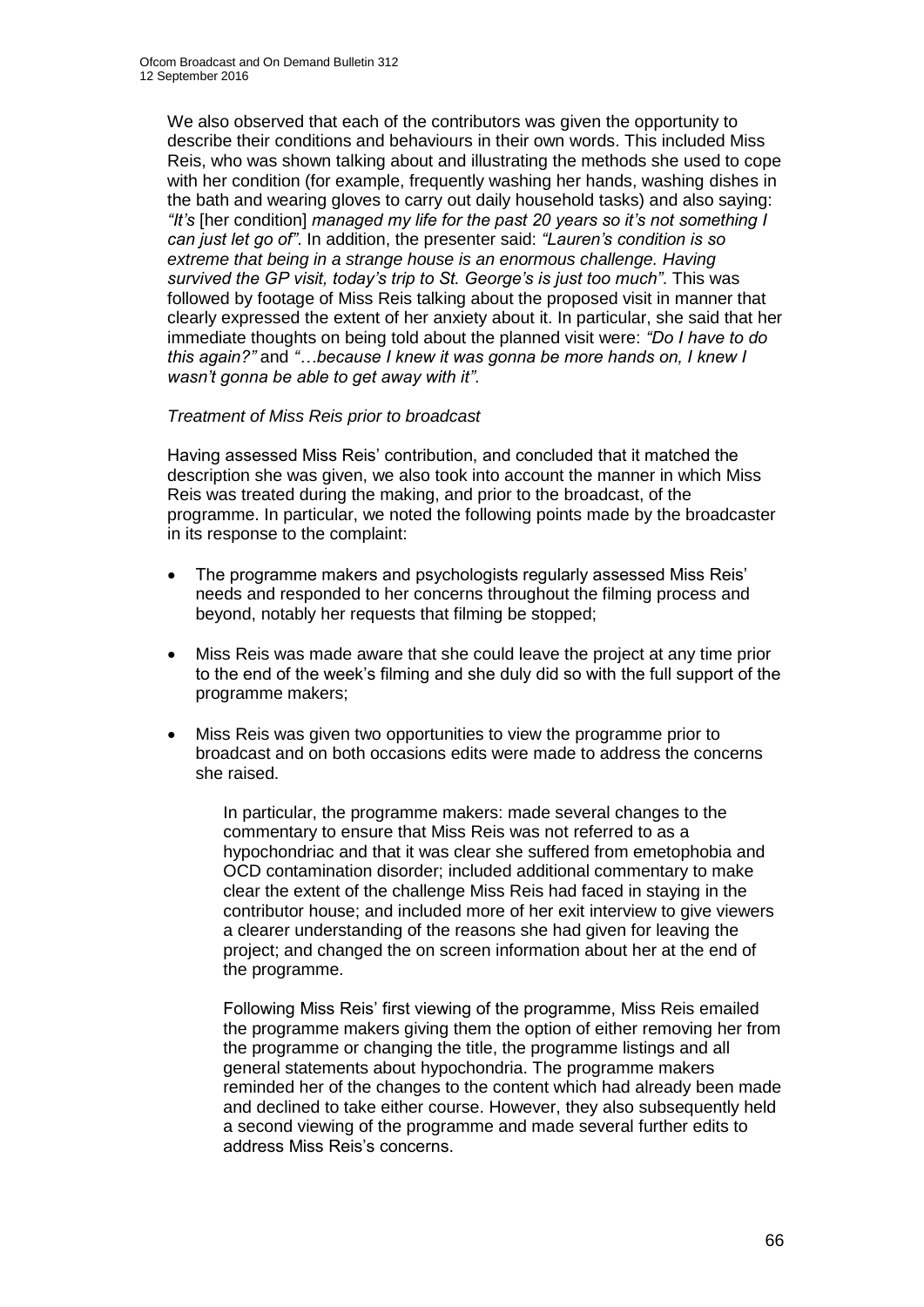We also observed that each of the contributors was given the opportunity to describe their conditions and behaviours in their own words. This included Miss Reis, who was shown talking about and illustrating the methods she used to cope with her condition (for example, frequently washing her hands, washing dishes in the bath and wearing gloves to carry out daily household tasks) and also saying: *"It's* [her condition] *managed my life for the past 20 years so it's not something I can just let go of"*. In addition, the presenter said: *"Lauren's condition is so extreme that being in a strange house is an enormous challenge. Having survived the GP visit, today's trip to St. George's is just too much"*. This was followed by footage of Miss Reis talking about the proposed visit in manner that clearly expressed the extent of her anxiety about it. In particular, she said that her immediate thoughts on being told about the planned visit were: *"Do I have to do this again?"* and *"…because I knew it was gonna be more hands on, I knew I wasn't gonna be able to get away with it"*.

*Treatment of Miss Reis prior to broadcast*

Having assessed Miss Reis' contribution, and concluded that it matched the description she was given, we also took into account the manner in which Miss Reis was treated during the making, and prior to the broadcast, of the programme. In particular, we noted the following points made by the broadcaster in its response to the complaint:

- The programme makers and psychologists regularly assessed Miss Reis' needs and responded to her concerns throughout the filming process and beyond, notably her requests that filming be stopped;
- Miss Reis was made aware that she could leave the project at any time prior to the end of the week's filming and she duly did so with the full support of the programme makers;
- Miss Reis was given two opportunities to view the programme prior to broadcast and on both occasions edits were made to address the concerns she raised.

  In particular, the programme makers: made several changes to the commentary to ensure that Miss Reis was not referred to as a hypochondriac and that it was clear she suffered from emetophobia and OCD contamination disorder; included additional commentary to make clear the extent of the challenge Miss Reis had faced in staying in the contributor house; and included more of her exit interview to give viewers a clearer understanding of the reasons she had given for leaving the project; and changed the on screen information about her at the end of the programme.

  Following Miss Reis' first viewing of the programme, Miss Reis emailed the programme makers giving them the option of either removing her from the programme or changing the title, the programme listings and all general statements about hypochondria. The programme makers reminded her of the changes to the content which had already been made and declined to take either course. However, they also subsequently held a second viewing of the programme and made several further edits to address Miss Reis's concerns.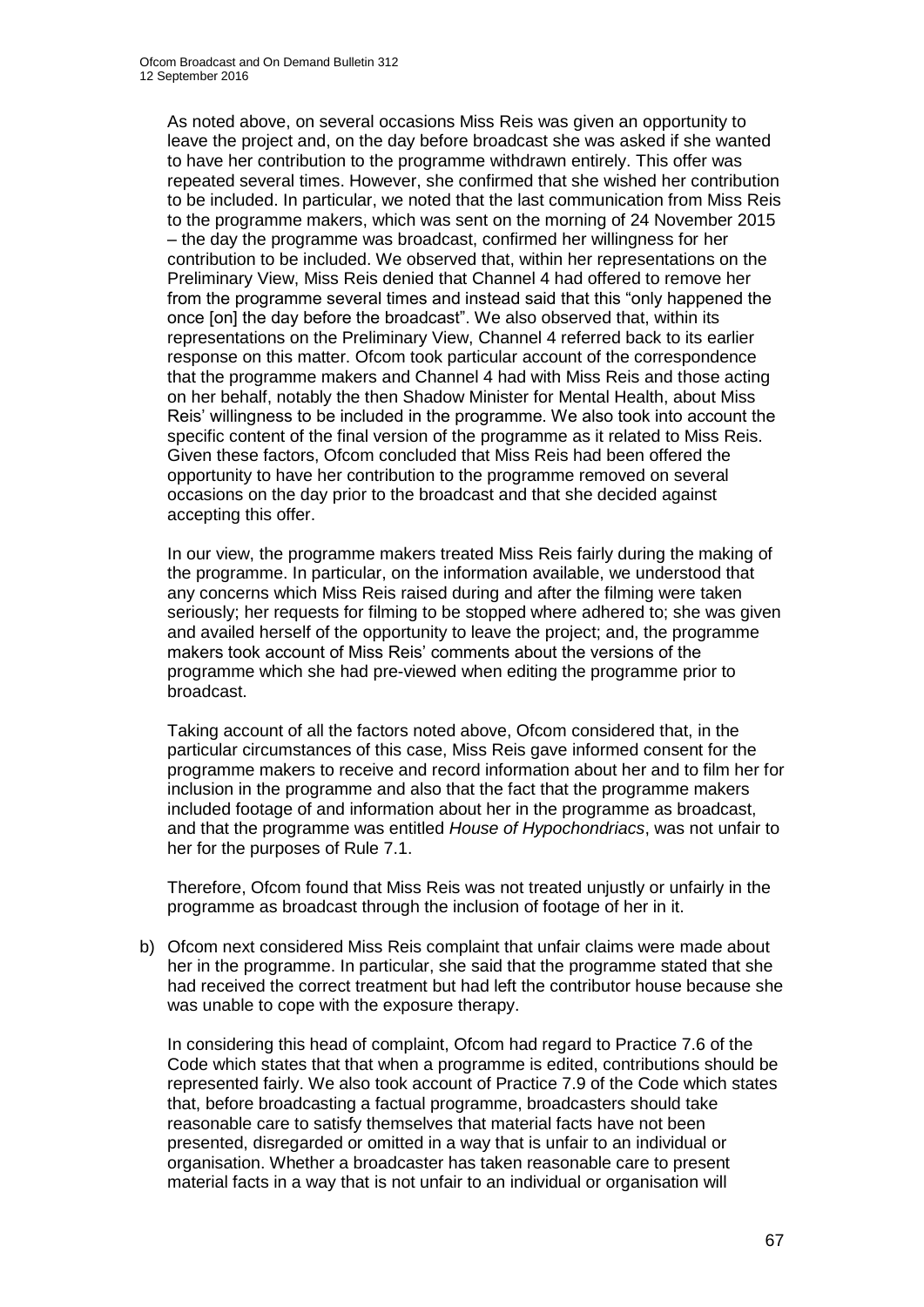As noted above, on several occasions Miss Reis was given an opportunity to leave the project and, on the day before broadcast she was asked if she wanted to have her contribution to the programme withdrawn entirely. This offer was repeated several times. However, she confirmed that she wished her contribution to be included. In particular, we noted that the last communication from Miss Reis to the programme makers, which was sent on the morning of 24 November 2015 – the day the programme was broadcast, confirmed her willingness for her contribution to be included. We observed that, within her representations on the Preliminary View, Miss Reis denied that Channel 4 had offered to remove her from the programme several times and instead said that this "only happened the once [on] the day before the broadcast". We also observed that, within its representations on the Preliminary View, Channel 4 referred back to its earlier response on this matter. Ofcom took particular account of the correspondence that the programme makers and Channel 4 had with Miss Reis and those acting on her behalf, notably the then Shadow Minister for Mental Health, about Miss Reis' willingness to be included in the programme. We also took into account the specific content of the final version of the programme as it related to Miss Reis. Given these factors, Ofcom concluded that Miss Reis had been offered the opportunity to have her contribution to the programme removed on several occasions on the day prior to the broadcast and that she decided against accepting this offer.

In our view, the programme makers treated Miss Reis fairly during the making of the programme. In particular, on the information available, we understood that any concerns which Miss Reis raised during and after the filming were taken seriously; her requests for filming to be stopped where adhered to; she was given and availed herself of the opportunity to leave the project; and, the programme makers took account of Miss Reis' comments about the versions of the programme which she had pre-viewed when editing the programme prior to broadcast.

Taking account of all the factors noted above, Ofcom considered that, in the particular circumstances of this case, Miss Reis gave informed consent for the programme makers to receive and record information about her and to film her for inclusion in the programme and also that the fact that the programme makers included footage of and information about her in the programme as broadcast, and that the programme was entitled *House of Hypochondriacs*, was not unfair to her for the purposes of Rule 7.1.

Therefore, Ofcom found that Miss Reis was not treated unjustly or unfairly in the programme as broadcast through the inclusion of footage of her in it.

b) Ofcom next considered Miss Reis complaint that unfair claims were made about her in the programme. In particular, she said that the programme stated that she had received the correct treatment but had left the contributor house because she was unable to cope with the exposure therapy.

   In considering this head of complaint, Ofcom had regard to Practice 7.6 of the Code which states that that when a programme is edited, contributions should be represented fairly. We also took account of Practice 7.9 of the Code which states that, before broadcasting a factual programme, broadcasters should take reasonable care to satisfy themselves that material facts have not been presented, disregarded or omitted in a way that is unfair to an individual or organisation. Whether a broadcaster has taken reasonable care to present material facts in a way that is not unfair to an individual or organisation will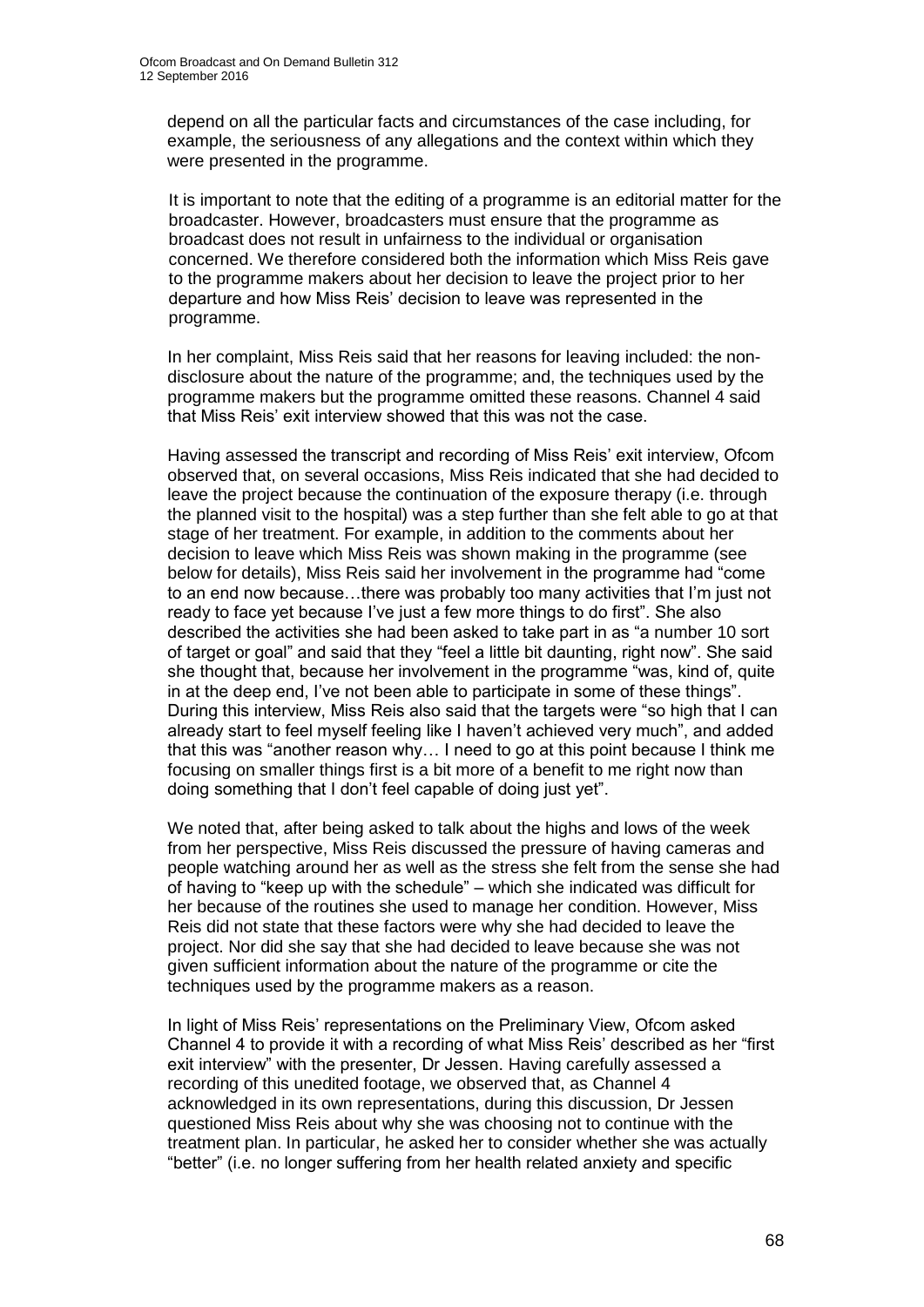depend on all the particular facts and circumstances of the case including, for example, the seriousness of any allegations and the context within which they were presented in the programme.

It is important to note that the editing of a programme is an editorial matter for the broadcaster. However, broadcasters must ensure that the programme as broadcast does not result in unfairness to the individual or organisation concerned. We therefore considered both the information which Miss Reis gave to the programme makers about her decision to leave the project prior to her departure and how Miss Reis' decision to leave was represented in the programme.

In her complaint, Miss Reis said that her reasons for leaving included: the non-disclosure about the nature of the programme; and, the techniques used by the programme makers but the programme omitted these reasons. Channel 4 said that Miss Reis' exit interview showed that this was not the case.

Having assessed the transcript and recording of Miss Reis' exit interview, Ofcom observed that, on several occasions, Miss Reis indicated that she had decided to leave the project because the continuation of the exposure therapy (i.e. through the planned visit to the hospital) was a step further than she felt able to go at that stage of her treatment. For example, in addition to the comments about her decision to leave which Miss Reis was shown making in the programme (see below for details), Miss Reis said her involvement in the programme had "come to an end now because…there was probably too many activities that I'm just not ready to face yet because I've just a few more things to do first". She also described the activities she had been asked to take part in as "a number 10 sort of target or goal" and said that they "feel a little bit daunting, right now". She said she thought that, because her involvement in the programme "was, kind of, quite in at the deep end, I've not been able to participate in some of these things". During this interview, Miss Reis also said that the targets were "so high that I can already start to feel myself feeling like I haven't achieved very much", and added that this was "another reason why… I need to go at this point because I think me focusing on smaller things first is a bit more of a benefit to me right now than doing something that I don't feel capable of doing just yet".

We noted that, after being asked to talk about the highs and lows of the week from her perspective, Miss Reis discussed the pressure of having cameras and people watching around her as well as the stress she felt from the sense she had of having to "keep up with the schedule" – which she indicated was difficult for her because of the routines she used to manage her condition. However, Miss Reis did not state that these factors were why she had decided to leave the project. Nor did she say that she had decided to leave because she was not given sufficient information about the nature of the programme or cite the techniques used by the programme makers as a reason.

In light of Miss Reis' representations on the Preliminary View, Ofcom asked Channel 4 to provide it with a recording of what Miss Reis' described as her "first exit interview" with the presenter, Dr Jessen. Having carefully assessed a recording of this unedited footage, we observed that, as Channel 4 acknowledged in its own representations, during this discussion, Dr Jessen questioned Miss Reis about why she was choosing not to continue with the treatment plan. In particular, he asked her to consider whether she was actually "better" (i.e. no longer suffering from her health related anxiety and specific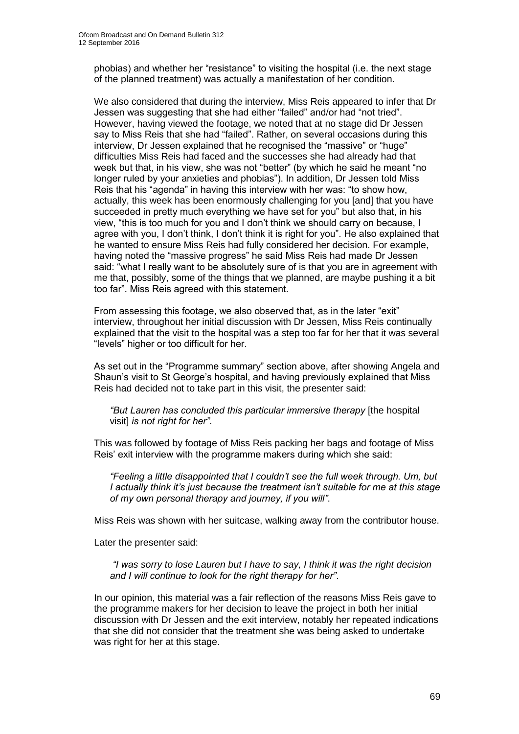phobias) and whether her "resistance" to visiting the hospital (i.e. the next stage of the planned treatment) was actually a manifestation of her condition.

We also considered that during the interview, Miss Reis appeared to infer that Dr Jessen was suggesting that she had either "failed" and/or had "not tried". However, having viewed the footage, we noted that at no stage did Dr Jessen say to Miss Reis that she had "failed". Rather, on several occasions during this interview, Dr Jessen explained that he recognised the "massive" or "huge" difficulties Miss Reis had faced and the successes she had already had that week but that, in his view, she was not "better" (by which he said he meant "no longer ruled by your anxieties and phobias"). In addition, Dr Jessen told Miss Reis that his "agenda" in having this interview with her was: "to show how, actually, this week has been enormously challenging for you [and] that you have succeeded in pretty much everything we have set for you" but also that, in his view, "this is too much for you and I don't think we should carry on because, I agree with you, I don't think, I don't think it is right for you". He also explained that he wanted to ensure Miss Reis had fully considered her decision. For example, having noted the "massive progress" he said Miss Reis had made Dr Jessen said: "what I really want to be absolutely sure of is that you are in agreement with me that, possibly, some of the things that we planned, are maybe pushing it a bit too far". Miss Reis agreed with this statement.

From assessing this footage, we also observed that, as in the later "exit" interview, throughout her initial discussion with Dr Jessen, Miss Reis continually explained that the visit to the hospital was a step too far for her that it was several "levels" higher or too difficult for her.

As set out in the "Programme summary" section above, after showing Angela and Shaun's visit to St George's hospital, and having previously explained that Miss Reis had decided not to take part in this visit, the presenter said:

> *"But Lauren has concluded this particular immersive therapy* [the hospital visit] *is not right for her".*

This was followed by footage of Miss Reis packing her bags and footage of Miss Reis' exit interview with the programme makers during which she said:

> *"Feeling a little disappointed that I couldn't see the full week through. Um, but I actually think it's just because the treatment isn't suitable for me at this stage of my own personal therapy and journey, if you will".*

Miss Reis was shown with her suitcase, walking away from the contributor house.

Later the presenter said:

> *"I was sorry to lose Lauren but I have to say, I think it was the right decision and I will continue to look for the right therapy for her".*

In our opinion, this material was a fair reflection of the reasons Miss Reis gave to the programme makers for her decision to leave the project in both her initial discussion with Dr Jessen and the exit interview, notably her repeated indications that she did not consider that the treatment she was being asked to undertake was right for her at this stage.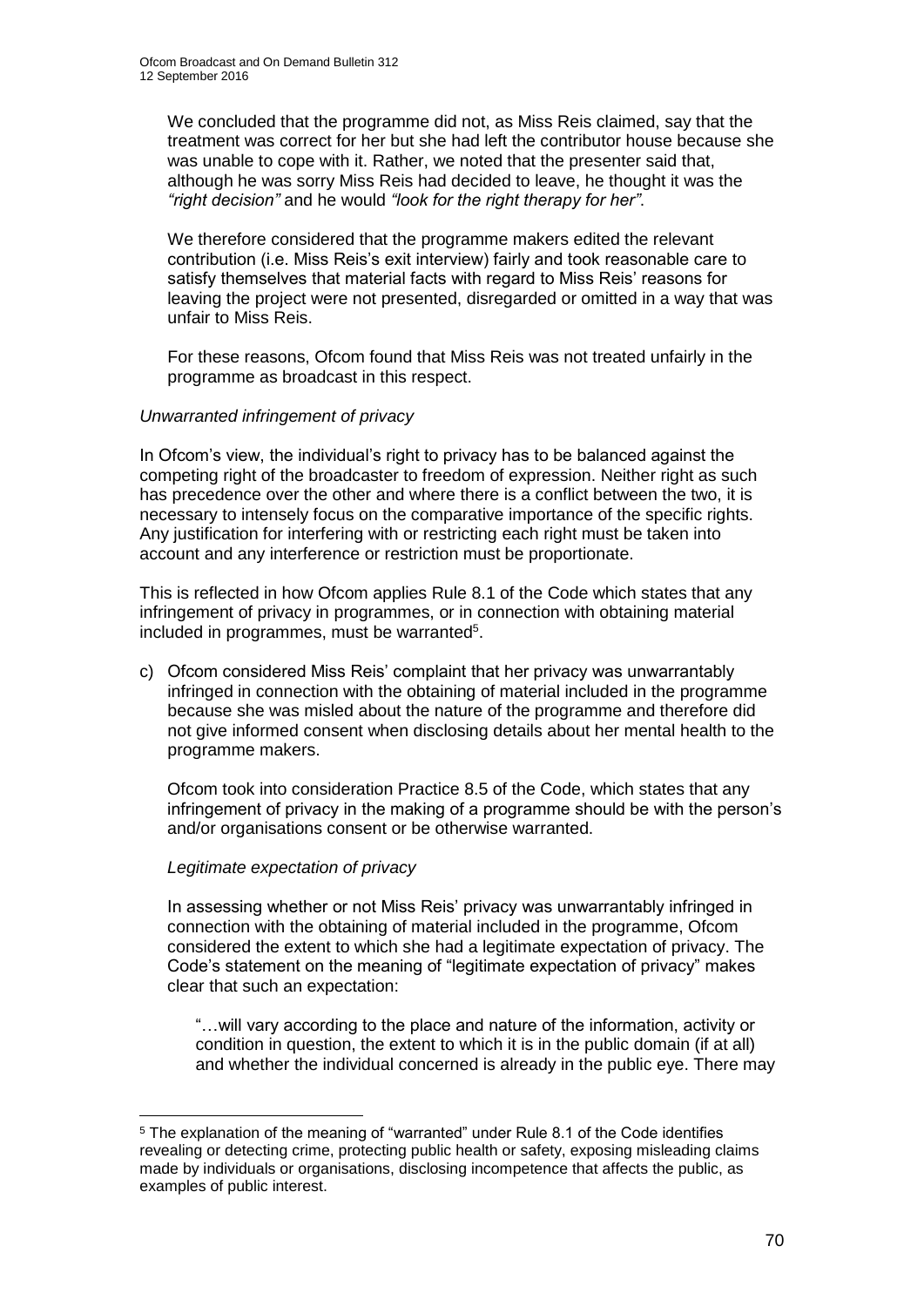We concluded that the programme did not, as Miss Reis claimed, say that the treatment was correct for her but she had left the contributor house because she was unable to cope with it. Rather, we noted that the presenter said that, although he was sorry Miss Reis had decided to leave, he thought it was the *"right decision"* and he would *"look for the right therapy for her"*.

We therefore considered that the programme makers edited the relevant contribution (i.e. Miss Reis's exit interview) fairly and took reasonable care to satisfy themselves that material facts with regard to Miss Reis' reasons for leaving the project were not presented, disregarded or omitted in a way that was unfair to Miss Reis.

For these reasons, Ofcom found that Miss Reis was not treated unfairly in the programme as broadcast in this respect.

*Unwarranted infringement of privacy*

In Ofcom's view, the individual's right to privacy has to be balanced against the competing right of the broadcaster to freedom of expression. Neither right as such has precedence over the other and where there is a conflict between the two, it is necessary to intensely focus on the comparative importance of the specific rights. Any justification for interfering with or restricting each right must be taken into account and any interference or restriction must be proportionate.

This is reflected in how Ofcom applies Rule 8.1 of the Code which states that any infringement of privacy in programmes, or in connection with obtaining material included in programmes, must be warranted[5].

c) Ofcom considered Miss Reis' complaint that her privacy was unwarrantably infringed in connection with the obtaining of material included in the programme because she was misled about the nature of the programme and therefore did not give informed consent when disclosing details about her mental health to the programme makers.

Ofcom took into consideration Practice 8.5 of the Code, which states that any infringement of privacy in the making of a programme should be with the person's and/or organisations consent or be otherwise warranted.

*Legitimate expectation of privacy*

In assessing whether or not Miss Reis' privacy was unwarrantably infringed in connection with the obtaining of material included in the programme, Ofcom considered the extent to which she had a legitimate expectation of privacy. The Code's statement on the meaning of "legitimate expectation of privacy" makes clear that such an expectation:

> "…will vary according to the place and nature of the information, activity or condition in question, the extent to which it is in the public domain (if at all) and whether the individual concerned is already in the public eye. There may

---

[5] The explanation of the meaning of "warranted" under Rule 8.1 of the Code identifies revealing or detecting crime, protecting public health or safety, exposing misleading claims made by individuals or organisations, disclosing incompetence that affects the public, as examples of public interest.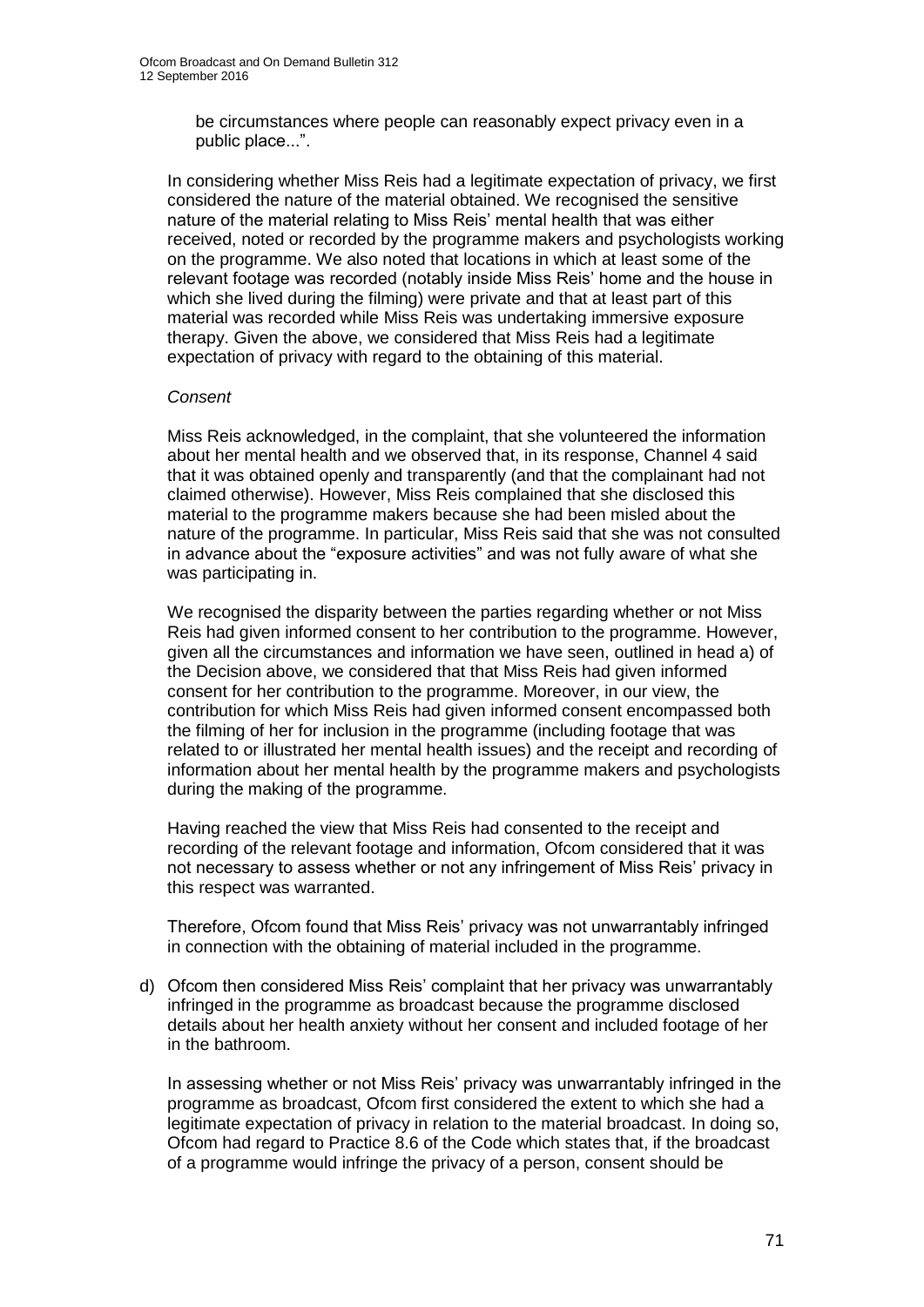be circumstances where people can reasonably expect privacy even in a public place...".

In considering whether Miss Reis had a legitimate expectation of privacy, we first considered the nature of the material obtained. We recognised the sensitive nature of the material relating to Miss Reis' mental health that was either received, noted or recorded by the programme makers and psychologists working on the programme. We also noted that locations in which at least some of the relevant footage was recorded (notably inside Miss Reis' home and the house in which she lived during the filming) were private and that at least part of this material was recorded while Miss Reis was undertaking immersive exposure therapy. Given the above, we considered that Miss Reis had a legitimate expectation of privacy with regard to the obtaining of this material.

*Consent*

Miss Reis acknowledged, in the complaint, that she volunteered the information about her mental health and we observed that, in its response, Channel 4 said that it was obtained openly and transparently (and that the complainant had not claimed otherwise). However, Miss Reis complained that she disclosed this material to the programme makers because she had been misled about the nature of the programme. In particular, Miss Reis said that she was not consulted in advance about the "exposure activities" and was not fully aware of what she was participating in.

We recognised the disparity between the parties regarding whether or not Miss Reis had given informed consent to her contribution to the programme. However, given all the circumstances and information we have seen, outlined in head a) of the Decision above, we considered that that Miss Reis had given informed consent for her contribution to the programme. Moreover, in our view, the contribution for which Miss Reis had given informed consent encompassed both the filming of her for inclusion in the programme (including footage that was related to or illustrated her mental health issues) and the receipt and recording of information about her mental health by the programme makers and psychologists during the making of the programme.

Having reached the view that Miss Reis had consented to the receipt and recording of the relevant footage and information, Ofcom considered that it was not necessary to assess whether or not any infringement of Miss Reis' privacy in this respect was warranted.

Therefore, Ofcom found that Miss Reis' privacy was not unwarrantably infringed in connection with the obtaining of material included in the programme.

d) Ofcom then considered Miss Reis' complaint that her privacy was unwarrantably infringed in the programme as broadcast because the programme disclosed details about her health anxiety without her consent and included footage of her in the bathroom.

In assessing whether or not Miss Reis' privacy was unwarrantably infringed in the programme as broadcast, Ofcom first considered the extent to which she had a legitimate expectation of privacy in relation to the material broadcast. In doing so, Ofcom had regard to Practice 8.6 of the Code which states that, if the broadcast of a programme would infringe the privacy of a person, consent should be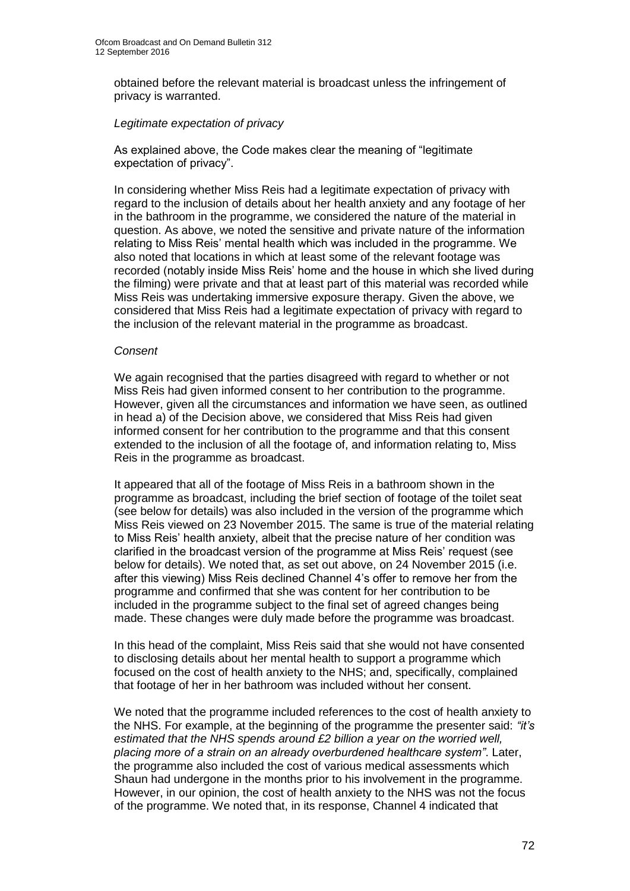obtained before the relevant material is broadcast unless the infringement of privacy is warranted.

*Legitimate expectation of privacy*

As explained above, the Code makes clear the meaning of "legitimate expectation of privacy".

In considering whether Miss Reis had a legitimate expectation of privacy with regard to the inclusion of details about her health anxiety and any footage of her in the bathroom in the programme, we considered the nature of the material in question. As above, we noted the sensitive and private nature of the information relating to Miss Reis' mental health which was included in the programme. We also noted that locations in which at least some of the relevant footage was recorded (notably inside Miss Reis' home and the house in which she lived during the filming) were private and that at least part of this material was recorded while Miss Reis was undertaking immersive exposure therapy. Given the above, we considered that Miss Reis had a legitimate expectation of privacy with regard to the inclusion of the relevant material in the programme as broadcast.

*Consent*

We again recognised that the parties disagreed with regard to whether or not Miss Reis had given informed consent to her contribution to the programme. However, given all the circumstances and information we have seen, as outlined in head a) of the Decision above, we considered that Miss Reis had given informed consent for her contribution to the programme and that this consent extended to the inclusion of all the footage of, and information relating to, Miss Reis in the programme as broadcast.

It appeared that all of the footage of Miss Reis in a bathroom shown in the programme as broadcast, including the brief section of footage of the toilet seat (see below for details) was also included in the version of the programme which Miss Reis viewed on 23 November 2015. The same is true of the material relating to Miss Reis' health anxiety, albeit that the precise nature of her condition was clarified in the broadcast version of the programme at Miss Reis' request (see below for details). We noted that, as set out above, on 24 November 2015 (i.e. after this viewing) Miss Reis declined Channel 4's offer to remove her from the programme and confirmed that she was content for her contribution to be included in the programme subject to the final set of agreed changes being made. These changes were duly made before the programme was broadcast.

In this head of the complaint, Miss Reis said that she would not have consented to disclosing details about her mental health to support a programme which focused on the cost of health anxiety to the NHS; and, specifically, complained that footage of her in her bathroom was included without her consent.

We noted that the programme included references to the cost of health anxiety to the NHS. For example, at the beginning of the programme the presenter said: *"it's estimated that the NHS spends around £2 billion a year on the worried well, placing more of a strain on an already overburdened healthcare system"*. Later, the programme also included the cost of various medical assessments which Shaun had undergone in the months prior to his involvement in the programme. However, in our opinion, the cost of health anxiety to the NHS was not the focus of the programme. We noted that, in its response, Channel 4 indicated that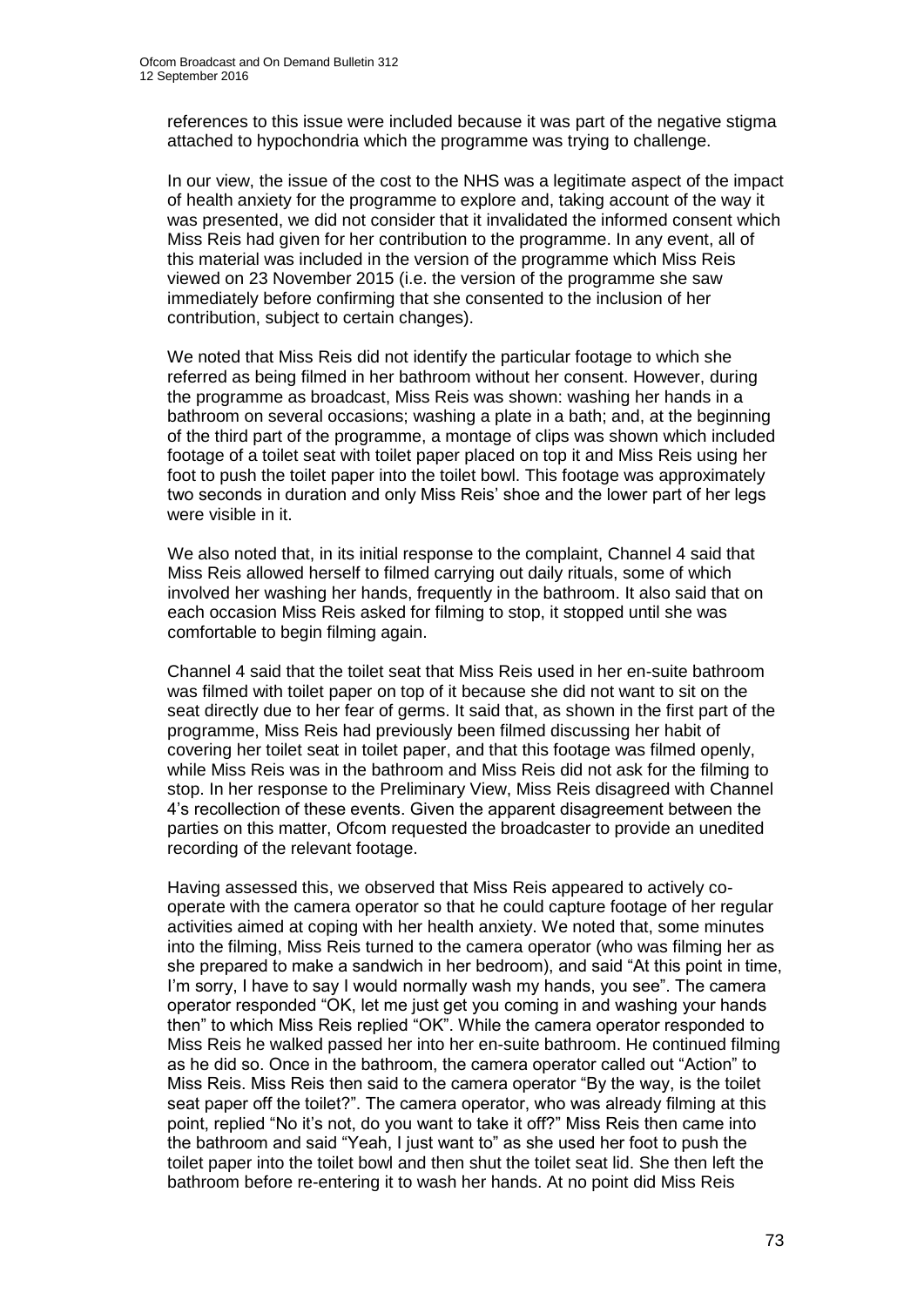references to this issue were included because it was part of the negative stigma attached to hypochondria which the programme was trying to challenge.

In our view, the issue of the cost to the NHS was a legitimate aspect of the impact of health anxiety for the programme to explore and, taking account of the way it was presented, we did not consider that it invalidated the informed consent which Miss Reis had given for her contribution to the programme. In any event, all of this material was included in the version of the programme which Miss Reis viewed on 23 November 2015 (i.e. the version of the programme she saw immediately before confirming that she consented to the inclusion of her contribution, subject to certain changes).

We noted that Miss Reis did not identify the particular footage to which she referred as being filmed in her bathroom without her consent. However, during the programme as broadcast, Miss Reis was shown: washing her hands in a bathroom on several occasions; washing a plate in a bath; and, at the beginning of the third part of the programme, a montage of clips was shown which included footage of a toilet seat with toilet paper placed on top it and Miss Reis using her foot to push the toilet paper into the toilet bowl. This footage was approximately two seconds in duration and only Miss Reis' shoe and the lower part of her legs were visible in it.

We also noted that, in its initial response to the complaint, Channel 4 said that Miss Reis allowed herself to filmed carrying out daily rituals, some of which involved her washing her hands, frequently in the bathroom. It also said that on each occasion Miss Reis asked for filming to stop, it stopped until she was comfortable to begin filming again.

Channel 4 said that the toilet seat that Miss Reis used in her en-suite bathroom was filmed with toilet paper on top of it because she did not want to sit on the seat directly due to her fear of germs. It said that, as shown in the first part of the programme, Miss Reis had previously been filmed discussing her habit of covering her toilet seat in toilet paper, and that this footage was filmed openly, while Miss Reis was in the bathroom and Miss Reis did not ask for the filming to stop. In her response to the Preliminary View, Miss Reis disagreed with Channel 4's recollection of these events. Given the apparent disagreement between the parties on this matter, Ofcom requested the broadcaster to provide an unedited recording of the relevant footage.

Having assessed this, we observed that Miss Reis appeared to actively co-operate with the camera operator so that he could capture footage of her regular activities aimed at coping with her health anxiety. We noted that, some minutes into the filming, Miss Reis turned to the camera operator (who was filming her as she prepared to make a sandwich in her bedroom), and said "At this point in time, I'm sorry, I have to say I would normally wash my hands, you see". The camera operator responded "OK, let me just get you coming in and washing your hands then" to which Miss Reis replied "OK". While the camera operator responded to Miss Reis he walked passed her into her en-suite bathroom. He continued filming as he did so. Once in the bathroom, the camera operator called out "Action" to Miss Reis. Miss Reis then said to the camera operator "By the way, is the toilet seat paper off the toilet?". The camera operator, who was already filming at this point, replied "No it's not, do you want to take it off?" Miss Reis then came into the bathroom and said "Yeah, I just want to" as she used her foot to push the toilet paper into the toilet bowl and then shut the toilet seat lid. She then left the bathroom before re-entering it to wash her hands. At no point did Miss Reis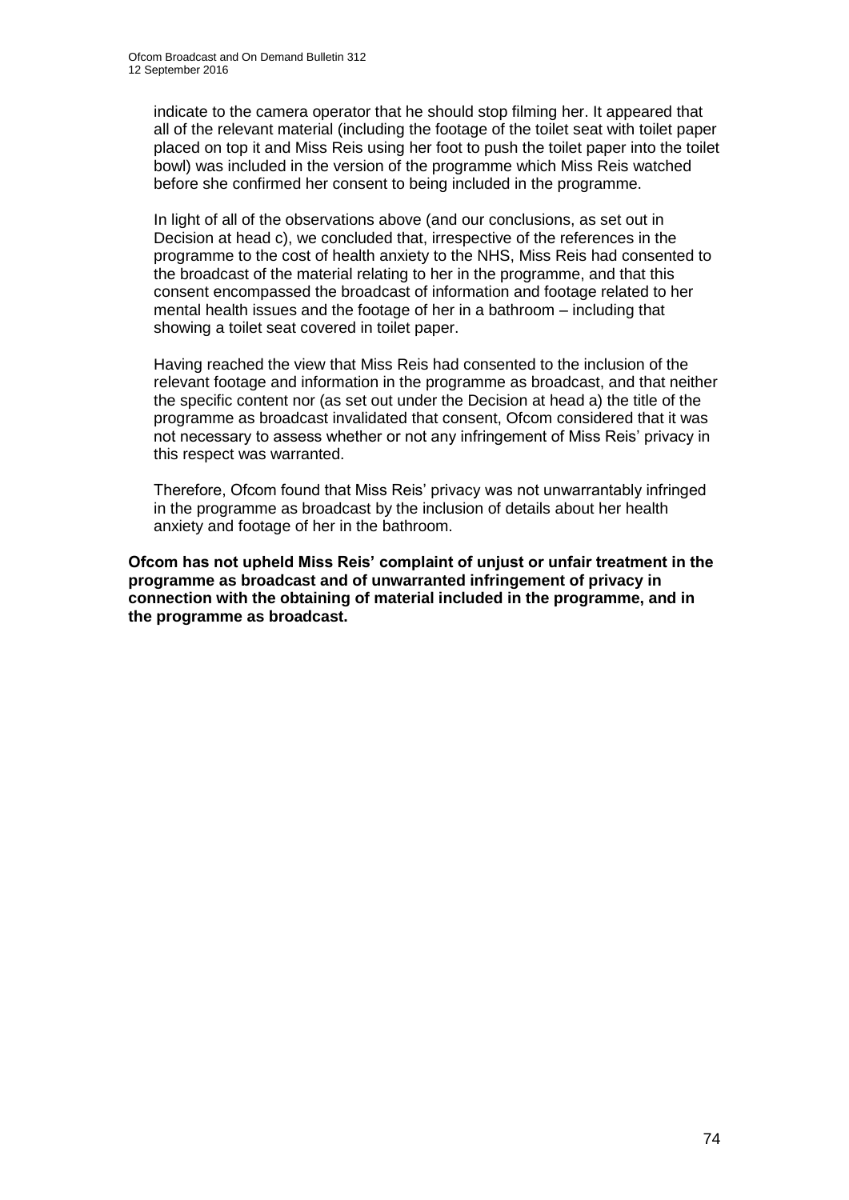indicate to the camera operator that he should stop filming her. It appeared that all of the relevant material (including the footage of the toilet seat with toilet paper placed on top it and Miss Reis using her foot to push the toilet paper into the toilet bowl) was included in the version of the programme which Miss Reis watched before she confirmed her consent to being included in the programme.

In light of all of the observations above (and our conclusions, as set out in Decision at head c), we concluded that, irrespective of the references in the programme to the cost of health anxiety to the NHS, Miss Reis had consented to the broadcast of the material relating to her in the programme, and that this consent encompassed the broadcast of information and footage related to her mental health issues and the footage of her in a bathroom – including that showing a toilet seat covered in toilet paper.

Having reached the view that Miss Reis had consented to the inclusion of the relevant footage and information in the programme as broadcast, and that neither the specific content nor (as set out under the Decision at head a) the title of the programme as broadcast invalidated that consent, Ofcom considered that it was not necessary to assess whether or not any infringement of Miss Reis' privacy in this respect was warranted.

Therefore, Ofcom found that Miss Reis' privacy was not unwarrantably infringed in the programme as broadcast by the inclusion of details about her health anxiety and footage of her in the bathroom.

**Ofcom has not upheld Miss Reis' complaint of unjust or unfair treatment in the programme as broadcast and of unwarranted infringement of privacy in connection with the obtaining of material included in the programme, and in the programme as broadcast.**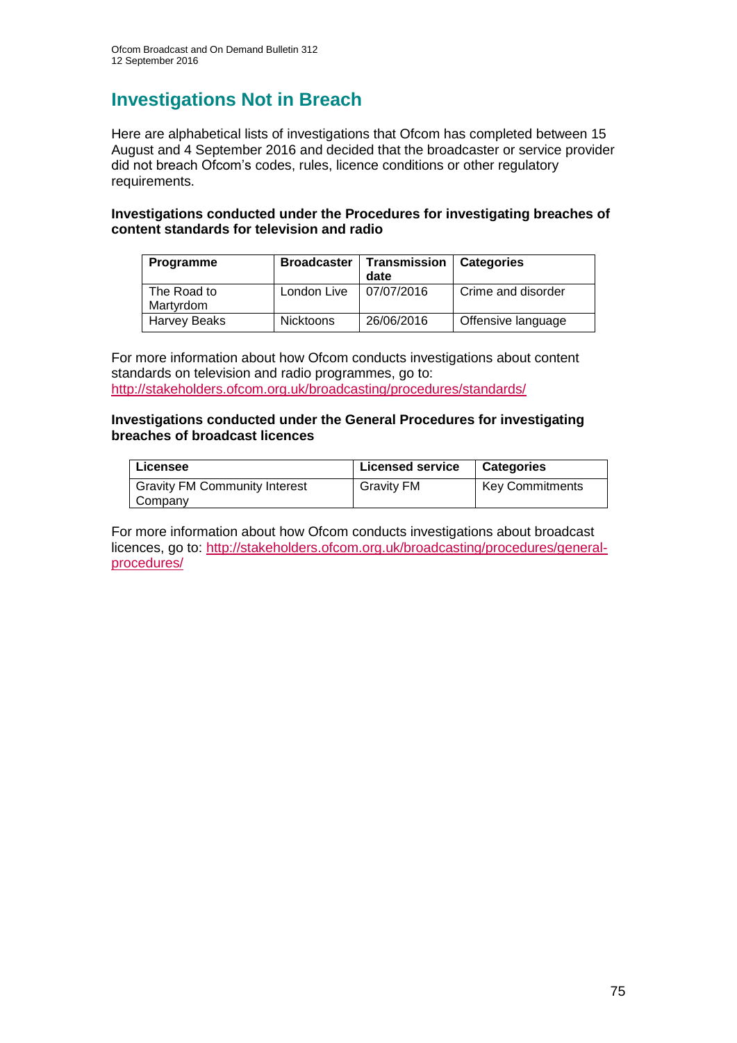# Investigations Not in Breach

Here are alphabetical lists of investigations that Ofcom has completed between 15 August and 4 September 2016 and decided that the broadcaster or service provider did not breach Ofcom's codes, rules, licence conditions or other regulatory requirements.

**Investigations conducted under the Procedures for investigating breaches of content standards for television and radio**

| Programme | Broadcaster | Transmission date | Categories |
|---|---|---|---|
| The Road to Martyrdom | London Live | 07/07/2016 | Crime and disorder |
| Harvey Beaks | Nicktoons | 26/06/2016 | Offensive language |

For more information about how Ofcom conducts investigations about content standards on television and radio programmes, go to: http://stakeholders.ofcom.org.uk/broadcasting/procedures/standards/

**Investigations conducted under the General Procedures for investigating breaches of broadcast licences**

| Licensee | Licensed service | Categories |
|---|---|---|
| Gravity FM Community Interest Company | Gravity FM | Key Commitments |

For more information about how Ofcom conducts investigations about broadcast licences, go to: http://stakeholders.ofcom.org.uk/broadcasting/procedures/general-procedures/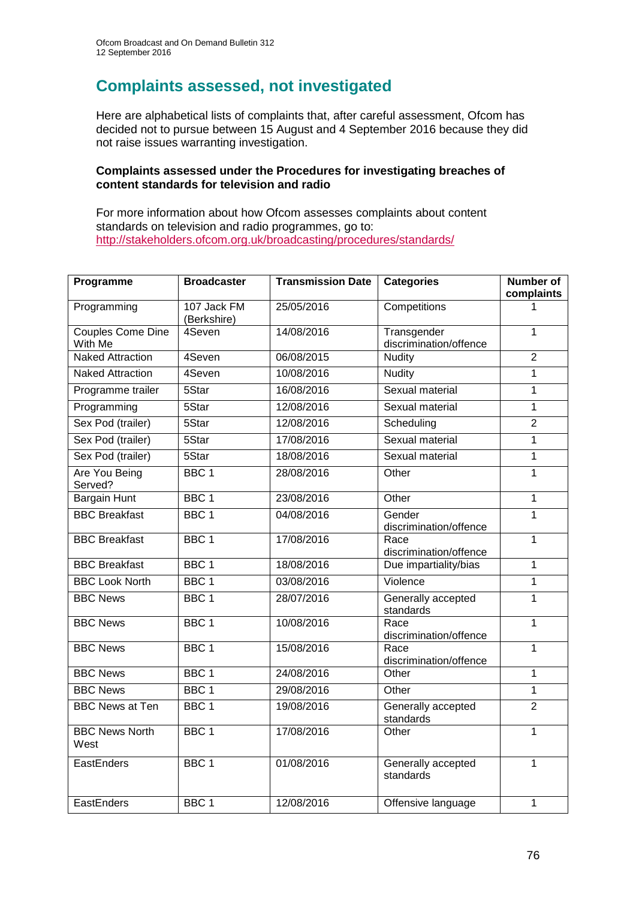## Complaints assessed, not investigated

Here are alphabetical lists of complaints that, after careful assessment, Ofcom has decided not to pursue between 15 August and 4 September 2016 because they did not raise issues warranting investigation.

**Complaints assessed under the Procedures for investigating breaches of content standards for television and radio**

For more information about how Ofcom assesses complaints about content standards on television and radio programmes, go to: http://stakeholders.ofcom.org.uk/broadcasting/procedures/standards/

| Programme | Broadcaster | Transmission Date | Categories | Number of complaints |
|---|---|---|---|---|
| Programming | 107 Jack FM (Berkshire) | 25/05/2016 | Competitions | 1 |
| Couples Come Dine With Me | 4Seven | 14/08/2016 | Transgender discrimination/offence | 1 |
| Naked Attraction | 4Seven | 06/08/2015 | Nudity | 2 |
| Naked Attraction | 4Seven | 10/08/2016 | Nudity | 1 |
| Programme trailer | 5Star | 16/08/2016 | Sexual material | 1 |
| Programming | 5Star | 12/08/2016 | Sexual material | 1 |
| Sex Pod (trailer) | 5Star | 12/08/2016 | Scheduling | 2 |
| Sex Pod (trailer) | 5Star | 17/08/2016 | Sexual material | 1 |
| Sex Pod (trailer) | 5Star | 18/08/2016 | Sexual material | 1 |
| Are You Being Served? | BBC 1 | 28/08/2016 | Other | 1 |
| Bargain Hunt | BBC 1 | 23/08/2016 | Other | 1 |
| BBC Breakfast | BBC 1 | 04/08/2016 | Gender discrimination/offence | 1 |
| BBC Breakfast | BBC 1 | 17/08/2016 | Race discrimination/offence | 1 |
| BBC Breakfast | BBC 1 | 18/08/2016 | Due impartiality/bias | 1 |
| BBC Look North | BBC 1 | 03/08/2016 | Violence | 1 |
| BBC News | BBC 1 | 28/07/2016 | Generally accepted standards | 1 |
| BBC News | BBC 1 | 10/08/2016 | Race discrimination/offence | 1 |
| BBC News | BBC 1 | 15/08/2016 | Race discrimination/offence | 1 |
| BBC News | BBC 1 | 24/08/2016 | Other | 1 |
| BBC News | BBC 1 | 29/08/2016 | Other | 1 |
| BBC News at Ten | BBC 1 | 19/08/2016 | Generally accepted standards | 2 |
| BBC News North West | BBC 1 | 17/08/2016 | Other | 1 |
| EastEnders | BBC 1 | 01/08/2016 | Generally accepted standards | 1 |
| EastEnders | BBC 1 | 12/08/2016 | Offensive language | 1 |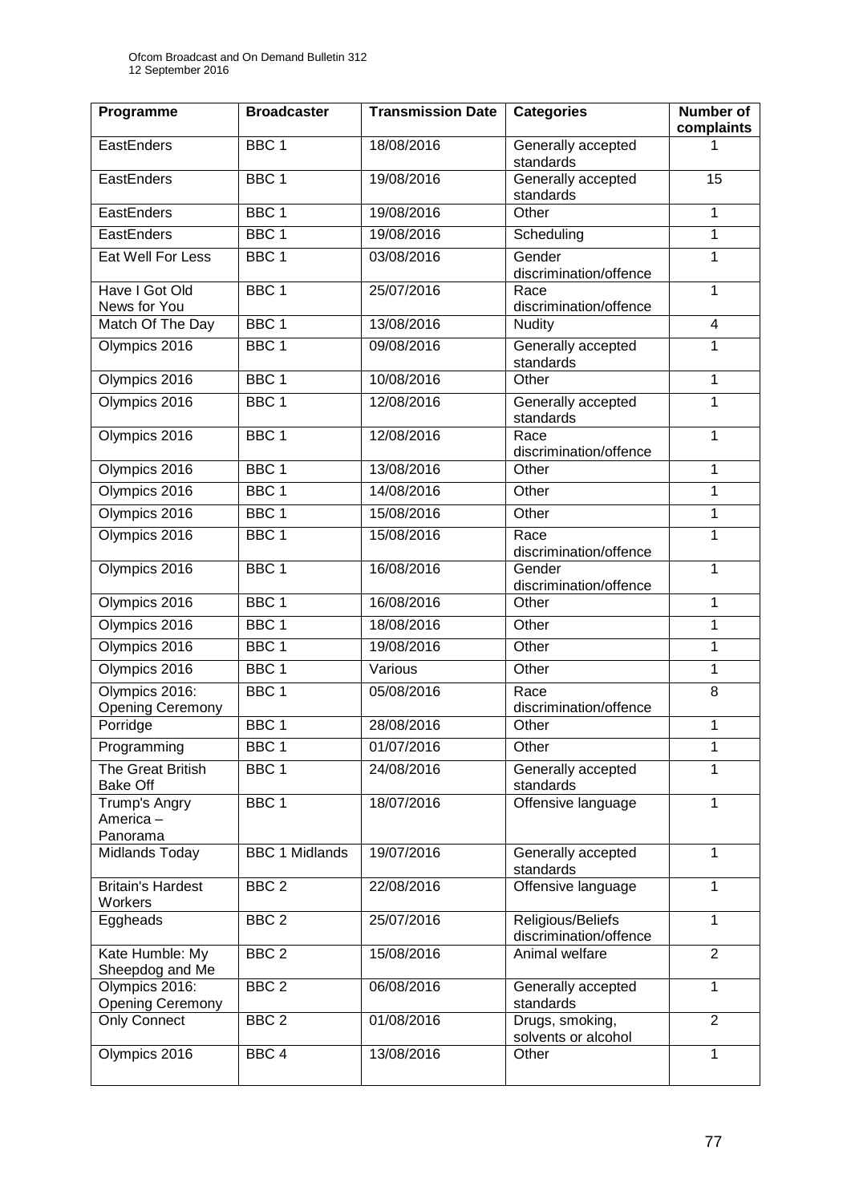| Programme | Broadcaster | Transmission Date | Categories | Number of complaints |
|---|---|---|---|---|
| EastEnders | BBC 1 | 18/08/2016 | Generally accepted standards | 1 |
| EastEnders | BBC 1 | 19/08/2016 | Generally accepted standards | 15 |
| EastEnders | BBC 1 | 19/08/2016 | Other | 1 |
| EastEnders | BBC 1 | 19/08/2016 | Scheduling | 1 |
| Eat Well For Less | BBC 1 | 03/08/2016 | Gender discrimination/offence | 1 |
| Have I Got Old News for You | BBC 1 | 25/07/2016 | Race discrimination/offence | 1 |
| Match Of The Day | BBC 1 | 13/08/2016 | Nudity | 4 |
| Olympics 2016 | BBC 1 | 09/08/2016 | Generally accepted standards | 1 |
| Olympics 2016 | BBC 1 | 10/08/2016 | Other | 1 |
| Olympics 2016 | BBC 1 | 12/08/2016 | Generally accepted standards | 1 |
| Olympics 2016 | BBC 1 | 12/08/2016 | Race discrimination/offence | 1 |
| Olympics 2016 | BBC 1 | 13/08/2016 | Other | 1 |
| Olympics 2016 | BBC 1 | 14/08/2016 | Other | 1 |
| Olympics 2016 | BBC 1 | 15/08/2016 | Other | 1 |
| Olympics 2016 | BBC 1 | 15/08/2016 | Race discrimination/offence | 1 |
| Olympics 2016 | BBC 1 | 16/08/2016 | Gender discrimination/offence | 1 |
| Olympics 2016 | BBC 1 | 16/08/2016 | Other | 1 |
| Olympics 2016 | BBC 1 | 18/08/2016 | Other | 1 |
| Olympics 2016 | BBC 1 | 19/08/2016 | Other | 1 |
| Olympics 2016 | BBC 1 | Various | Other | 1 |
| Olympics 2016: Opening Ceremony | BBC 1 | 05/08/2016 | Race discrimination/offence | 8 |
| Porridge | BBC 1 | 28/08/2016 | Other | 1 |
| Programming | BBC 1 | 01/07/2016 | Other | 1 |
| The Great British Bake Off | BBC 1 | 24/08/2016 | Generally accepted standards | 1 |
| Trump's Angry America – Panorama | BBC 1 | 18/07/2016 | Offensive language | 1 |
| Midlands Today | BBC 1 Midlands | 19/07/2016 | Generally accepted standards | 1 |
| Britain's Hardest Workers | BBC 2 | 22/08/2016 | Offensive language | 1 |
| Eggheads | BBC 2 | 25/07/2016 | Religious/Beliefs discrimination/offence | 1 |
| Kate Humble: My Sheepdog and Me | BBC 2 | 15/08/2016 | Animal welfare | 2 |
| Olympics 2016: Opening Ceremony | BBC 2 | 06/08/2016 | Generally accepted standards | 1 |
| Only Connect | BBC 2 | 01/08/2016 | Drugs, smoking, solvents or alcohol | 2 |
| Olympics 2016 | BBC 4 | 13/08/2016 | Other | 1 |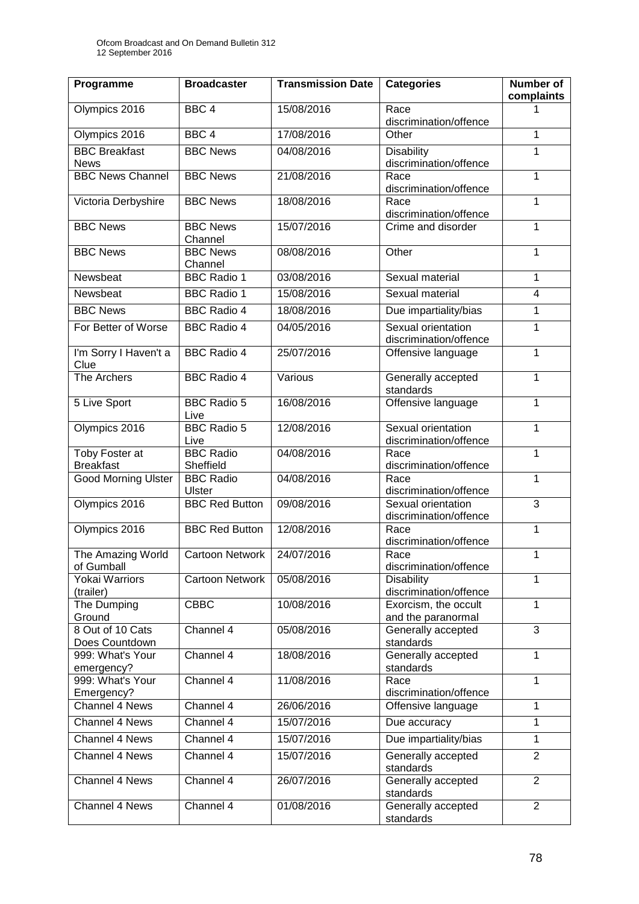| Programme | Broadcaster | Transmission Date | Categories | Number of complaints |
|---|---|---|---|---|
| Olympics 2016 | BBC 4 | 15/08/2016 | Race discrimination/offence | 1 |
| Olympics 2016 | BBC 4 | 17/08/2016 | Other | 1 |
| BBC Breakfast News | BBC News | 04/08/2016 | Disability discrimination/offence | 1 |
| BBC News Channel | BBC News | 21/08/2016 | Race discrimination/offence | 1 |
| Victoria Derbyshire | BBC News | 18/08/2016 | Race discrimination/offence | 1 |
| BBC News | BBC News Channel | 15/07/2016 | Crime and disorder | 1 |
| BBC News | BBC News Channel | 08/08/2016 | Other | 1 |
| Newsbeat | BBC Radio 1 | 03/08/2016 | Sexual material | 1 |
| Newsbeat | BBC Radio 1 | 15/08/2016 | Sexual material | 4 |
| BBC News | BBC Radio 4 | 18/08/2016 | Due impartiality/bias | 1 |
| For Better of Worse | BBC Radio 4 | 04/05/2016 | Sexual orientation discrimination/offence | 1 |
| I'm Sorry I Haven't a Clue | BBC Radio 4 | 25/07/2016 | Offensive language | 1 |
| The Archers | BBC Radio 4 | Various | Generally accepted standards | 1 |
| 5 Live Sport | BBC Radio 5 Live | 16/08/2016 | Offensive language | 1 |
| Olympics 2016 | BBC Radio 5 Live | 12/08/2016 | Sexual orientation discrimination/offence | 1 |
| Toby Foster at Breakfast | BBC Radio Sheffield | 04/08/2016 | Race discrimination/offence | 1 |
| Good Morning Ulster | BBC Radio Ulster | 04/08/2016 | Race discrimination/offence | 1 |
| Olympics 2016 | BBC Red Button | 09/08/2016 | Sexual orientation discrimination/offence | 3 |
| Olympics 2016 | BBC Red Button | 12/08/2016 | Race discrimination/offence | 1 |
| The Amazing World of Gumball | Cartoon Network | 24/07/2016 | Race discrimination/offence | 1 |
| Yokai Warriors (trailer) | Cartoon Network | 05/08/2016 | Disability discrimination/offence | 1 |
| The Dumping Ground | CBBC | 10/08/2016 | Exorcism, the occult and the paranormal | 1 |
| 8 Out of 10 Cats Does Countdown | Channel 4 | 05/08/2016 | Generally accepted standards | 3 |
| 999: What's Your emergency? | Channel 4 | 18/08/2016 | Generally accepted standards | 1 |
| 999: What's Your Emergency? | Channel 4 | 11/08/2016 | Race discrimination/offence | 1 |
| Channel 4 News | Channel 4 | 26/06/2016 | Offensive language | 1 |
| Channel 4 News | Channel 4 | 15/07/2016 | Due accuracy | 1 |
| Channel 4 News | Channel 4 | 15/07/2016 | Due impartiality/bias | 1 |
| Channel 4 News | Channel 4 | 15/07/2016 | Generally accepted standards | 2 |
| Channel 4 News | Channel 4 | 26/07/2016 | Generally accepted standards | 2 |
| Channel 4 News | Channel 4 | 01/08/2016 | Generally accepted standards | 2 |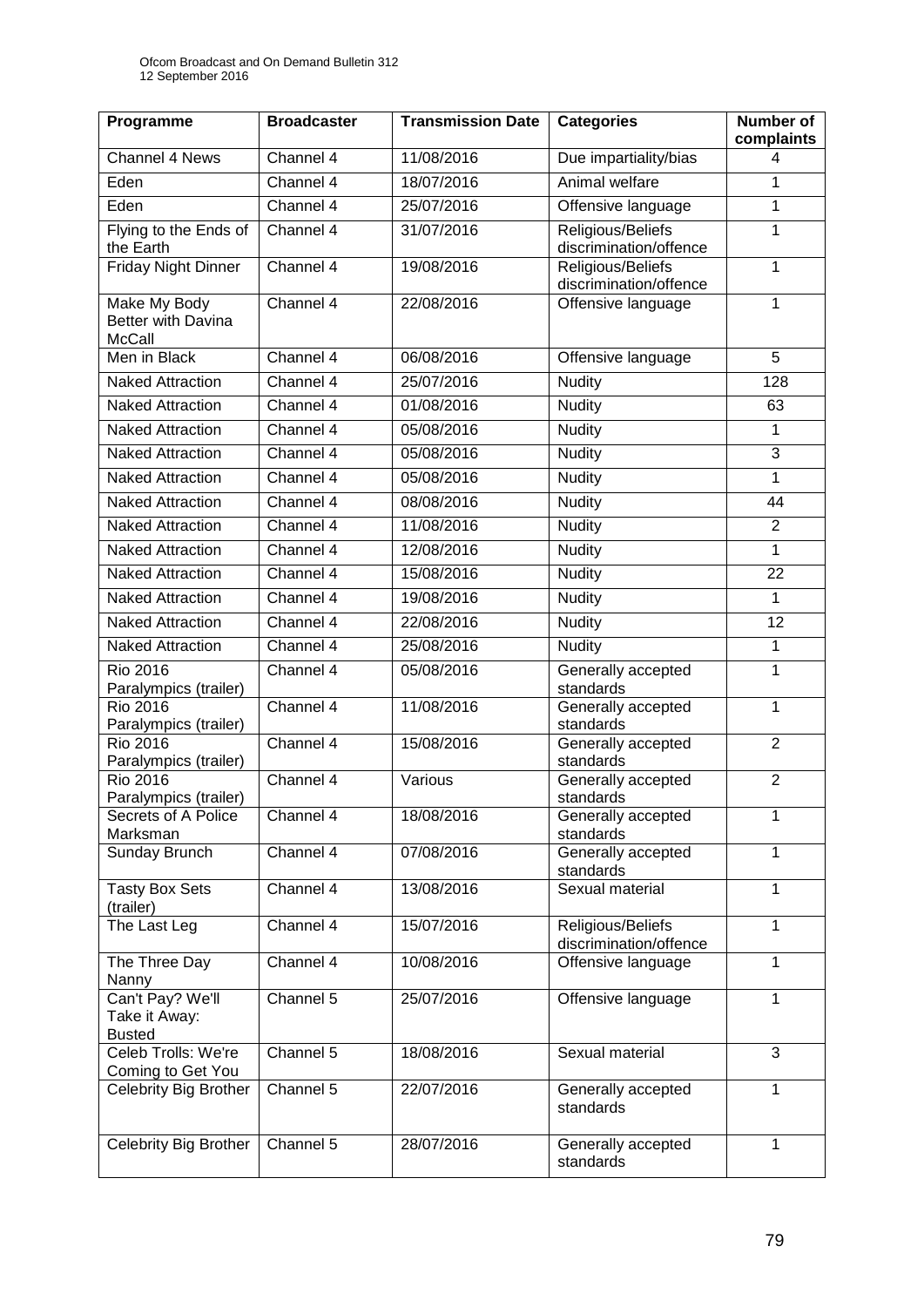| Programme | Broadcaster | Transmission Date | Categories | Number of complaints |
|---|---|---|---|---|
| Channel 4 News | Channel 4 | 11/08/2016 | Due impartiality/bias | 4 |
| Eden | Channel 4 | 18/07/2016 | Animal welfare | 1 |
| Eden | Channel 4 | 25/07/2016 | Offensive language | 1 |
| Flying to the Ends of the Earth | Channel 4 | 31/07/2016 | Religious/Beliefs discrimination/offence | 1 |
| Friday Night Dinner | Channel 4 | 19/08/2016 | Religious/Beliefs discrimination/offence | 1 |
| Make My Body Better with Davina McCall | Channel 4 | 22/08/2016 | Offensive language | 1 |
| Men in Black | Channel 4 | 06/08/2016 | Offensive language | 5 |
| Naked Attraction | Channel 4 | 25/07/2016 | Nudity | 128 |
| Naked Attraction | Channel 4 | 01/08/2016 | Nudity | 63 |
| Naked Attraction | Channel 4 | 05/08/2016 | Nudity | 1 |
| Naked Attraction | Channel 4 | 05/08/2016 | Nudity | 3 |
| Naked Attraction | Channel 4 | 05/08/2016 | Nudity | 1 |
| Naked Attraction | Channel 4 | 08/08/2016 | Nudity | 44 |
| Naked Attraction | Channel 4 | 11/08/2016 | Nudity | 2 |
| Naked Attraction | Channel 4 | 12/08/2016 | Nudity | 1 |
| Naked Attraction | Channel 4 | 15/08/2016 | Nudity | 22 |
| Naked Attraction | Channel 4 | 19/08/2016 | Nudity | 1 |
| Naked Attraction | Channel 4 | 22/08/2016 | Nudity | 12 |
| Naked Attraction | Channel 4 | 25/08/2016 | Nudity | 1 |
| Rio 2016 Paralympics (trailer) | Channel 4 | 05/08/2016 | Generally accepted standards | 1 |
| Rio 2016 Paralympics (trailer) | Channel 4 | 11/08/2016 | Generally accepted standards | 1 |
| Rio 2016 Paralympics (trailer) | Channel 4 | 15/08/2016 | Generally accepted standards | 2 |
| Rio 2016 Paralympics (trailer) | Channel 4 | Various | Generally accepted standards | 2 |
| Secrets of A Police Marksman | Channel 4 | 18/08/2016 | Generally accepted standards | 1 |
| Sunday Brunch | Channel 4 | 07/08/2016 | Generally accepted standards | 1 |
| Tasty Box Sets (trailer) | Channel 4 | 13/08/2016 | Sexual material | 1 |
| The Last Leg | Channel 4 | 15/07/2016 | Religious/Beliefs discrimination/offence | 1 |
| The Three Day Nanny | Channel 4 | 10/08/2016 | Offensive language | 1 |
| Can't Pay? We'll Take it Away: Busted | Channel 5 | 25/07/2016 | Offensive language | 1 |
| Celeb Trolls: We're Coming to Get You | Channel 5 | 18/08/2016 | Sexual material | 3 |
| Celebrity Big Brother | Channel 5 | 22/07/2016 | Generally accepted standards | 1 |
| Celebrity Big Brother | Channel 5 | 28/07/2016 | Generally accepted standards | 1 |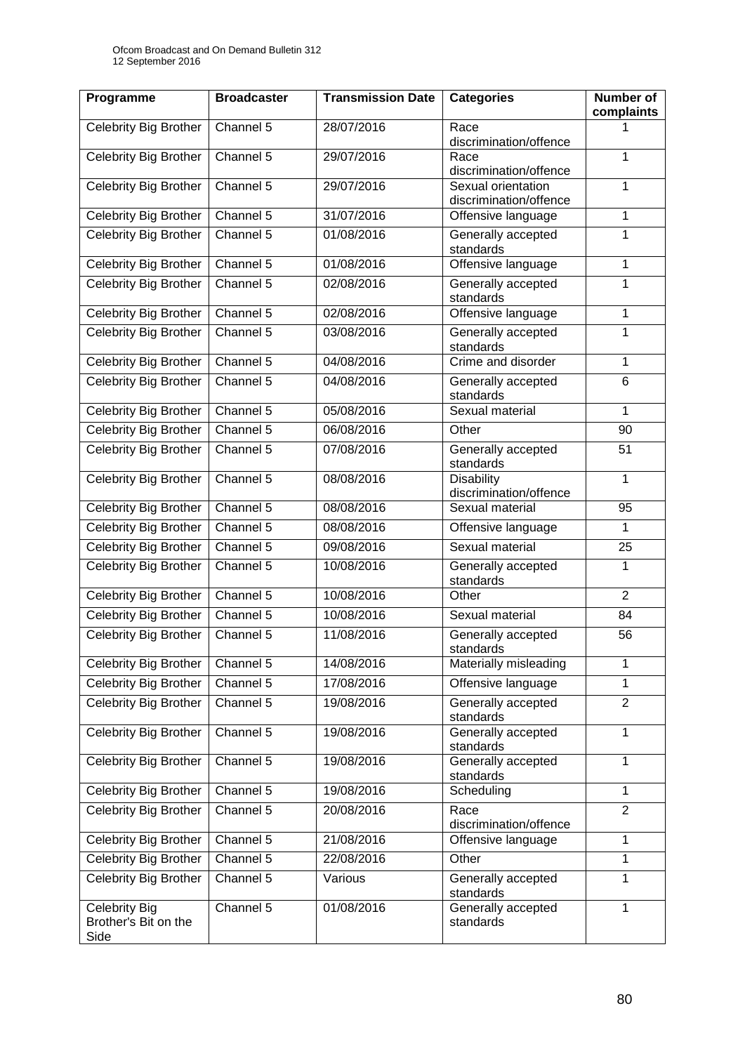| Programme | Broadcaster | Transmission Date | Categories | Number of complaints |
|---|---|---|---|---|
| Celebrity Big Brother | Channel 5 | 28/07/2016 | Race discrimination/offence | 1 |
| Celebrity Big Brother | Channel 5 | 29/07/2016 | Race discrimination/offence | 1 |
| Celebrity Big Brother | Channel 5 | 29/07/2016 | Sexual orientation discrimination/offence | 1 |
| Celebrity Big Brother | Channel 5 | 31/07/2016 | Offensive language | 1 |
| Celebrity Big Brother | Channel 5 | 01/08/2016 | Generally accepted standards | 1 |
| Celebrity Big Brother | Channel 5 | 01/08/2016 | Offensive language | 1 |
| Celebrity Big Brother | Channel 5 | 02/08/2016 | Generally accepted standards | 1 |
| Celebrity Big Brother | Channel 5 | 02/08/2016 | Offensive language | 1 |
| Celebrity Big Brother | Channel 5 | 03/08/2016 | Generally accepted standards | 1 |
| Celebrity Big Brother | Channel 5 | 04/08/2016 | Crime and disorder | 1 |
| Celebrity Big Brother | Channel 5 | 04/08/2016 | Generally accepted standards | 6 |
| Celebrity Big Brother | Channel 5 | 05/08/2016 | Sexual material | 1 |
| Celebrity Big Brother | Channel 5 | 06/08/2016 | Other | 90 |
| Celebrity Big Brother | Channel 5 | 07/08/2016 | Generally accepted standards | 51 |
| Celebrity Big Brother | Channel 5 | 08/08/2016 | Disability discrimination/offence | 1 |
| Celebrity Big Brother | Channel 5 | 08/08/2016 | Sexual material | 95 |
| Celebrity Big Brother | Channel 5 | 08/08/2016 | Offensive language | 1 |
| Celebrity Big Brother | Channel 5 | 09/08/2016 | Sexual material | 25 |
| Celebrity Big Brother | Channel 5 | 10/08/2016 | Generally accepted standards | 1 |
| Celebrity Big Brother | Channel 5 | 10/08/2016 | Other | 2 |
| Celebrity Big Brother | Channel 5 | 10/08/2016 | Sexual material | 84 |
| Celebrity Big Brother | Channel 5 | 11/08/2016 | Generally accepted standards | 56 |
| Celebrity Big Brother | Channel 5 | 14/08/2016 | Materially misleading | 1 |
| Celebrity Big Brother | Channel 5 | 17/08/2016 | Offensive language | 1 |
| Celebrity Big Brother | Channel 5 | 19/08/2016 | Generally accepted standards | 2 |
| Celebrity Big Brother | Channel 5 | 19/08/2016 | Generally accepted standards | 1 |
| Celebrity Big Brother | Channel 5 | 19/08/2016 | Generally accepted standards | 1 |
| Celebrity Big Brother | Channel 5 | 19/08/2016 | Scheduling | 1 |
| Celebrity Big Brother | Channel 5 | 20/08/2016 | Race discrimination/offence | 2 |
| Celebrity Big Brother | Channel 5 | 21/08/2016 | Offensive language | 1 |
| Celebrity Big Brother | Channel 5 | 22/08/2016 | Other | 1 |
| Celebrity Big Brother | Channel 5 | Various | Generally accepted standards | 1 |
| Celebrity Big Brother's Bit on the Side | Channel 5 | 01/08/2016 | Generally accepted standards | 1 |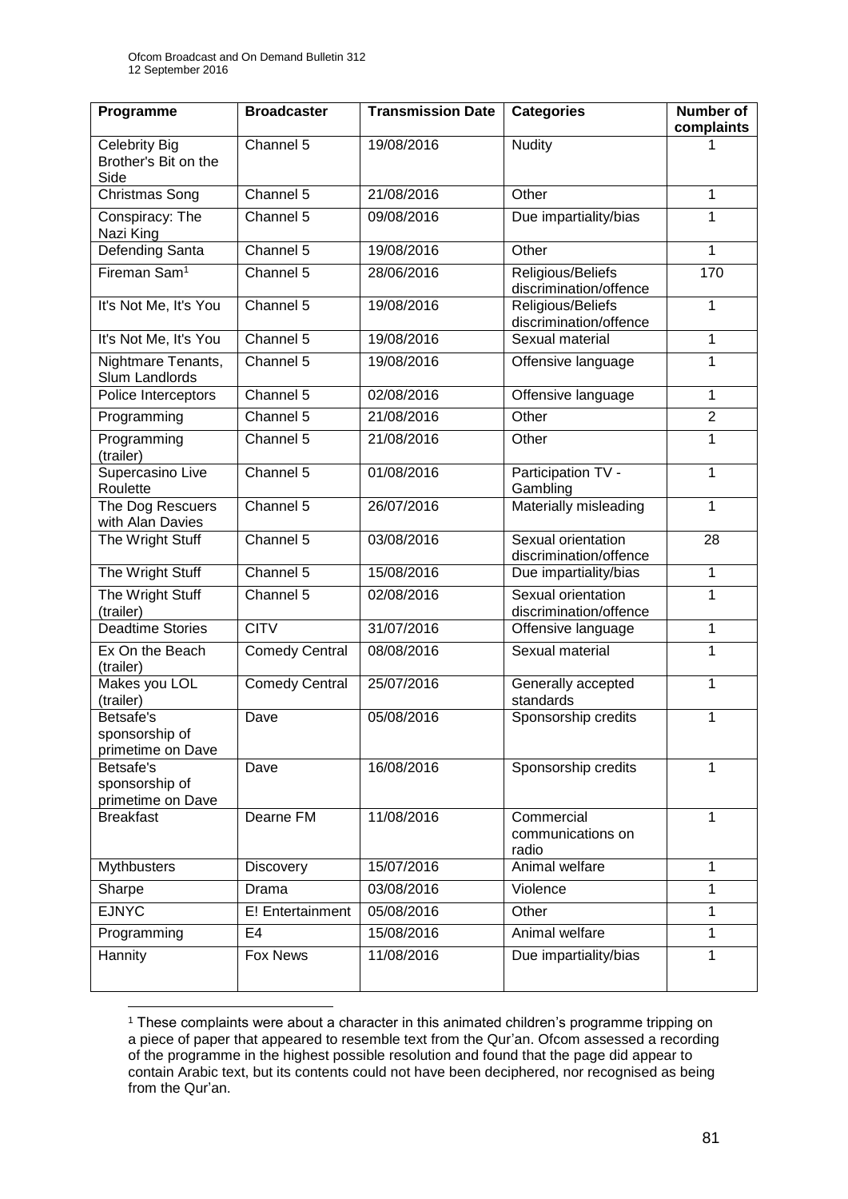| Programme | Broadcaster | Transmission Date | Categories | Number of complaints |
|---|---|---|---|---|
| Celebrity Big Brother's Bit on the Side | Channel 5 | 19/08/2016 | Nudity | 1 |
| Christmas Song | Channel 5 | 21/08/2016 | Other | 1 |
| Conspiracy: The Nazi King | Channel 5 | 09/08/2016 | Due impartiality/bias | 1 |
| Defending Santa | Channel 5 | 19/08/2016 | Other | 1 |
| Fireman Sam[1] | Channel 5 | 28/06/2016 | Religious/Beliefs discrimination/offence | 170 |
| It's Not Me, It's You | Channel 5 | 19/08/2016 | Religious/Beliefs discrimination/offence | 1 |
| It's Not Me, It's You | Channel 5 | 19/08/2016 | Sexual material | 1 |
| Nightmare Tenants, Slum Landlords | Channel 5 | 19/08/2016 | Offensive language | 1 |
| Police Interceptors | Channel 5 | 02/08/2016 | Offensive language | 1 |
| Programming | Channel 5 | 21/08/2016 | Other | 2 |
| Programming (trailer) | Channel 5 | 21/08/2016 | Other | 1 |
| Supercasino Live Roulette | Channel 5 | 01/08/2016 | Participation TV - Gambling | 1 |
| The Dog Rescuers with Alan Davies | Channel 5 | 26/07/2016 | Materially misleading | 1 |
| The Wright Stuff | Channel 5 | 03/08/2016 | Sexual orientation discrimination/offence | 28 |
| The Wright Stuff | Channel 5 | 15/08/2016 | Due impartiality/bias | 1 |
| The Wright Stuff (trailer) | Channel 5 | 02/08/2016 | Sexual orientation discrimination/offence | 1 |
| Deadtime Stories | CITV | 31/07/2016 | Offensive language | 1 |
| Ex On the Beach (trailer) | Comedy Central | 08/08/2016 | Sexual material | 1 |
| Makes you LOL (trailer) | Comedy Central | 25/07/2016 | Generally accepted standards | 1 |
| Betsafe's sponsorship of primetime on Dave | Dave | 05/08/2016 | Sponsorship credits | 1 |
| Betsafe's sponsorship of primetime on Dave | Dave | 16/08/2016 | Sponsorship credits | 1 |
| Breakfast | Dearne FM | 11/08/2016 | Commercial communications on radio | 1 |
| Mythbusters | Discovery | 15/07/2016 | Animal welfare | 1 |
| Sharpe | Drama | 03/08/2016 | Violence | 1 |
| EJNYC | E! Entertainment | 05/08/2016 | Other | 1 |
| Programming | E4 | 15/08/2016 | Animal welfare | 1 |
| Hannity | Fox News | 11/08/2016 | Due impartiality/bias | 1 |

[1] These complaints were about a character in this animated children's programme tripping on a piece of paper that appeared to resemble text from the Qur'an. Ofcom assessed a recording of the programme in the highest possible resolution and found that the page did appear to contain Arabic text, but its contents could not have been deciphered, nor recognised as being from the Qur'an.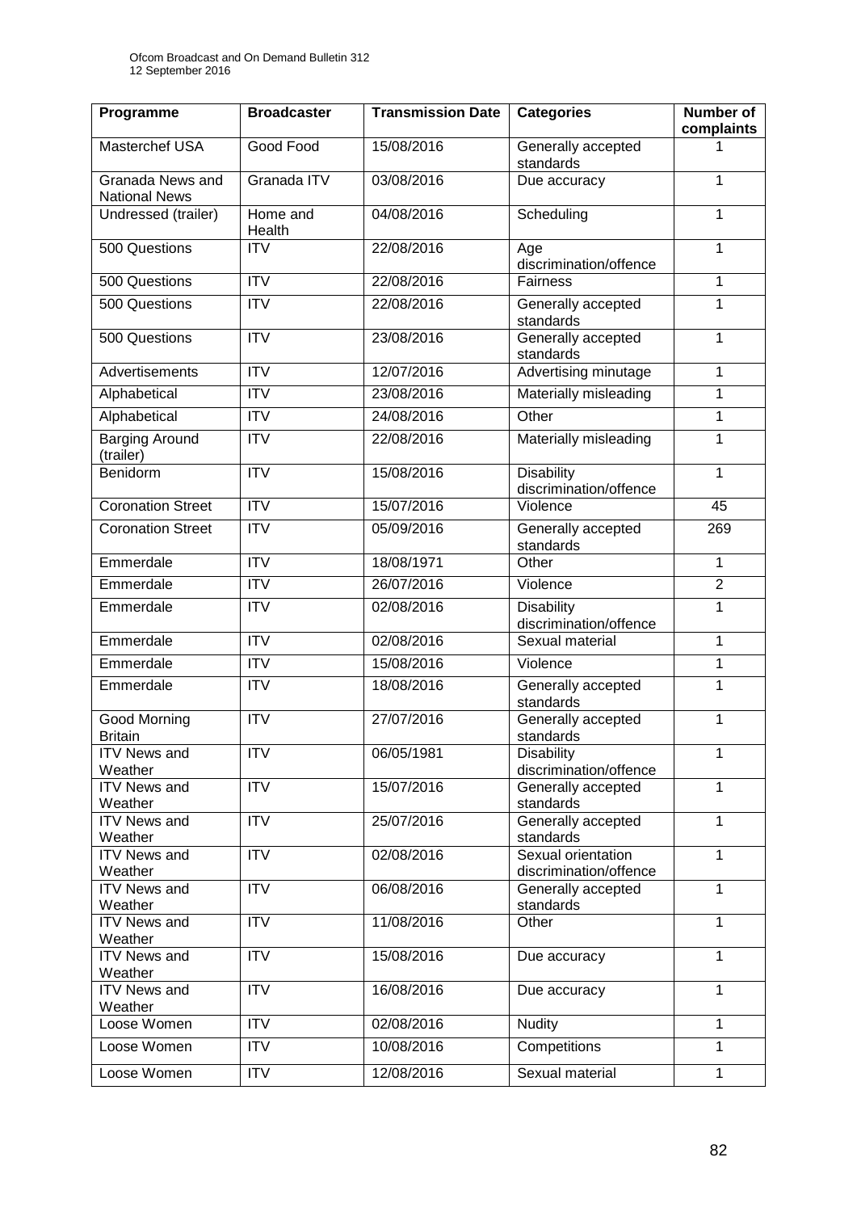| Programme | Broadcaster | Transmission Date | Categories | Number of complaints |
|---|---|---|---|---|
| Masterchef USA | Good Food | 15/08/2016 | Generally accepted standards | 1 |
| Granada News and National News | Granada ITV | 03/08/2016 | Due accuracy | 1 |
| Undressed (trailer) | Home and Health | 04/08/2016 | Scheduling | 1 |
| 500 Questions | ITV | 22/08/2016 | Age discrimination/offence | 1 |
| 500 Questions | ITV | 22/08/2016 | Fairness | 1 |
| 500 Questions | ITV | 22/08/2016 | Generally accepted standards | 1 |
| 500 Questions | ITV | 23/08/2016 | Generally accepted standards | 1 |
| Advertisements | ITV | 12/07/2016 | Advertising minutage | 1 |
| Alphabetical | ITV | 23/08/2016 | Materially misleading | 1 |
| Alphabetical | ITV | 24/08/2016 | Other | 1 |
| Barging Around (trailer) | ITV | 22/08/2016 | Materially misleading | 1 |
| Benidorm | ITV | 15/08/2016 | Disability discrimination/offence | 1 |
| Coronation Street | ITV | 15/07/2016 | Violence | 45 |
| Coronation Street | ITV | 05/09/2016 | Generally accepted standards | 269 |
| Emmerdale | ITV | 18/08/1971 | Other | 1 |
| Emmerdale | ITV | 26/07/2016 | Violence | 2 |
| Emmerdale | ITV | 02/08/2016 | Disability discrimination/offence | 1 |
| Emmerdale | ITV | 02/08/2016 | Sexual material | 1 |
| Emmerdale | ITV | 15/08/2016 | Violence | 1 |
| Emmerdale | ITV | 18/08/2016 | Generally accepted standards | 1 |
| Good Morning Britain | ITV | 27/07/2016 | Generally accepted standards | 1 |
| ITV News and Weather | ITV | 06/05/1981 | Disability discrimination/offence | 1 |
| ITV News and Weather | ITV | 15/07/2016 | Generally accepted standards | 1 |
| ITV News and Weather | ITV | 25/07/2016 | Generally accepted standards | 1 |
| ITV News and Weather | ITV | 02/08/2016 | Sexual orientation discrimination/offence | 1 |
| ITV News and Weather | ITV | 06/08/2016 | Generally accepted standards | 1 |
| ITV News and Weather | ITV | 11/08/2016 | Other | 1 |
| ITV News and Weather | ITV | 15/08/2016 | Due accuracy | 1 |
| ITV News and Weather | ITV | 16/08/2016 | Due accuracy | 1 |
| Loose Women | ITV | 02/08/2016 | Nudity | 1 |
| Loose Women | ITV | 10/08/2016 | Competitions | 1 |
| Loose Women | ITV | 12/08/2016 | Sexual material | 1 |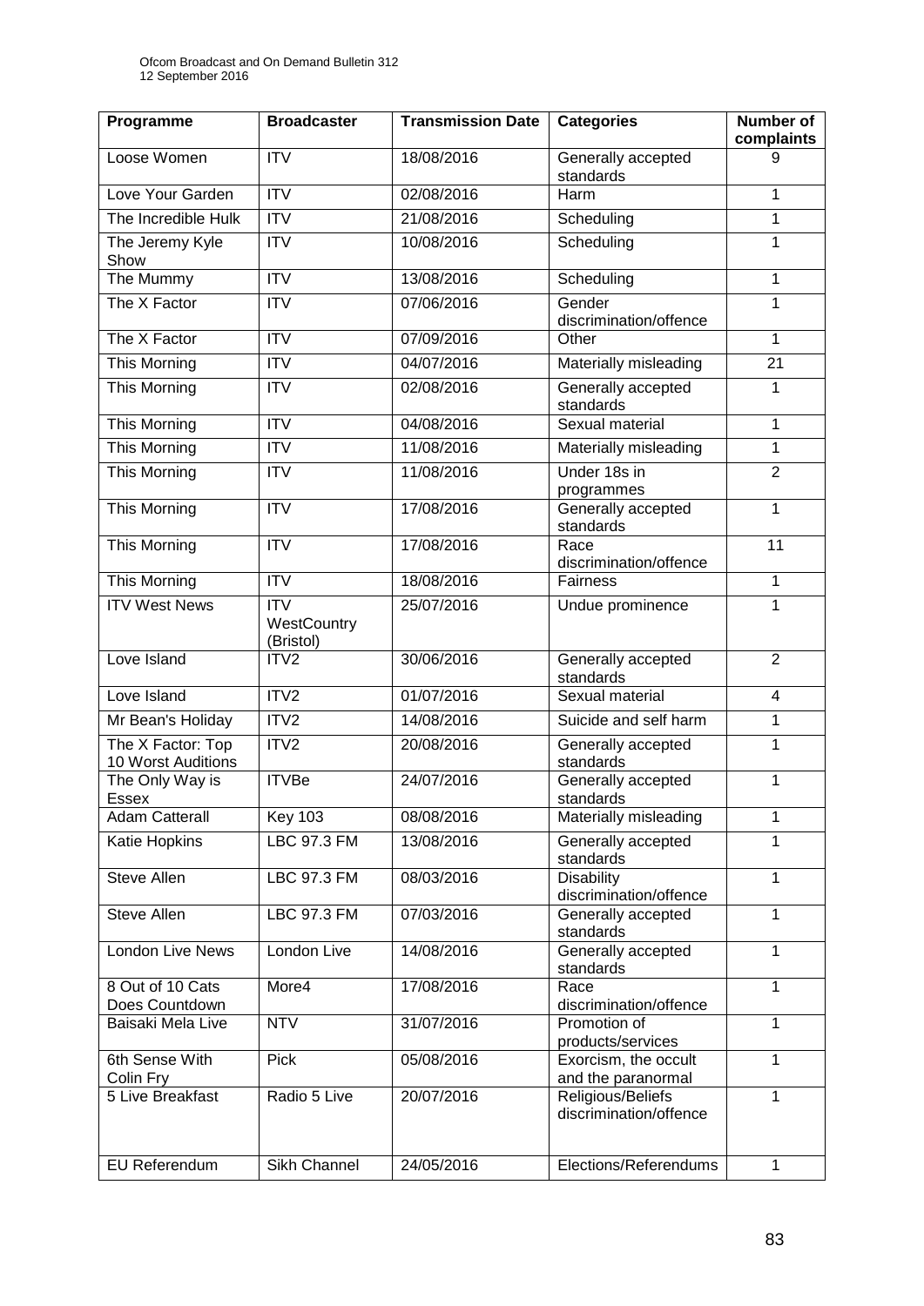| Programme | Broadcaster | Transmission Date | Categories | Number of complaints |
|---|---|---|---|---|
| Loose Women | ITV | 18/08/2016 | Generally accepted standards | 9 |
| Love Your Garden | ITV | 02/08/2016 | Harm | 1 |
| The Incredible Hulk | ITV | 21/08/2016 | Scheduling | 1 |
| The Jeremy Kyle Show | ITV | 10/08/2016 | Scheduling | 1 |
| The Mummy | ITV | 13/08/2016 | Scheduling | 1 |
| The X Factor | ITV | 07/06/2016 | Gender discrimination/offence | 1 |
| The X Factor | ITV | 07/09/2016 | Other | 1 |
| This Morning | ITV | 04/07/2016 | Materially misleading | 21 |
| This Morning | ITV | 02/08/2016 | Generally accepted standards | 1 |
| This Morning | ITV | 04/08/2016 | Sexual material | 1 |
| This Morning | ITV | 11/08/2016 | Materially misleading | 1 |
| This Morning | ITV | 11/08/2016 | Under 18s in programmes | 2 |
| This Morning | ITV | 17/08/2016 | Generally accepted standards | 1 |
| This Morning | ITV | 17/08/2016 | Race discrimination/offence | 11 |
| This Morning | ITV | 18/08/2016 | Fairness | 1 |
| ITV West News | ITV WestCountry (Bristol) | 25/07/2016 | Undue prominence | 1 |
| Love Island | ITV2 | 30/06/2016 | Generally accepted standards | 2 |
| Love Island | ITV2 | 01/07/2016 | Sexual material | 4 |
| Mr Bean's Holiday | ITV2 | 14/08/2016 | Suicide and self harm | 1 |
| The X Factor: Top 10 Worst Auditions | ITV2 | 20/08/2016 | Generally accepted standards | 1 |
| The Only Way is Essex | ITVBe | 24/07/2016 | Generally accepted standards | 1 |
| Adam Catterall | Key 103 | 08/08/2016 | Materially misleading | 1 |
| Katie Hopkins | LBC 97.3 FM | 13/08/2016 | Generally accepted standards | 1 |
| Steve Allen | LBC 97.3 FM | 08/03/2016 | Disability discrimination/offence | 1 |
| Steve Allen | LBC 97.3 FM | 07/03/2016 | Generally accepted standards | 1 |
| London Live News | London Live | 14/08/2016 | Generally accepted standards | 1 |
| 8 Out of 10 Cats Does Countdown | More4 | 17/08/2016 | Race discrimination/offence | 1 |
| Baisaki Mela Live | NTV | 31/07/2016 | Promotion of products/services | 1 |
| 6th Sense With Colin Fry | Pick | 05/08/2016 | Exorcism, the occult and the paranormal | 1 |
| 5 Live Breakfast | Radio 5 Live | 20/07/2016 | Religious/Beliefs discrimination/offence | 1 |
| EU Referendum | Sikh Channel | 24/05/2016 | Elections/Referendums | 1 |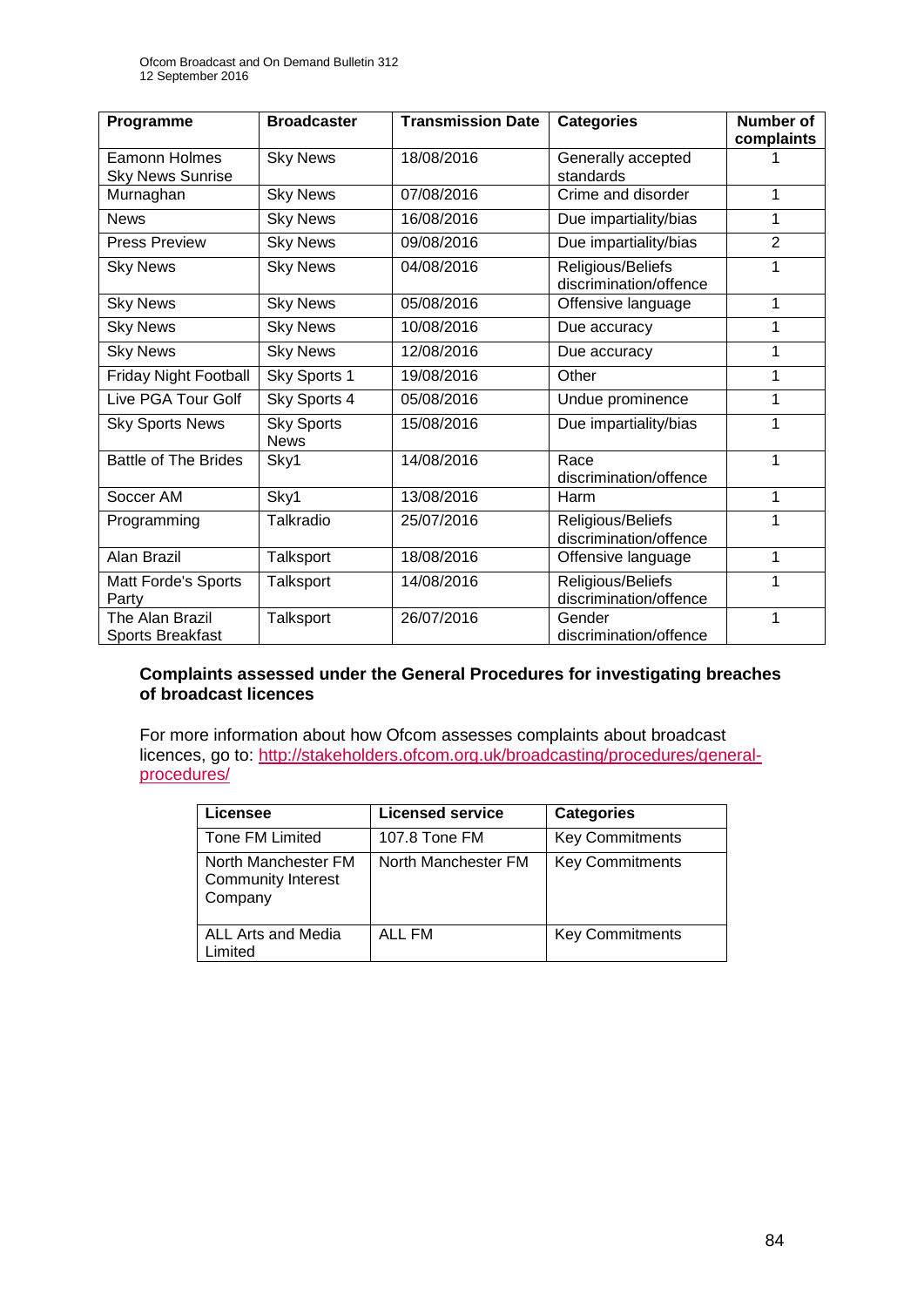| Programme | Broadcaster | Transmission Date | Categories | Number of complaints |
| --- | --- | --- | --- | --- |
| Eamonn Holmes Sky News Sunrise | Sky News | 18/08/2016 | Generally accepted standards | 1 |
| Murnaghan | Sky News | 07/08/2016 | Crime and disorder | 1 |
| News | Sky News | 16/08/2016 | Due impartiality/bias | 1 |
| Press Preview | Sky News | 09/08/2016 | Due impartiality/bias | 2 |
| Sky News | Sky News | 04/08/2016 | Religious/Beliefs discrimination/offence | 1 |
| Sky News | Sky News | 05/08/2016 | Offensive language | 1 |
| Sky News | Sky News | 10/08/2016 | Due accuracy | 1 |
| Sky News | Sky News | 12/08/2016 | Due accuracy | 1 |
| Friday Night Football | Sky Sports 1 | 19/08/2016 | Other | 1 |
| Live PGA Tour Golf | Sky Sports 4 | 05/08/2016 | Undue prominence | 1 |
| Sky Sports News | Sky Sports News | 15/08/2016 | Due impartiality/bias | 1 |
| Battle of The Brides | Sky1 | 14/08/2016 | Race discrimination/offence | 1 |
| Soccer AM | Sky1 | 13/08/2016 | Harm | 1 |
| Programming | Talkradio | 25/07/2016 | Religious/Beliefs discrimination/offence | 1 |
| Alan Brazil | Talksport | 18/08/2016 | Offensive language | 1 |
| Matt Forde's Sports Party | Talksport | 14/08/2016 | Religious/Beliefs discrimination/offence | 1 |
| The Alan Brazil Sports Breakfast | Talksport | 26/07/2016 | Gender discrimination/offence | 1 |

## Complaints assessed under the General Procedures for investigating breaches of broadcast licences

For more information about how Ofcom assesses complaints about broadcast licences, go to: http://stakeholders.ofcom.org.uk/broadcasting/procedures/general-procedures/

| Licensee | Licensed service | Categories |
| --- | --- | --- |
| Tone FM Limited | 107.8 Tone FM | Key Commitments |
| North Manchester FM Community Interest Company | North Manchester FM | Key Commitments |
| ALL Arts and Media Limited | ALL FM | Key Commitments |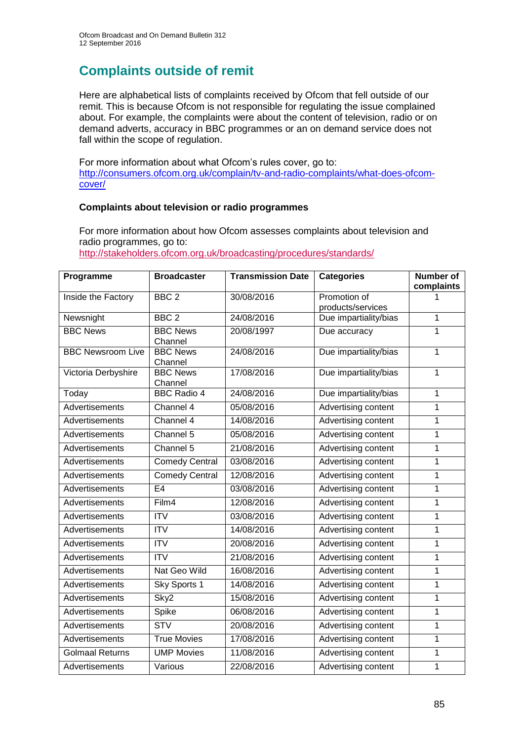## Complaints outside of remit

Here are alphabetical lists of complaints received by Ofcom that fell outside of our remit. This is because Ofcom is not responsible for regulating the issue complained about. For example, the complaints were about the content of television, radio or on demand adverts, accuracy in BBC programmes or an on demand service does not fall within the scope of regulation.

For more information about what Ofcom's rules cover, go to:
[http://consumers.ofcom.org.uk/complain/tv-and-radio-complaints/what-does-ofcom-cover/](http://consumers.ofcom.org.uk/complain/tv-and-radio-complaints/what-does-ofcom-cover/)

### Complaints about television or radio programmes

For more information about how Ofcom assesses complaints about television and radio programmes, go to:
[http://stakeholders.ofcom.org.uk/broadcasting/procedures/standards/](http://stakeholders.ofcom.org.uk/broadcasting/procedures/standards/)

| Programme | Broadcaster | Transmission Date | Categories | Number of complaints |
|---|---|---|---|---|
| Inside the Factory | BBC 2 | 30/08/2016 | Promotion of products/services | 1 |
| Newsnight | BBC 2 | 24/08/2016 | Due impartiality/bias | 1 |
| BBC News | BBC News Channel | 20/08/1997 | Due accuracy | 1 |
| BBC Newsroom Live | BBC News Channel | 24/08/2016 | Due impartiality/bias | 1 |
| Victoria Derbyshire | BBC News Channel | 17/08/2016 | Due impartiality/bias | 1 |
| Today | BBC Radio 4 | 24/08/2016 | Due impartiality/bias | 1 |
| Advertisements | Channel 4 | 05/08/2016 | Advertising content | 1 |
| Advertisements | Channel 4 | 14/08/2016 | Advertising content | 1 |
| Advertisements | Channel 5 | 05/08/2016 | Advertising content | 1 |
| Advertisements | Channel 5 | 21/08/2016 | Advertising content | 1 |
| Advertisements | Comedy Central | 03/08/2016 | Advertising content | 1 |
| Advertisements | Comedy Central | 12/08/2016 | Advertising content | 1 |
| Advertisements | E4 | 03/08/2016 | Advertising content | 1 |
| Advertisements | Film4 | 12/08/2016 | Advertising content | 1 |
| Advertisements | ITV | 03/08/2016 | Advertising content | 1 |
| Advertisements | ITV | 14/08/2016 | Advertising content | 1 |
| Advertisements | ITV | 20/08/2016 | Advertising content | 1 |
| Advertisements | ITV | 21/08/2016 | Advertising content | 1 |
| Advertisements | Nat Geo Wild | 16/08/2016 | Advertising content | 1 |
| Advertisements | Sky Sports 1 | 14/08/2016 | Advertising content | 1 |
| Advertisements | Sky2 | 15/08/2016 | Advertising content | 1 |
| Advertisements | Spike | 06/08/2016 | Advertising content | 1 |
| Advertisements | STV | 20/08/2016 | Advertising content | 1 |
| Advertisements | True Movies | 17/08/2016 | Advertising content | 1 |
| Golmaal Returns | UMP Movies | 11/08/2016 | Advertising content | 1 |
| Advertisements | Various | 22/08/2016 | Advertising content | 1 |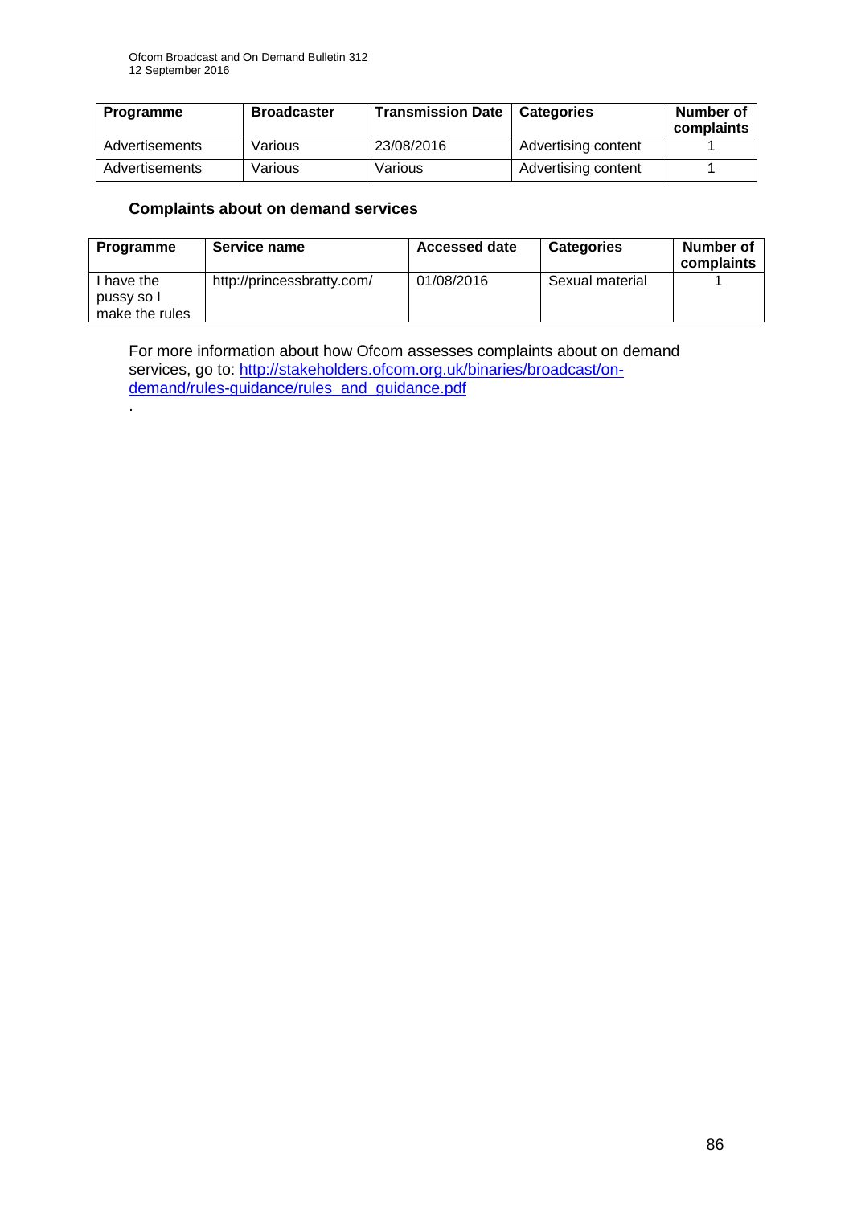| Programme | Broadcaster | Transmission Date | Categories | Number of complaints |
|---|---|---|---|---|
| Advertisements | Various | 23/08/2016 | Advertising content | 1 |
| Advertisements | Various | Various | Advertising content | 1 |

### Complaints about on demand services

| Programme | Service name | Accessed date | Categories | Number of complaints |
|---|---|---|---|---|
| I have the pussy so I make the rules | http://princessbratty.com/ | 01/08/2016 | Sexual material | 1 |

For more information about how Ofcom assesses complaints about on demand services, go to: [http://stakeholders.ofcom.org.uk/binaries/broadcast/on-demand/rules-guidance/rules_and_guidance.pdf](http://stakeholders.ofcom.org.uk/binaries/broadcast/on-demand/rules-guidance/rules_and_guidance.pdf)

.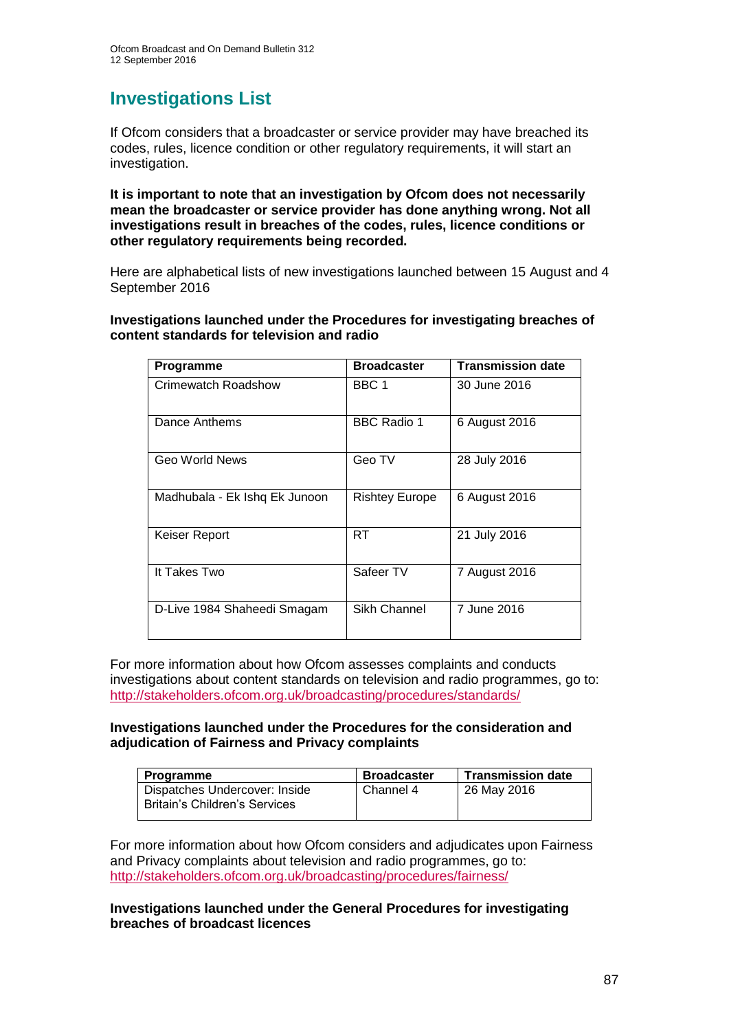# Investigations List

If Ofcom considers that a broadcaster or service provider may have breached its codes, rules, licence condition or other regulatory requirements, it will start an investigation.

**It is important to note that an investigation by Ofcom does not necessarily mean the broadcaster or service provider has done anything wrong. Not all investigations result in breaches of the codes, rules, licence conditions or other regulatory requirements being recorded.**

Here are alphabetical lists of new investigations launched between 15 August and 4 September 2016

**Investigations launched under the Procedures for investigating breaches of content standards for television and radio**

| Programme | Broadcaster | Transmission date |
|---|---|---|
| Crimewatch Roadshow | BBC 1 | 30 June 2016 |
| Dance Anthems | BBC Radio 1 | 6 August 2016 |
| Geo World News | Geo TV | 28 July 2016 |
| Madhubala - Ek Ishq Ek Junoon | Rishtey Europe | 6 August 2016 |
| Keiser Report | RT | 21 July 2016 |
| It Takes Two | Safeer TV | 7 August 2016 |
| D-Live 1984 Shaheedi Smagam | Sikh Channel | 7 June 2016 |

For more information about how Ofcom assesses complaints and conducts investigations about content standards on television and radio programmes, go to: http://stakeholders.ofcom.org.uk/broadcasting/procedures/standards/

**Investigations launched under the Procedures for the consideration and adjudication of Fairness and Privacy complaints**

| Programme | Broadcaster | Transmission date |
|---|---|---|
| Dispatches Undercover: Inside Britain's Children's Services | Channel 4 | 26 May 2016 |

For more information about how Ofcom considers and adjudicates upon Fairness and Privacy complaints about television and radio programmes, go to: http://stakeholders.ofcom.org.uk/broadcasting/procedures/fairness/

**Investigations launched under the General Procedures for investigating breaches of broadcast licences**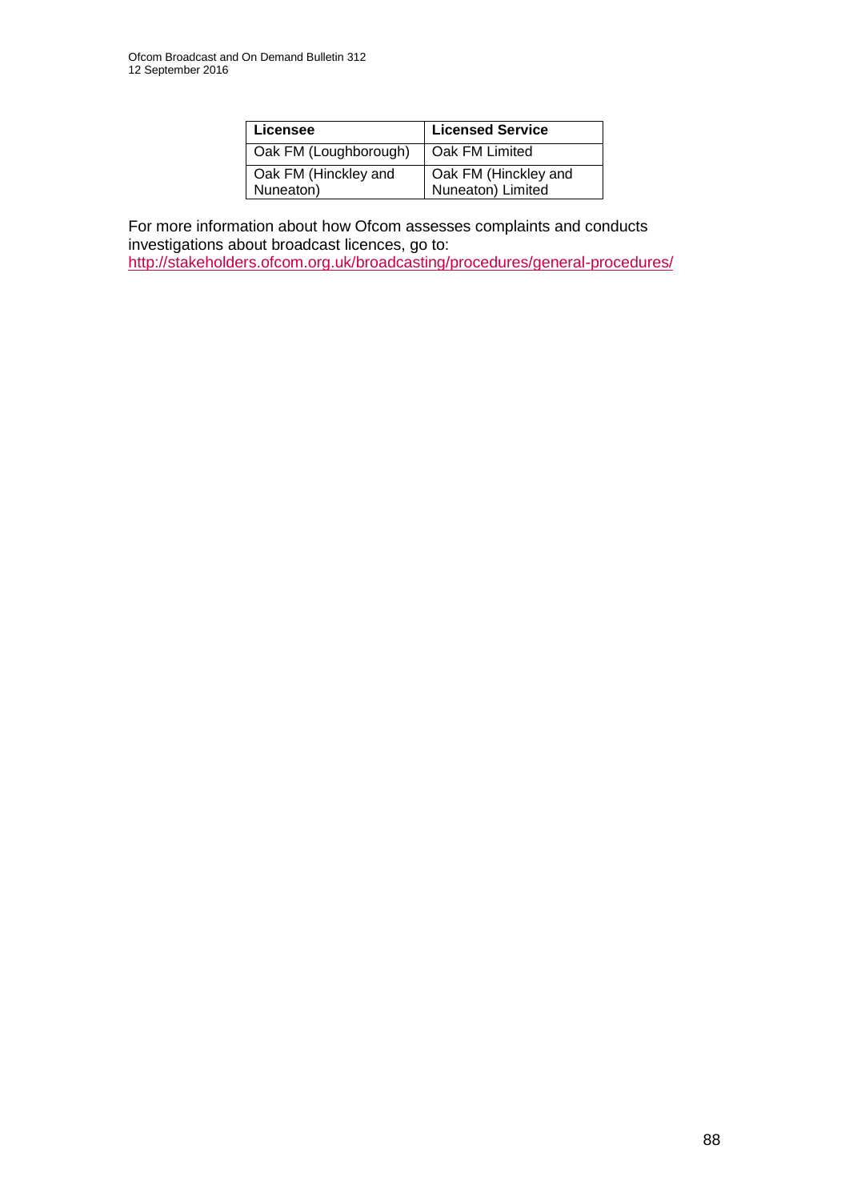| Licensee | Licensed Service |
|---|---|
| Oak FM (Loughborough) | Oak FM Limited |
| Oak FM (Hinckley and Nuneaton) | Oak FM (Hinckley and Nuneaton) Limited |

For more information about how Ofcom assesses complaints and conducts investigations about broadcast licences, go to: http://stakeholders.ofcom.org.uk/broadcasting/procedures/general-procedures/